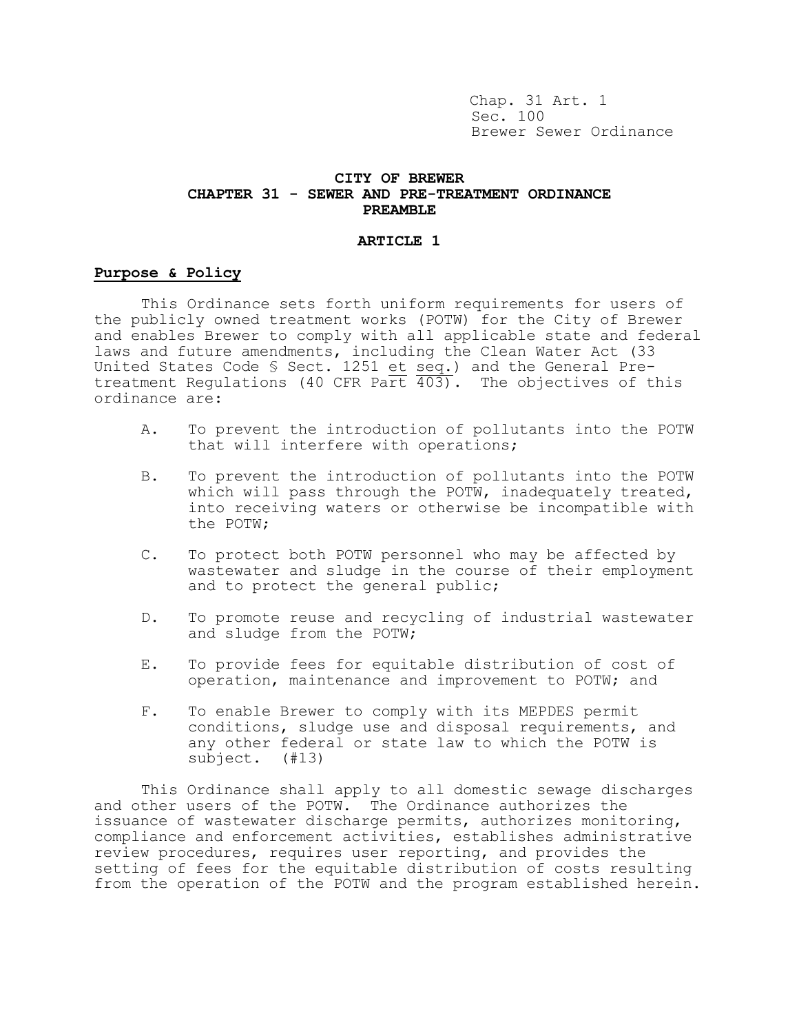Chap. 31 Art. 1
Sec. 100
Brewer Sewer Ordinance

# CITY OF BREWER
## CHAPTER 31 - SEWER AND PRE-TREATMENT ORDINANCE
## PREAMBLE

## ARTICLE 1

### Purpose & Policy

This Ordinance sets forth uniform requirements for users of the publicly owned treatment works (POTW) for the City of Brewer and enables Brewer to comply with all applicable state and federal laws and future amendments, including the Clean Water Act (33 United States Code § Sect. 1251 et seq.) and the General Pre-treatment Regulations (40 CFR Part 403). The objectives of this ordinance are:

A. To prevent the introduction of pollutants into the POTW that will interfere with operations;

B. To prevent the introduction of pollutants into the POTW which will pass through the POTW, inadequately treated, into receiving waters or otherwise be incompatible with the POTW;

C. To protect both POTW personnel who may be affected by wastewater and sludge in the course of their employment and to protect the general public;

D. To promote reuse and recycling of industrial wastewater and sludge from the POTW;

E. To provide fees for equitable distribution of cost of operation, maintenance and improvement to POTW; and

F. To enable Brewer to comply with its MEPDES permit conditions, sludge use and disposal requirements, and any other federal or state law to which the POTW is subject. (#13)

This Ordinance shall apply to all domestic sewage discharges and other users of the POTW. The Ordinance authorizes the issuance of wastewater discharge permits, authorizes monitoring, compliance and enforcement activities, establishes administrative review procedures, requires user reporting, and provides the setting of fees for the equitable distribution of costs resulting from the operation of the POTW and the program established herein.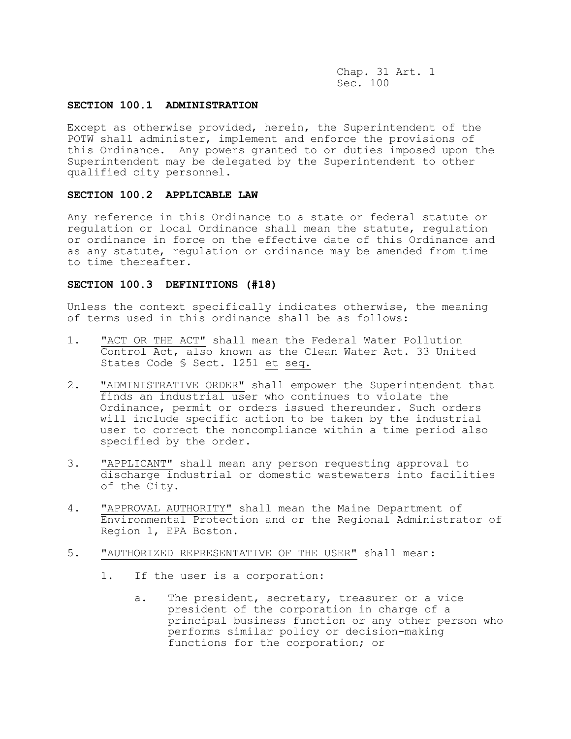Chap. 31 Art. 1
Sec. 100

**SECTION 100.1 ADMINISTRATION**

Except as otherwise provided, herein, the Superintendent of the POTW shall administer, implement and enforce the provisions of this Ordinance. Any powers granted to or duties imposed upon the Superintendent may be delegated by the Superintendent to other qualified city personnel.

**SECTION 100.2 APPLICABLE LAW**

Any reference in this Ordinance to a state or federal statute or regulation or local Ordinance shall mean the statute, regulation or ordinance in force on the effective date of this Ordinance and as any statute, regulation or ordinance may be amended from time to time thereafter.

**SECTION 100.3 DEFINITIONS (#18)**

Unless the context specifically indicates otherwise, the meaning of terms used in this ordinance shall be as follows:

1. "ACT OR THE ACT" shall mean the Federal Water Pollution Control Act, also known as the Clean Water Act. 33 United States Code § Sect. 1251 *et seq.*

2. "ADMINISTRATIVE ORDER" shall empower the Superintendent that finds an industrial user who continues to violate the Ordinance, permit or orders issued thereunder. Such orders will include specific action to be taken by the industrial user to correct the noncompliance within a time period also specified by the order.

3. "APPLICANT" shall mean any person requesting approval to discharge industrial or domestic wastewaters into facilities of the City.

4. "APPROVAL AUTHORITY" shall mean the Maine Department of Environmental Protection and or the Regional Administrator of Region 1, EPA Boston.

5. "AUTHORIZED REPRESENTATIVE OF THE USER" shall mean:

    1. If the user is a corporation:

        a. The president, secretary, treasurer or a vice president of the corporation in charge of a principal business function or any other person who performs similar policy or decision-making functions for the corporation; or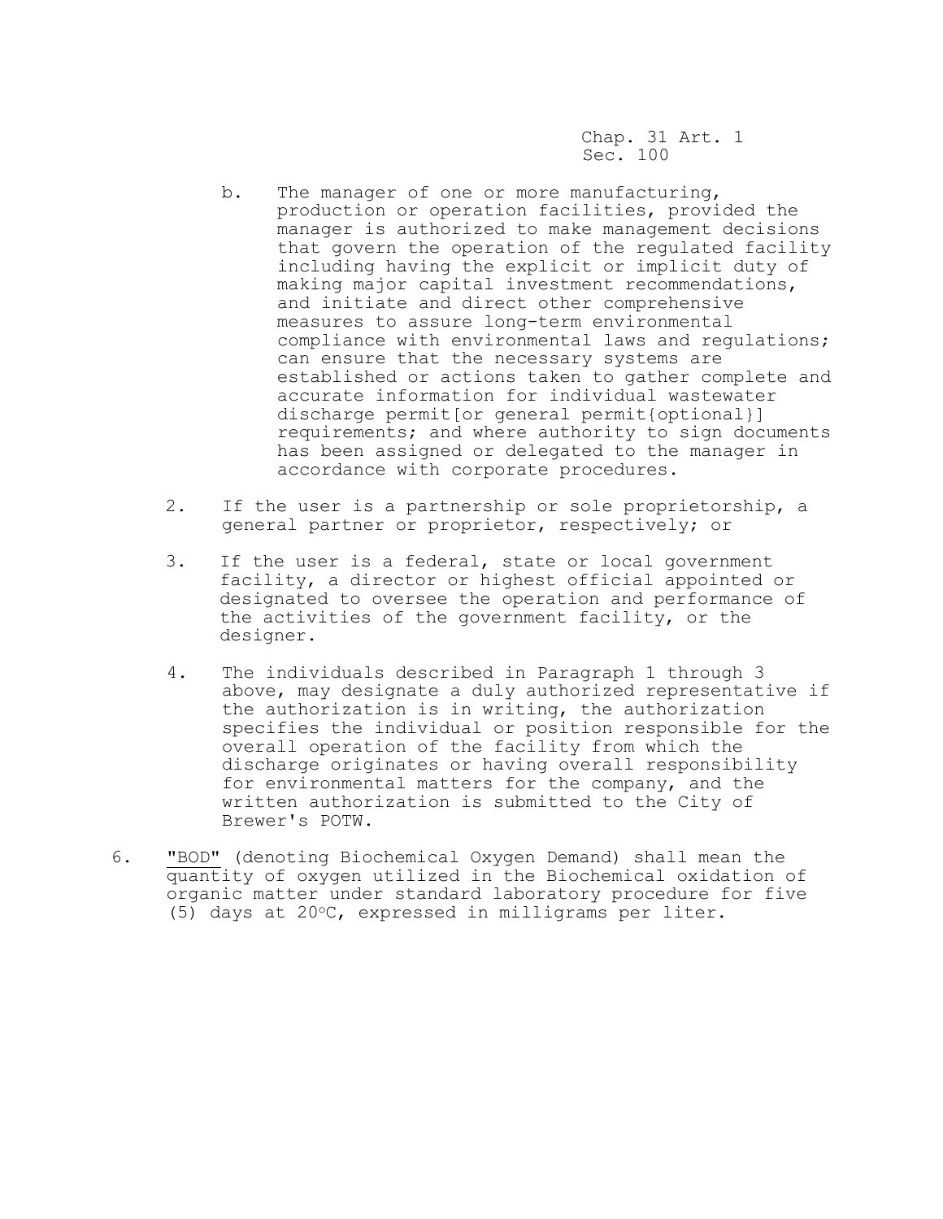b. The manager of one or more manufacturing, production or operation facilities, provided the manager is authorized to make management decisions that govern the operation of the regulated facility including having the explicit or implicit duty of making major capital investment recommendations, and initiate and direct other comprehensive measures to assure long-term environmental compliance with environmental laws and regulations; can ensure that the necessary systems are established or actions taken to gather complete and accurate information for individual wastewater discharge permit[or general permit{optional}] requirements; and where authority to sign documents has been assigned or delegated to the manager in accordance with corporate procedures.

2. If the user is a partnership or sole proprietorship, a general partner or proprietor, respectively; or

3. If the user is a federal, state or local government facility, a director or highest official appointed or designated to oversee the operation and performance of the activities of the government facility, or the designer.

4. The individuals described in Paragraph 1 through 3 above, may designate a duly authorized representative if the authorization is in writing, the authorization specifies the individual or position responsible for the overall operation of the facility from which the discharge originates or having overall responsibility for environmental matters for the company, and the written authorization is submitted to the City of Brewer's POTW.

6. <u>"BOD"</u> (denoting Biochemical Oxygen Demand) shall mean the quantity of oxygen utilized in the Biochemical oxidation of organic matter under standard laboratory procedure for five (5) days at 20°C, expressed in milligrams per liter.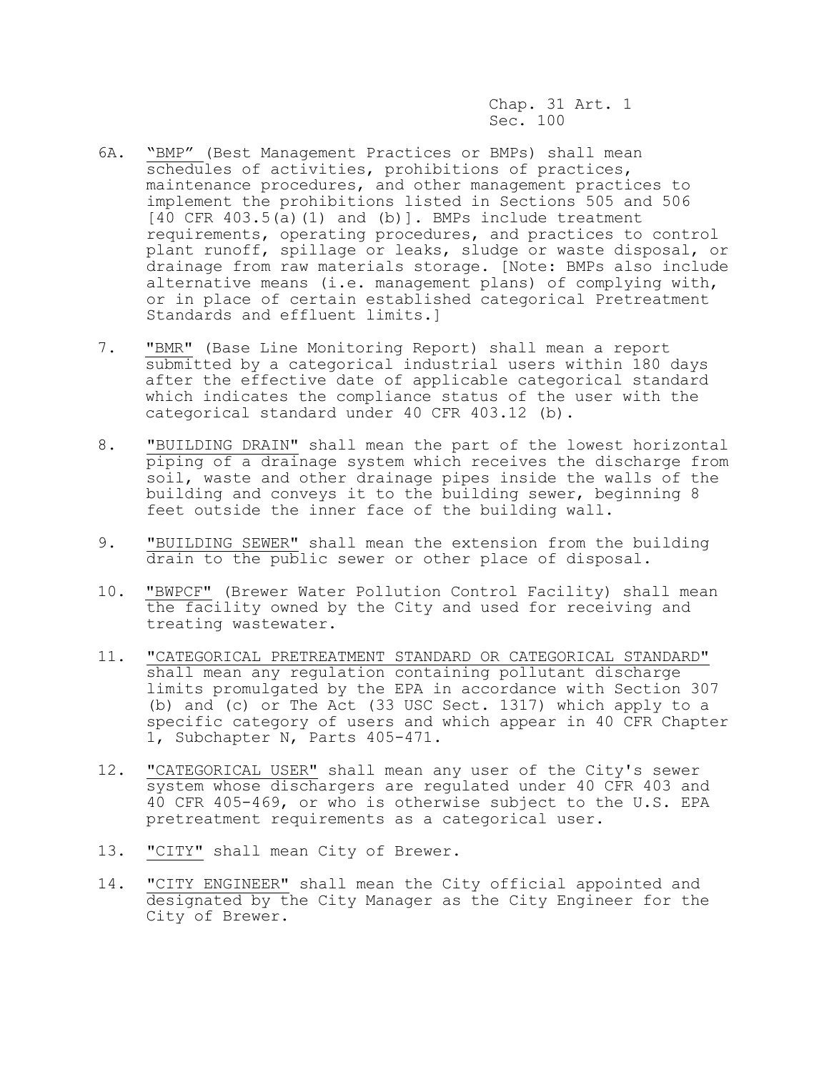6A. "BMP" (Best Management Practices or BMPs) shall mean schedules of activities, prohibitions of practices, maintenance procedures, and other management practices to implement the prohibitions listed in Sections 505 and 506 [40 CFR 403.5(a)(1) and (b)]. BMPs include treatment requirements, operating procedures, and practices to control plant runoff, spillage or leaks, sludge or waste disposal, or drainage from raw materials storage. [Note: BMPs also include alternative means (i.e. management plans) of complying with, or in place of certain established categorical Pretreatment Standards and effluent limits.]

7. "BMR" (Base Line Monitoring Report) shall mean a report submitted by a categorical industrial users within 180 days after the effective date of applicable categorical standard which indicates the compliance status of the user with the categorical standard under 40 CFR 403.12 (b).

8. "BUILDING DRAIN" shall mean the part of the lowest horizontal piping of a drainage system which receives the discharge from soil, waste and other drainage pipes inside the walls of the building and conveys it to the building sewer, beginning 8 feet outside the inner face of the building wall.

9. "BUILDING SEWER" shall mean the extension from the building drain to the public sewer or other place of disposal.

10. "BWPCF" (Brewer Water Pollution Control Facility) shall mean the facility owned by the City and used for receiving and treating wastewater.

11. "CATEGORICAL PRETREATMENT STANDARD OR CATEGORICAL STANDARD" shall mean any regulation containing pollutant discharge limits promulgated by the EPA in accordance with Section 307 (b) and (c) or The Act (33 USC Sect. 1317) which apply to a specific category of users and which appear in 40 CFR Chapter 1, Subchapter N, Parts 405-471.

12. "CATEGORICAL USER" shall mean any user of the City's sewer system whose dischargers are regulated under 40 CFR 403 and 40 CFR 405-469, or who is otherwise subject to the U.S. EPA pretreatment requirements as a categorical user.

13. "CITY" shall mean City of Brewer.

14. "CITY ENGINEER" shall mean the City official appointed and designated by the City Manager as the City Engineer for the City of Brewer.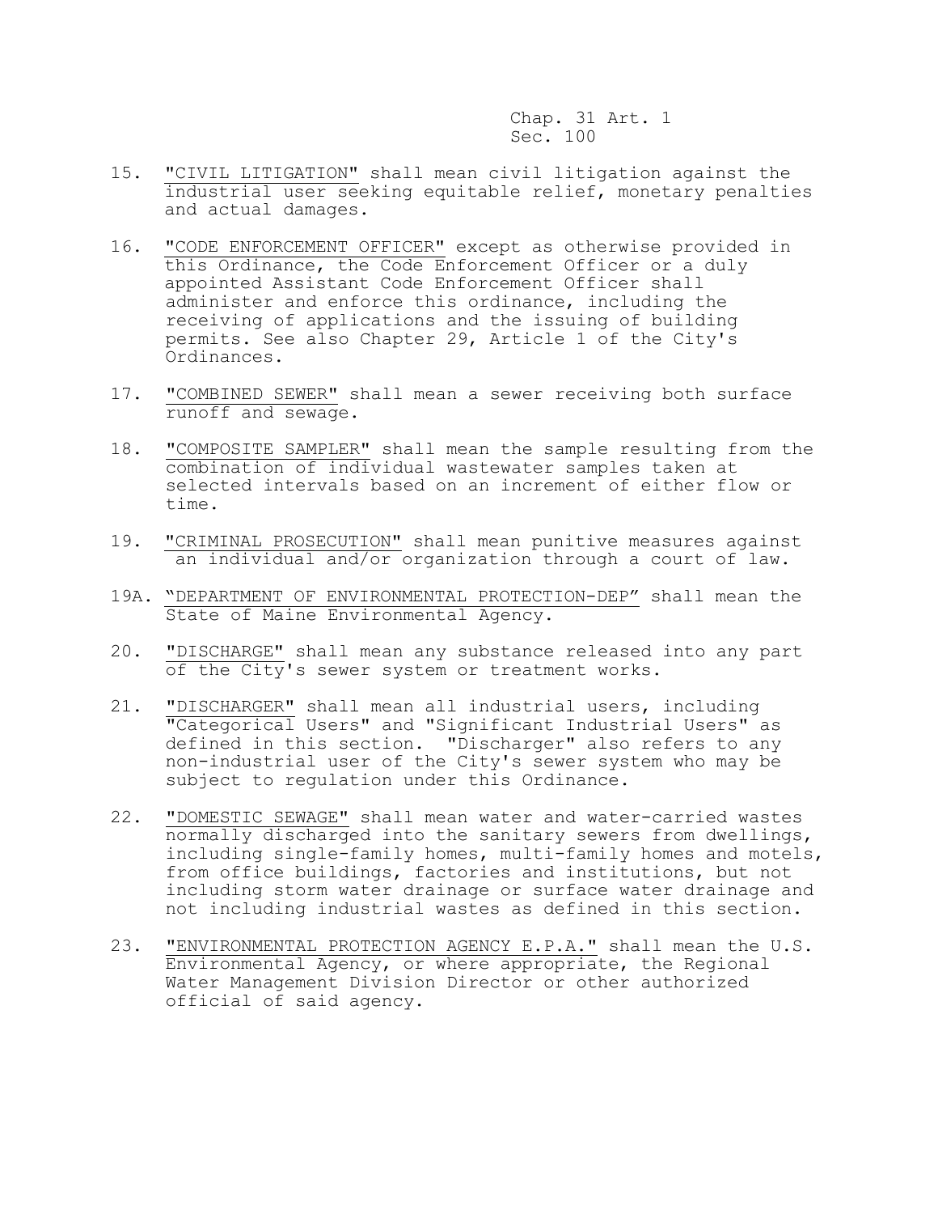15. "CIVIL LITIGATION" shall mean civil litigation against the industrial user seeking equitable relief, monetary penalties and actual damages.

16. "CODE ENFORCEMENT OFFICER" except as otherwise provided in this Ordinance, the Code Enforcement Officer or a duly appointed Assistant Code Enforcement Officer shall administer and enforce this ordinance, including the receiving of applications and the issuing of building permits. See also Chapter 29, Article 1 of the City's Ordinances.

17. "COMBINED SEWER" shall mean a sewer receiving both surface runoff and sewage.

18. "COMPOSITE SAMPLER" shall mean the sample resulting from the combination of individual wastewater samples taken at selected intervals based on an increment of either flow or time.

19. "CRIMINAL PROSECUTION" shall mean punitive measures against an individual and/or organization through a court of law.

19A. "DEPARTMENT OF ENVIRONMENTAL PROTECTION-DEP" shall mean the State of Maine Environmental Agency.

20. "DISCHARGE" shall mean any substance released into any part of the City's sewer system or treatment works.

21. "DISCHARGER" shall mean all industrial users, including "Categorical Users" and "Significant Industrial Users" as defined in this section. "Discharger" also refers to any non-industrial user of the City's sewer system who may be subject to regulation under this Ordinance.

22. "DOMESTIC SEWAGE" shall mean water and water-carried wastes normally discharged into the sanitary sewers from dwellings, including single-family homes, multi-family homes and motels, from office buildings, factories and institutions, but not including storm water drainage or surface water drainage and not including industrial wastes as defined in this section.

23. "ENVIRONMENTAL PROTECTION AGENCY E.P.A." shall mean the U.S. Environmental Agency, or where appropriate, the Regional Water Management Division Director or other authorized official of said agency.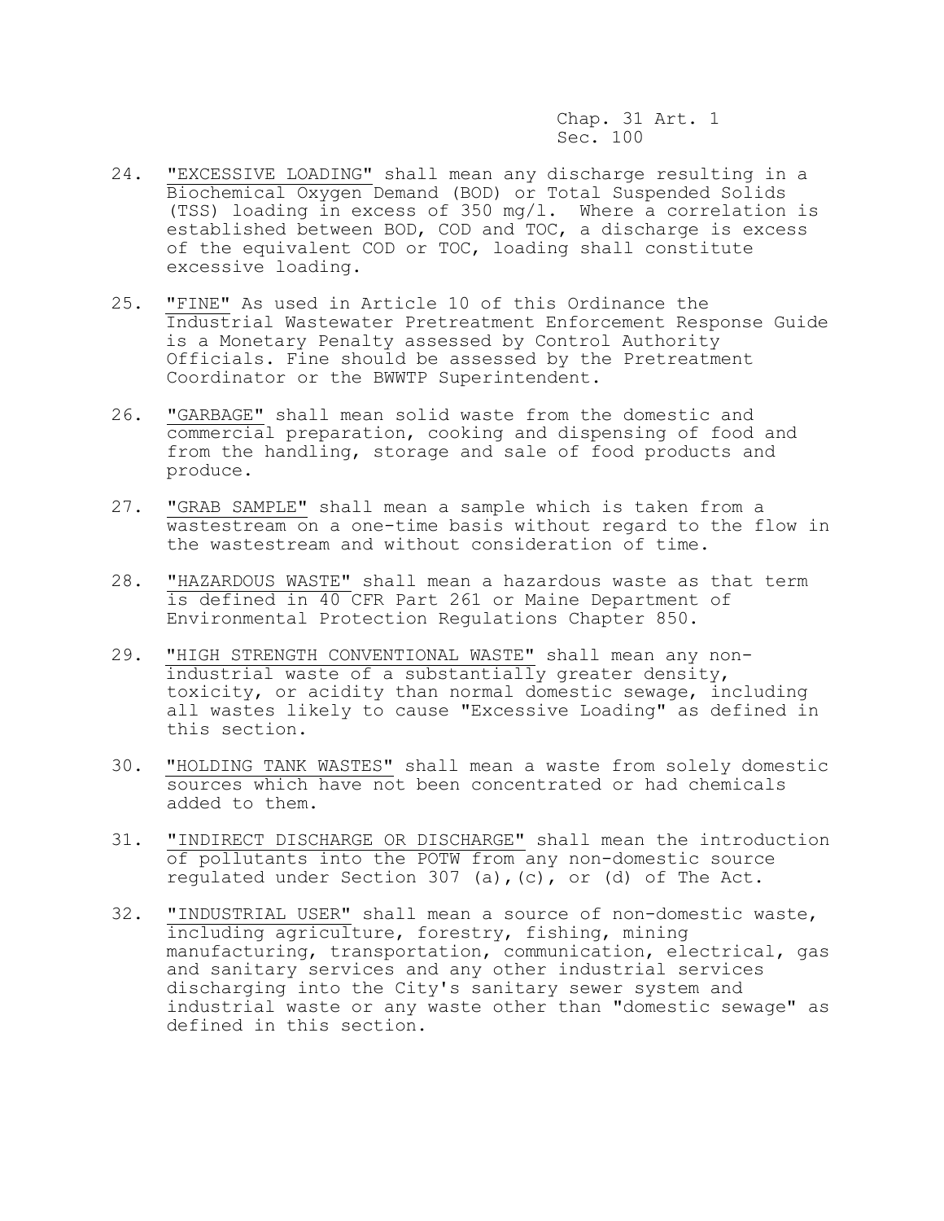24. "EXCESSIVE LOADING" shall mean any discharge resulting in a Biochemical Oxygen Demand (BOD) or Total Suspended Solids (TSS) loading in excess of 350 mg/l. Where a correlation is established between BOD, COD and TOC, a discharge is excess of the equivalent COD or TOC, loading shall constitute excessive loading.

25. "FINE" As used in Article 10 of this Ordinance the Industrial Wastewater Pretreatment Enforcement Response Guide is a Monetary Penalty assessed by Control Authority Officials. Fine should be assessed by the Pretreatment Coordinator or the BWWTP Superintendent.

26. "GARBAGE" shall mean solid waste from the domestic and commercial preparation, cooking and dispensing of food and from the handling, storage and sale of food products and produce.

27. "GRAB SAMPLE" shall mean a sample which is taken from a wastestream on a one-time basis without regard to the flow in the wastestream and without consideration of time.

28. "HAZARDOUS WASTE" shall mean a hazardous waste as that term is defined in 40 CFR Part 261 or Maine Department of Environmental Protection Regulations Chapter 850.

29. "HIGH STRENGTH CONVENTIONAL WASTE" shall mean any non-industrial waste of a substantially greater density, toxicity, or acidity than normal domestic sewage, including all wastes likely to cause "Excessive Loading" as defined in this section.

30. "HOLDING TANK WASTES" shall mean a waste from solely domestic sources which have not been concentrated or had chemicals added to them.

31. "INDIRECT DISCHARGE OR DISCHARGE" shall mean the introduction of pollutants into the POTW from any non-domestic source regulated under Section 307 (a),(c), or (d) of The Act.

32. "INDUSTRIAL USER" shall mean a source of non-domestic waste, including agriculture, forestry, fishing, mining manufacturing, transportation, communication, electrical, gas and sanitary services and any other industrial services discharging into the City's sanitary sewer system and industrial waste or any waste other than "domestic sewage" as defined in this section.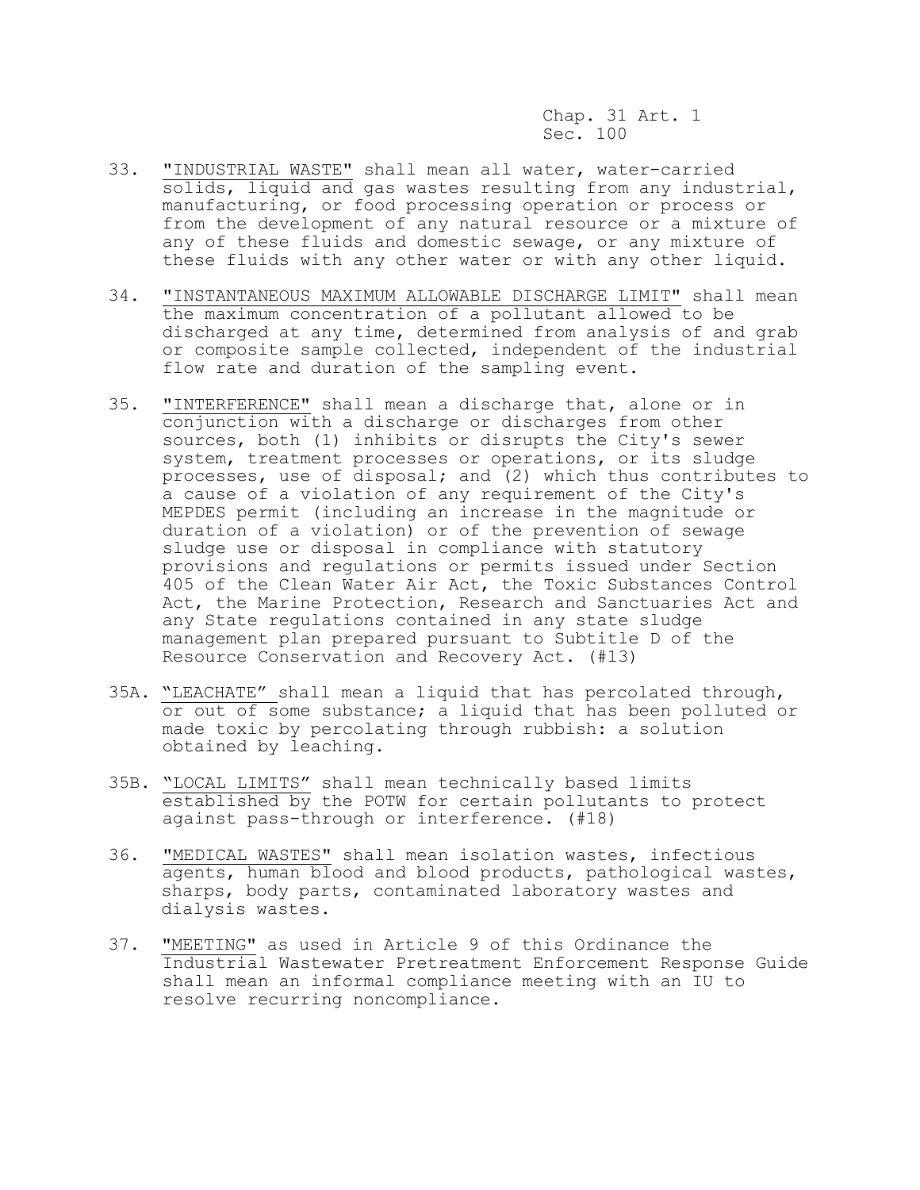33. "INDUSTRIAL WASTE" shall mean all water, water-carried solids, liquid and gas wastes resulting from any industrial, manufacturing, or food processing operation or process or from the development of any natural resource or a mixture of any of these fluids and domestic sewage, or any mixture of these fluids with any other water or with any other liquid.

34. "INSTANTANEOUS MAXIMUM ALLOWABLE DISCHARGE LIMIT" shall mean the maximum concentration of a pollutant allowed to be discharged at any time, determined from analysis of and grab or composite sample collected, independent of the industrial flow rate and duration of the sampling event.

35. "INTERFERENCE" shall mean a discharge that, alone or in conjunction with a discharge or discharges from other sources, both (1) inhibits or disrupts the City's sewer system, treatment processes or operations, or its sludge processes, use of disposal; and (2) which thus contributes to a cause of a violation of any requirement of the City's MEPDES permit (including an increase in the magnitude or duration of a violation) or of the prevention of sewage sludge use or disposal in compliance with statutory provisions and regulations or permits issued under Section 405 of the Clean Water Air Act, the Toxic Substances Control Act, the Marine Protection, Research and Sanctuaries Act and any State regulations contained in any state sludge management plan prepared pursuant to Subtitle D of the Resource Conservation and Recovery Act. (#13)

35A. "LEACHATE" shall mean a liquid that has percolated through, or out of some substance; a liquid that has been polluted or made toxic by percolating through rubbish: a solution obtained by leaching.

35B. "LOCAL LIMITS" shall mean technically based limits established by the POTW for certain pollutants to protect against pass-through or interference. (#18)

36. "MEDICAL WASTES" shall mean isolation wastes, infectious agents, human blood and blood products, pathological wastes, sharps, body parts, contaminated laboratory wastes and dialysis wastes.

37. "MEETING" as used in Article 9 of this Ordinance the Industrial Wastewater Pretreatment Enforcement Response Guide shall mean an informal compliance meeting with an IU to resolve recurring noncompliance.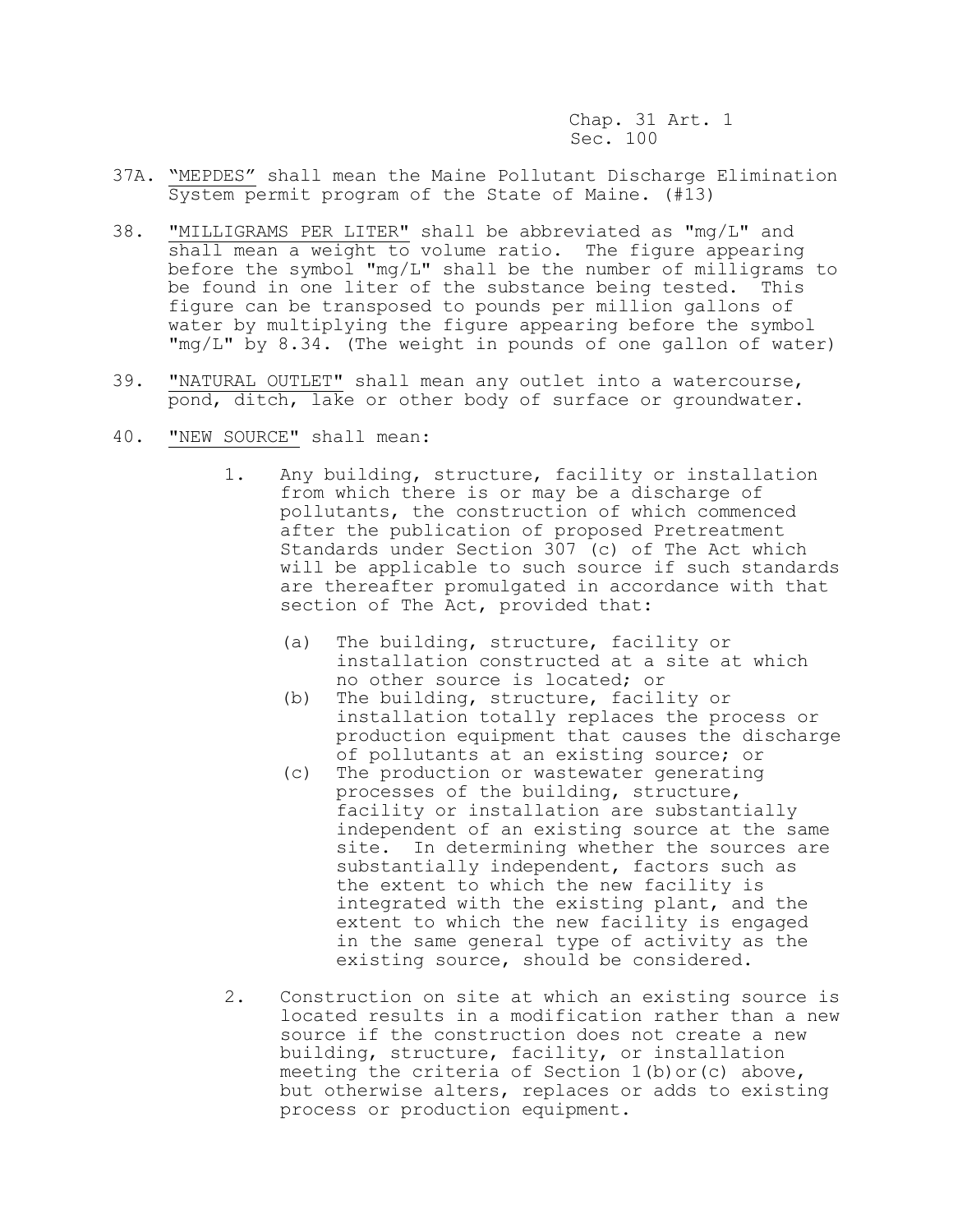37A. <u>"MEPDES"</u> shall mean the Maine Pollutant Discharge Elimination System permit program of the State of Maine. (#13)

38. <u>"MILLIGRAMS PER LITER"</u> shall be abbreviated as "mg/L" and shall mean a weight to volume ratio. The figure appearing before the symbol "mg/L" shall be the number of milligrams to be found in one liter of the substance being tested. This figure can be transposed to pounds per million gallons of water by multiplying the figure appearing before the symbol "mg/L" by 8.34. (The weight in pounds of one gallon of water)

39. <u>"NATURAL OUTLET"</u> shall mean any outlet into a watercourse, pond, ditch, lake or other body of surface or groundwater.

40. <u>"NEW SOURCE"</u> shall mean:

    1. Any building, structure, facility or installation from which there is or may be a discharge of pollutants, the construction of which commenced after the publication of proposed Pretreatment Standards under Section 307 (c) of The Act which will be applicable to such source if such standards are thereafter promulgated in accordance with that section of The Act, provided that:

        (a) The building, structure, facility or installation constructed at a site at which no other source is located; or

        (b) The building, structure, facility or installation totally replaces the process or production equipment that causes the discharge of pollutants at an existing source; or

        (c) The production or wastewater generating processes of the building, structure, facility or installation are substantially independent of an existing source at the same site. In determining whether the sources are substantially independent, factors such as the extent to which the new facility is integrated with the existing plant, and the extent to which the new facility is engaged in the same general type of activity as the existing source, should be considered.

    2. Construction on site at which an existing source is located results in a modification rather than a new source if the construction does not create a new building, structure, facility, or installation meeting the criteria of Section 1(b)or(c) above, but otherwise alters, replaces or adds to existing process or production equipment.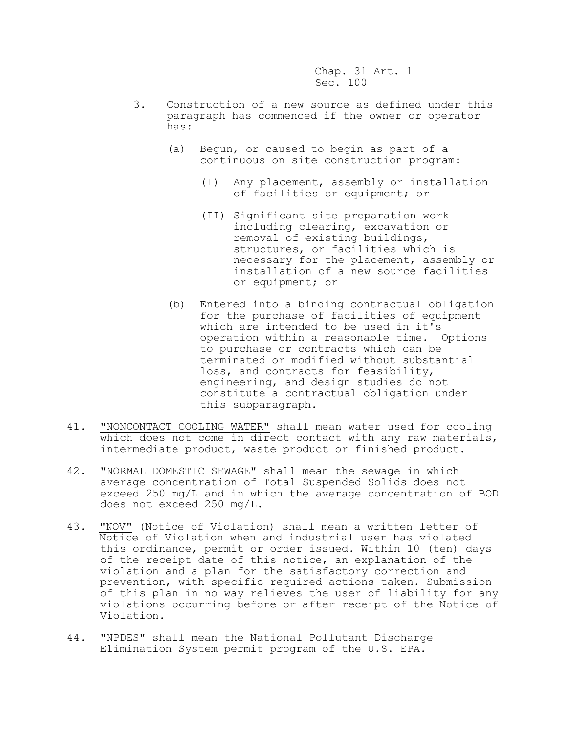3. Construction of a new source as defined under this paragraph has commenced if the owner or operator has:

   (a) Begun, or caused to begin as part of a continuous on site construction program:

      (I) Any placement, assembly or installation of facilities or equipment; or

      (II) Significant site preparation work including clearing, excavation or removal of existing buildings, structures, or facilities which is necessary for the placement, assembly or installation of a new source facilities or equipment; or

   (b) Entered into a binding contractual obligation for the purchase of facilities of equipment which are intended to be used in it's operation within a reasonable time. Options to purchase or contracts which can be terminated or modified without substantial loss, and contracts for feasibility, engineering, and design studies do not constitute a contractual obligation under this subparagraph.

41. "NONCONTACT COOLING WATER" shall mean water used for cooling which does not come in direct contact with any raw materials, intermediate product, waste product or finished product.

42. "NORMAL DOMESTIC SEWAGE" shall mean the sewage in which average concentration of Total Suspended Solids does not exceed 250 mg/L and in which the average concentration of BOD does not exceed 250 mg/L.

43. "NOV" (Notice of Violation) shall mean a written letter of Notice of Violation when and industrial user has violated this ordinance, permit or order issued. Within 10 (ten) days of the receipt date of this notice, an explanation of the violation and a plan for the satisfactory correction and prevention, with specific required actions taken. Submission of this plan in no way relieves the user of liability for any violations occurring before or after receipt of the Notice of Violation.

44. "NPDES" shall mean the National Pollutant Discharge Elimination System permit program of the U.S. EPA.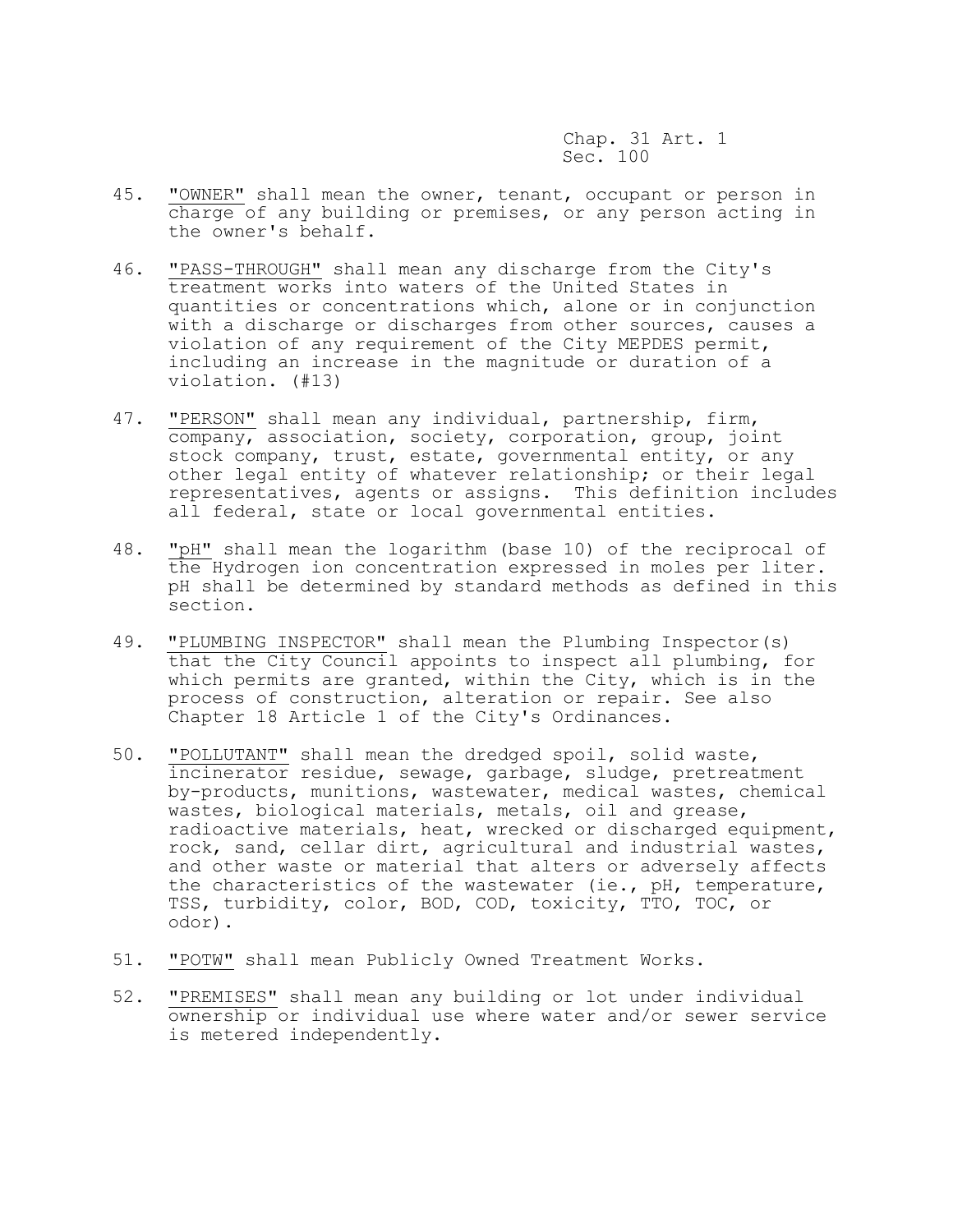45. "OWNER" shall mean the owner, tenant, occupant or person in charge of any building or premises, or any person acting in the owner's behalf.

46. "PASS-THROUGH" shall mean any discharge from the City's treatment works into waters of the United States in quantities or concentrations which, alone or in conjunction with a discharge or discharges from other sources, causes a violation of any requirement of the City MEPDES permit, including an increase in the magnitude or duration of a violation. (#13)

47. "PERSON" shall mean any individual, partnership, firm, company, association, society, corporation, group, joint stock company, trust, estate, governmental entity, or any other legal entity of whatever relationship; or their legal representatives, agents or assigns. This definition includes all federal, state or local governmental entities.

48. "pH" shall mean the logarithm (base 10) of the reciprocal of the Hydrogen ion concentration expressed in moles per liter. pH shall be determined by standard methods as defined in this section.

49. "PLUMBING INSPECTOR" shall mean the Plumbing Inspector(s) that the City Council appoints to inspect all plumbing, for which permits are granted, within the City, which is in the process of construction, alteration or repair. See also Chapter 18 Article 1 of the City's Ordinances.

50. "POLLUTANT" shall mean the dredged spoil, solid waste, incinerator residue, sewage, garbage, sludge, pretreatment by-products, munitions, wastewater, medical wastes, chemical wastes, biological materials, metals, oil and grease, radioactive materials, heat, wrecked or discharged equipment, rock, sand, cellar dirt, agricultural and industrial wastes, and other waste or material that alters or adversely affects the characteristics of the wastewater (ie., pH, temperature, TSS, turbidity, color, BOD, COD, toxicity, TTO, TOC, or odor).

51. "POTW" shall mean Publicly Owned Treatment Works.

52. "PREMISES" shall mean any building or lot under individual ownership or individual use where water and/or sewer service is metered independently.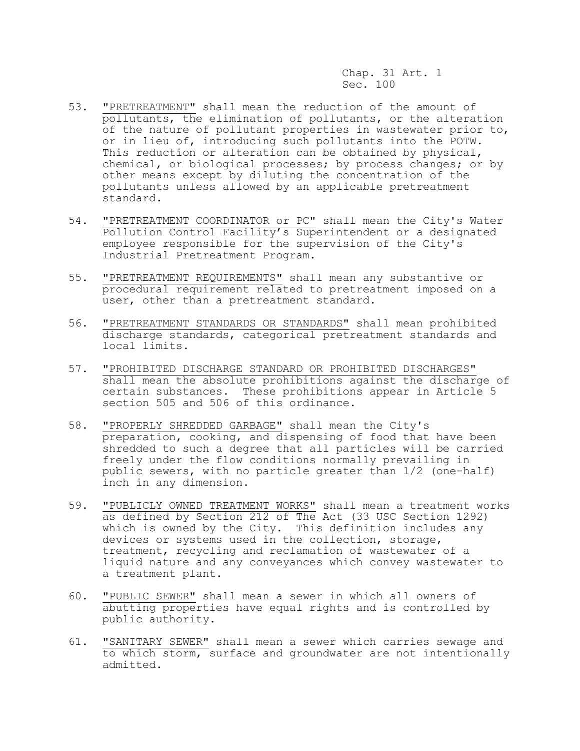53. <u>"PRETREATMENT"</u> shall mean the reduction of the amount of pollutants, the elimination of pollutants, or the alteration of the nature of pollutant properties in wastewater prior to, or in lieu of, introducing such pollutants into the POTW. This reduction or alteration can be obtained by physical, chemical, or biological processes; by process changes; or by other means except by diluting the concentration of the pollutants unless allowed by an applicable pretreatment standard.

54. <u>"PRETREATMENT COORDINATOR or PC"</u> shall mean the City's Water Pollution Control Facility's Superintendent or a designated employee responsible for the supervision of the City's Industrial Pretreatment Program.

55. <u>"PRETREATMENT REQUIREMENTS"</u> shall mean any substantive or procedural requirement related to pretreatment imposed on a user, other than a pretreatment standard.

56. <u>"PRETREATMENT STANDARDS OR STANDARDS"</u> shall mean prohibited discharge standards, categorical pretreatment standards and local limits.

57. <u>"PROHIBITED DISCHARGE STANDARD OR PROHIBITED DISCHARGES"</u> shall mean the absolute prohibitions against the discharge of certain substances. These prohibitions appear in Article 5 section 505 and 506 of this ordinance.

58. <u>"PROPERLY SHREDDED GARBAGE"</u> shall mean the City's preparation, cooking, and dispensing of food that have been shredded to such a degree that all particles will be carried freely under the flow conditions normally prevailing in public sewers, with no particle greater than 1/2 (one-half) inch in any dimension.

59. <u>"PUBLICLY OWNED TREATMENT WORKS"</u> shall mean a treatment works as defined by Section 212 of The Act (33 USC Section 1292) which is owned by the City. This definition includes any devices or systems used in the collection, storage, treatment, recycling and reclamation of wastewater of a liquid nature and any conveyances which convey wastewater to a treatment plant.

60. <u>"PUBLIC SEWER"</u> shall mean a sewer in which all owners of abutting properties have equal rights and is controlled by public authority.

61. <u>"SANITARY SEWER"</u> shall mean a sewer which carries sewage and to which storm, surface and groundwater are not intentionally admitted.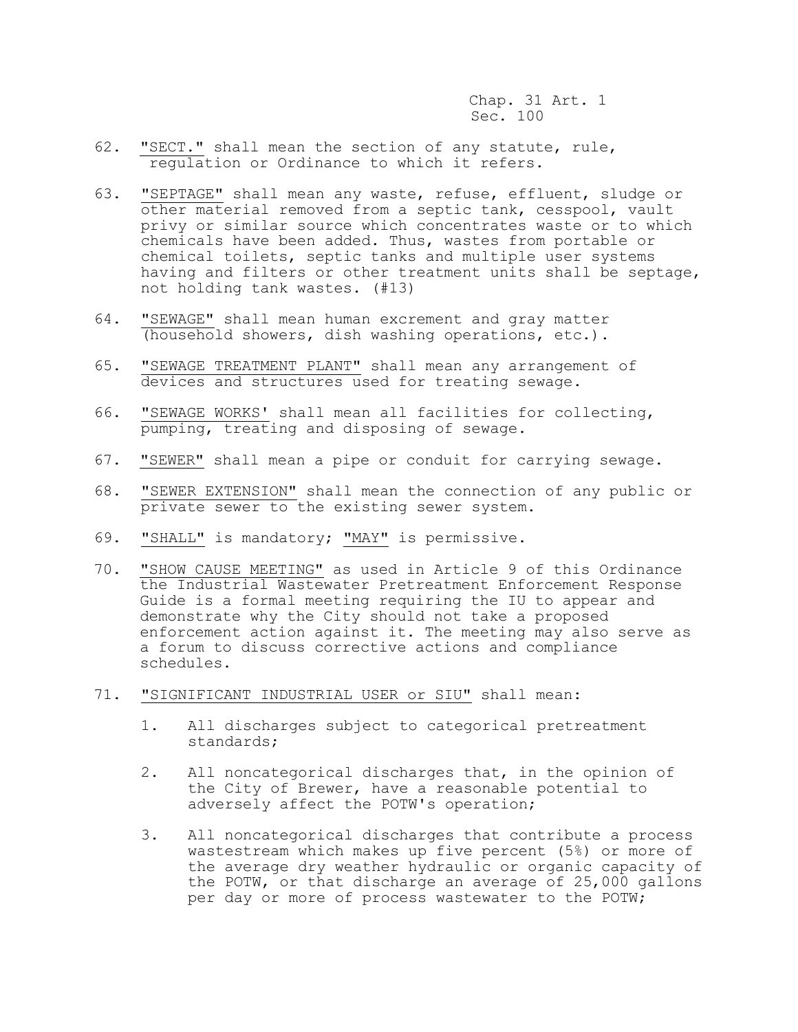62. "SECT." shall mean the section of any statute, rule, regulation or Ordinance to which it refers.

63. "SEPTAGE" shall mean any waste, refuse, effluent, sludge or other material removed from a septic tank, cesspool, vault privy or similar source which concentrates waste or to which chemicals have been added. Thus, wastes from portable or chemical toilets, septic tanks and multiple user systems having and filters or other treatment units shall be septage, not holding tank wastes. (#13)

64. "SEWAGE" shall mean human excrement and gray matter (household showers, dish washing operations, etc.).

65. "SEWAGE TREATMENT PLANT" shall mean any arrangement of devices and structures used for treating sewage.

66. "SEWAGE WORKS' shall mean all facilities for collecting, pumping, treating and disposing of sewage.

67. "SEWER" shall mean a pipe or conduit for carrying sewage.

68. "SEWER EXTENSION" shall mean the connection of any public or private sewer to the existing sewer system.

69. "SHALL" is mandatory; "MAY" is permissive.

70. "SHOW CAUSE MEETING" as used in Article 9 of this Ordinance the Industrial Wastewater Pretreatment Enforcement Response Guide is a formal meeting requiring the IU to appear and demonstrate why the City should not take a proposed enforcement action against it. The meeting may also serve as a forum to discuss corrective actions and compliance schedules.

71. "SIGNIFICANT INDUSTRIAL USER or SIU" shall mean:

    1. All discharges subject to categorical pretreatment standards;

    2. All noncategorical discharges that, in the opinion of the City of Brewer, have a reasonable potential to adversely affect the POTW's operation;

    3. All noncategorical discharges that contribute a process wastestream which makes up five percent (5%) or more of the average dry weather hydraulic or organic capacity of the POTW, or that discharge an average of 25,000 gallons per day or more of process wastewater to the POTW;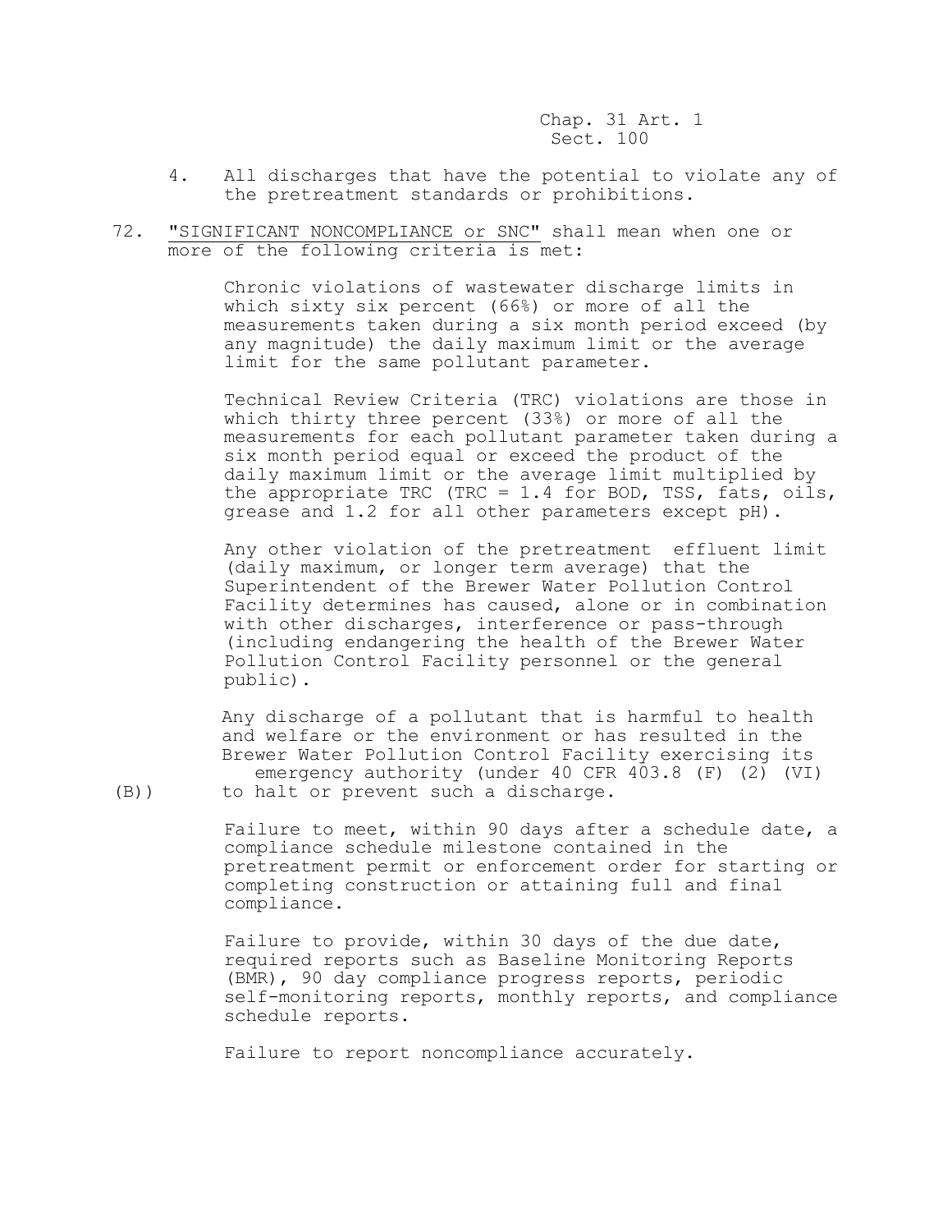4. All discharges that have the potential to violate any of the pretreatment standards or prohibitions.

72. <u>"SIGNIFICANT NONCOMPLIANCE or SNC"</u> shall mean when one or more of the following criteria is met:

    Chronic violations of wastewater discharge limits in which sixty six percent (66%) or more of all the measurements taken during a six month period exceed (by any magnitude) the daily maximum limit or the average limit for the same pollutant parameter.

    Technical Review Criteria (TRC) violations are those in which thirty three percent (33%) or more of all the measurements for each pollutant parameter taken during a six month period equal or exceed the product of the daily maximum limit or the average limit multiplied by the appropriate TRC (TRC = 1.4 for BOD, TSS, fats, oils, grease and 1.2 for all other parameters except pH).

    Any other violation of the pretreatment effluent limit (daily maximum, or longer term average) that the Superintendent of the Brewer Water Pollution Control Facility determines has caused, alone or in combination with other discharges, interference or pass-through (including endangering the health of the Brewer Water Pollution Control Facility personnel or the general public).

    Any discharge of a pollutant that is harmful to health and welfare or the environment or has resulted in the Brewer Water Pollution Control Facility exercising its emergency authority (under 40 CFR 403.8 (F) (2) (VI) (B)) to halt or prevent such a discharge.

    Failure to meet, within 90 days after a schedule date, a compliance schedule milestone contained in the pretreatment permit or enforcement order for starting or completing construction or attaining full and final compliance.

    Failure to provide, within 30 days of the due date, required reports such as Baseline Monitoring Reports (BMR), 90 day compliance progress reports, periodic self-monitoring reports, monthly reports, and compliance schedule reports.

    Failure to report noncompliance accurately.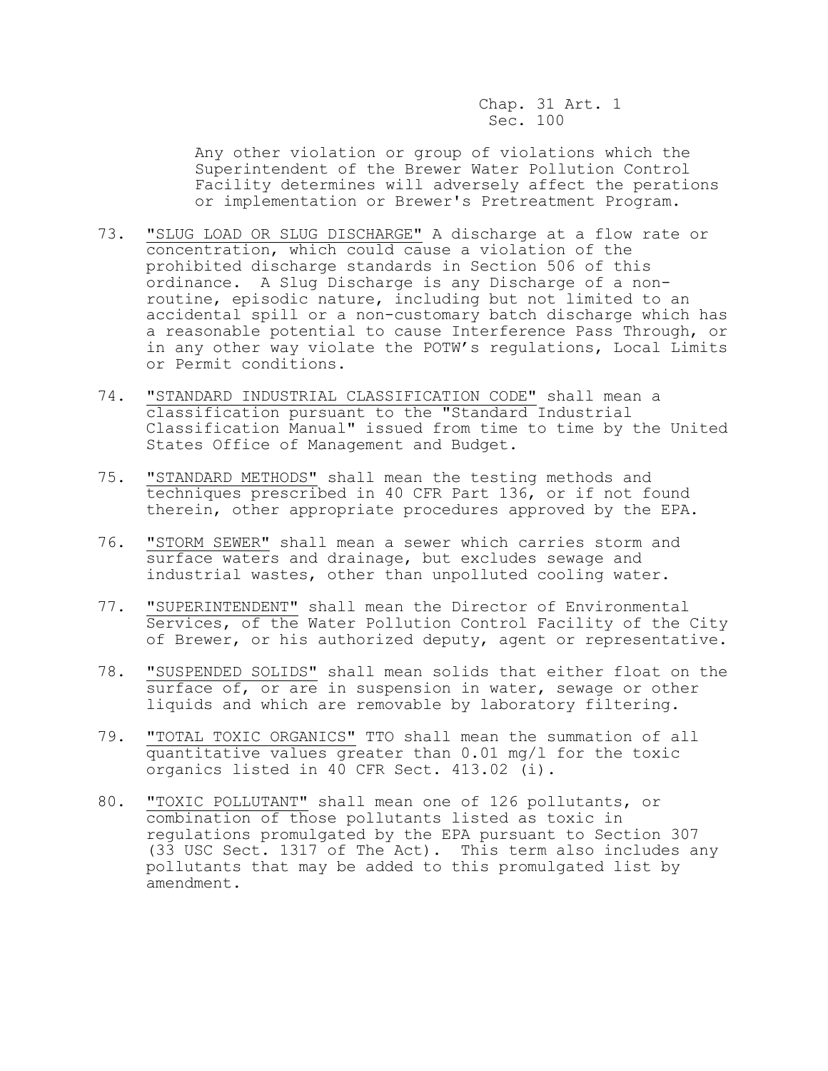Any other violation or group of violations which the Superintendent of the Brewer Water Pollution Control Facility determines will adversely affect the perations or implementation or Brewer's Pretreatment Program.

73. "SLUG LOAD OR SLUG DISCHARGE" A discharge at a flow rate or concentration, which could cause a violation of the prohibited discharge standards in Section 506 of this ordinance. A Slug Discharge is any Discharge of a non-routine, episodic nature, including but not limited to an accidental spill or a non-customary batch discharge which has a reasonable potential to cause Interference Pass Through, or in any other way violate the POTW's regulations, Local Limits or Permit conditions.

74. "STANDARD INDUSTRIAL CLASSIFICATION CODE" shall mean a classification pursuant to the "Standard Industrial Classification Manual" issued from time to time by the United States Office of Management and Budget.

75. "STANDARD METHODS" shall mean the testing methods and techniques prescribed in 40 CFR Part 136, or if not found therein, other appropriate procedures approved by the EPA.

76. "STORM SEWER" shall mean a sewer which carries storm and surface waters and drainage, but excludes sewage and industrial wastes, other than unpolluted cooling water.

77. "SUPERINTENDENT" shall mean the Director of Environmental Services, of the Water Pollution Control Facility of the City of Brewer, or his authorized deputy, agent or representative.

78. "SUSPENDED SOLIDS" shall mean solids that either float on the surface of, or are in suspension in water, sewage or other liquids and which are removable by laboratory filtering.

79. "TOTAL TOXIC ORGANICS" TTO shall mean the summation of all quantitative values greater than 0.01 mg/l for the toxic organics listed in 40 CFR Sect. 413.02 (i).

80. "TOXIC POLLUTANT" shall mean one of 126 pollutants, or combination of those pollutants listed as toxic in regulations promulgated by the EPA pursuant to Section 307 (33 USC Sect. 1317 of The Act). This term also includes any pollutants that may be added to this promulgated list by amendment.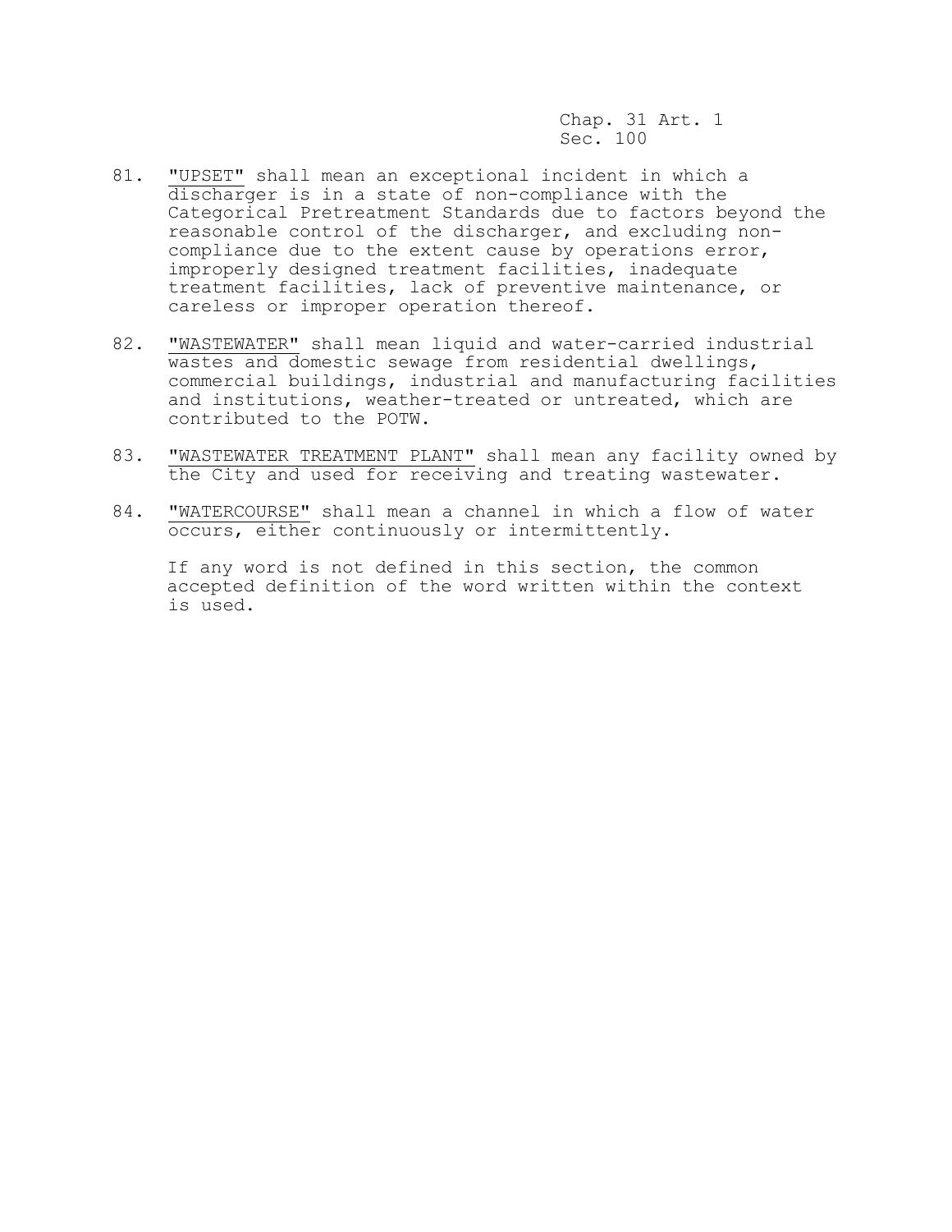81. <u>"UPSET"</u> shall mean an exceptional incident in which a discharger is in a state of non-compliance with the Categorical Pretreatment Standards due to factors beyond the reasonable control of the discharger, and excluding non-compliance due to the extent cause by operations error, improperly designed treatment facilities, inadequate treatment facilities, lack of preventive maintenance, or careless or improper operation thereof.

82. <u>"WASTEWATER"</u> shall mean liquid and water-carried industrial wastes and domestic sewage from residential dwellings, commercial buildings, industrial and manufacturing facilities and institutions, weather-treated or untreated, which are contributed to the POTW.

83. <u>"WASTEWATER TREATMENT PLANT"</u> shall mean any facility owned by the City and used for receiving and treating wastewater.

84. <u>"WATERCOURSE"</u> shall mean a channel in which a flow of water occurs, either continuously or intermittently.

    If any word is not defined in this section, the common accepted definition of the word written within the context is used.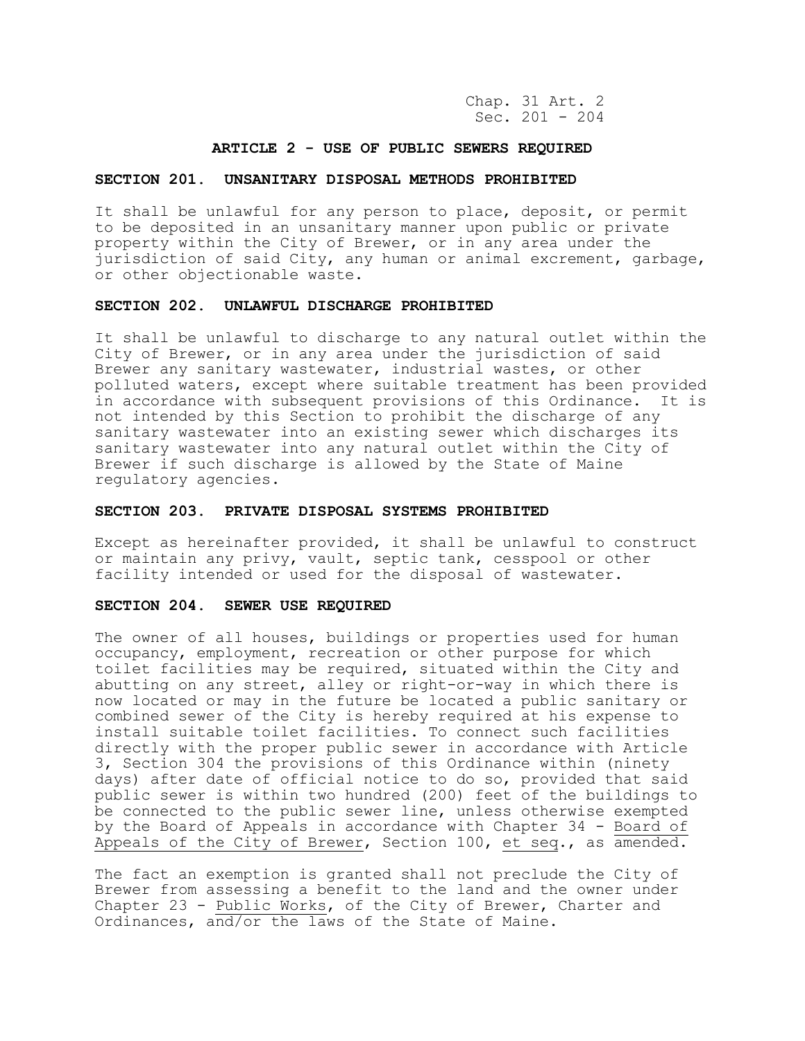## ARTICLE 2 - USE OF PUBLIC SEWERS REQUIRED

### SECTION 201. UNSANITARY DISPOSAL METHODS PROHIBITED

It shall be unlawful for any person to place, deposit, or permit to be deposited in an unsanitary manner upon public or private property within the City of Brewer, or in any area under the jurisdiction of said City, any human or animal excrement, garbage, or other objectionable waste.

### SECTION 202. UNLAWFUL DISCHARGE PROHIBITED

It shall be unlawful to discharge to any natural outlet within the City of Brewer, or in any area under the jurisdiction of said Brewer any sanitary wastewater, industrial wastes, or other polluted waters, except where suitable treatment has been provided in accordance with subsequent provisions of this Ordinance. It is not intended by this Section to prohibit the discharge of any sanitary wastewater into an existing sewer which discharges its sanitary wastewater into any natural outlet within the City of Brewer if such discharge is allowed by the State of Maine regulatory agencies.

### SECTION 203. PRIVATE DISPOSAL SYSTEMS PROHIBITED

Except as hereinafter provided, it shall be unlawful to construct or maintain any privy, vault, septic tank, cesspool or other facility intended or used for the disposal of wastewater.

### SECTION 204. SEWER USE REQUIRED

The owner of all houses, buildings or properties used for human occupancy, employment, recreation or other purpose for which toilet facilities may be required, situated within the City and abutting on any street, alley or right-or-way in which there is now located or may in the future be located a public sanitary or combined sewer of the City is hereby required at his expense to install suitable toilet facilities. To connect such facilities directly with the proper public sewer in accordance with Article 3, Section 304 the provisions of this Ordinance within (ninety days) after date of official notice to do so, provided that said public sewer is within two hundred (200) feet of the buildings to be connected to the public sewer line, unless otherwise exempted by the Board of Appeals in accordance with Chapter 34 - Board of Appeals of the City of Brewer, Section 100, *et seq*., as amended.

The fact an exemption is granted shall not preclude the City of Brewer from assessing a benefit to the land and the owner under Chapter 23 - Public Works, of the City of Brewer, Charter and Ordinances, and/or the laws of the State of Maine.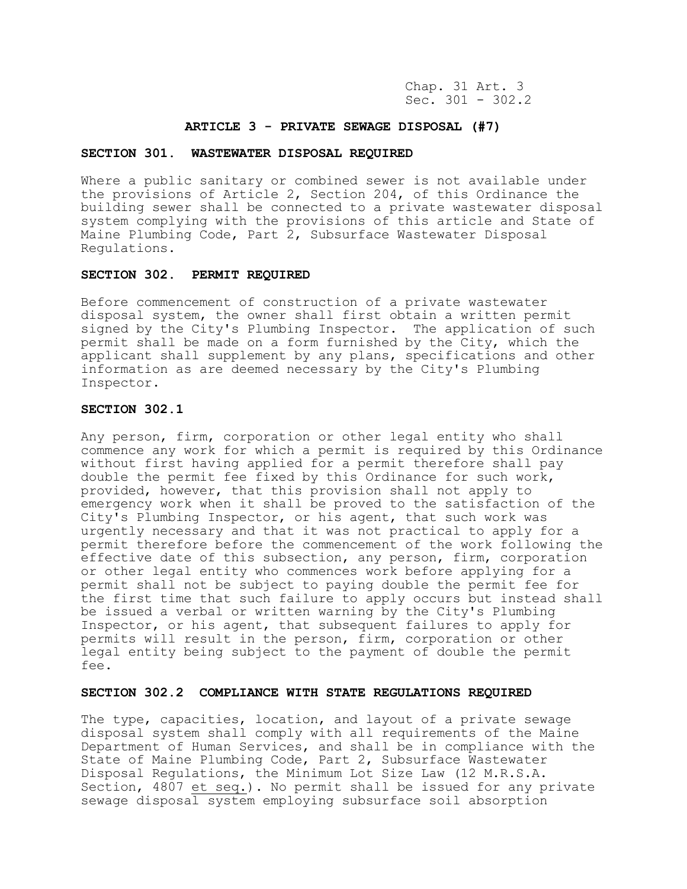## ARTICLE 3 - PRIVATE SEWAGE DISPOSAL (#7)

### SECTION 301. WASTEWATER DISPOSAL REQUIRED

Where a public sanitary or combined sewer is not available under the provisions of Article 2, Section 204, of this Ordinance the building sewer shall be connected to a private wastewater disposal system complying with the provisions of this article and State of Maine Plumbing Code, Part 2, Subsurface Wastewater Disposal Regulations.

### SECTION 302. PERMIT REQUIRED

Before commencement of construction of a private wastewater disposal system, the owner shall first obtain a written permit signed by the City's Plumbing Inspector. The application of such permit shall be made on a form furnished by the City, which the applicant shall supplement by any plans, specifications and other information as are deemed necessary by the City's Plumbing Inspector.

### SECTION 302.1

Any person, firm, corporation or other legal entity who shall commence any work for which a permit is required by this Ordinance without first having applied for a permit therefore shall pay double the permit fee fixed by this Ordinance for such work, provided, however, that this provision shall not apply to emergency work when it shall be proved to the satisfaction of the City's Plumbing Inspector, or his agent, that such work was urgently necessary and that it was not practical to apply for a permit therefore before the commencement of the work following the effective date of this subsection, any person, firm, corporation or other legal entity who commences work before applying for a permit shall not be subject to paying double the permit fee for the first time that such failure to apply occurs but instead shall be issued a verbal or written warning by the City's Plumbing Inspector, or his agent, that subsequent failures to apply for permits will result in the person, firm, corporation or other legal entity being subject to the payment of double the permit fee.

### SECTION 302.2 COMPLIANCE WITH STATE REGULATIONS REQUIRED

The type, capacities, location, and layout of a private sewage disposal system shall comply with all requirements of the Maine Department of Human Services, and shall be in compliance with the State of Maine Plumbing Code, Part 2, Subsurface Wastewater Disposal Regulations, the Minimum Lot Size Law (12 M.R.S.A. Section, 4807 et seq.). No permit shall be issued for any private sewage disposal system employing subsurface soil absorption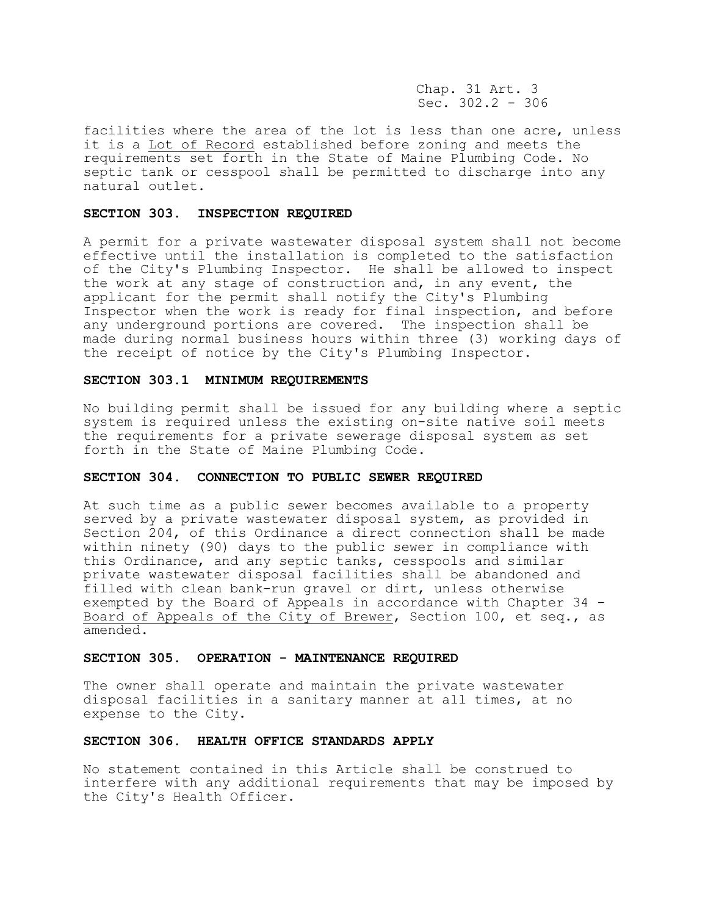facilities where the area of the lot is less than one acre, unless it is a Lot of Record established before zoning and meets the requirements set forth in the State of Maine Plumbing Code. No septic tank or cesspool shall be permitted to discharge into any natural outlet.

### SECTION 303. INSPECTION REQUIRED

A permit for a private wastewater disposal system shall not become effective until the installation is completed to the satisfaction of the City's Plumbing Inspector. He shall be allowed to inspect the work at any stage of construction and, in any event, the applicant for the permit shall notify the City's Plumbing Inspector when the work is ready for final inspection, and before any underground portions are covered. The inspection shall be made during normal business hours within three (3) working days of the receipt of notice by the City's Plumbing Inspector.

### SECTION 303.1 MINIMUM REQUIREMENTS

No building permit shall be issued for any building where a septic system is required unless the existing on-site native soil meets the requirements for a private sewerage disposal system as set forth in the State of Maine Plumbing Code.

### SECTION 304. CONNECTION TO PUBLIC SEWER REQUIRED

At such time as a public sewer becomes available to a property served by a private wastewater disposal system, as provided in Section 204, of this Ordinance a direct connection shall be made within ninety (90) days to the public sewer in compliance with this Ordinance, and any septic tanks, cesspools and similar private wastewater disposal facilities shall be abandoned and filled with clean bank-run gravel or dirt, unless otherwise exempted by the Board of Appeals in accordance with Chapter 34 - Board of Appeals of the City of Brewer, Section 100, et seq., as amended.

### SECTION 305. OPERATION - MAINTENANCE REQUIRED

The owner shall operate and maintain the private wastewater disposal facilities in a sanitary manner at all times, at no expense to the City.

### SECTION 306. HEALTH OFFICE STANDARDS APPLY

No statement contained in this Article shall be construed to interfere with any additional requirements that may be imposed by the City's Health Officer.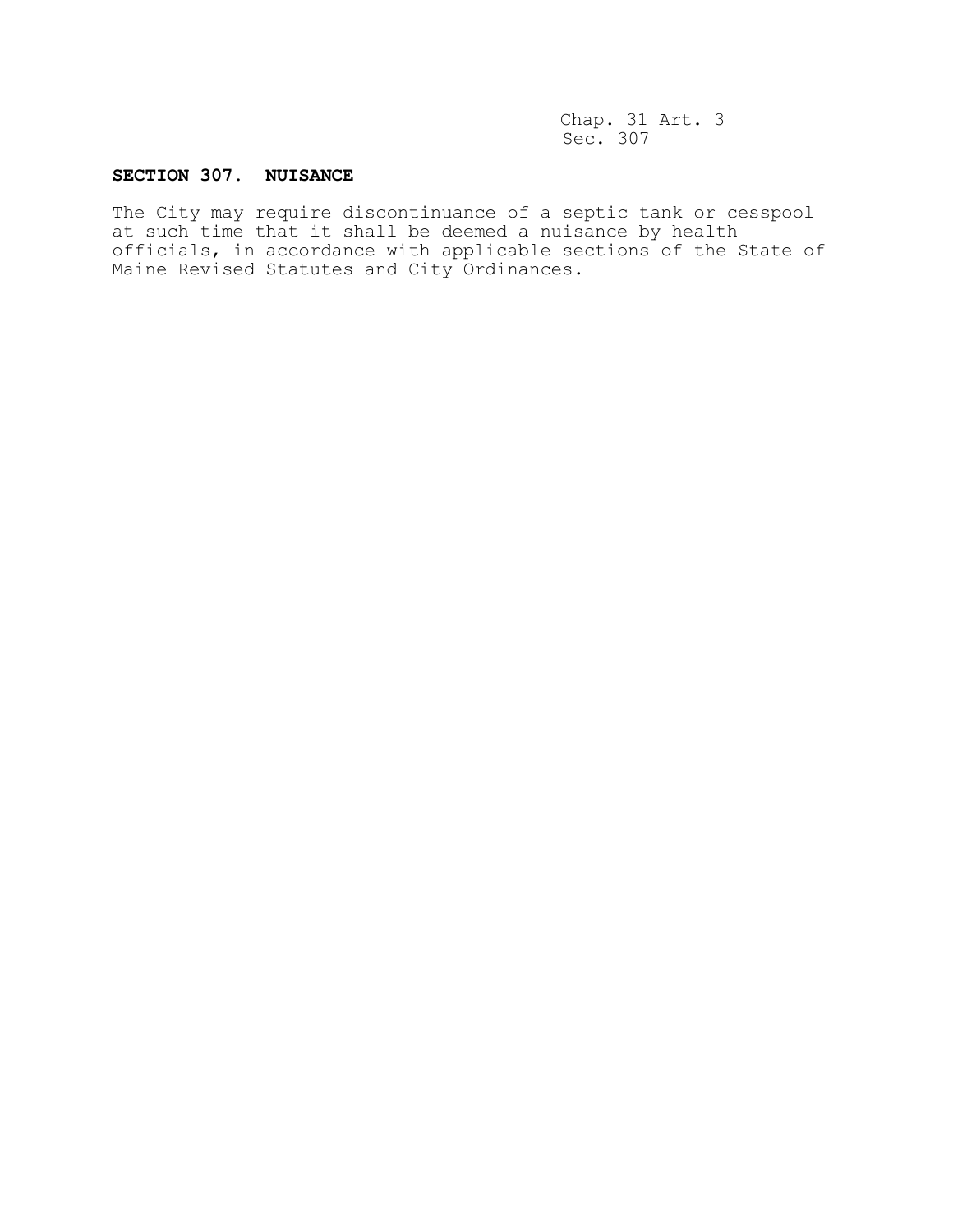## SECTION 307. NUISANCE

The City may require discontinuance of a septic tank or cesspool at such time that it shall be deemed a nuisance by health officials, in accordance with applicable sections of the State of Maine Revised Statutes and City Ordinances.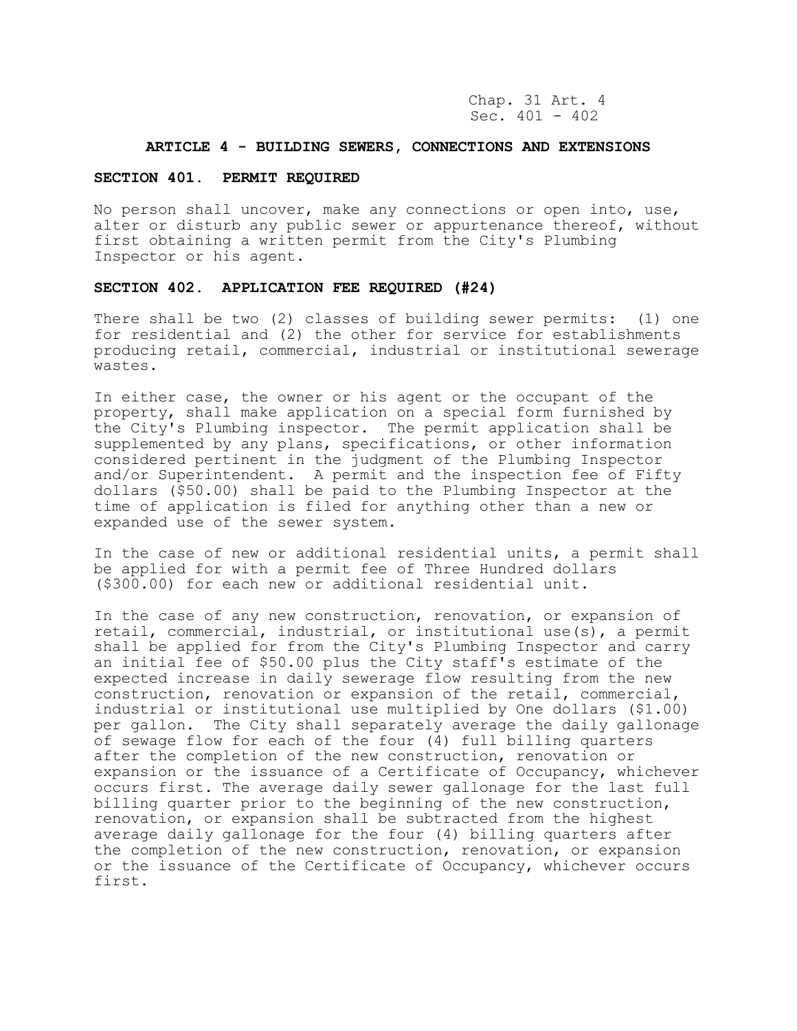## ARTICLE 4 - BUILDING SEWERS, CONNECTIONS AND EXTENSIONS

### SECTION 401. PERMIT REQUIRED

No person shall uncover, make any connections or open into, use, alter or disturb any public sewer or appurtenance thereof, without first obtaining a written permit from the City's Plumbing Inspector or his agent.

### SECTION 402. APPLICATION FEE REQUIRED (#24)

There shall be two (2) classes of building sewer permits: (1) one for residential and (2) the other for service for establishments producing retail, commercial, industrial or institutional sewerage wastes.

In either case, the owner or his agent or the occupant of the property, shall make application on a special form furnished by the City's Plumbing inspector. The permit application shall be supplemented by any plans, specifications, or other information considered pertinent in the judgment of the Plumbing Inspector and/or Superintendent. A permit and the inspection fee of Fifty dollars ($50.00) shall be paid to the Plumbing Inspector at the time of application is filed for anything other than a new or expanded use of the sewer system.

In the case of new or additional residential units, a permit shall be applied for with a permit fee of Three Hundred dollars ($300.00) for each new or additional residential unit.

In the case of any new construction, renovation, or expansion of retail, commercial, industrial, or institutional use(s), a permit shall be applied for from the City's Plumbing Inspector and carry an initial fee of $50.00 plus the City staff's estimate of the expected increase in daily sewerage flow resulting from the new construction, renovation or expansion of the retail, commercial, industrial or institutional use multiplied by One dollars ($1.00) per gallon. The City shall separately average the daily gallonage of sewage flow for each of the four (4) full billing quarters after the completion of the new construction, renovation or expansion or the issuance of a Certificate of Occupancy, whichever occurs first. The average daily sewer gallonage for the last full billing quarter prior to the beginning of the new construction, renovation, or expansion shall be subtracted from the highest average daily gallonage for the four (4) billing quarters after the completion of the new construction, renovation, or expansion or the issuance of the Certificate of Occupancy, whichever occurs first.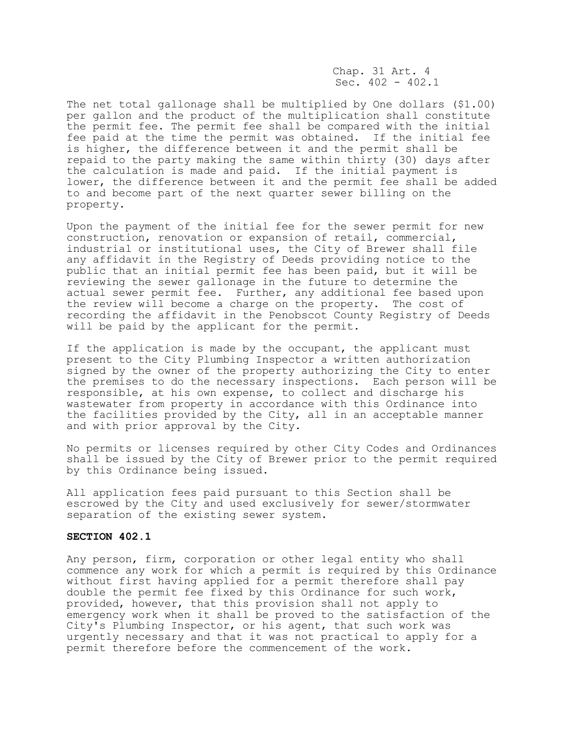The net total gallonage shall be multiplied by One dollars ($1.00) per gallon and the product of the multiplication shall constitute the permit fee. The permit fee shall be compared with the initial fee paid at the time the permit was obtained. If the initial fee is higher, the difference between it and the permit shall be repaid to the party making the same within thirty (30) days after the calculation is made and paid. If the initial payment is lower, the difference between it and the permit fee shall be added to and become part of the next quarter sewer billing on the property.

Upon the payment of the initial fee for the sewer permit for new construction, renovation or expansion of retail, commercial, industrial or institutional uses, the City of Brewer shall file any affidavit in the Registry of Deeds providing notice to the public that an initial permit fee has been paid, but it will be reviewing the sewer gallonage in the future to determine the actual sewer permit fee. Further, any additional fee based upon the review will become a charge on the property. The cost of recording the affidavit in the Penobscot County Registry of Deeds will be paid by the applicant for the permit.

If the application is made by the occupant, the applicant must present to the City Plumbing Inspector a written authorization signed by the owner of the property authorizing the City to enter the premises to do the necessary inspections. Each person will be responsible, at his own expense, to collect and discharge his wastewater from property in accordance with this Ordinance into the facilities provided by the City, all in an acceptable manner and with prior approval by the City.

No permits or licenses required by other City Codes and Ordinances shall be issued by the City of Brewer prior to the permit required by this Ordinance being issued.

All application fees paid pursuant to this Section shall be escrowed by the City and used exclusively for sewer/stormwater separation of the existing sewer system.

**SECTION 402.1**

Any person, firm, corporation or other legal entity who shall commence any work for which a permit is required by this Ordinance without first having applied for a permit therefore shall pay double the permit fee fixed by this Ordinance for such work, provided, however, that this provision shall not apply to emergency work when it shall be proved to the satisfaction of the City's Plumbing Inspector, or his agent, that such work was urgently necessary and that it was not practical to apply for a permit therefore before the commencement of the work.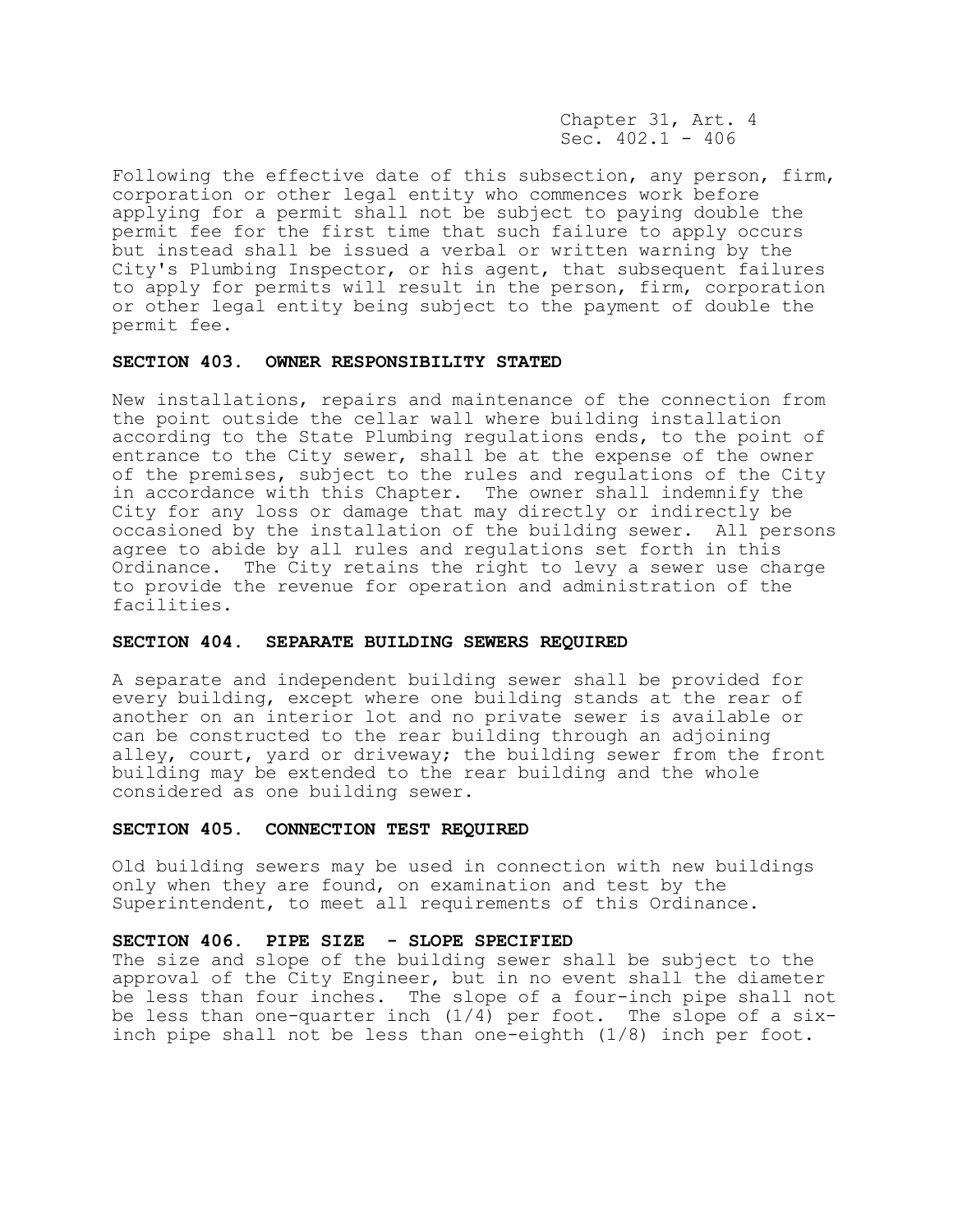Following the effective date of this subsection, any person, firm, corporation or other legal entity who commences work before applying for a permit shall not be subject to paying double the permit fee for the first time that such failure to apply occurs but instead shall be issued a verbal or written warning by the City's Plumbing Inspector, or his agent, that subsequent failures to apply for permits will result in the person, firm, corporation or other legal entity being subject to the payment of double the permit fee.

## SECTION 403. OWNER RESPONSIBILITY STATED

New installations, repairs and maintenance of the connection from the point outside the cellar wall where building installation according to the State Plumbing regulations ends, to the point of entrance to the City sewer, shall be at the expense of the owner of the premises, subject to the rules and regulations of the City in accordance with this Chapter. The owner shall indemnify the City for any loss or damage that may directly or indirectly be occasioned by the installation of the building sewer. All persons agree to abide by all rules and regulations set forth in this Ordinance. The City retains the right to levy a sewer use charge to provide the revenue for operation and administration of the facilities.

## SECTION 404. SEPARATE BUILDING SEWERS REQUIRED

A separate and independent building sewer shall be provided for every building, except where one building stands at the rear of another on an interior lot and no private sewer is available or can be constructed to the rear building through an adjoining alley, court, yard or driveway; the building sewer from the front building may be extended to the rear building and the whole considered as one building sewer.

## SECTION 405. CONNECTION TEST REQUIRED

Old building sewers may be used in connection with new buildings only when they are found, on examination and test by the Superintendent, to meet all requirements of this Ordinance.

## SECTION 406. PIPE SIZE - SLOPE SPECIFIED

The size and slope of the building sewer shall be subject to the approval of the City Engineer, but in no event shall the diameter be less than four inches. The slope of a four-inch pipe shall not be less than one-quarter inch (1/4) per foot. The slope of a six-inch pipe shall not be less than one-eighth (1/8) inch per foot.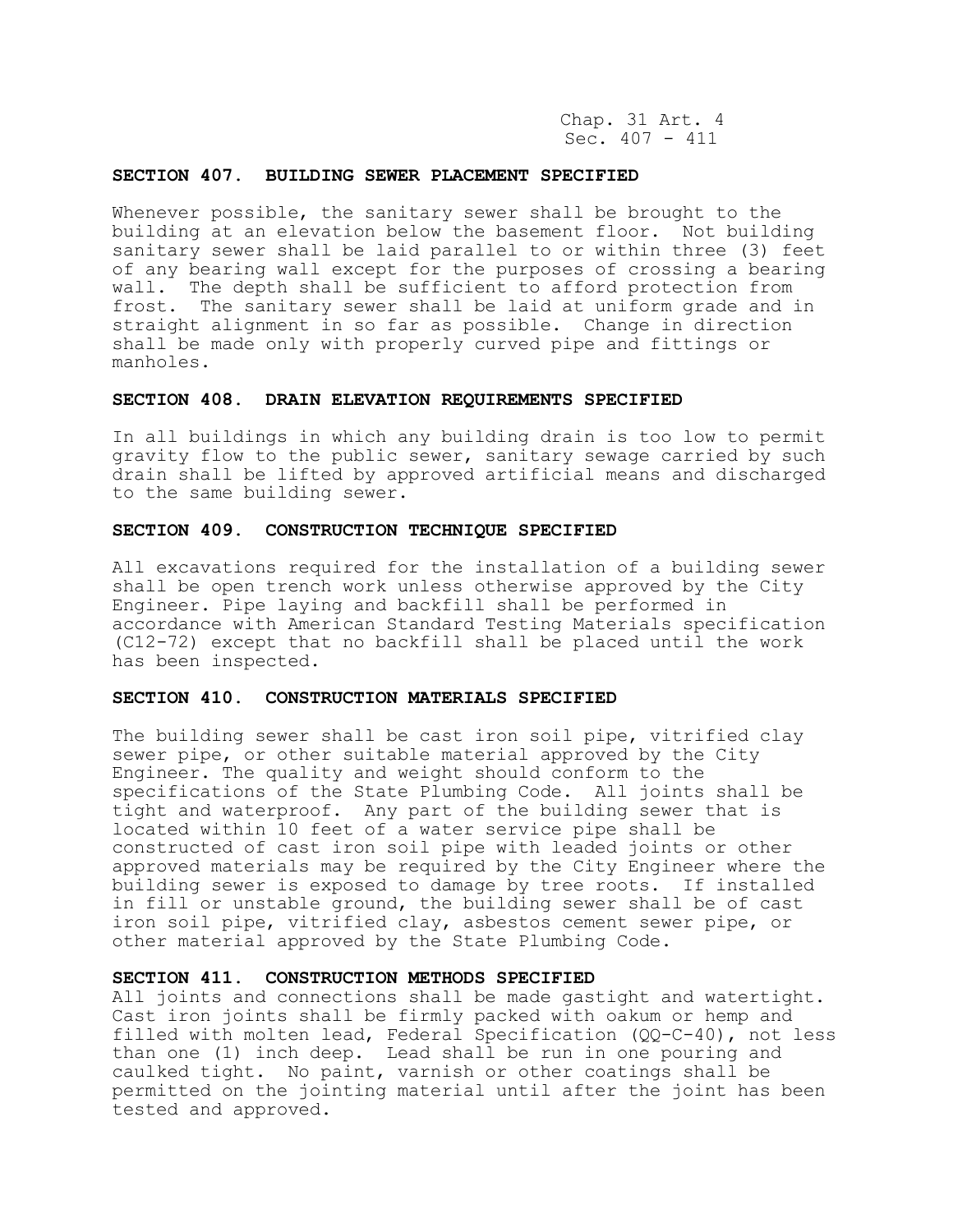## SECTION 407. BUILDING SEWER PLACEMENT SPECIFIED

Whenever possible, the sanitary sewer shall be brought to the building at an elevation below the basement floor. Not building sanitary sewer shall be laid parallel to or within three (3) feet of any bearing wall except for the purposes of crossing a bearing wall. The depth shall be sufficient to afford protection from frost. The sanitary sewer shall be laid at uniform grade and in straight alignment in so far as possible. Change in direction shall be made only with properly curved pipe and fittings or manholes.

## SECTION 408. DRAIN ELEVATION REQUIREMENTS SPECIFIED

In all buildings in which any building drain is too low to permit gravity flow to the public sewer, sanitary sewage carried by such drain shall be lifted by approved artificial means and discharged to the same building sewer.

## SECTION 409. CONSTRUCTION TECHNIQUE SPECIFIED

All excavations required for the installation of a building sewer shall be open trench work unless otherwise approved by the City Engineer. Pipe laying and backfill shall be performed in accordance with American Standard Testing Materials specification (C12-72) except that no backfill shall be placed until the work has been inspected.

## SECTION 410. CONSTRUCTION MATERIALS SPECIFIED

The building sewer shall be cast iron soil pipe, vitrified clay sewer pipe, or other suitable material approved by the City Engineer. The quality and weight should conform to the specifications of the State Plumbing Code. All joints shall be tight and waterproof. Any part of the building sewer that is located within 10 feet of a water service pipe shall be constructed of cast iron soil pipe with leaded joints or other approved materials may be required by the City Engineer where the building sewer is exposed to damage by tree roots. If installed in fill or unstable ground, the building sewer shall be of cast iron soil pipe, vitrified clay, asbestos cement sewer pipe, or other material approved by the State Plumbing Code.

## SECTION 411. CONSTRUCTION METHODS SPECIFIED

All joints and connections shall be made gastight and watertight. Cast iron joints shall be firmly packed with oakum or hemp and filled with molten lead, Federal Specification (QQ-C-40), not less than one (1) inch deep. Lead shall be run in one pouring and caulked tight. No paint, varnish or other coatings shall be permitted on the jointing material until after the joint has been tested and approved.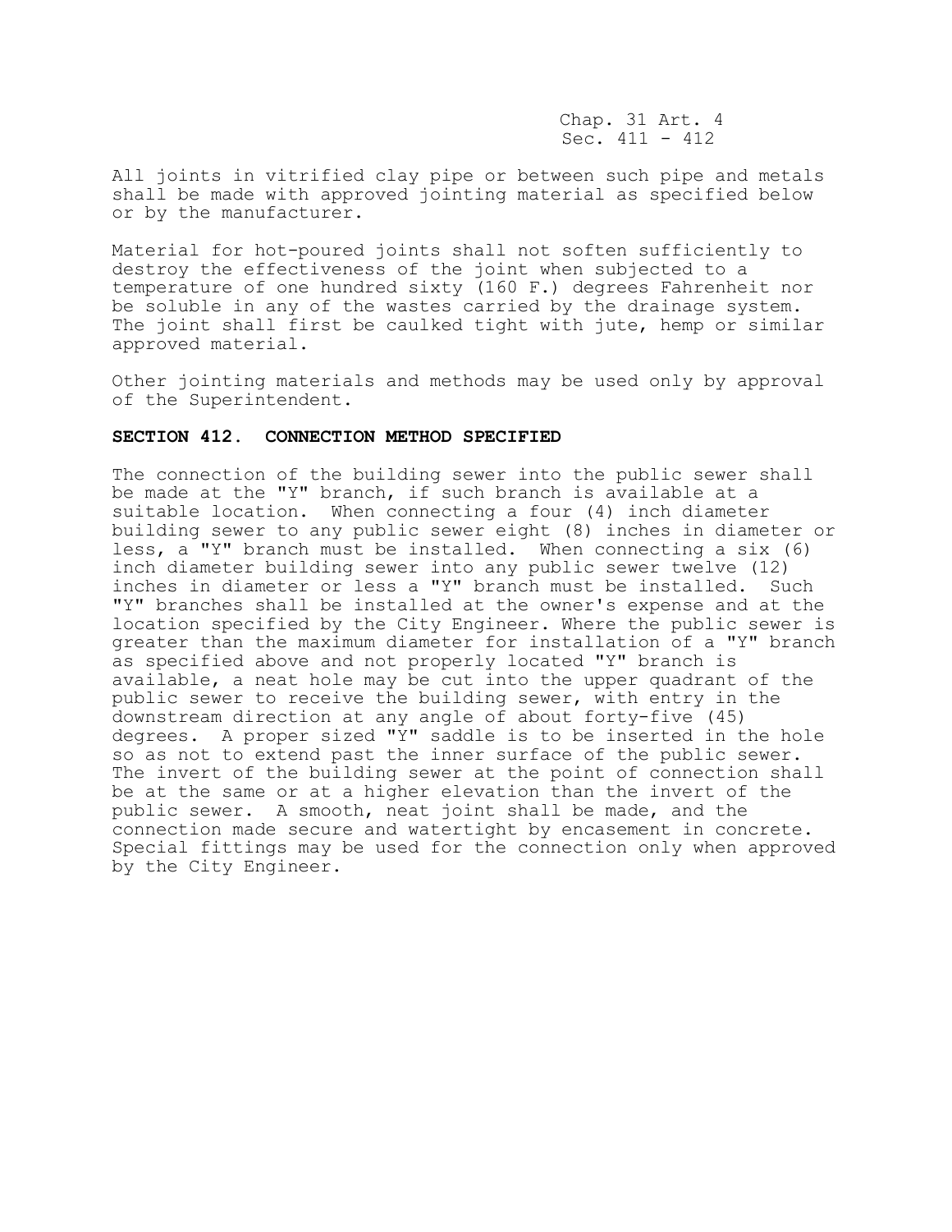All joints in vitrified clay pipe or between such pipe and metals shall be made with approved jointing material as specified below or by the manufacturer.

Material for hot-poured joints shall not soften sufficiently to destroy the effectiveness of the joint when subjected to a temperature of one hundred sixty (160 F.) degrees Fahrenheit nor be soluble in any of the wastes carried by the drainage system. The joint shall first be caulked tight with jute, hemp or similar approved material.

Other jointing materials and methods may be used only by approval of the Superintendent.

**SECTION 412. CONNECTION METHOD SPECIFIED**

The connection of the building sewer into the public sewer shall be made at the "Y" branch, if such branch is available at a suitable location. When connecting a four (4) inch diameter building sewer to any public sewer eight (8) inches in diameter or less, a "Y" branch must be installed. When connecting a six (6) inch diameter building sewer into any public sewer twelve (12) inches in diameter or less a "Y" branch must be installed. Such "Y" branches shall be installed at the owner's expense and at the location specified by the City Engineer. Where the public sewer is greater than the maximum diameter for installation of a "Y" branch as specified above and not properly located "Y" branch is available, a neat hole may be cut into the upper quadrant of the public sewer to receive the building sewer, with entry in the downstream direction at any angle of about forty-five (45) degrees. A proper sized "Y" saddle is to be inserted in the hole so as not to extend past the inner surface of the public sewer. The invert of the building sewer at the point of connection shall be at the same or at a higher elevation than the invert of the public sewer. A smooth, neat joint shall be made, and the connection made secure and watertight by encasement in concrete. Special fittings may be used for the connection only when approved by the City Engineer.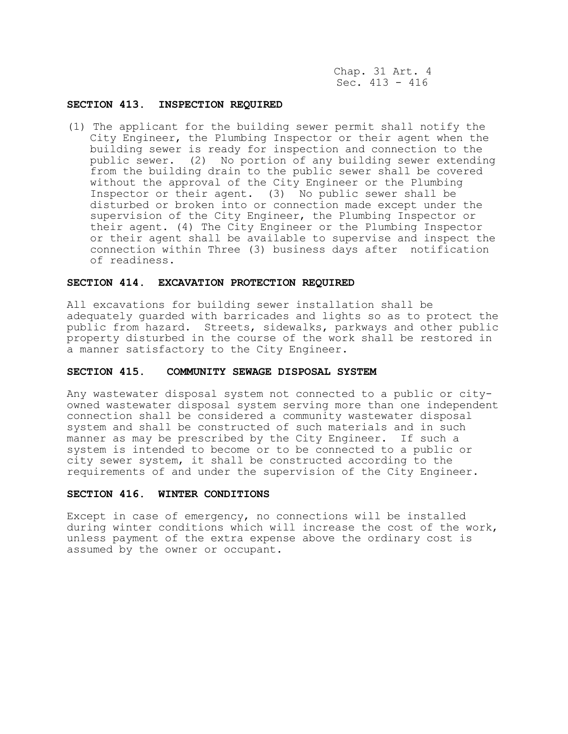## SECTION 413. INSPECTION REQUIRED

(1) The applicant for the building sewer permit shall notify the City Engineer, the Plumbing Inspector or their agent when the building sewer is ready for inspection and connection to the public sewer. (2) No portion of any building sewer extending from the building drain to the public sewer shall be covered without the approval of the City Engineer or the Plumbing Inspector or their agent. (3) No public sewer shall be disturbed or broken into or connection made except under the supervision of the City Engineer, the Plumbing Inspector or their agent. (4) The City Engineer or the Plumbing Inspector or their agent shall be available to supervise and inspect the connection within Three (3) business days after notification of readiness.

## SECTION 414. EXCAVATION PROTECTION REQUIRED

All excavations for building sewer installation shall be adequately guarded with barricades and lights so as to protect the public from hazard. Streets, sidewalks, parkways and other public property disturbed in the course of the work shall be restored in a manner satisfactory to the City Engineer.

## SECTION 415. COMMUNITY SEWAGE DISPOSAL SYSTEM

Any wastewater disposal system not connected to a public or city-owned wastewater disposal system serving more than one independent connection shall be considered a community wastewater disposal system and shall be constructed of such materials and in such manner as may be prescribed by the City Engineer. If such a system is intended to become or to be connected to a public or city sewer system, it shall be constructed according to the requirements of and under the supervision of the City Engineer.

## SECTION 416. WINTER CONDITIONS

Except in case of emergency, no connections will be installed during winter conditions which will increase the cost of the work, unless payment of the extra expense above the ordinary cost is assumed by the owner or occupant.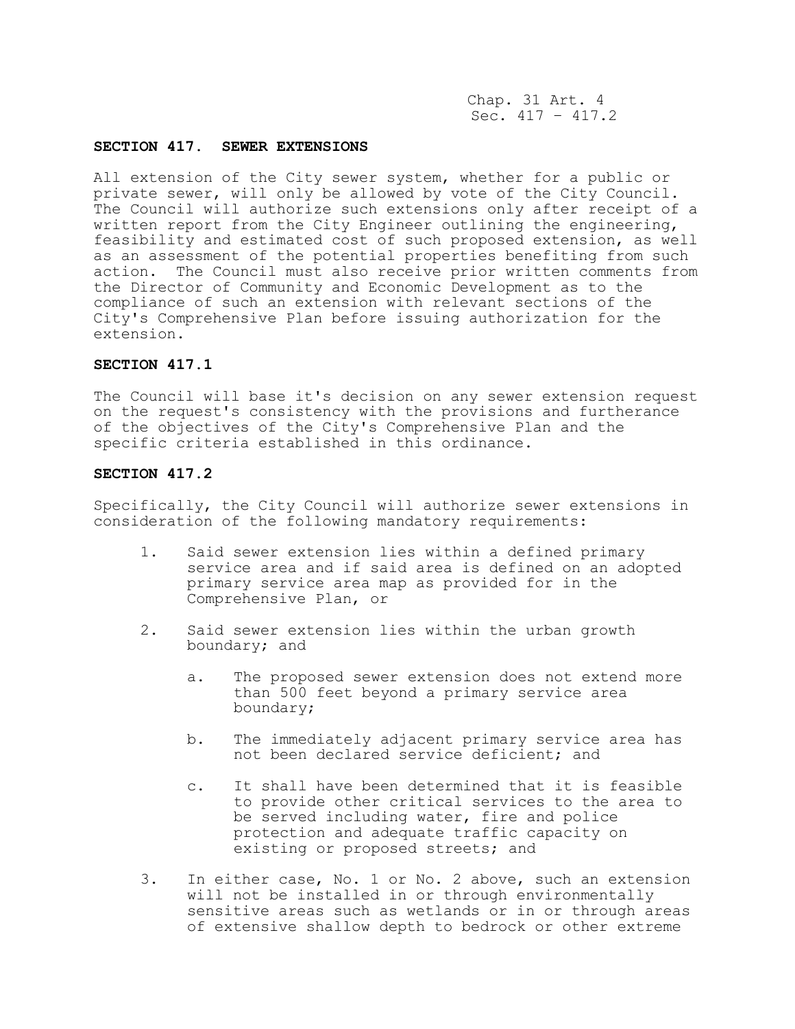## SECTION 417. SEWER EXTENSIONS

All extension of the City sewer system, whether for a public or private sewer, will only be allowed by vote of the City Council. The Council will authorize such extensions only after receipt of a written report from the City Engineer outlining the engineering, feasibility and estimated cost of such proposed extension, as well as an assessment of the potential properties benefiting from such action. The Council must also receive prior written comments from the Director of Community and Economic Development as to the compliance of such an extension with relevant sections of the City's Comprehensive Plan before issuing authorization for the extension.

## SECTION 417.1

The Council will base it's decision on any sewer extension request on the request's consistency with the provisions and furtherance of the objectives of the City's Comprehensive Plan and the specific criteria established in this ordinance.

## SECTION 417.2

Specifically, the City Council will authorize sewer extensions in consideration of the following mandatory requirements:

1. Said sewer extension lies within a defined primary service area and if said area is defined on an adopted primary service area map as provided for in the Comprehensive Plan, or

2. Said sewer extension lies within the urban growth boundary; and

   a. The proposed sewer extension does not extend more than 500 feet beyond a primary service area boundary;

   b. The immediately adjacent primary service area has not been declared service deficient; and

   c. It shall have been determined that it is feasible to provide other critical services to the area to be served including water, fire and police protection and adequate traffic capacity on existing or proposed streets; and

3. In either case, No. 1 or No. 2 above, such an extension will not be installed in or through environmentally sensitive areas such as wetlands or in or through areas of extensive shallow depth to bedrock or other extreme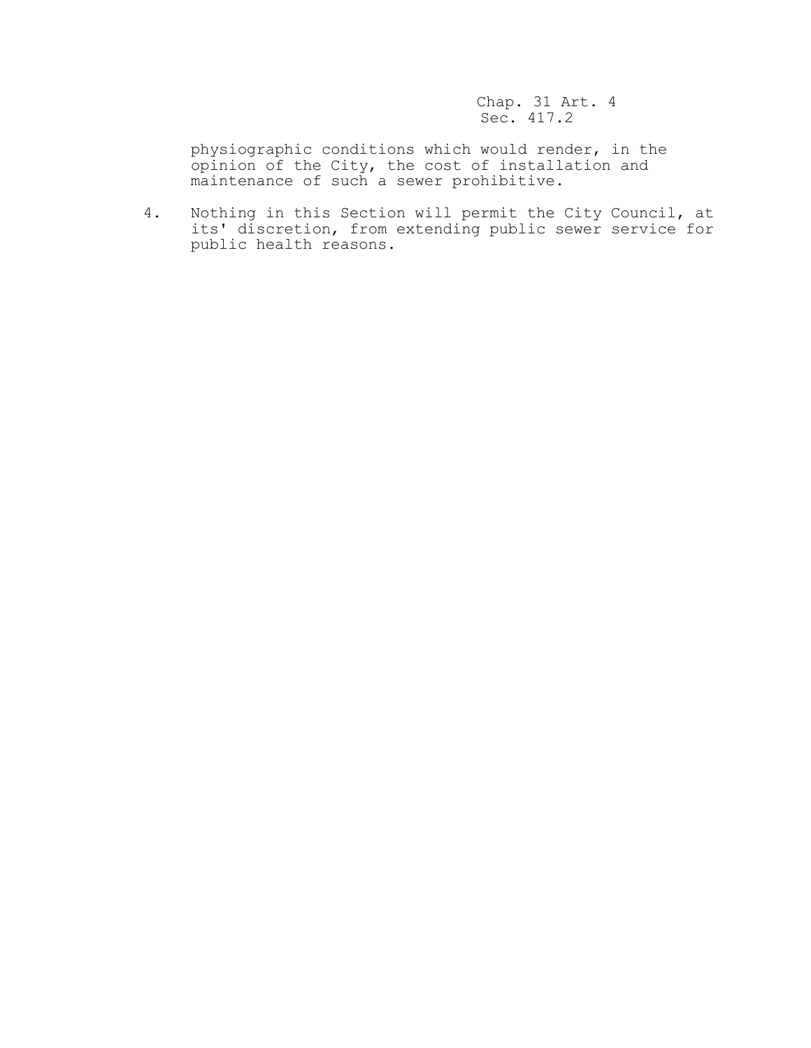physiographic conditions which would render, in the opinion of the City, the cost of installation and maintenance of such a sewer prohibitive.

4. Nothing in this Section will permit the City Council, at its' discretion, from extending public sewer service for public health reasons.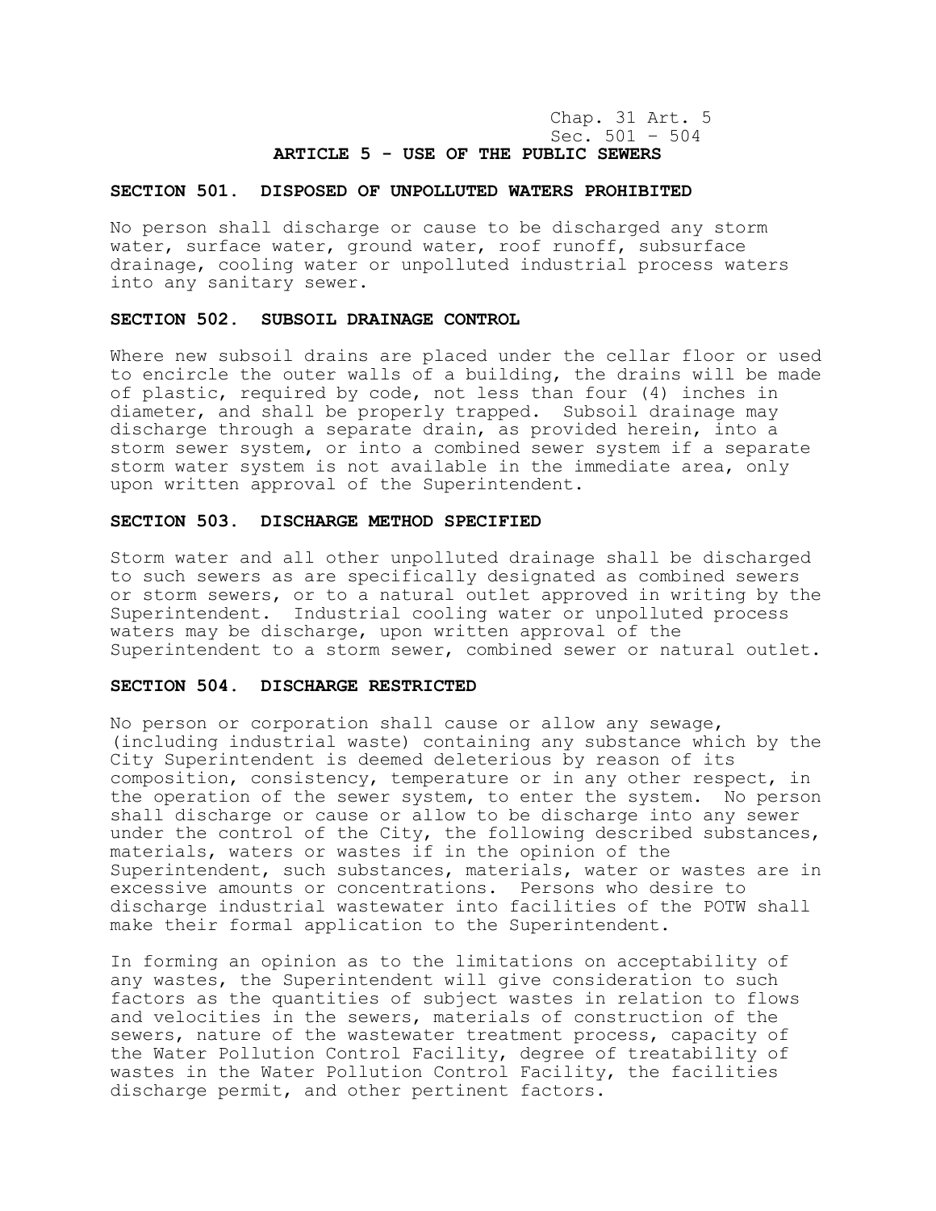## ARTICLE 5 - USE OF THE PUBLIC SEWERS

### SECTION 501. DISPOSED OF UNPOLLUTED WATERS PROHIBITED

No person shall discharge or cause to be discharged any storm water, surface water, ground water, roof runoff, subsurface drainage, cooling water or unpolluted industrial process waters into any sanitary sewer.

### SECTION 502. SUBSOIL DRAINAGE CONTROL

Where new subsoil drains are placed under the cellar floor or used to encircle the outer walls of a building, the drains will be made of plastic, required by code, not less than four (4) inches in diameter, and shall be properly trapped. Subsoil drainage may discharge through a separate drain, as provided herein, into a storm sewer system, or into a combined sewer system if a separate storm water system is not available in the immediate area, only upon written approval of the Superintendent.

### SECTION 503. DISCHARGE METHOD SPECIFIED

Storm water and all other unpolluted drainage shall be discharged to such sewers as are specifically designated as combined sewers or storm sewers, or to a natural outlet approved in writing by the Superintendent. Industrial cooling water or unpolluted process waters may be discharge, upon written approval of the Superintendent to a storm sewer, combined sewer or natural outlet.

### SECTION 504. DISCHARGE RESTRICTED

No person or corporation shall cause or allow any sewage, (including industrial waste) containing any substance which by the City Superintendent is deemed deleterious by reason of its composition, consistency, temperature or in any other respect, in the operation of the sewer system, to enter the system. No person shall discharge or cause or allow to be discharge into any sewer under the control of the City, the following described substances, materials, waters or wastes if in the opinion of the Superintendent, such substances, materials, water or wastes are in excessive amounts or concentrations. Persons who desire to discharge industrial wastewater into facilities of the POTW shall make their formal application to the Superintendent.

In forming an opinion as to the limitations on acceptability of any wastes, the Superintendent will give consideration to such factors as the quantities of subject wastes in relation to flows and velocities in the sewers, materials of construction of the sewers, nature of the wastewater treatment process, capacity of the Water Pollution Control Facility, degree of treatability of wastes in the Water Pollution Control Facility, the facilities discharge permit, and other pertinent factors.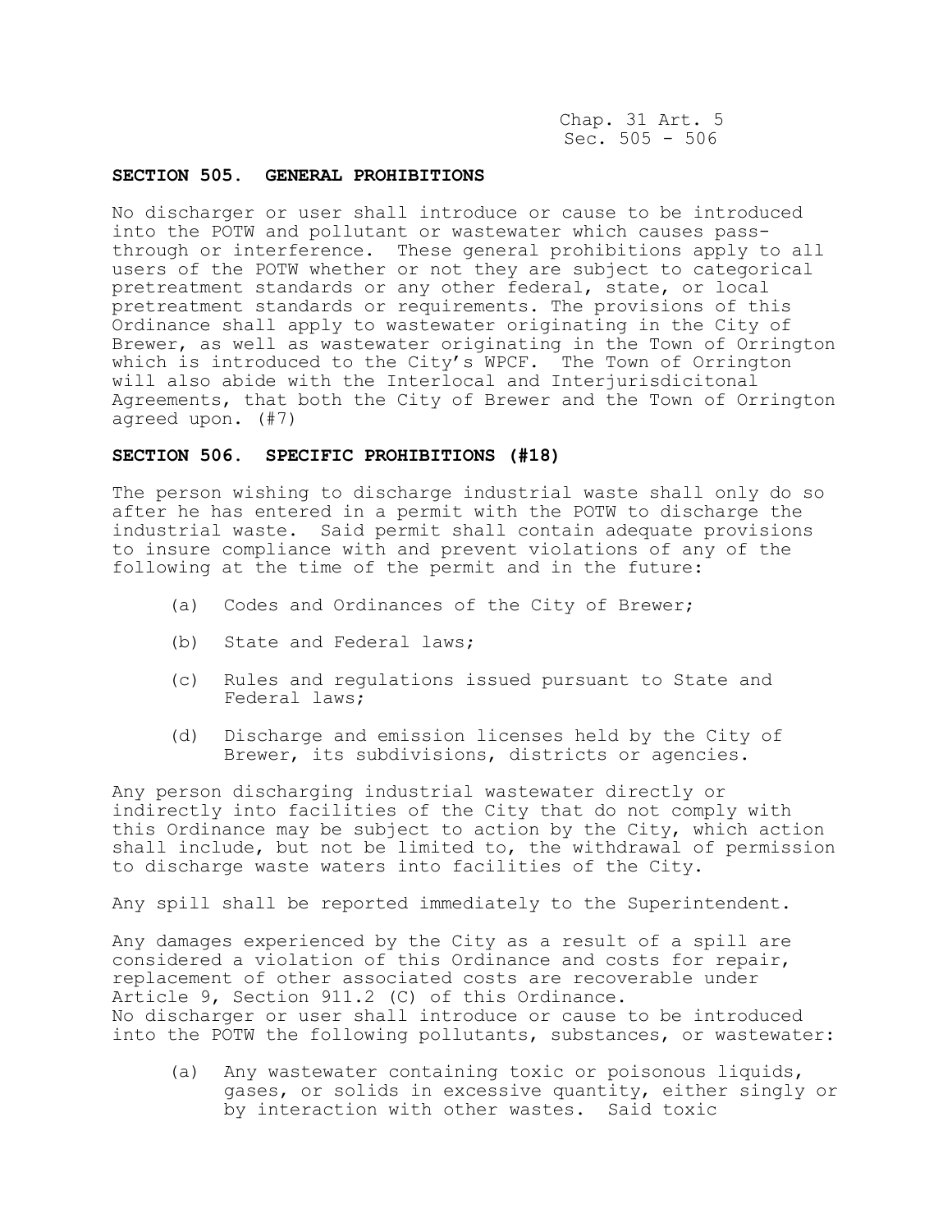## SECTION 505. GENERAL PROHIBITIONS

No discharger or user shall introduce or cause to be introduced into the POTW and pollutant or wastewater which causes pass-through or interference. These general prohibitions apply to all users of the POTW whether or not they are subject to categorical pretreatment standards or any other federal, state, or local pretreatment standards or requirements. The provisions of this Ordinance shall apply to wastewater originating in the City of Brewer, as well as wastewater originating in the Town of Orrington which is introduced to the City's WPCF. The Town of Orrington will also abide with the Interlocal and Interjurisdicitonal Agreements, that both the City of Brewer and the Town of Orrington agreed upon. (#7)

## SECTION 506. SPECIFIC PROHIBITIONS (#18)

The person wishing to discharge industrial waste shall only do so after he has entered in a permit with the POTW to discharge the industrial waste. Said permit shall contain adequate provisions to insure compliance with and prevent violations of any of the following at the time of the permit and in the future:

(a) Codes and Ordinances of the City of Brewer;

(b) State and Federal laws;

(c) Rules and regulations issued pursuant to State and Federal laws;

(d) Discharge and emission licenses held by the City of Brewer, its subdivisions, districts or agencies.

Any person discharging industrial wastewater directly or indirectly into facilities of the City that do not comply with this Ordinance may be subject to action by the City, which action shall include, but not be limited to, the withdrawal of permission to discharge waste waters into facilities of the City.

Any spill shall be reported immediately to the Superintendent.

Any damages experienced by the City as a result of a spill are considered a violation of this Ordinance and costs for repair, replacement of other associated costs are recoverable under Article 9, Section 911.2 (C) of this Ordinance.
No discharger or user shall introduce or cause to be introduced into the POTW the following pollutants, substances, or wastewater:

(a) Any wastewater containing toxic or poisonous liquids, gases, or solids in excessive quantity, either singly or by interaction with other wastes. Said toxic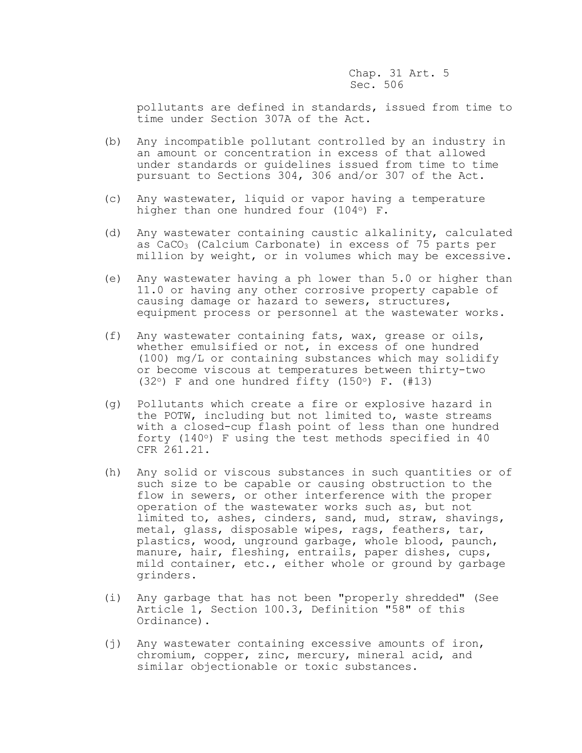pollutants are defined in standards, issued from time to time under Section 307A of the Act.

(b) Any incompatible pollutant controlled by an industry in an amount or concentration in excess of that allowed under standards or guidelines issued from time to time pursuant to Sections 304, 306 and/or 307 of the Act.

(c) Any wastewater, liquid or vapor having a temperature higher than one hundred four (104°) F.

(d) Any wastewater containing caustic alkalinity, calculated as $CaCO_3$ (Calcium Carbonate) in excess of 75 parts per million by weight, or in volumes which may be excessive.

(e) Any wastewater having a ph lower than 5.0 or higher than 11.0 or having any other corrosive property capable of causing damage or hazard to sewers, structures, equipment process or personnel at the wastewater works.

(f) Any wastewater containing fats, wax, grease or oils, whether emulsified or not, in excess of one hundred (100) mg/L or containing substances which may solidify or become viscous at temperatures between thirty-two (32°) F and one hundred fifty (150°) F. (#13)

(g) Pollutants which create a fire or explosive hazard in the POTW, including but not limited to, waste streams with a closed-cup flash point of less than one hundred forty (140°) F using the test methods specified in 40 CFR 261.21.

(h) Any solid or viscous substances in such quantities or of such size to be capable or causing obstruction to the flow in sewers, or other interference with the proper operation of the wastewater works such as, but not limited to, ashes, cinders, sand, mud, straw, shavings, metal, glass, disposable wipes, rags, feathers, tar, plastics, wood, unground garbage, whole blood, paunch, manure, hair, fleshing, entrails, paper dishes, cups, mild container, etc., either whole or ground by garbage grinders.

(i) Any garbage that has not been "properly shredded" (See Article 1, Section 100.3, Definition "58" of this Ordinance).

(j) Any wastewater containing excessive amounts of iron, chromium, copper, zinc, mercury, mineral acid, and similar objectionable or toxic substances.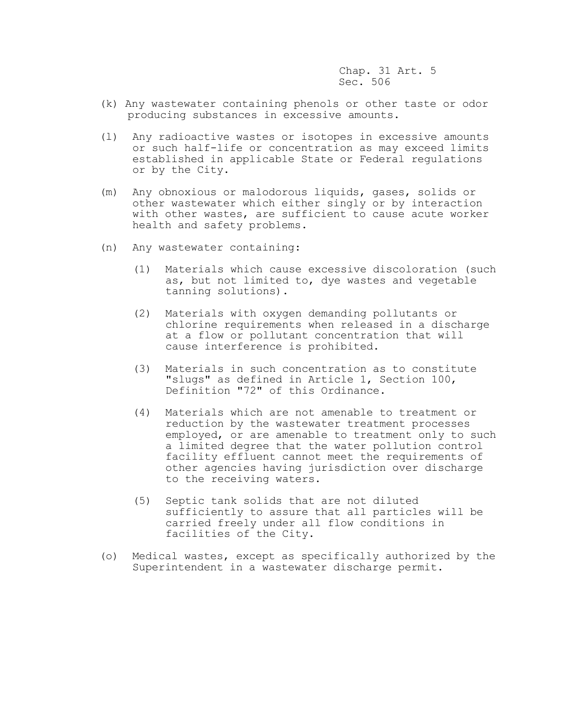(k) Any wastewater containing phenols or other taste or odor producing substances in excessive amounts.

(l) Any radioactive wastes or isotopes in excessive amounts or such half-life or concentration as may exceed limits established in applicable State or Federal regulations or by the City.

(m) Any obnoxious or malodorous liquids, gases, solids or other wastewater which either singly or by interaction with other wastes, are sufficient to cause acute worker health and safety problems.

(n) Any wastewater containing:

   (1) Materials which cause excessive discoloration (such as, but not limited to, dye wastes and vegetable tanning solutions).

   (2) Materials with oxygen demanding pollutants or chlorine requirements when released in a discharge at a flow or pollutant concentration that will cause interference is prohibited.

   (3) Materials in such concentration as to constitute "slugs" as defined in Article 1, Section 100, Definition "72" of this Ordinance.

   (4) Materials which are not amenable to treatment or reduction by the wastewater treatment processes employed, or are amenable to treatment only to such a limited degree that the water pollution control facility effluent cannot meet the requirements of other agencies having jurisdiction over discharge to the receiving waters.

   (5) Septic tank solids that are not diluted sufficiently to assure that all particles will be carried freely under all flow conditions in facilities of the City.

(o) Medical wastes, except as specifically authorized by the Superintendent in a wastewater discharge permit.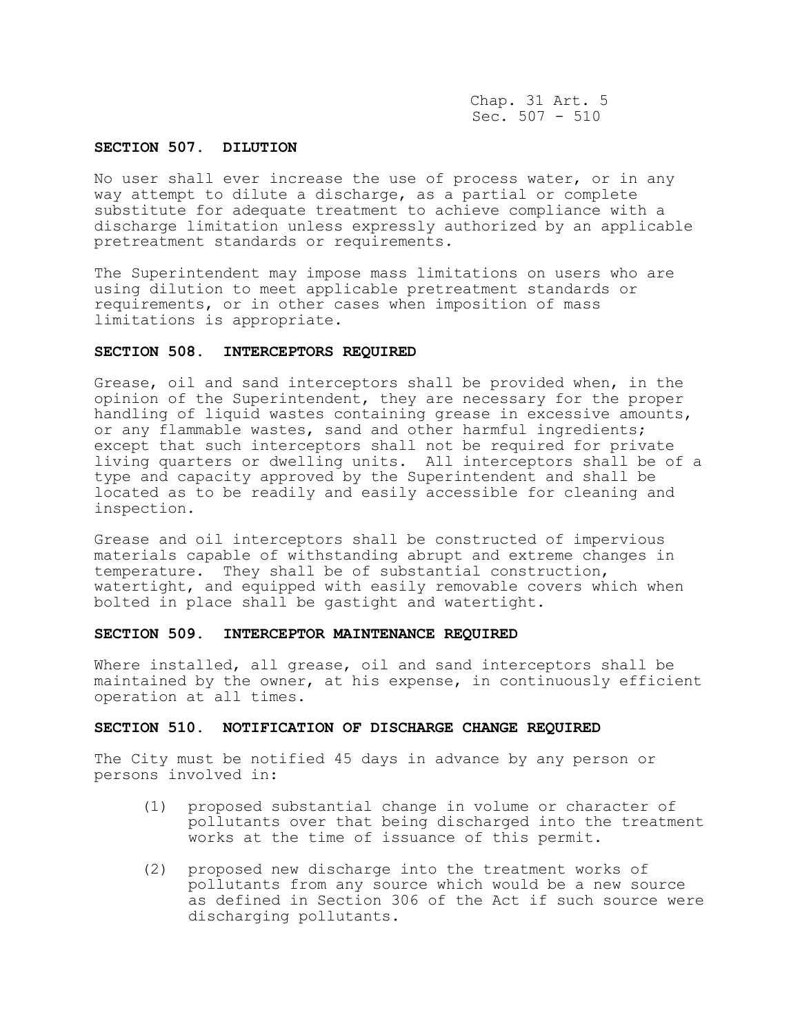## SECTION 507. DILUTION

No user shall ever increase the use of process water, or in any way attempt to dilute a discharge, as a partial or complete substitute for adequate treatment to achieve compliance with a discharge limitation unless expressly authorized by an applicable pretreatment standards or requirements.

The Superintendent may impose mass limitations on users who are using dilution to meet applicable pretreatment standards or requirements, or in other cases when imposition of mass limitations is appropriate.

## SECTION 508. INTERCEPTORS REQUIRED

Grease, oil and sand interceptors shall be provided when, in the opinion of the Superintendent, they are necessary for the proper handling of liquid wastes containing grease in excessive amounts, or any flammable wastes, sand and other harmful ingredients; except that such interceptors shall not be required for private living quarters or dwelling units. All interceptors shall be of a type and capacity approved by the Superintendent and shall be located as to be readily and easily accessible for cleaning and inspection.

Grease and oil interceptors shall be constructed of impervious materials capable of withstanding abrupt and extreme changes in temperature. They shall be of substantial construction, watertight, and equipped with easily removable covers which when bolted in place shall be gastight and watertight.

## SECTION 509. INTERCEPTOR MAINTENANCE REQUIRED

Where installed, all grease, oil and sand interceptors shall be maintained by the owner, at his expense, in continuously efficient operation at all times.

## SECTION 510. NOTIFICATION OF DISCHARGE CHANGE REQUIRED

The City must be notified 45 days in advance by any person or persons involved in:

(1) proposed substantial change in volume or character of pollutants over that being discharged into the treatment works at the time of issuance of this permit.

(2) proposed new discharge into the treatment works of pollutants from any source which would be a new source as defined in Section 306 of the Act if such source were discharging pollutants.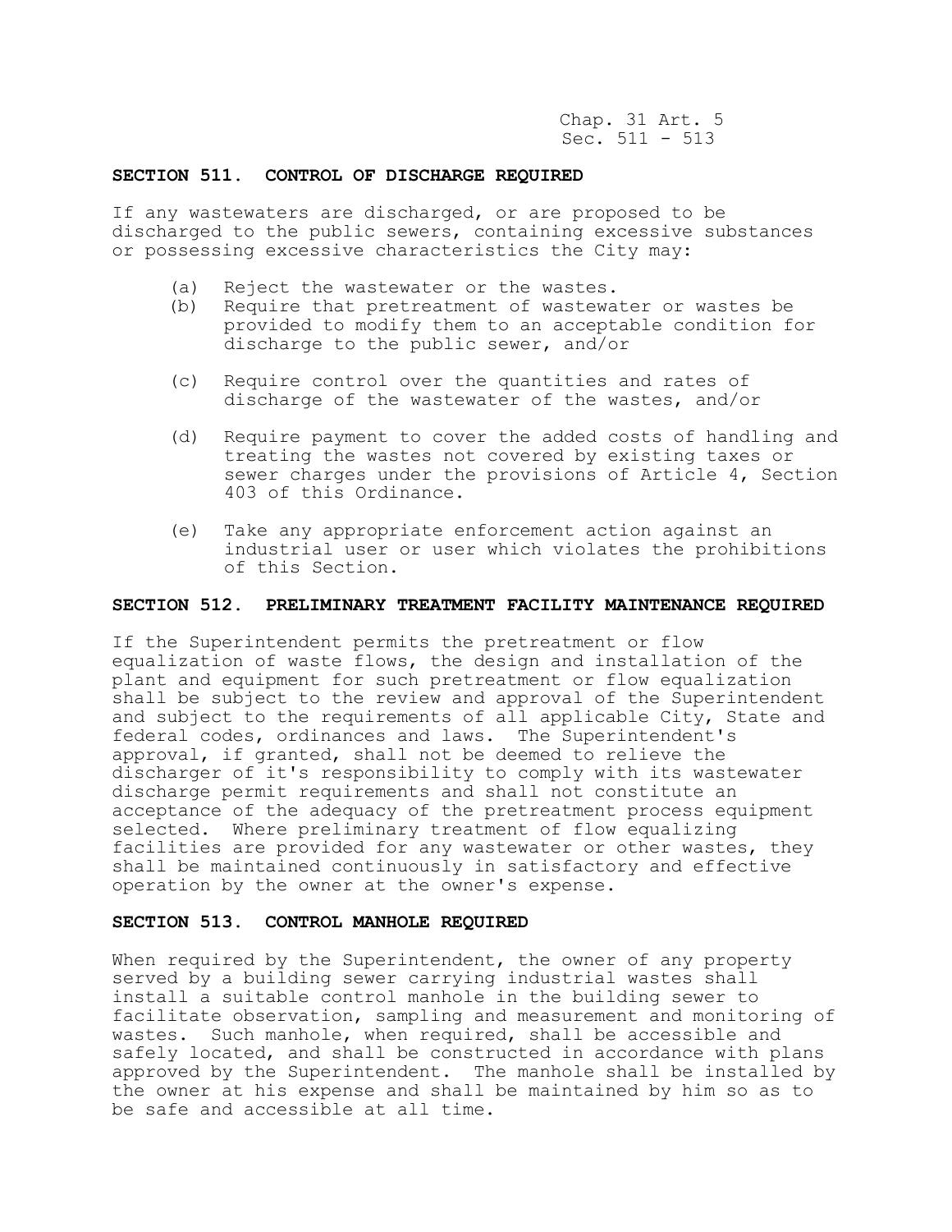## SECTION 511. CONTROL OF DISCHARGE REQUIRED

If any wastewaters are discharged, or are proposed to be discharged to the public sewers, containing excessive substances or possessing excessive characteristics the City may:

(a) Reject the wastewater or the wastes.

(b) Require that pretreatment of wastewater or wastes be provided to modify them to an acceptable condition for discharge to the public sewer, and/or

(c) Require control over the quantities and rates of discharge of the wastewater of the wastes, and/or

(d) Require payment to cover the added costs of handling and treating the wastes not covered by existing taxes or sewer charges under the provisions of Article 4, Section 403 of this Ordinance.

(e) Take any appropriate enforcement action against an industrial user or user which violates the prohibitions of this Section.

## SECTION 512. PRELIMINARY TREATMENT FACILITY MAINTENANCE REQUIRED

If the Superintendent permits the pretreatment or flow equalization of waste flows, the design and installation of the plant and equipment for such pretreatment or flow equalization shall be subject to the review and approval of the Superintendent and subject to the requirements of all applicable City, State and federal codes, ordinances and laws. The Superintendent's approval, if granted, shall not be deemed to relieve the discharger of it's responsibility to comply with its wastewater discharge permit requirements and shall not constitute an acceptance of the adequacy of the pretreatment process equipment selected. Where preliminary treatment of flow equalizing facilities are provided for any wastewater or other wastes, they shall be maintained continuously in satisfactory and effective operation by the owner at the owner's expense.

## SECTION 513. CONTROL MANHOLE REQUIRED

When required by the Superintendent, the owner of any property served by a building sewer carrying industrial wastes shall install a suitable control manhole in the building sewer to facilitate observation, sampling and measurement and monitoring of wastes. Such manhole, when required, shall be accessible and safely located, and shall be constructed in accordance with plans approved by the Superintendent. The manhole shall be installed by the owner at his expense and shall be maintained by him so as to be safe and accessible at all time.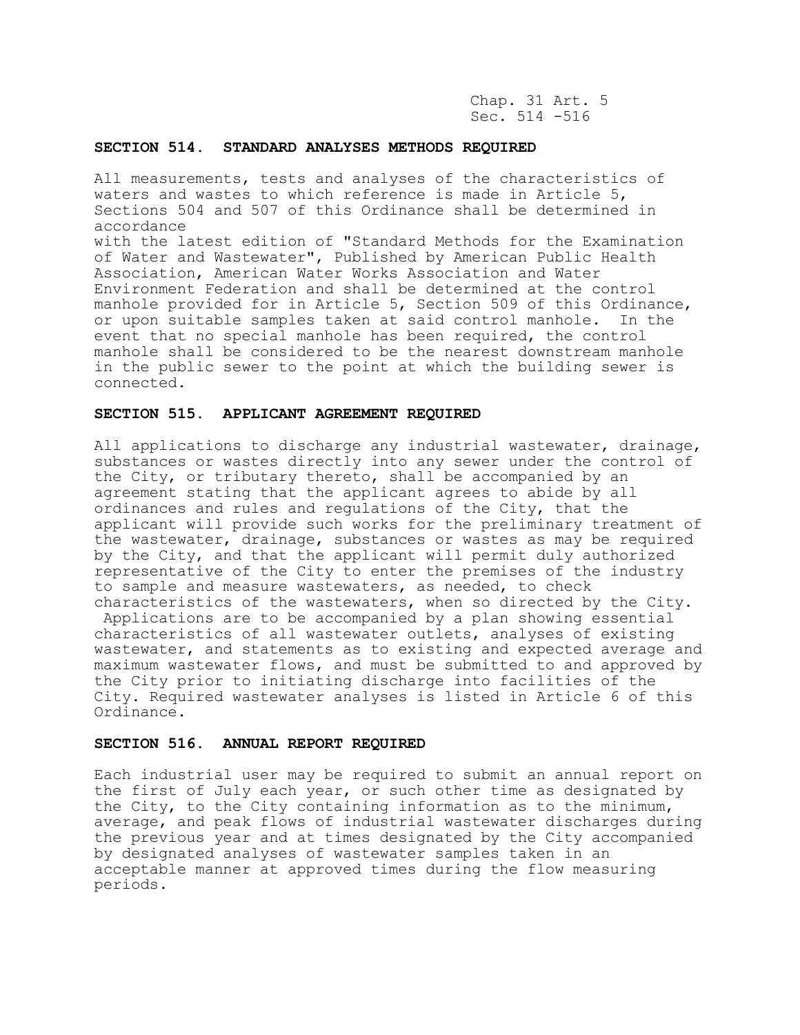## SECTION 514. STANDARD ANALYSES METHODS REQUIRED

All measurements, tests and analyses of the characteristics of waters and wastes to which reference is made in Article 5, Sections 504 and 507 of this Ordinance shall be determined in accordance with the latest edition of "Standard Methods for the Examination of Water and Wastewater", Published by American Public Health Association, American Water Works Association and Water Environment Federation and shall be determined at the control manhole provided for in Article 5, Section 509 of this Ordinance, or upon suitable samples taken at said control manhole. In the event that no special manhole has been required, the control manhole shall be considered to be the nearest downstream manhole in the public sewer to the point at which the building sewer is connected.

## SECTION 515. APPLICANT AGREEMENT REQUIRED

All applications to discharge any industrial wastewater, drainage, substances or wastes directly into any sewer under the control of the City, or tributary thereto, shall be accompanied by an agreement stating that the applicant agrees to abide by all ordinances and rules and regulations of the City, that the applicant will provide such works for the preliminary treatment of the wastewater, drainage, substances or wastes as may be required by the City, and that the applicant will permit duly authorized representative of the City to enter the premises of the industry to sample and measure wastewaters, as needed, to check characteristics of the wastewaters, when so directed by the City. Applications are to be accompanied by a plan showing essential characteristics of all wastewater outlets, analyses of existing wastewater, and statements as to existing and expected average and maximum wastewater flows, and must be submitted to and approved by the City prior to initiating discharge into facilities of the City. Required wastewater analyses is listed in Article 6 of this Ordinance.

## SECTION 516. ANNUAL REPORT REQUIRED

Each industrial user may be required to submit an annual report on the first of July each year, or such other time as designated by the City, to the City containing information as to the minimum, average, and peak flows of industrial wastewater discharges during the previous year and at times designated by the City accompanied by designated analyses of wastewater samples taken in an acceptable manner at approved times during the flow measuring periods.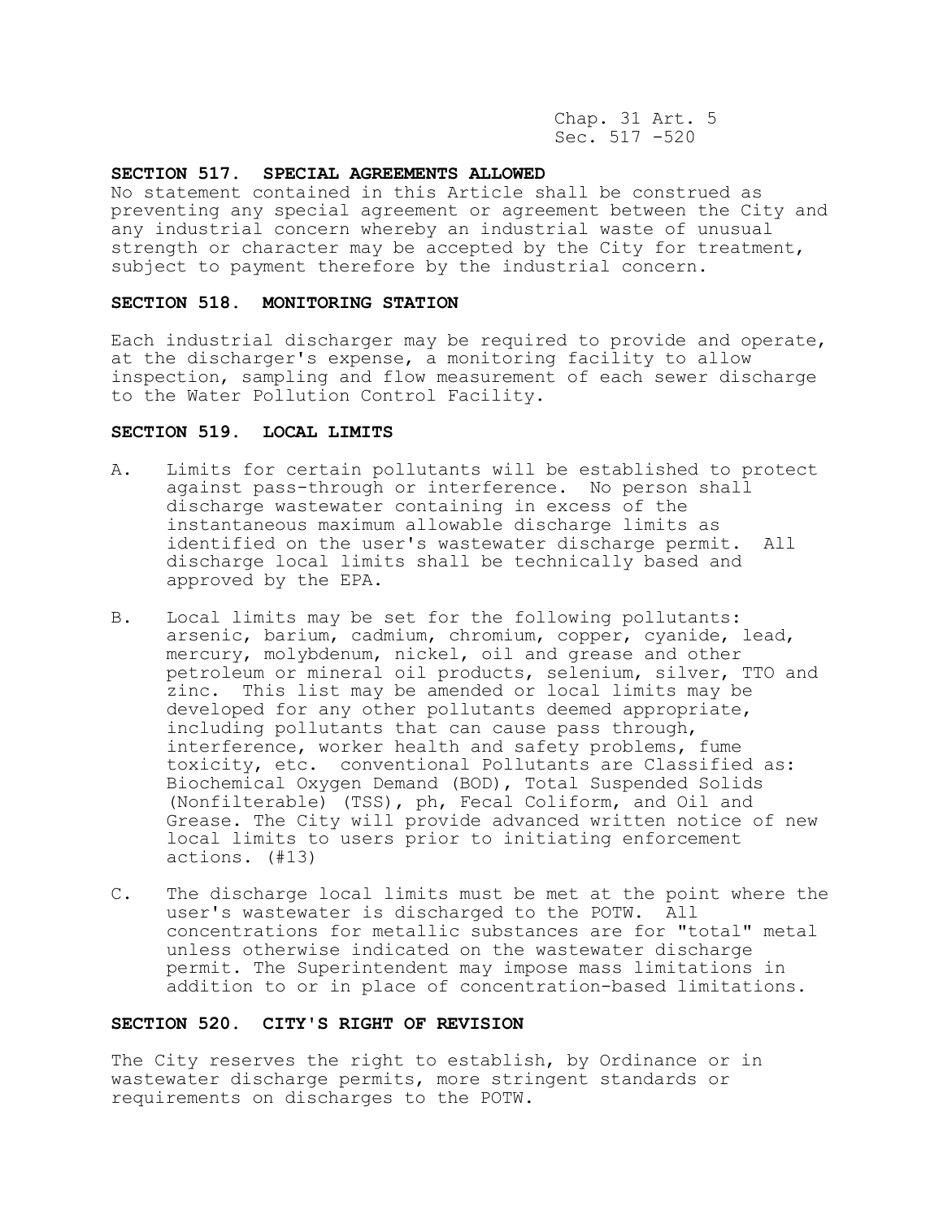### SECTION 517. SPECIAL AGREEMENTS ALLOWED

No statement contained in this Article shall be construed as preventing any special agreement or agreement between the City and any industrial concern whereby an industrial waste of unusual strength or character may be accepted by the City for treatment, subject to payment therefore by the industrial concern.

### SECTION 518. MONITORING STATION

Each industrial discharger may be required to provide and operate, at the discharger's expense, a monitoring facility to allow inspection, sampling and flow measurement of each sewer discharge to the Water Pollution Control Facility.

### SECTION 519. LOCAL LIMITS

A. Limits for certain pollutants will be established to protect against pass-through or interference. No person shall discharge wastewater containing in excess of the instantaneous maximum allowable discharge limits as identified on the user's wastewater discharge permit. All discharge local limits shall be technically based and approved by the EPA.

B. Local limits may be set for the following pollutants: arsenic, barium, cadmium, chromium, copper, cyanide, lead, mercury, molybdenum, nickel, oil and grease and other petroleum or mineral oil products, selenium, silver, TTO and zinc. This list may be amended or local limits may be developed for any other pollutants deemed appropriate, including pollutants that can cause pass through, interference, worker health and safety problems, fume toxicity, etc. conventional Pollutants are Classified as: Biochemical Oxygen Demand (BOD), Total Suspended Solids (Nonfilterable) (TSS), ph, Fecal Coliform, and Oil and Grease. The City will provide advanced written notice of new local limits to users prior to initiating enforcement actions. (#13)

C. The discharge local limits must be met at the point where the user's wastewater is discharged to the POTW. All concentrations for metallic substances are for "total" metal unless otherwise indicated on the wastewater discharge permit. The Superintendent may impose mass limitations in addition to or in place of concentration-based limitations.

### SECTION 520. CITY'S RIGHT OF REVISION

The City reserves the right to establish, by Ordinance or in wastewater discharge permits, more stringent standards or requirements on discharges to the POTW.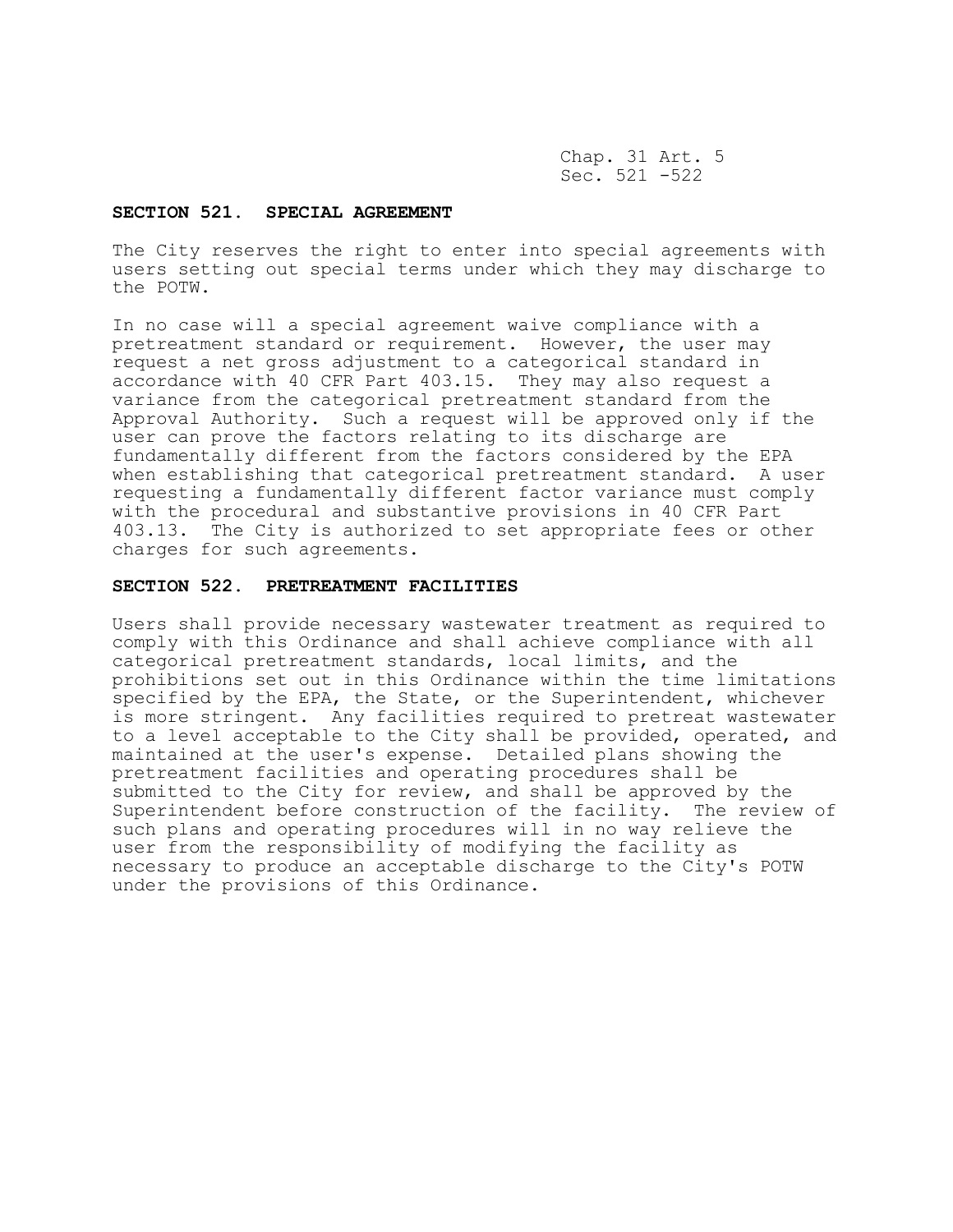## SECTION 521. SPECIAL AGREEMENT

The City reserves the right to enter into special agreements with users setting out special terms under which they may discharge to the POTW.

In no case will a special agreement waive compliance with a pretreatment standard or requirement. However, the user may request a net gross adjustment to a categorical standard in accordance with 40 CFR Part 403.15. They may also request a variance from the categorical pretreatment standard from the Approval Authority. Such a request will be approved only if the user can prove the factors relating to its discharge are fundamentally different from the factors considered by the EPA when establishing that categorical pretreatment standard. A user requesting a fundamentally different factor variance must comply with the procedural and substantive provisions in 40 CFR Part 403.13. The City is authorized to set appropriate fees or other charges for such agreements.

## SECTION 522. PRETREATMENT FACILITIES

Users shall provide necessary wastewater treatment as required to comply with this Ordinance and shall achieve compliance with all categorical pretreatment standards, local limits, and the prohibitions set out in this Ordinance within the time limitations specified by the EPA, the State, or the Superintendent, whichever is more stringent. Any facilities required to pretreat wastewater to a level acceptable to the City shall be provided, operated, and maintained at the user's expense. Detailed plans showing the pretreatment facilities and operating procedures shall be submitted to the City for review, and shall be approved by the Superintendent before construction of the facility. The review of such plans and operating procedures will in no way relieve the user from the responsibility of modifying the facility as necessary to produce an acceptable discharge to the City's POTW under the provisions of this Ordinance.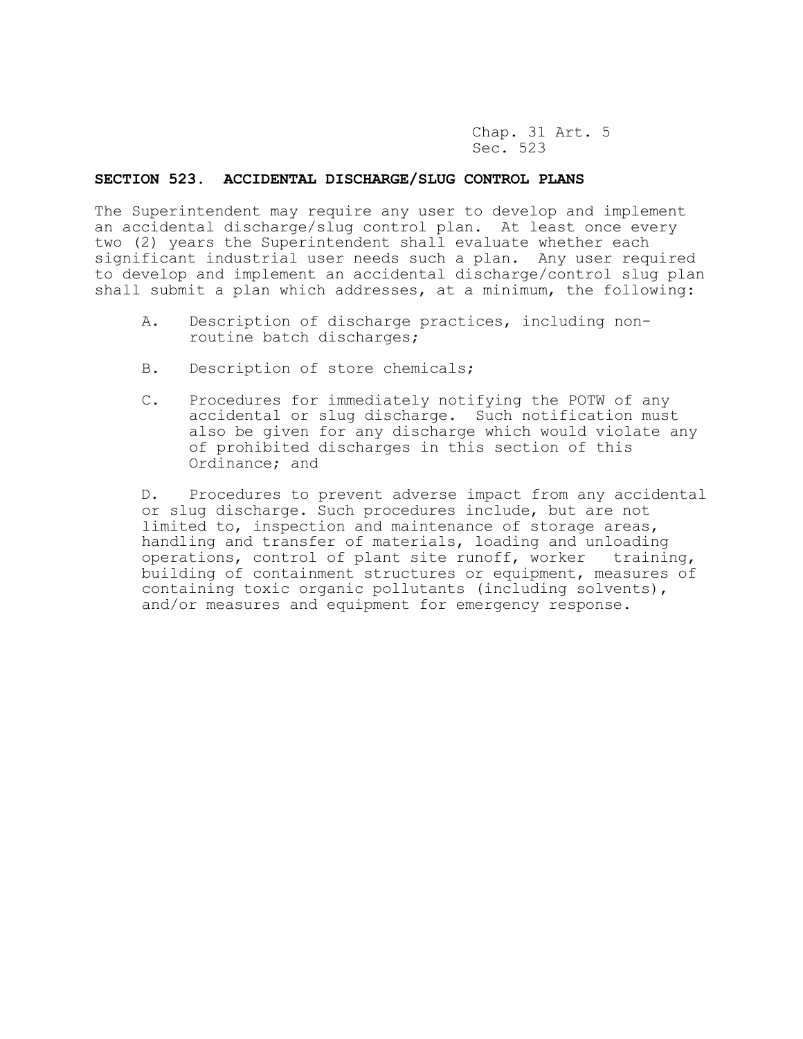## SECTION 523. ACCIDENTAL DISCHARGE/SLUG CONTROL PLANS

The Superintendent may require any user to develop and implement an accidental discharge/slug control plan. At least once every two (2) years the Superintendent shall evaluate whether each significant industrial user needs such a plan. Any user required to develop and implement an accidental discharge/control slug plan shall submit a plan which addresses, at a minimum, the following:

A. Description of discharge practices, including non-routine batch discharges;

B. Description of store chemicals;

C. Procedures for immediately notifying the POTW of any accidental or slug discharge. Such notification must also be given for any discharge which would violate any of prohibited discharges in this section of this Ordinance; and

D. Procedures to prevent adverse impact from any accidental or slug discharge. Such procedures include, but are not limited to, inspection and maintenance of storage areas, handling and transfer of materials, loading and unloading operations, control of plant site runoff, worker training, building of containment structures or equipment, measures of containing toxic organic pollutants (including solvents), and/or measures and equipment for emergency response.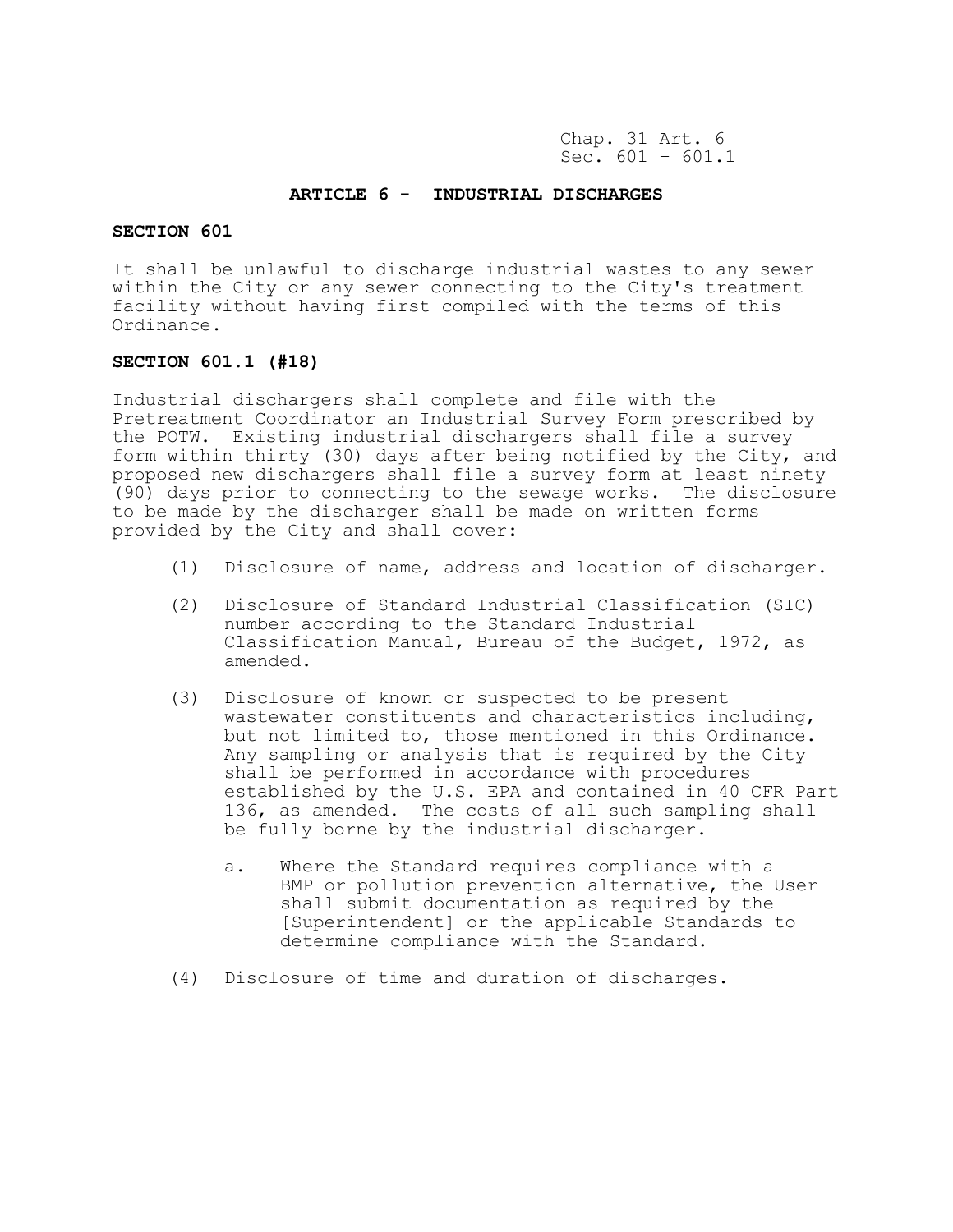## ARTICLE 6 - INDUSTRIAL DISCHARGES

### SECTION 601

It shall be unlawful to discharge industrial wastes to any sewer within the City or any sewer connecting to the City's treatment facility without having first compiled with the terms of this Ordinance.

### SECTION 601.1 (#18)

Industrial dischargers shall complete and file with the Pretreatment Coordinator an Industrial Survey Form prescribed by the POTW. Existing industrial dischargers shall file a survey form within thirty (30) days after being notified by the City, and proposed new dischargers shall file a survey form at least ninety (90) days prior to connecting to the sewage works. The disclosure to be made by the discharger shall be made on written forms provided by the City and shall cover:

(1) Disclosure of name, address and location of discharger.

(2) Disclosure of Standard Industrial Classification (SIC) number according to the Standard Industrial Classification Manual, Bureau of the Budget, 1972, as amended.

(3) Disclosure of known or suspected to be present wastewater constituents and characteristics including, but not limited to, those mentioned in this Ordinance. Any sampling or analysis that is required by the City shall be performed in accordance with procedures established by the U.S. EPA and contained in 40 CFR Part 136, as amended. The costs of all such sampling shall be fully borne by the industrial discharger.

   a. Where the Standard requires compliance with a BMP or pollution prevention alternative, the User shall submit documentation as required by the [Superintendent] or the applicable Standards to determine compliance with the Standard.

(4) Disclosure of time and duration of discharges.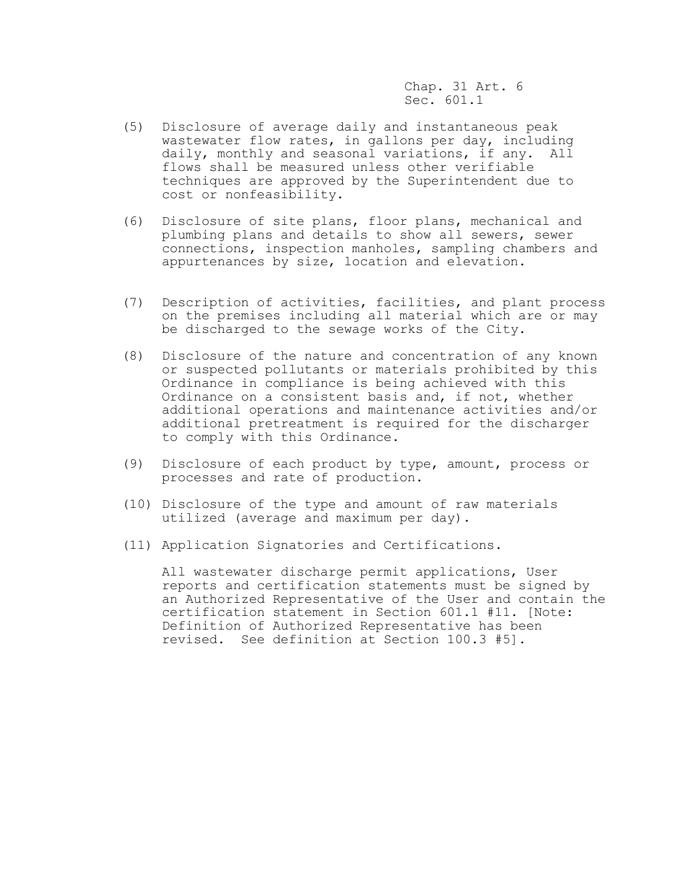(5) Disclosure of average daily and instantaneous peak wastewater flow rates, in gallons per day, including daily, monthly and seasonal variations, if any. All flows shall be measured unless other verifiable techniques are approved by the Superintendent due to cost or nonfeasibility.

(6) Disclosure of site plans, floor plans, mechanical and plumbing plans and details to show all sewers, sewer connections, inspection manholes, sampling chambers and appurtenances by size, location and elevation.

(7) Description of activities, facilities, and plant process on the premises including all material which are or may be discharged to the sewage works of the City.

(8) Disclosure of the nature and concentration of any known or suspected pollutants or materials prohibited by this Ordinance in compliance is being achieved with this Ordinance on a consistent basis and, if not, whether additional operations and maintenance activities and/or additional pretreatment is required for the discharger to comply with this Ordinance.

(9) Disclosure of each product by type, amount, process or processes and rate of production.

(10) Disclosure of the type and amount of raw materials utilized (average and maximum per day).

(11) Application Signatories and Certifications.

All wastewater discharge permit applications, User reports and certification statements must be signed by an Authorized Representative of the User and contain the certification statement in Section 601.1 #11. [Note: Definition of Authorized Representative has been revised. See definition at Section 100.3 #5].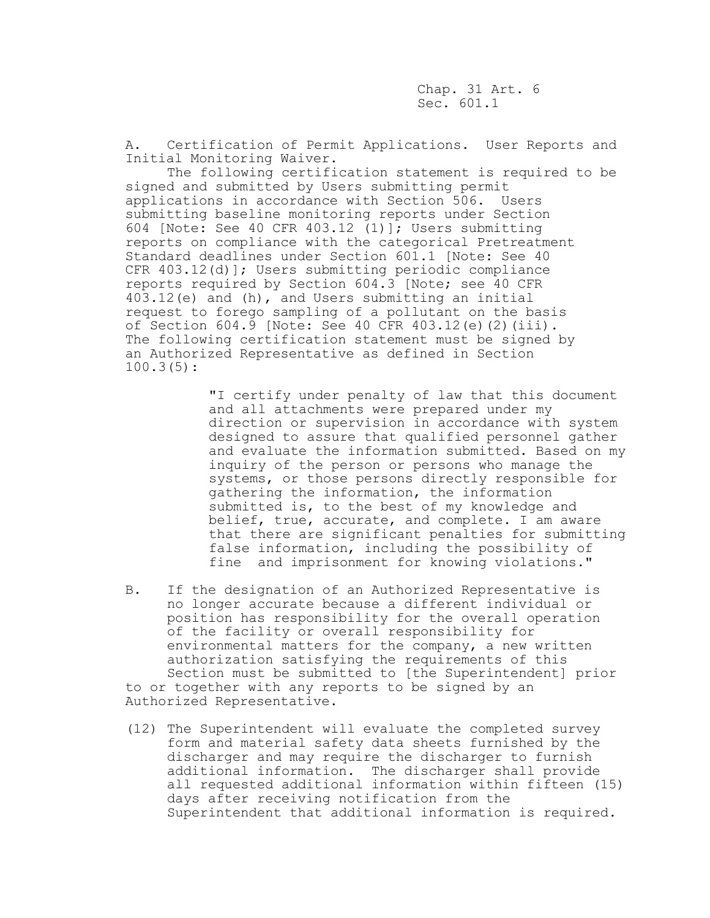Chap. 31 Art. 6
Sec. 601.1

A. Certification of Permit Applications. User Reports and Initial Monitoring Waiver.

The following certification statement is required to be signed and submitted by Users submitting permit applications in accordance with Section 506. Users submitting baseline monitoring reports under Section 604 [Note: See 40 CFR 403.12 (1)]; Users submitting reports on compliance with the categorical Pretreatment Standard deadlines under Section 601.1 [Note: See 40 CFR 403.12(d)]; Users submitting periodic compliance reports required by Section 604.3 [Note; see 40 CFR 403.12(e) and (h), and Users submitting an initial request to forego sampling of a pollutant on the basis of Section 604.9 [Note: See 40 CFR 403.12(e)(2)(iii). The following certification statement must be signed by an Authorized Representative as defined in Section 100.3(5):

> "I certify under penalty of law that this document and all attachments were prepared under my direction or supervision in accordance with system designed to assure that qualified personnel gather and evaluate the information submitted. Based on my inquiry of the person or persons who manage the systems, or those persons directly responsible for gathering the information, the information submitted is, to the best of my knowledge and belief, true, accurate, and complete. I am aware that there are significant penalties for submitting false information, including the possibility of fine and imprisonment for knowing violations."

B. If the designation of an Authorized Representative is no longer accurate because a different individual or position has responsibility for the overall operation of the facility or overall responsibility for environmental matters for the company, a new written authorization satisfying the requirements of this Section must be submitted to [the Superintendent] prior to or together with any reports to be signed by an Authorized Representative.

(12) The Superintendent will evaluate the completed survey form and material safety data sheets furnished by the discharger and may require the discharger to furnish additional information. The discharger shall provide all requested additional information within fifteen (15) days after receiving notification from the Superintendent that additional information is required.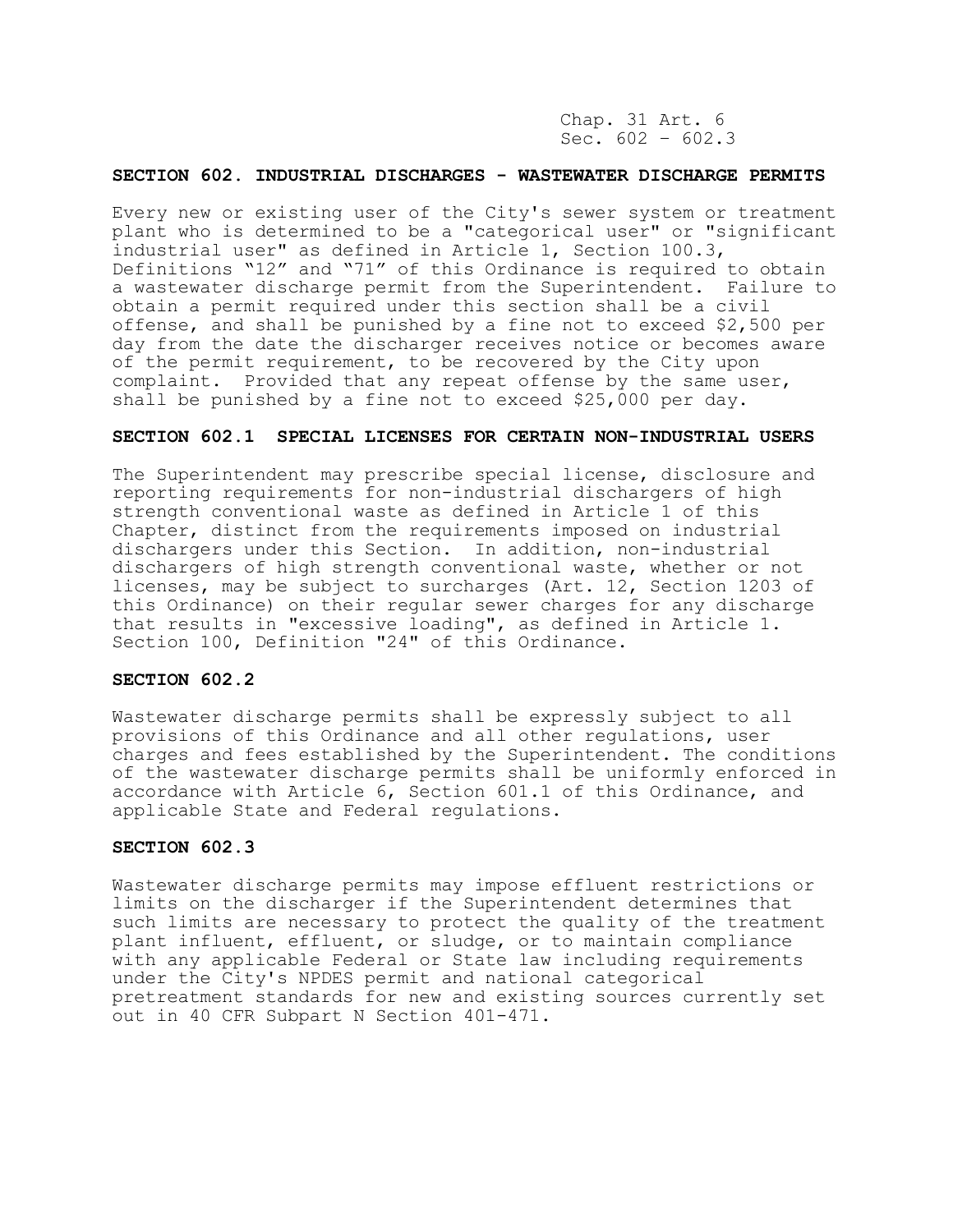## SECTION 602. INDUSTRIAL DISCHARGES - WASTEWATER DISCHARGE PERMITS

Every new or existing user of the City's sewer system or treatment plant who is determined to be a "categorical user" or "significant industrial user" as defined in Article 1, Section 100.3, Definitions "12" and "71" of this Ordinance is required to obtain a wastewater discharge permit from the Superintendent. Failure to obtain a permit required under this section shall be a civil offense, and shall be punished by a fine not to exceed $2,500 per day from the date the discharger receives notice or becomes aware of the permit requirement, to be recovered by the City upon complaint. Provided that any repeat offense by the same user, shall be punished by a fine not to exceed $25,000 per day.

## SECTION 602.1 SPECIAL LICENSES FOR CERTAIN NON-INDUSTRIAL USERS

The Superintendent may prescribe special license, disclosure and reporting requirements for non-industrial dischargers of high strength conventional waste as defined in Article 1 of this Chapter, distinct from the requirements imposed on industrial dischargers under this Section. In addition, non-industrial dischargers of high strength conventional waste, whether or not licenses, may be subject to surcharges (Art. 12, Section 1203 of this Ordinance) on their regular sewer charges for any discharge that results in "excessive loading", as defined in Article 1. Section 100, Definition "24" of this Ordinance.

## SECTION 602.2

Wastewater discharge permits shall be expressly subject to all provisions of this Ordinance and all other regulations, user charges and fees established by the Superintendent. The conditions of the wastewater discharge permits shall be uniformly enforced in accordance with Article 6, Section 601.1 of this Ordinance, and applicable State and Federal regulations.

## SECTION 602.3

Wastewater discharge permits may impose effluent restrictions or limits on the discharger if the Superintendent determines that such limits are necessary to protect the quality of the treatment plant influent, effluent, or sludge, or to maintain compliance with any applicable Federal or State law including requirements under the City's NPDES permit and national categorical pretreatment standards for new and existing sources currently set out in 40 CFR Subpart N Section 401-471.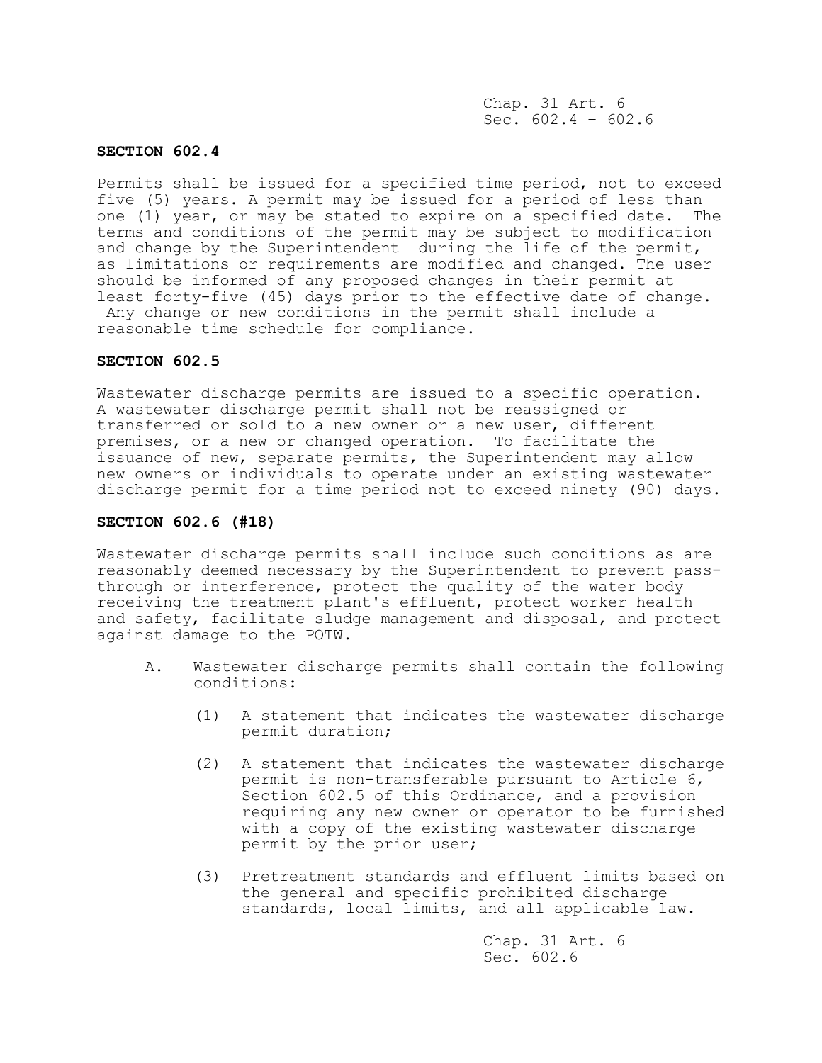**SECTION 602.4**

Permits shall be issued for a specified time period, not to exceed five (5) years. A permit may be issued for a period of less than one (1) year, or may be stated to expire on a specified date. The terms and conditions of the permit may be subject to modification and change by the Superintendent during the life of the permit, as limitations or requirements are modified and changed. The user should be informed of any proposed changes in their permit at least forty-five (45) days prior to the effective date of change. Any change or new conditions in the permit shall include a reasonable time schedule for compliance.

**SECTION 602.5**

Wastewater discharge permits are issued to a specific operation. A wastewater discharge permit shall not be reassigned or transferred or sold to a new owner or a new user, different premises, or a new or changed operation. To facilitate the issuance of new, separate permits, the Superintendent may allow new owners or individuals to operate under an existing wastewater discharge permit for a time period not to exceed ninety (90) days.

**SECTION 602.6 (#18)**

Wastewater discharge permits shall include such conditions as are reasonably deemed necessary by the Superintendent to prevent pass-through or interference, protect the quality of the water body receiving the treatment plant's effluent, protect worker health and safety, facilitate sludge management and disposal, and protect against damage to the POTW.

A. Wastewater discharge permits shall contain the following conditions:

   (1) A statement that indicates the wastewater discharge permit duration;

   (2) A statement that indicates the wastewater discharge permit is non-transferable pursuant to Article 6, Section 602.5 of this Ordinance, and a provision requiring any new owner or operator to be furnished with a copy of the existing wastewater discharge permit by the prior user;

   (3) Pretreatment standards and effluent limits based on the general and specific prohibited discharge standards, local limits, and all applicable law.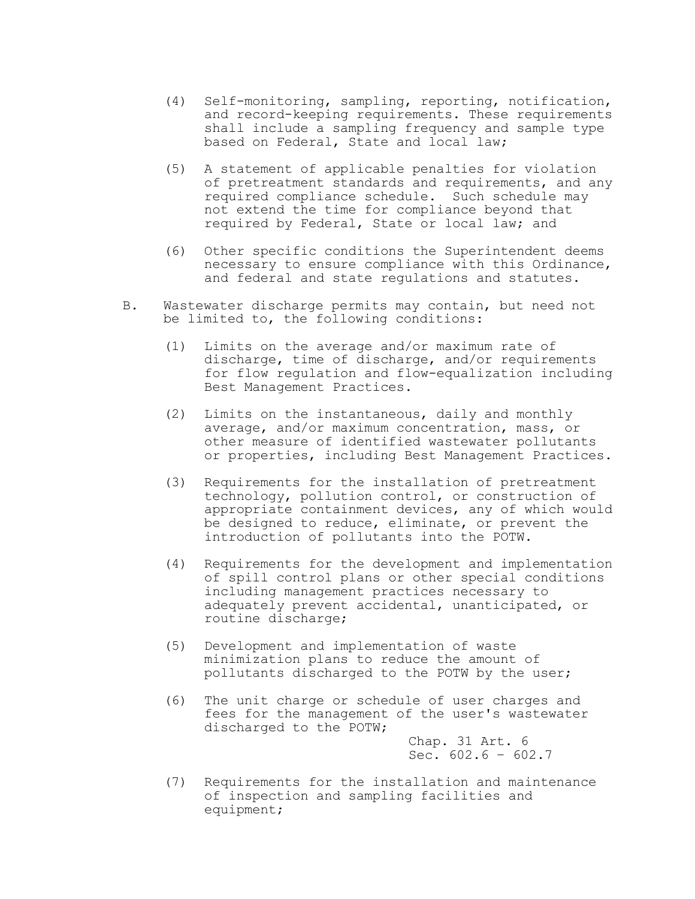(4) Self-monitoring, sampling, reporting, notification, and record-keeping requirements. These requirements shall include a sampling frequency and sample type based on Federal, State and local law;

(5) A statement of applicable penalties for violation of pretreatment standards and requirements, and any required compliance schedule. Such schedule may not extend the time for compliance beyond that required by Federal, State or local law; and

(6) Other specific conditions the Superintendent deems necessary to ensure compliance with this Ordinance, and federal and state regulations and statutes.

B. Wastewater discharge permits may contain, but need not be limited to, the following conditions:

(1) Limits on the average and/or maximum rate of discharge, time of discharge, and/or requirements for flow regulation and flow-equalization including Best Management Practices.

(2) Limits on the instantaneous, daily and monthly average, and/or maximum concentration, mass, or other measure of identified wastewater pollutants or properties, including Best Management Practices.

(3) Requirements for the installation of pretreatment technology, pollution control, or construction of appropriate containment devices, any of which would be designed to reduce, eliminate, or prevent the introduction of pollutants into the POTW.

(4) Requirements for the development and implementation of spill control plans or other special conditions including management practices necessary to adequately prevent accidental, unanticipated, or routine discharge;

(5) Development and implementation of waste minimization plans to reduce the amount of pollutants discharged to the POTW by the user;

(6) The unit charge or schedule of user charges and fees for the management of the user's wastewater discharged to the POTW;

(7) Requirements for the installation and maintenance of inspection and sampling facilities and equipment;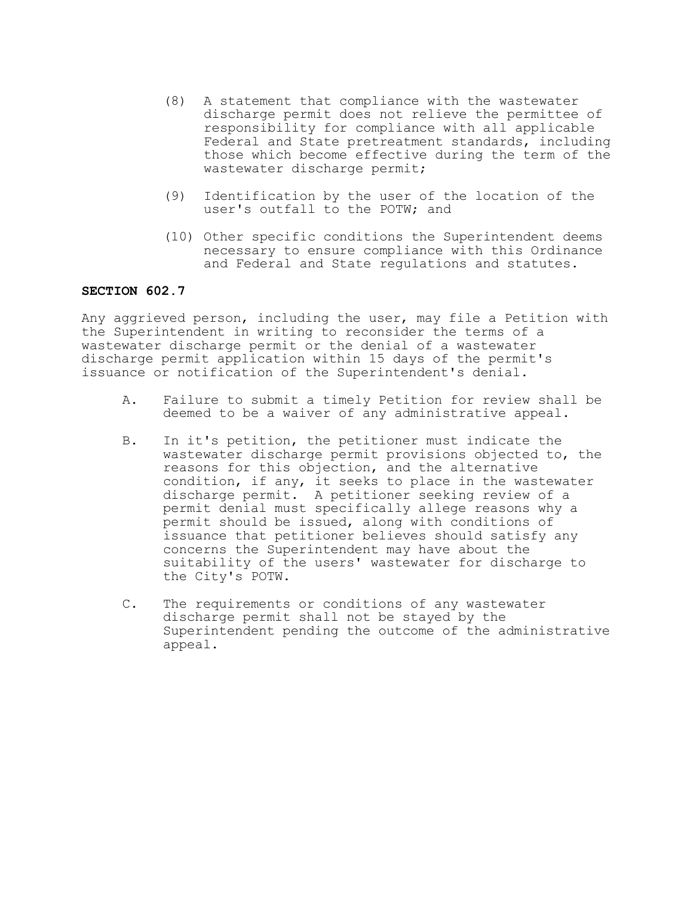(8) A statement that compliance with the wastewater discharge permit does not relieve the permittee of responsibility for compliance with all applicable Federal and State pretreatment standards, including those which become effective during the term of the wastewater discharge permit;

(9) Identification by the user of the location of the user's outfall to the POTW; and

(10) Other specific conditions the Superintendent deems necessary to ensure compliance with this Ordinance and Federal and State regulations and statutes.

**SECTION 602.7**

Any aggrieved person, including the user, may file a Petition with the Superintendent in writing to reconsider the terms of a wastewater discharge permit or the denial of a wastewater discharge permit application within 15 days of the permit's issuance or notification of the Superintendent's denial.

A. Failure to submit a timely Petition for review shall be deemed to be a waiver of any administrative appeal.

B. In it's petition, the petitioner must indicate the wastewater discharge permit provisions objected to, the reasons for this objection, and the alternative condition, if any, it seeks to place in the wastewater discharge permit. A petitioner seeking review of a permit denial must specifically allege reasons why a permit should be issued, along with conditions of issuance that petitioner believes should satisfy any concerns the Superintendent may have about the suitability of the users' wastewater for discharge to the City's POTW.

C. The requirements or conditions of any wastewater discharge permit shall not be stayed by the Superintendent pending the outcome of the administrative appeal.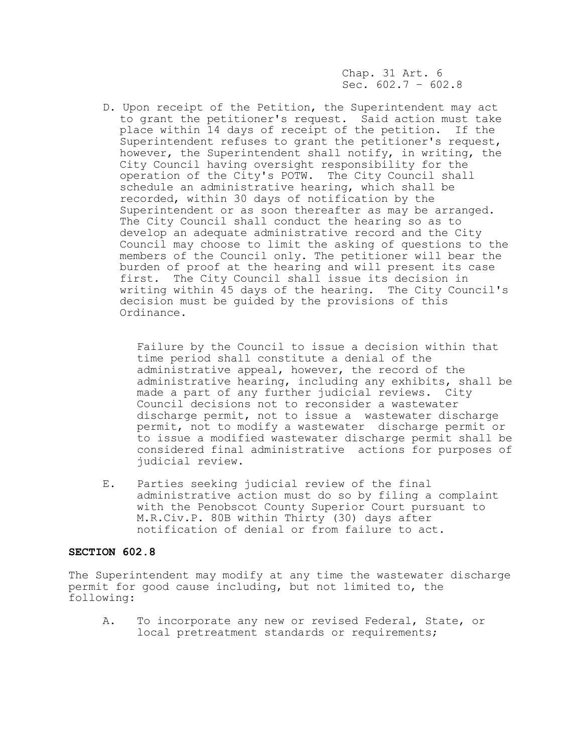D. Upon receipt of the Petition, the Superintendent may act to grant the petitioner's request. Said action must take place within 14 days of receipt of the petition. If the Superintendent refuses to grant the petitioner's request, however, the Superintendent shall notify, in writing, the City Council having oversight responsibility for the operation of the City's POTW. The City Council shall schedule an administrative hearing, which shall be recorded, within 30 days of notification by the Superintendent or as soon thereafter as may be arranged. The City Council shall conduct the hearing so as to develop an adequate administrative record and the City Council may choose to limit the asking of questions to the members of the Council only. The petitioner will bear the burden of proof at the hearing and will present its case first. The City Council shall issue its decision in writing within 45 days of the hearing. The City Council's decision must be guided by the provisions of this Ordinance.

   Failure by the Council to issue a decision within that time period shall constitute a denial of the administrative appeal, however, the record of the administrative hearing, including any exhibits, shall be made a part of any further judicial reviews. City Council decisions not to reconsider a wastewater discharge permit, not to issue a wastewater discharge permit, not to modify a wastewater discharge permit or to issue a modified wastewater discharge permit shall be considered final administrative actions for purposes of judicial review.

E. Parties seeking judicial review of the final administrative action must do so by filing a complaint with the Penobscot County Superior Court pursuant to M.R.Civ.P. 80B within Thirty (30) days after notification of denial or from failure to act.

**SECTION 602.8**

The Superintendent may modify at any time the wastewater discharge permit for good cause including, but not limited to, the following:

A. To incorporate any new or revised Federal, State, or local pretreatment standards or requirements;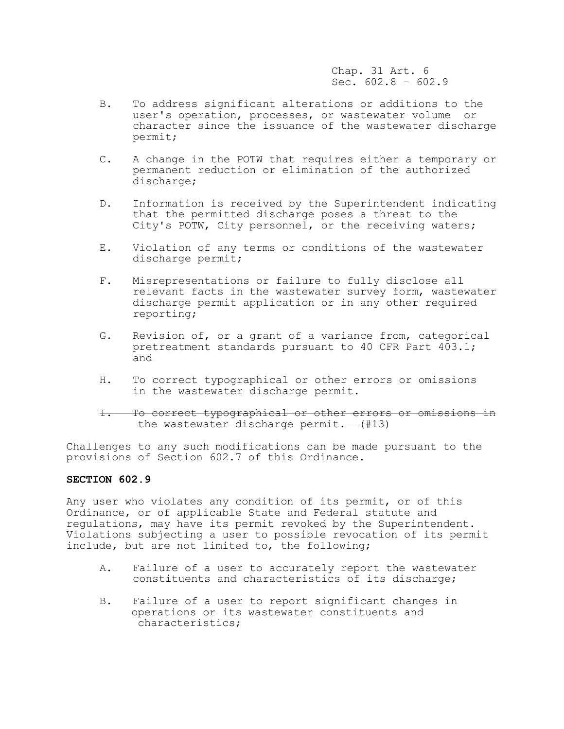B. To address significant alterations or additions to the user's operation, processes, or wastewater volume or character since the issuance of the wastewater discharge permit;

C. A change in the POTW that requires either a temporary or permanent reduction or elimination of the authorized discharge;

D. Information is received by the Superintendent indicating that the permitted discharge poses a threat to the City's POTW, City personnel, or the receiving waters;

E. Violation of any terms or conditions of the wastewater discharge permit;

F. Misrepresentations or failure to fully disclose all relevant facts in the wastewater survey form, wastewater discharge permit application or in any other required reporting;

G. Revision of, or a grant of a variance from, categorical pretreatment standards pursuant to 40 CFR Part 403.1; and

H. To correct typographical or other errors or omissions in the wastewater discharge permit.

~~I. To correct typographical or other errors or omissions in the wastewater discharge permit.~~ (#13)

Challenges to any such modifications can be made pursuant to the provisions of Section 602.7 of this Ordinance.

**SECTION 602.9**

Any user who violates any condition of its permit, or of this Ordinance, or of applicable State and Federal statute and regulations, may have its permit revoked by the Superintendent. Violations subjecting a user to possible revocation of its permit include, but are not limited to, the following;

A. Failure of a user to accurately report the wastewater constituents and characteristics of its discharge;

B. Failure of a user to report significant changes in operations or its wastewater constituents and characteristics;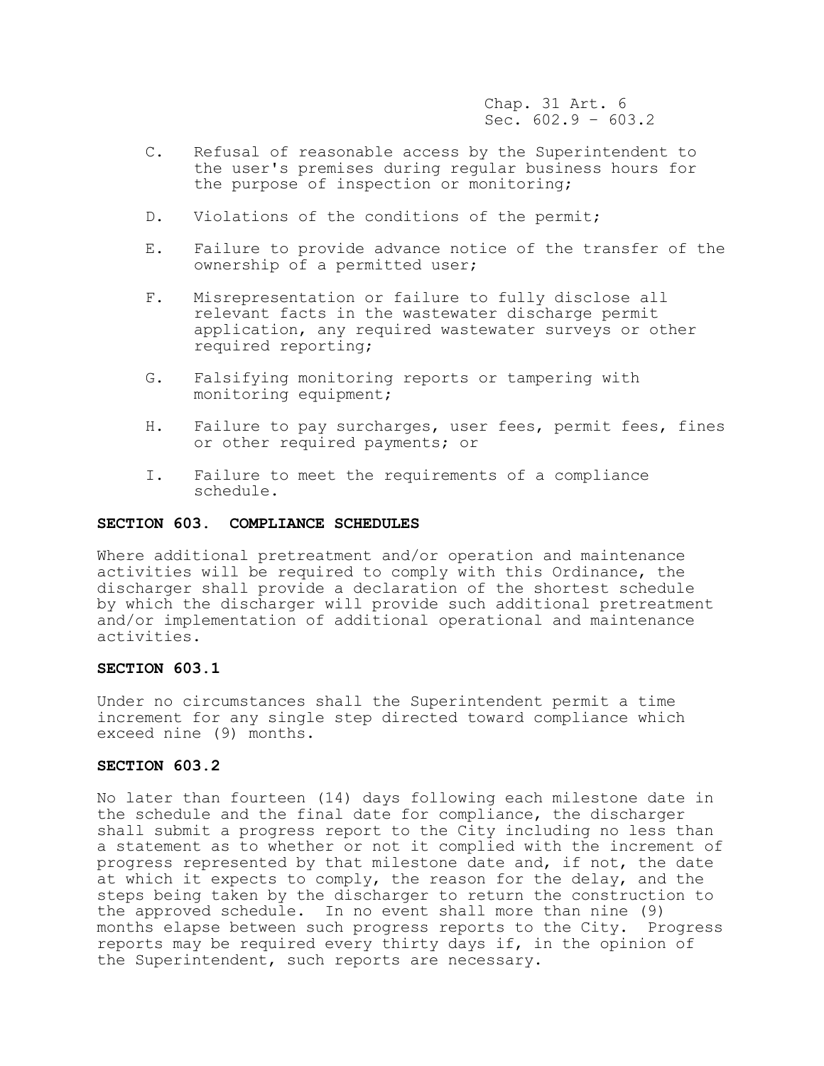C. Refusal of reasonable access by the Superintendent to the user's premises during regular business hours for the purpose of inspection or monitoring;

D. Violations of the conditions of the permit;

E. Failure to provide advance notice of the transfer of the ownership of a permitted user;

F. Misrepresentation or failure to fully disclose all relevant facts in the wastewater discharge permit application, any required wastewater surveys or other required reporting;

G. Falsifying monitoring reports or tampering with monitoring equipment;

H. Failure to pay surcharges, user fees, permit fees, fines or other required payments; or

I. Failure to meet the requirements of a compliance schedule.

**SECTION 603. COMPLIANCE SCHEDULES**

Where additional pretreatment and/or operation and maintenance activities will be required to comply with this Ordinance, the discharger shall provide a declaration of the shortest schedule by which the discharger will provide such additional pretreatment and/or implementation of additional operational and maintenance activities.

**SECTION 603.1**

Under no circumstances shall the Superintendent permit a time increment for any single step directed toward compliance which exceed nine (9) months.

**SECTION 603.2**

No later than fourteen (14) days following each milestone date in the schedule and the final date for compliance, the discharger shall submit a progress report to the City including no less than a statement as to whether or not it complied with the increment of progress represented by that milestone date and, if not, the date at which it expects to comply, the reason for the delay, and the steps being taken by the discharger to return the construction to the approved schedule. In no event shall more than nine (9) months elapse between such progress reports to the City. Progress reports may be required every thirty days if, in the opinion of the Superintendent, such reports are necessary.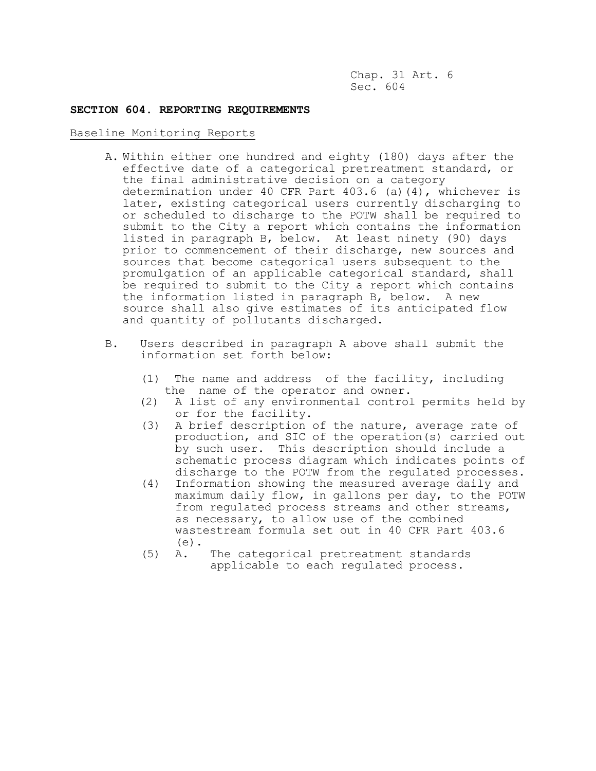## SECTION 604. REPORTING REQUIREMENTS

Baseline Monitoring Reports

A. Within either one hundred and eighty (180) days after the effective date of a categorical pretreatment standard, or the final administrative decision on a category determination under 40 CFR Part 403.6 (a)(4), whichever is later, existing categorical users currently discharging to or scheduled to discharge to the POTW shall be required to submit to the City a report which contains the information listed in paragraph B, below. At least ninety (90) days prior to commencement of their discharge, new sources and sources that become categorical users subsequent to the promulgation of an applicable categorical standard, shall be required to submit to the City a report which contains the information listed in paragraph B, below. A new source shall also give estimates of its anticipated flow and quantity of pollutants discharged.

B. Users described in paragraph A above shall submit the information set forth below:

(1) The name and address of the facility, including the name of the operator and owner.

(2) A list of any environmental control permits held by or for the facility.

(3) A brief description of the nature, average rate of production, and SIC of the operation(s) carried out by such user. This description should include a schematic process diagram which indicates points of discharge to the POTW from the regulated processes.

(4) Information showing the measured average daily and maximum daily flow, in gallons per day, to the POTW from regulated process streams and other streams, as necessary, to allow use of the combined wastestream formula set out in 40 CFR Part 403.6 (e).

(5) A. The categorical pretreatment standards applicable to each regulated process.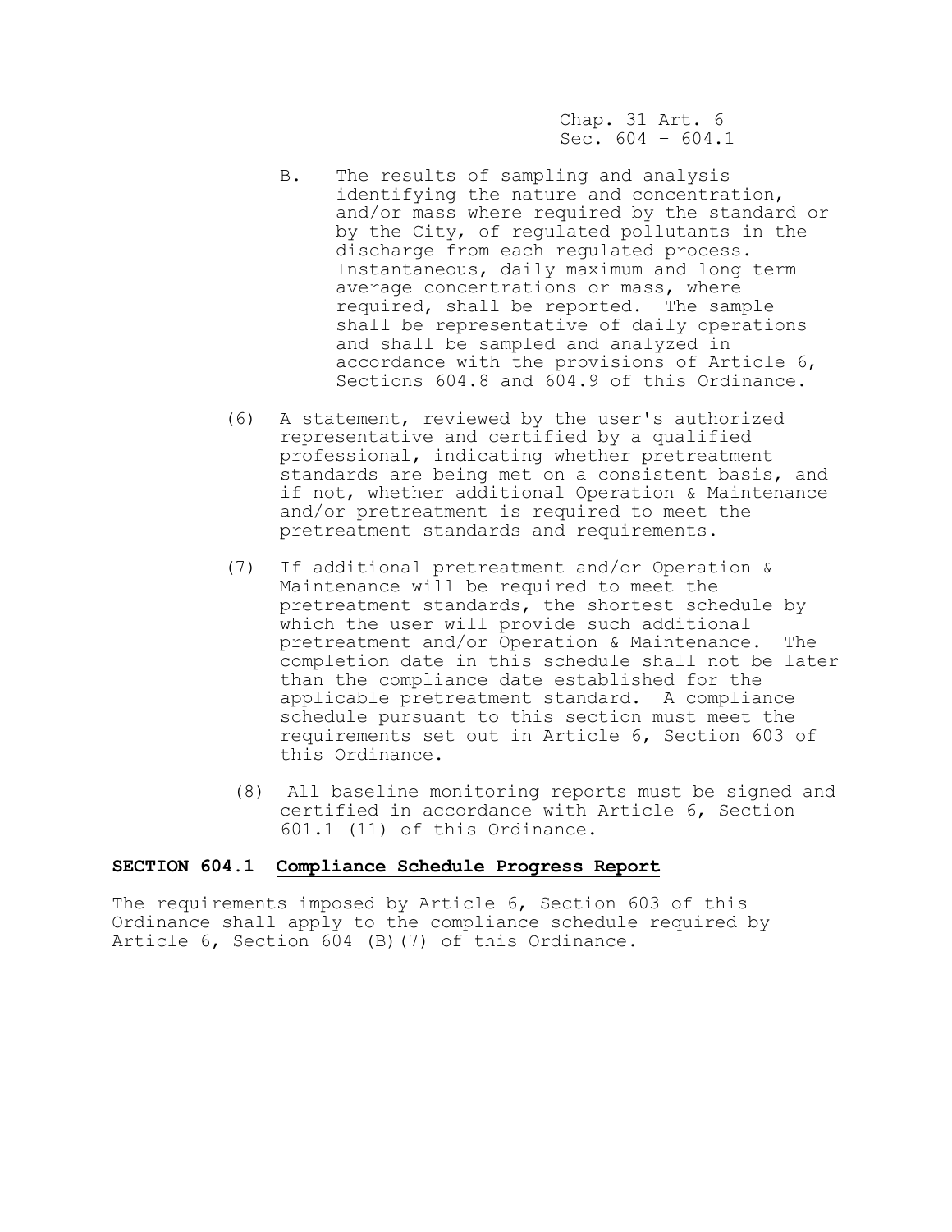B. The results of sampling and analysis identifying the nature and concentration, and/or mass where required by the standard or by the City, of regulated pollutants in the discharge from each regulated process. Instantaneous, daily maximum and long term average concentrations or mass, where required, shall be reported. The sample shall be representative of daily operations and shall be sampled and analyzed in accordance with the provisions of Article 6, Sections 604.8 and 604.9 of this Ordinance.

(6) A statement, reviewed by the user's authorized representative and certified by a qualified professional, indicating whether pretreatment standards are being met on a consistent basis, and if not, whether additional Operation & Maintenance and/or pretreatment is required to meet the pretreatment standards and requirements.

(7) If additional pretreatment and/or Operation & Maintenance will be required to meet the pretreatment standards, the shortest schedule by which the user will provide such additional pretreatment and/or Operation & Maintenance. The completion date in this schedule shall not be later than the compliance date established for the applicable pretreatment standard. A compliance schedule pursuant to this section must meet the requirements set out in Article 6, Section 603 of this Ordinance.

(8) All baseline monitoring reports must be signed and certified in accordance with Article 6, Section 601.1 (11) of this Ordinance.

**SECTION 604.1 <u>Compliance Schedule Progress Report</u>**

The requirements imposed by Article 6, Section 603 of this Ordinance shall apply to the compliance schedule required by Article 6, Section 604 (B)(7) of this Ordinance.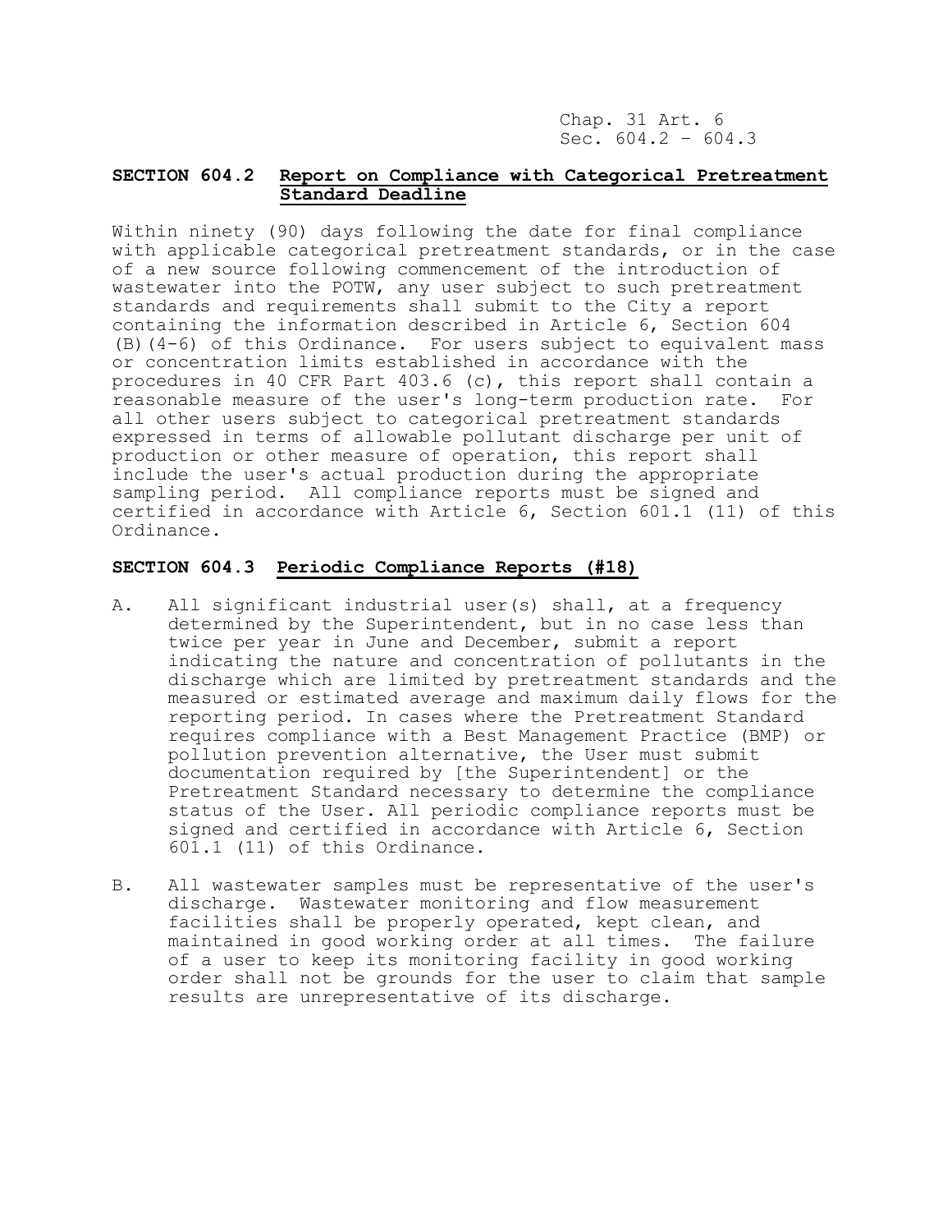## SECTION 604.2 Report on Compliance with Categorical Pretreatment Standard Deadline

Within ninety (90) days following the date for final compliance with applicable categorical pretreatment standards, or in the case of a new source following commencement of the introduction of wastewater into the POTW, any user subject to such pretreatment standards and requirements shall submit to the City a report containing the information described in Article 6, Section 604 (B)(4-6) of this Ordinance. For users subject to equivalent mass or concentration limits established in accordance with the procedures in 40 CFR Part 403.6 (c), this report shall contain a reasonable measure of the user's long-term production rate. For all other users subject to categorical pretreatment standards expressed in terms of allowable pollutant discharge per unit of production or other measure of operation, this report shall include the user's actual production during the appropriate sampling period. All compliance reports must be signed and certified in accordance with Article 6, Section 601.1 (11) of this Ordinance.

## SECTION 604.3 Periodic Compliance Reports (#18)

A. All significant industrial user(s) shall, at a frequency determined by the Superintendent, but in no case less than twice per year in June and December, submit a report indicating the nature and concentration of pollutants in the discharge which are limited by pretreatment standards and the measured or estimated average and maximum daily flows for the reporting period. In cases where the Pretreatment Standard requires compliance with a Best Management Practice (BMP) or pollution prevention alternative, the User must submit documentation required by [the Superintendent] or the Pretreatment Standard necessary to determine the compliance status of the User. All periodic compliance reports must be signed and certified in accordance with Article 6, Section 601.1 (11) of this Ordinance.

B. All wastewater samples must be representative of the user's discharge. Wastewater monitoring and flow measurement facilities shall be properly operated, kept clean, and maintained in good working order at all times. The failure of a user to keep its monitoring facility in good working order shall not be grounds for the user to claim that sample results are unrepresentative of its discharge.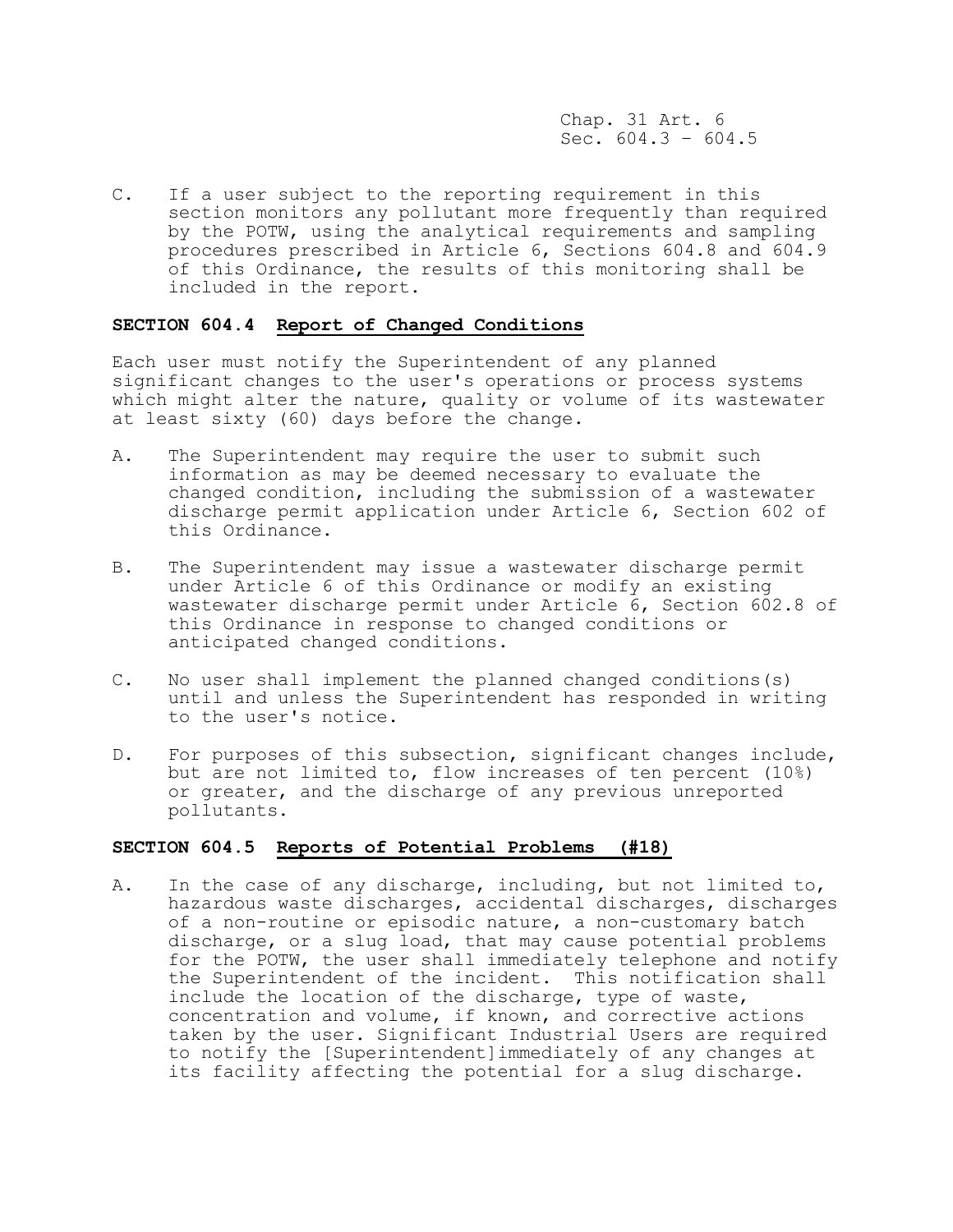C. If a user subject to the reporting requirement in this section monitors any pollutant more frequently than required by the POTW, using the analytical requirements and sampling procedures prescribed in Article 6, Sections 604.8 and 604.9 of this Ordinance, the results of this monitoring shall be included in the report.

### SECTION 604.4 Report of Changed Conditions

Each user must notify the Superintendent of any planned significant changes to the user's operations or process systems which might alter the nature, quality or volume of its wastewater at least sixty (60) days before the change.

A. The Superintendent may require the user to submit such information as may be deemed necessary to evaluate the changed condition, including the submission of a wastewater discharge permit application under Article 6, Section 602 of this Ordinance.

B. The Superintendent may issue a wastewater discharge permit under Article 6 of this Ordinance or modify an existing wastewater discharge permit under Article 6, Section 602.8 of this Ordinance in response to changed conditions or anticipated changed conditions.

C. No user shall implement the planned changed conditions(s) until and unless the Superintendent has responded in writing to the user's notice.

D. For purposes of this subsection, significant changes include, but are not limited to, flow increases of ten percent (10%) or greater, and the discharge of any previous unreported pollutants.

### SECTION 604.5 Reports of Potential Problems (#18)

A. In the case of any discharge, including, but not limited to, hazardous waste discharges, accidental discharges, discharges of a non-routine or episodic nature, a non-customary batch discharge, or a slug load, that may cause potential problems for the POTW, the user shall immediately telephone and notify the Superintendent of the incident. This notification shall include the location of the discharge, type of waste, concentration and volume, if known, and corrective actions taken by the user. Significant Industrial Users are required to notify the [Superintendent]immediately of any changes at its facility affecting the potential for a slug discharge.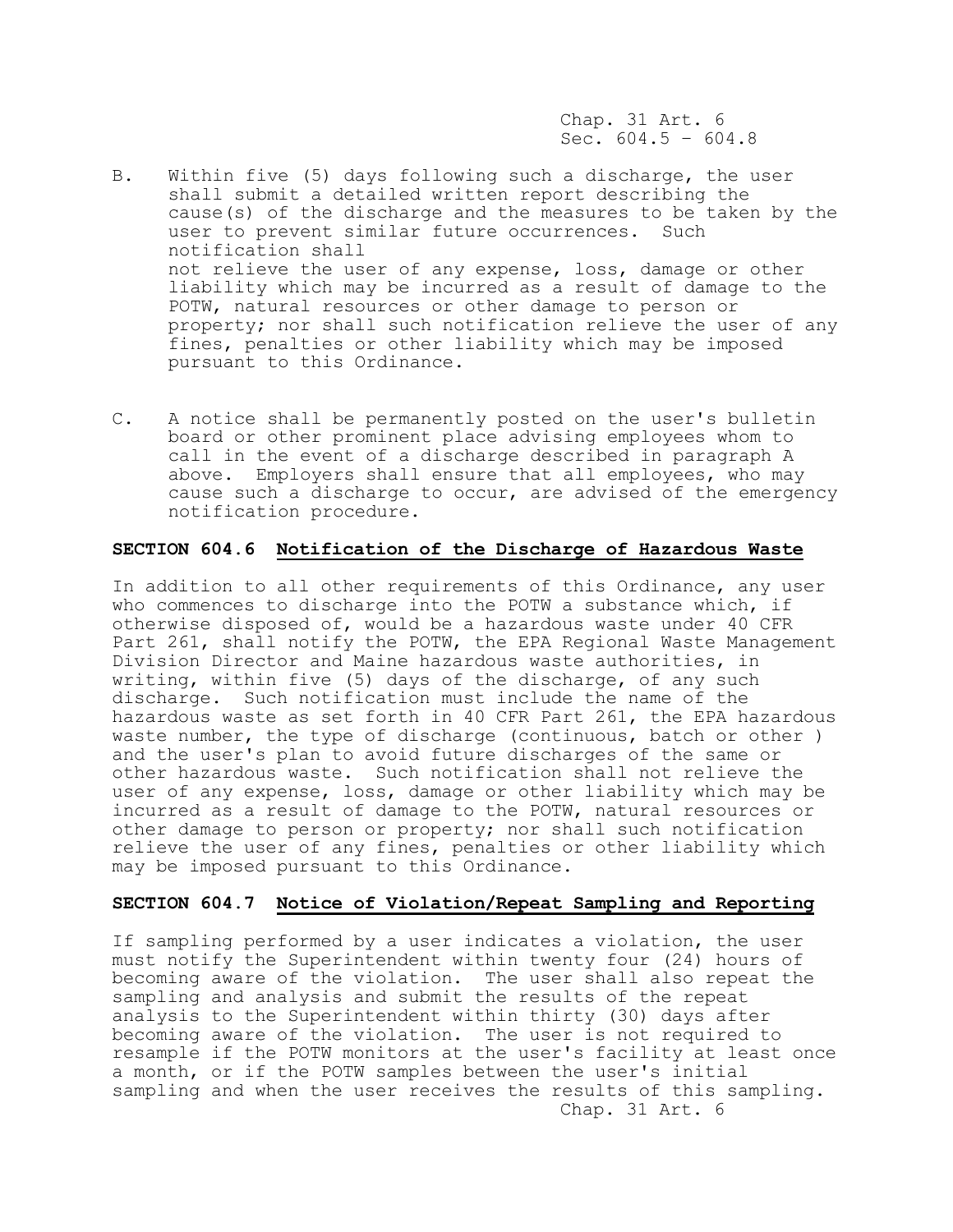B. Within five (5) days following such a discharge, the user shall submit a detailed written report describing the cause(s) of the discharge and the measures to be taken by the user to prevent similar future occurrences. Such notification shall not relieve the user of any expense, loss, damage or other liability which may be incurred as a result of damage to the POTW, natural resources or other damage to person or property; nor shall such notification relieve the user of any fines, penalties or other liability which may be imposed pursuant to this Ordinance.

C. A notice shall be permanently posted on the user's bulletin board or other prominent place advising employees whom to call in the event of a discharge described in paragraph A above. Employers shall ensure that all employees, who may cause such a discharge to occur, are advised of the emergency notification procedure.

### SECTION 604.6 Notification of the Discharge of Hazardous Waste

In addition to all other requirements of this Ordinance, any user who commences to discharge into the POTW a substance which, if otherwise disposed of, would be a hazardous waste under 40 CFR Part 261, shall notify the POTW, the EPA Regional Waste Management Division Director and Maine hazardous waste authorities, in writing, within five (5) days of the discharge, of any such discharge. Such notification must include the name of the hazardous waste as set forth in 40 CFR Part 261, the EPA hazardous waste number, the type of discharge (continuous, batch or other ) and the user's plan to avoid future discharges of the same or other hazardous waste. Such notification shall not relieve the user of any expense, loss, damage or other liability which may be incurred as a result of damage to the POTW, natural resources or other damage to person or property; nor shall such notification relieve the user of any fines, penalties or other liability which may be imposed pursuant to this Ordinance.

### SECTION 604.7 Notice of Violation/Repeat Sampling and Reporting

If sampling performed by a user indicates a violation, the user must notify the Superintendent within twenty four (24) hours of becoming aware of the violation. The user shall also repeat the sampling and analysis and submit the results of the repeat analysis to the Superintendent within thirty (30) days after becoming aware of the violation. The user is not required to resample if the POTW monitors at the user's facility at least once a month, or if the POTW samples between the user's initial sampling and when the user receives the results of this sampling.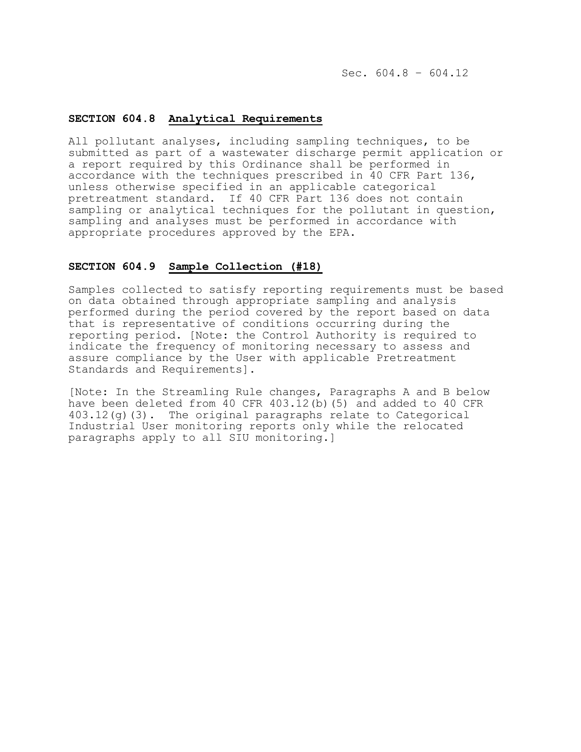## SECTION 604.8 Analytical Requirements

All pollutant analyses, including sampling techniques, to be submitted as part of a wastewater discharge permit application or a report required by this Ordinance shall be performed in accordance with the techniques prescribed in 40 CFR Part 136, unless otherwise specified in an applicable categorical pretreatment standard. If 40 CFR Part 136 does not contain sampling or analytical techniques for the pollutant in question, sampling and analyses must be performed in accordance with appropriate procedures approved by the EPA.

## SECTION 604.9 Sample Collection (#18)

Samples collected to satisfy reporting requirements must be based on data obtained through appropriate sampling and analysis performed during the period covered by the report based on data that is representative of conditions occurring during the reporting period. [Note: the Control Authority is required to indicate the frequency of monitoring necessary to assess and assure compliance by the User with applicable Pretreatment Standards and Requirements].

[Note: In the Streamling Rule changes, Paragraphs A and B below have been deleted from 40 CFR 403.12(b)(5) and added to 40 CFR 403.12(g)(3). The original paragraphs relate to Categorical Industrial User monitoring reports only while the relocated paragraphs apply to all SIU monitoring.]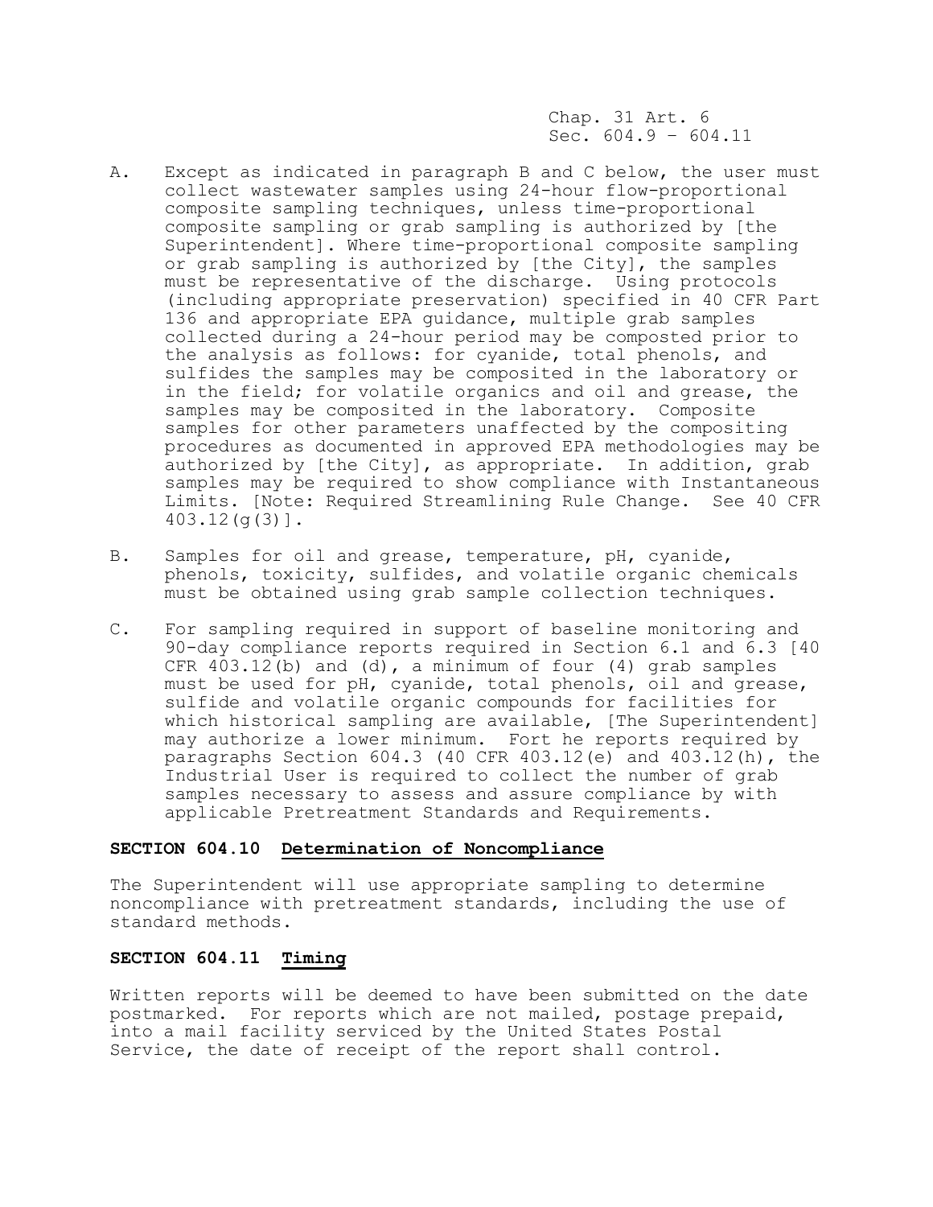A. Except as indicated in paragraph B and C below, the user must collect wastewater samples using 24-hour flow-proportional composite sampling techniques, unless time-proportional composite sampling or grab sampling is authorized by [the Superintendent]. Where time-proportional composite sampling or grab sampling is authorized by [the City], the samples must be representative of the discharge. Using protocols (including appropriate preservation) specified in 40 CFR Part 136 and appropriate EPA guidance, multiple grab samples collected during a 24-hour period may be composted prior to the analysis as follows: for cyanide, total phenols, and sulfides the samples may be composited in the laboratory or in the field; for volatile organics and oil and grease, the samples may be composited in the laboratory. Composite samples for other parameters unaffected by the compositing procedures as documented in approved EPA methodologies may be authorized by [the City], as appropriate. In addition, grab samples may be required to show compliance with Instantaneous Limits. [Note: Required Streamlining Rule Change. See 40 CFR 403.12(g(3)].

B. Samples for oil and grease, temperature, pH, cyanide, phenols, toxicity, sulfides, and volatile organic chemicals must be obtained using grab sample collection techniques.

C. For sampling required in support of baseline monitoring and 90-day compliance reports required in Section 6.1 and 6.3 [40 CFR 403.12(b) and (d), a minimum of four (4) grab samples must be used for pH, cyanide, total phenols, oil and grease, sulfide and volatile organic compounds for facilities for which historical sampling are available, [The Superintendent] may authorize a lower minimum. Fort he reports required by paragraphs Section 604.3 (40 CFR 403.12(e) and 403.12(h), the Industrial User is required to collect the number of grab samples necessary to assess and assure compliance by with applicable Pretreatment Standards and Requirements.

### SECTION 604.10 Determination of Noncompliance

The Superintendent will use appropriate sampling to determine noncompliance with pretreatment standards, including the use of standard methods.

### SECTION 604.11 Timing

Written reports will be deemed to have been submitted on the date postmarked. For reports which are not mailed, postage prepaid, into a mail facility serviced by the United States Postal Service, the date of receipt of the report shall control.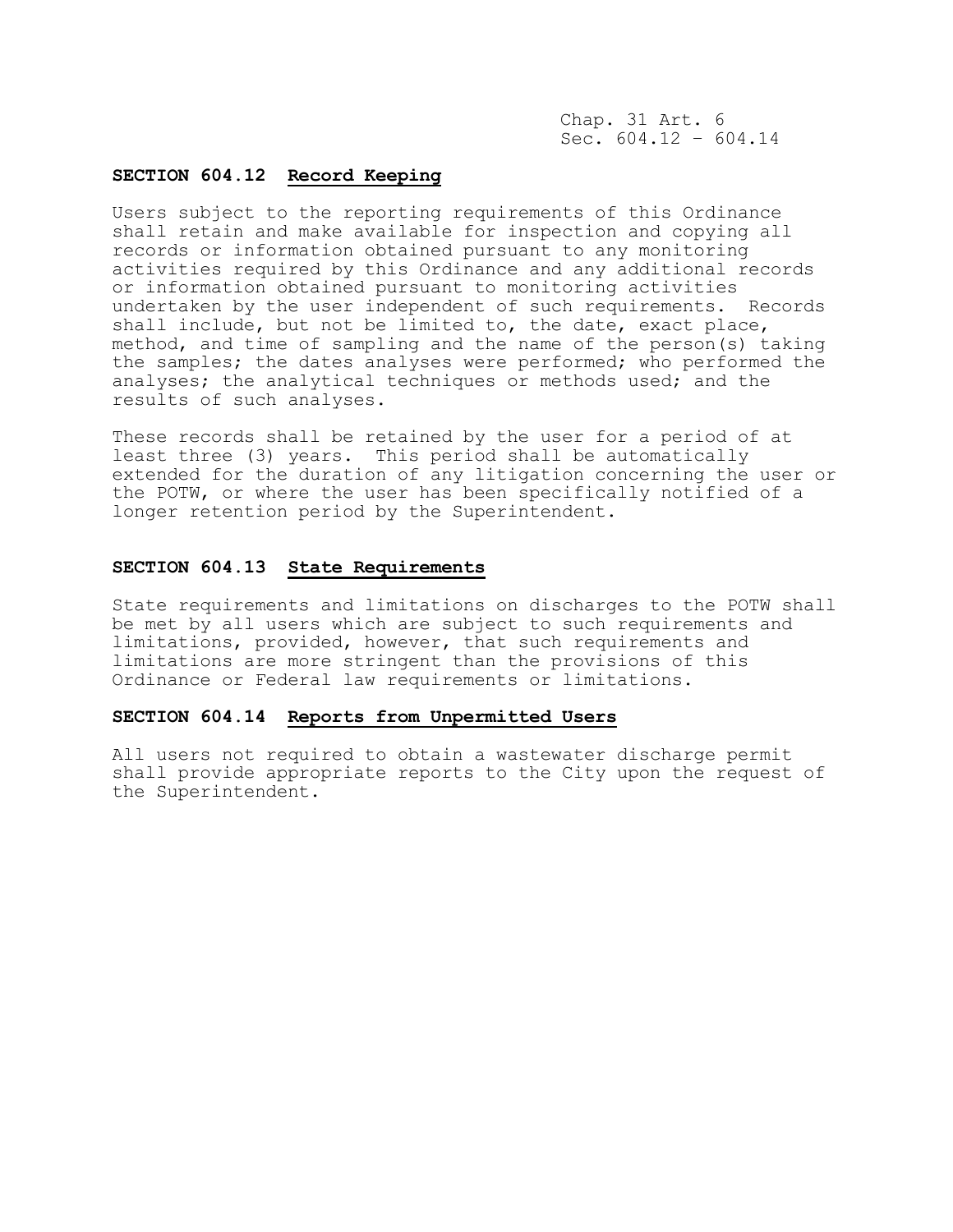## SECTION 604.12 Record Keeping

Users subject to the reporting requirements of this Ordinance shall retain and make available for inspection and copying all records or information obtained pursuant to any monitoring activities required by this Ordinance and any additional records or information obtained pursuant to monitoring activities undertaken by the user independent of such requirements. Records shall include, but not be limited to, the date, exact place, method, and time of sampling and the name of the person(s) taking the samples; the dates analyses were performed; who performed the analyses; the analytical techniques or methods used; and the results of such analyses.

These records shall be retained by the user for a period of at least three (3) years. This period shall be automatically extended for the duration of any litigation concerning the user or the POTW, or where the user has been specifically notified of a longer retention period by the Superintendent.

## SECTION 604.13 State Requirements

State requirements and limitations on discharges to the POTW shall be met by all users which are subject to such requirements and limitations, provided, however, that such requirements and limitations are more stringent than the provisions of this Ordinance or Federal law requirements or limitations.

## SECTION 604.14 Reports from Unpermitted Users

All users not required to obtain a wastewater discharge permit shall provide appropriate reports to the City upon the request of the Superintendent.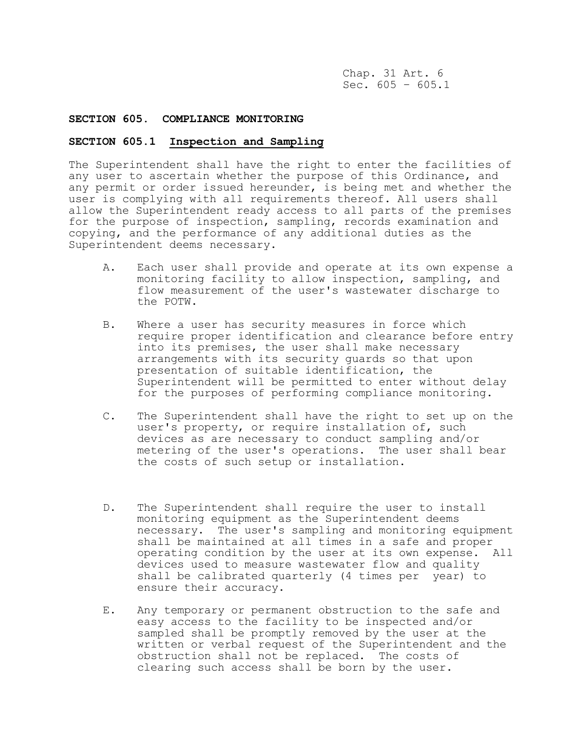## SECTION 605. COMPLIANCE MONITORING

### SECTION 605.1 Inspection and Sampling

The Superintendent shall have the right to enter the facilities of any user to ascertain whether the purpose of this Ordinance, and any permit or order issued hereunder, is being met and whether the user is complying with all requirements thereof. All users shall allow the Superintendent ready access to all parts of the premises for the purpose of inspection, sampling, records examination and copying, and the performance of any additional duties as the Superintendent deems necessary.

A. Each user shall provide and operate at its own expense a monitoring facility to allow inspection, sampling, and flow measurement of the user's wastewater discharge to the POTW.

B. Where a user has security measures in force which require proper identification and clearance before entry into its premises, the user shall make necessary arrangements with its security guards so that upon presentation of suitable identification, the Superintendent will be permitted to enter without delay for the purposes of performing compliance monitoring.

C. The Superintendent shall have the right to set up on the user's property, or require installation of, such devices as are necessary to conduct sampling and/or metering of the user's operations. The user shall bear the costs of such setup or installation.

D. The Superintendent shall require the user to install monitoring equipment as the Superintendent deems necessary. The user's sampling and monitoring equipment shall be maintained at all times in a safe and proper operating condition by the user at its own expense. All devices used to measure wastewater flow and quality shall be calibrated quarterly (4 times per year) to ensure their accuracy.

E. Any temporary or permanent obstruction to the safe and easy access to the facility to be inspected and/or sampled shall be promptly removed by the user at the written or verbal request of the Superintendent and the obstruction shall not be replaced. The costs of clearing such access shall be born by the user.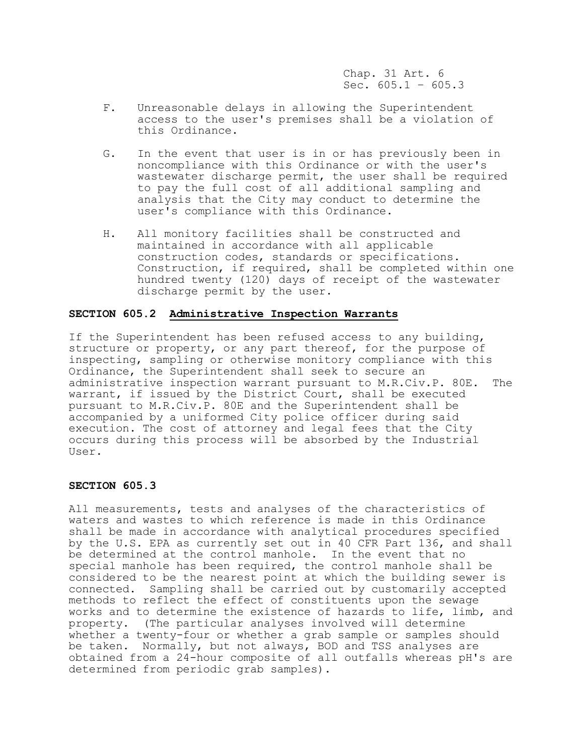F. Unreasonable delays in allowing the Superintendent access to the user's premises shall be a violation of this Ordinance.

G. In the event that user is in or has previously been in noncompliance with this Ordinance or with the user's wastewater discharge permit, the user shall be required to pay the full cost of all additional sampling and analysis that the City may conduct to determine the user's compliance with this Ordinance.

H. All monitory facilities shall be constructed and maintained in accordance with all applicable construction codes, standards or specifications. Construction, if required, shall be completed within one hundred twenty (120) days of receipt of the wastewater discharge permit by the user.

### SECTION 605.2 Administrative Inspection Warrants

If the Superintendent has been refused access to any building, structure or property, or any part thereof, for the purpose of inspecting, sampling or otherwise monitory compliance with this Ordinance, the Superintendent shall seek to secure an administrative inspection warrant pursuant to M.R.Civ.P. 80E. The warrant, if issued by the District Court, shall be executed pursuant to M.R.Civ.P. 80E and the Superintendent shall be accompanied by a uniformed City police officer during said execution. The cost of attorney and legal fees that the City occurs during this process will be absorbed by the Industrial User.

### SECTION 605.3

All measurements, tests and analyses of the characteristics of waters and wastes to which reference is made in this Ordinance shall be made in accordance with analytical procedures specified by the U.S. EPA as currently set out in 40 CFR Part 136, and shall be determined at the control manhole. In the event that no special manhole has been required, the control manhole shall be considered to be the nearest point at which the building sewer is connected. Sampling shall be carried out by customarily accepted methods to reflect the effect of constituents upon the sewage works and to determine the existence of hazards to life, limb, and property. (The particular analyses involved will determine whether a twenty-four or whether a grab sample or samples should be taken. Normally, but not always, BOD and TSS analyses are obtained from a 24-hour composite of all outfalls whereas pH's are determined from periodic grab samples).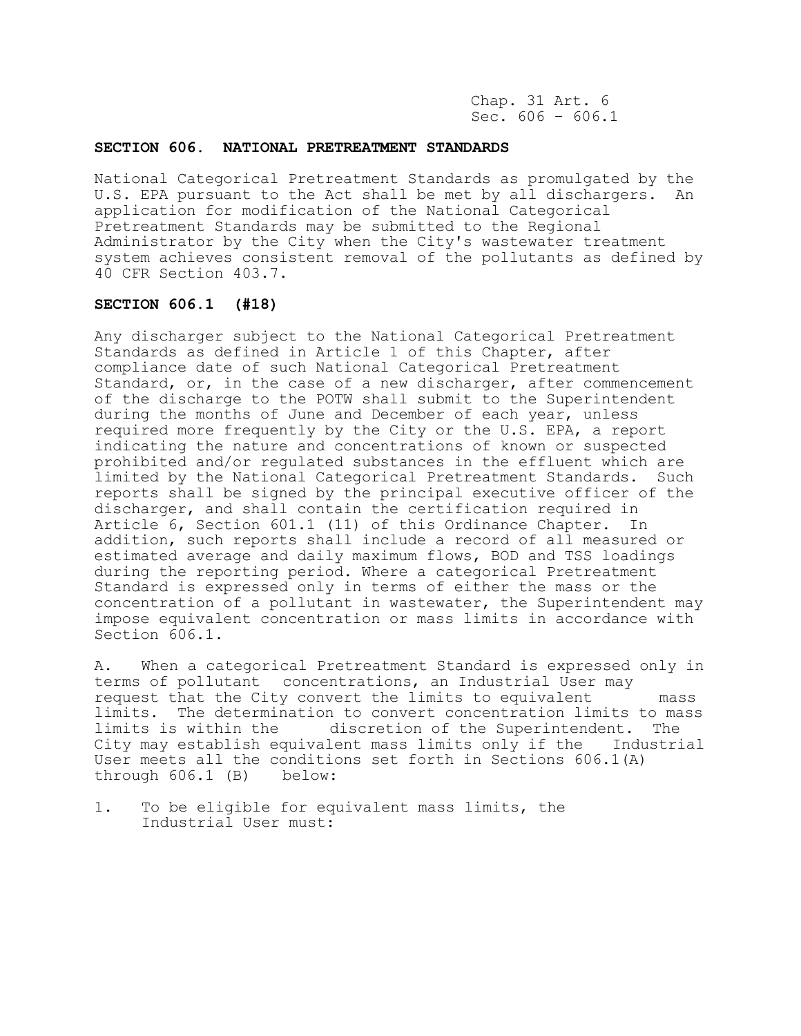## SECTION 606. NATIONAL PRETREATMENT STANDARDS

National Categorical Pretreatment Standards as promulgated by the U.S. EPA pursuant to the Act shall be met by all dischargers. An application for modification of the National Categorical Pretreatment Standards may be submitted to the Regional Administrator by the City when the City's wastewater treatment system achieves consistent removal of the pollutants as defined by 40 CFR Section 403.7.

## SECTION 606.1 (#18)

Any discharger subject to the National Categorical Pretreatment Standards as defined in Article 1 of this Chapter, after compliance date of such National Categorical Pretreatment Standard, or, in the case of a new discharger, after commencement of the discharge to the POTW shall submit to the Superintendent during the months of June and December of each year, unless required more frequently by the City or the U.S. EPA, a report indicating the nature and concentrations of known or suspected prohibited and/or regulated substances in the effluent which are limited by the National Categorical Pretreatment Standards. Such reports shall be signed by the principal executive officer of the discharger, and shall contain the certification required in Article 6, Section 601.1 (11) of this Ordinance Chapter. In addition, such reports shall include a record of all measured or estimated average and daily maximum flows, BOD and TSS loadings during the reporting period. Where a categorical Pretreatment Standard is expressed only in terms of either the mass or the concentration of a pollutant in wastewater, the Superintendent may impose equivalent concentration or mass limits in accordance with Section 606.1.

A. When a categorical Pretreatment Standard is expressed only in terms of pollutant concentrations, an Industrial User may request that the City convert the limits to equivalent mass limits. The determination to convert concentration limits to mass limits is within the discretion of the Superintendent. The City may establish equivalent mass limits only if the Industrial User meets all the conditions set forth in Sections 606.1(A) through 606.1 (B) below:

1. To be eligible for equivalent mass limits, the Industrial User must: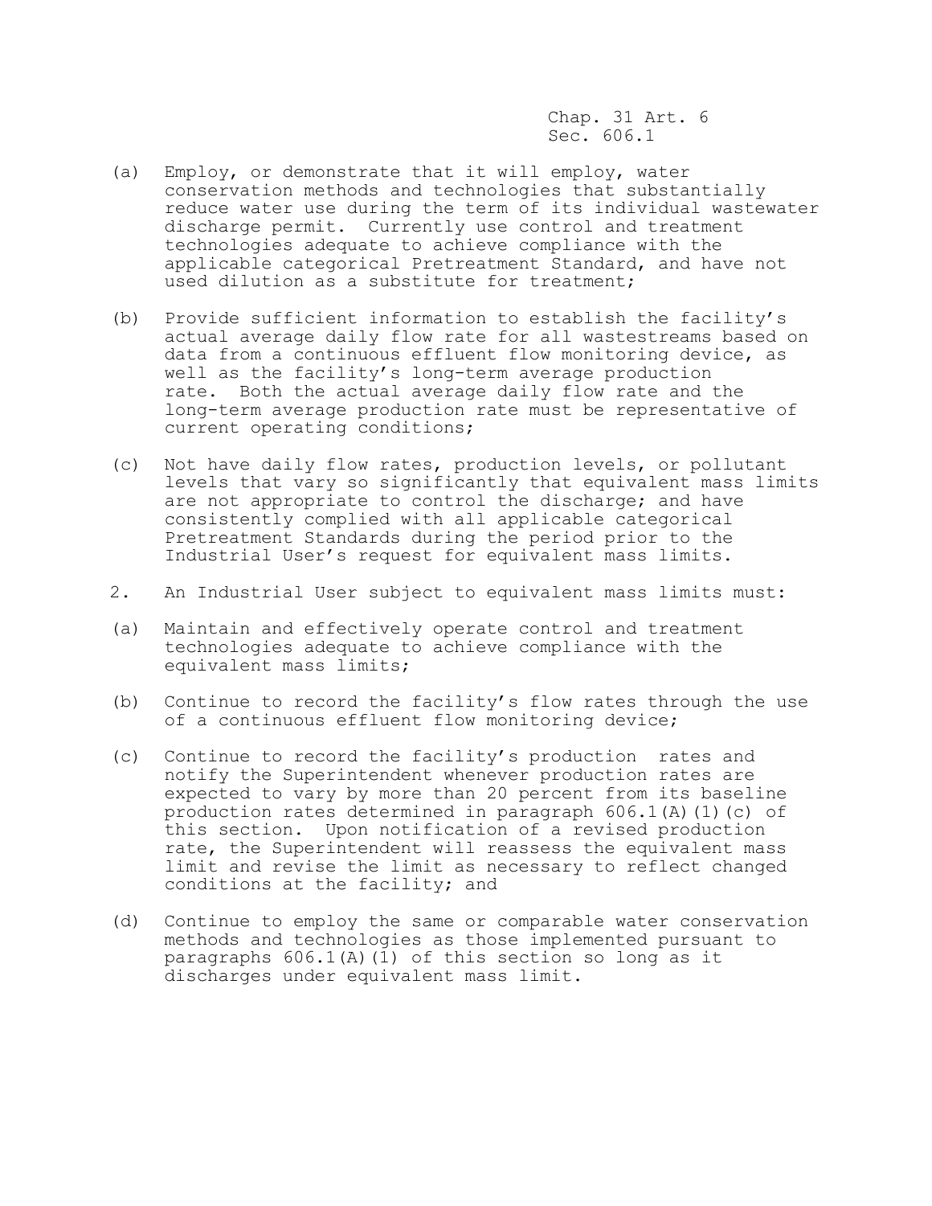(a) Employ, or demonstrate that it will employ, water conservation methods and technologies that substantially reduce water use during the term of its individual wastewater discharge permit. Currently use control and treatment technologies adequate to achieve compliance with the applicable categorical Pretreatment Standard, and have not used dilution as a substitute for treatment;

(b) Provide sufficient information to establish the facility's actual average daily flow rate for all wastestreams based on data from a continuous effluent flow monitoring device, as well as the facility's long-term average production rate. Both the actual average daily flow rate and the long-term average production rate must be representative of current operating conditions;

(c) Not have daily flow rates, production levels, or pollutant levels that vary so significantly that equivalent mass limits are not appropriate to control the discharge; and have consistently complied with all applicable categorical Pretreatment Standards during the period prior to the Industrial User's request for equivalent mass limits.

2. An Industrial User subject to equivalent mass limits must:

(a) Maintain and effectively operate control and treatment technologies adequate to achieve compliance with the equivalent mass limits;

(b) Continue to record the facility's flow rates through the use of a continuous effluent flow monitoring device;

(c) Continue to record the facility's production rates and notify the Superintendent whenever production rates are expected to vary by more than 20 percent from its baseline production rates determined in paragraph 606.1(A)(1)(c) of this section. Upon notification of a revised production rate, the Superintendent will reassess the equivalent mass limit and revise the limit as necessary to reflect changed conditions at the facility; and

(d) Continue to employ the same or comparable water conservation methods and technologies as those implemented pursuant to paragraphs 606.1(A)(1) of this section so long as it discharges under equivalent mass limit.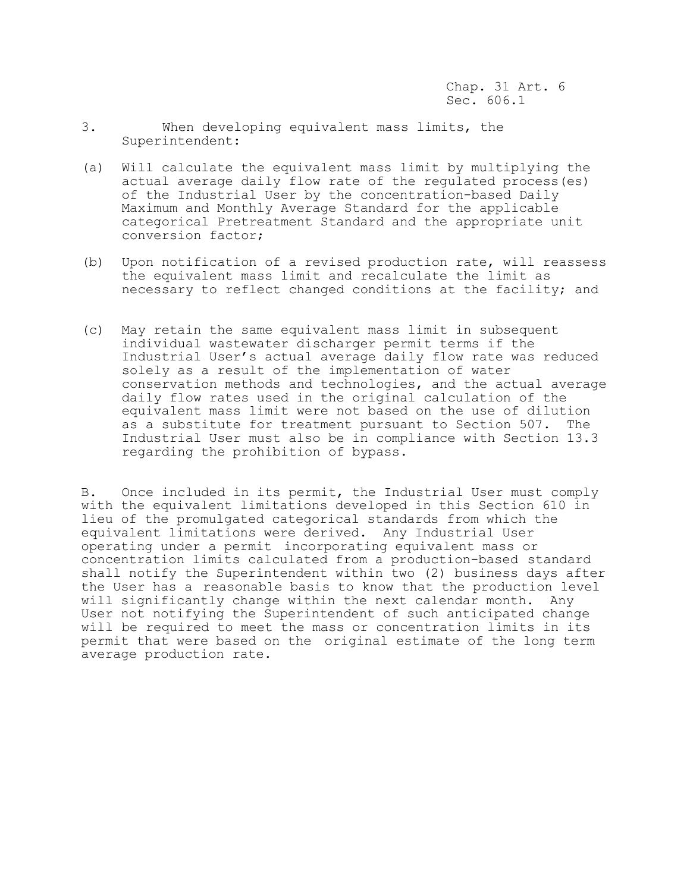3. When developing equivalent mass limits, the Superintendent:

(a) Will calculate the equivalent mass limit by multiplying the actual average daily flow rate of the regulated process(es) of the Industrial User by the concentration-based Daily Maximum and Monthly Average Standard for the applicable categorical Pretreatment Standard and the appropriate unit conversion factor;

(b) Upon notification of a revised production rate, will reassess the equivalent mass limit and recalculate the limit as necessary to reflect changed conditions at the facility; and

(c) May retain the same equivalent mass limit in subsequent individual wastewater discharger permit terms if the Industrial User's actual average daily flow rate was reduced solely as a result of the implementation of water conservation methods and technologies, and the actual average daily flow rates used in the original calculation of the equivalent mass limit were not based on the use of dilution as a substitute for treatment pursuant to Section 507. The Industrial User must also be in compliance with Section 13.3 regarding the prohibition of bypass.

B. Once included in its permit, the Industrial User must comply with the equivalent limitations developed in this Section 610 in lieu of the promulgated categorical standards from which the equivalent limitations were derived. Any Industrial User operating under a permit incorporating equivalent mass or concentration limits calculated from a production-based standard shall notify the Superintendent within two (2) business days after the User has a reasonable basis to know that the production level will significantly change within the next calendar month. Any User not notifying the Superintendent of such anticipated change will be required to meet the mass or concentration limits in its permit that were based on the original estimate of the long term average production rate.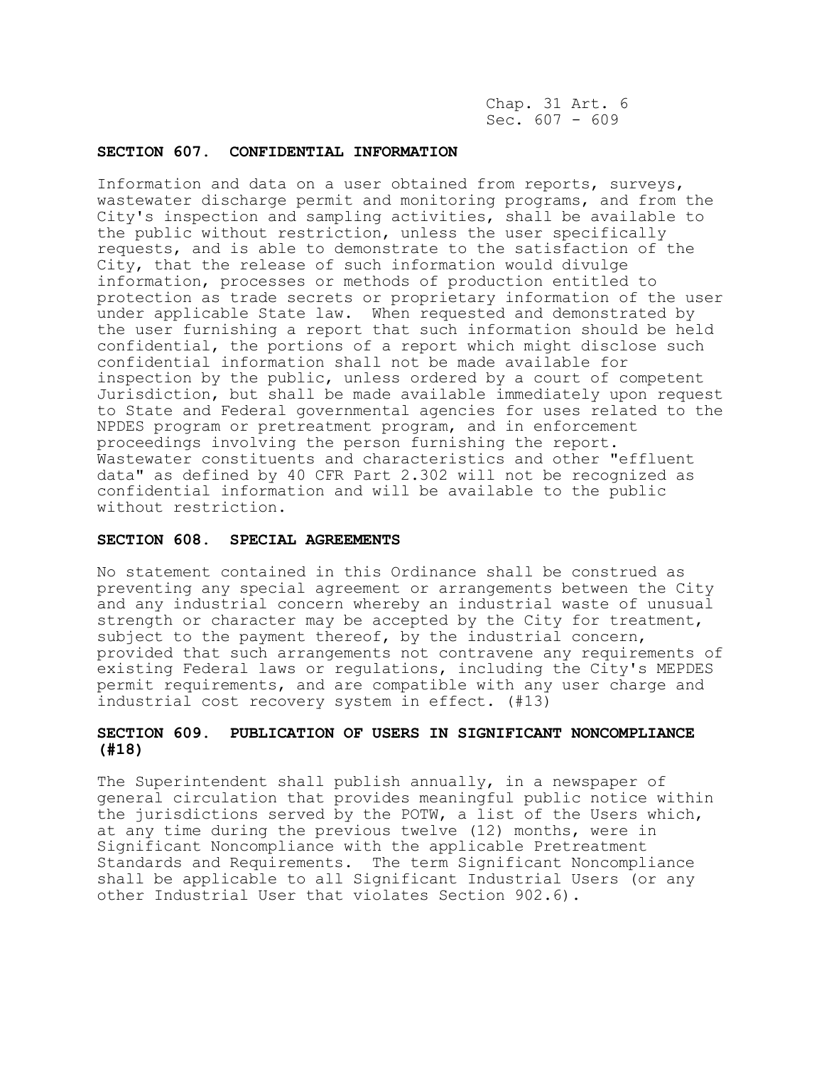**SECTION 607. CONFIDENTIAL INFORMATION**

Information and data on a user obtained from reports, surveys, wastewater discharge permit and monitoring programs, and from the City's inspection and sampling activities, shall be available to the public without restriction, unless the user specifically requests, and is able to demonstrate to the satisfaction of the City, that the release of such information would divulge information, processes or methods of production entitled to protection as trade secrets or proprietary information of the user under applicable State law. When requested and demonstrated by the user furnishing a report that such information should be held confidential, the portions of a report which might disclose such confidential information shall not be made available for inspection by the public, unless ordered by a court of competent Jurisdiction, but shall be made available immediately upon request to State and Federal governmental agencies for uses related to the NPDES program or pretreatment program, and in enforcement proceedings involving the person furnishing the report. Wastewater constituents and characteristics and other "effluent data" as defined by 40 CFR Part 2.302 will not be recognized as confidential information and will be available to the public without restriction.

**SECTION 608. SPECIAL AGREEMENTS**

No statement contained in this Ordinance shall be construed as preventing any special agreement or arrangements between the City and any industrial concern whereby an industrial waste of unusual strength or character may be accepted by the City for treatment, subject to the payment thereof, by the industrial concern, provided that such arrangements not contravene any requirements of existing Federal laws or regulations, including the City's MEPDES permit requirements, and are compatible with any user charge and industrial cost recovery system in effect. (#13)

**SECTION 609. PUBLICATION OF USERS IN SIGNIFICANT NONCOMPLIANCE (#18)**

The Superintendent shall publish annually, in a newspaper of general circulation that provides meaningful public notice within the jurisdictions served by the POTW, a list of the Users which, at any time during the previous twelve (12) months, were in Significant Noncompliance with the applicable Pretreatment Standards and Requirements. The term Significant Noncompliance shall be applicable to all Significant Industrial Users (or any other Industrial User that violates Section 902.6).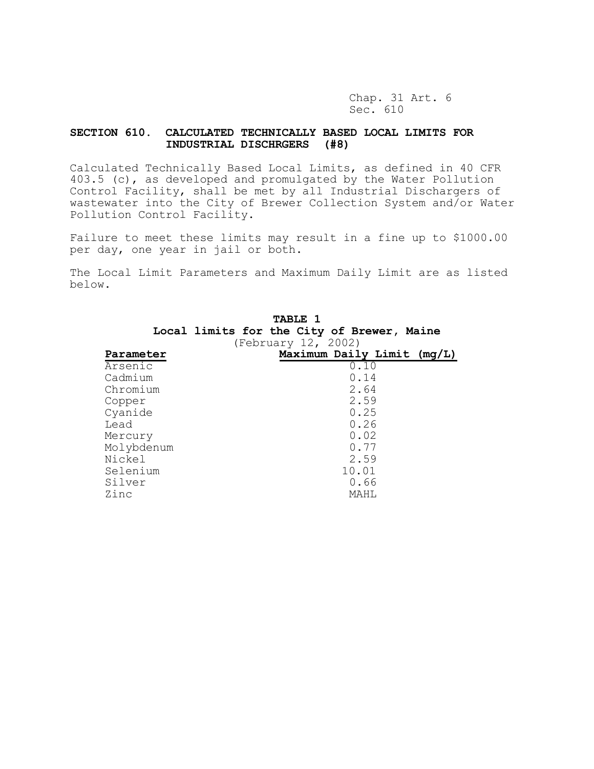Chap. 31 Art. 6
Sec. 610

## SECTION 610. CALCULATED TECHNICALLY BASED LOCAL LIMITS FOR INDUSTRIAL DISCHRGERS (#8)

Calculated Technically Based Local Limits, as defined in 40 CFR 403.5 (c), as developed and promulgated by the Water Pollution Control Facility, shall be met by all Industrial Dischargers of wastewater into the City of Brewer Collection System and/or Water Pollution Control Facility.

Failure to meet these limits may result in a fine up to $1000.00 per day, one year in jail or both.

The Local Limit Parameters and Maximum Daily Limit are as listed below.

**TABLE 1**
**Local limits for the City of Brewer, Maine**
(February 12, 2002)

| Parameter | Maximum Daily Limit (mg/L) |
|---|---|
| Arsenic | 0.10 |
| Cadmium | 0.14 |
| Chromium | 2.64 |
| Copper | 2.59 |
| Cyanide | 0.25 |
| Lead | 0.26 |
| Mercury | 0.02 |
| Molybdenum | 0.77 |
| Nickel | 2.59 |
| Selenium | 10.01 |
| Silver | 0.66 |
| Zinc | MAHL |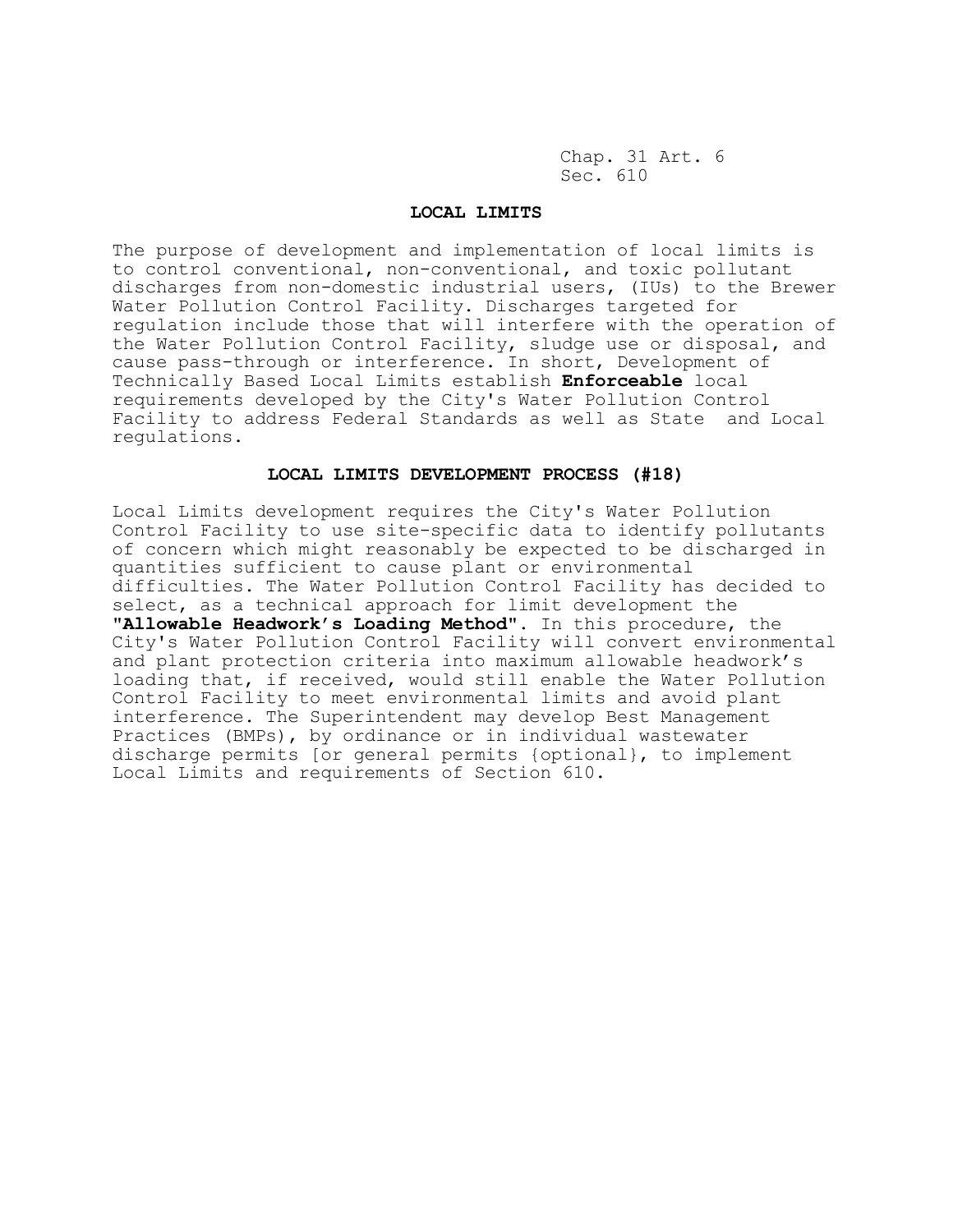Chap. 31 Art. 6
Sec. 610

## LOCAL LIMITS

The purpose of development and implementation of local limits is to control conventional, non-conventional, and toxic pollutant discharges from non-domestic industrial users, (IUs) to the Brewer Water Pollution Control Facility. Discharges targeted for regulation include those that will interfere with the operation of the Water Pollution Control Facility, sludge use or disposal, and cause pass-through or interference. In short, Development of Technically Based Local Limits establish **Enforceable** local requirements developed by the City's Water Pollution Control Facility to address Federal Standards as well as State and Local regulations.

## LOCAL LIMITS DEVELOPMENT PROCESS (#18)

Local Limits development requires the City's Water Pollution Control Facility to use site-specific data to identify pollutants of concern which might reasonably be expected to be discharged in quantities sufficient to cause plant or environmental difficulties. The Water Pollution Control Facility has decided to select, as a technical approach for limit development the **"Allowable Headwork's Loading Method"**. In this procedure, the City's Water Pollution Control Facility will convert environmental and plant protection criteria into maximum allowable headwork's loading that, if received, would still enable the Water Pollution Control Facility to meet environmental limits and avoid plant interference. The Superintendent may develop Best Management Practices (BMPs), by ordinance or in individual wastewater discharge permits [or general permits {optional}, to implement Local Limits and requirements of Section 610.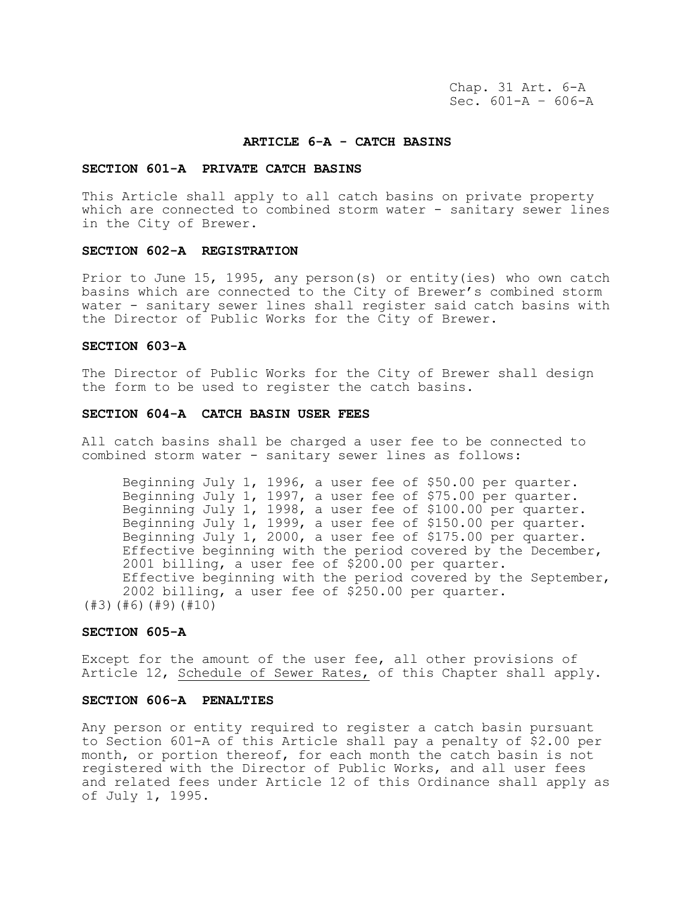Chap. 31 Art. 6-A
Sec. 601-A – 606-A

## ARTICLE 6-A - CATCH BASINS

### SECTION 601-A PRIVATE CATCH BASINS

This Article shall apply to all catch basins on private property which are connected to combined storm water - sanitary sewer lines in the City of Brewer.

### SECTION 602-A REGISTRATION

Prior to June 15, 1995, any person(s) or entity(ies) who own catch basins which are connected to the City of Brewer's combined storm water - sanitary sewer lines shall register said catch basins with the Director of Public Works for the City of Brewer.

### SECTION 603-A

The Director of Public Works for the City of Brewer shall design the form to be used to register the catch basins.

### SECTION 604-A CATCH BASIN USER FEES

All catch basins shall be charged a user fee to be connected to combined storm water - sanitary sewer lines as follows:

Beginning July 1, 1996, a user fee of $50.00 per quarter.
Beginning July 1, 1997, a user fee of $75.00 per quarter.
Beginning July 1, 1998, a user fee of $100.00 per quarter.
Beginning July 1, 1999, a user fee of $150.00 per quarter.
Beginning July 1, 2000, a user fee of $175.00 per quarter.
Effective beginning with the period covered by the December, 2001 billing, a user fee of $200.00 per quarter.
Effective beginning with the period covered by the September, 2002 billing, a user fee of $250.00 per quarter.
(#3)(#6)(#9)(#10)

### SECTION 605-A

Except for the amount of the user fee, all other provisions of Article 12, Schedule of Sewer Rates, of this Chapter shall apply.

### SECTION 606-A PENALTIES

Any person or entity required to register a catch basin pursuant to Section 601-A of this Article shall pay a penalty of $2.00 per month, or portion thereof, for each month the catch basin is not registered with the Director of Public Works, and all user fees and related fees under Article 12 of this Ordinance shall apply as of July 1, 1995.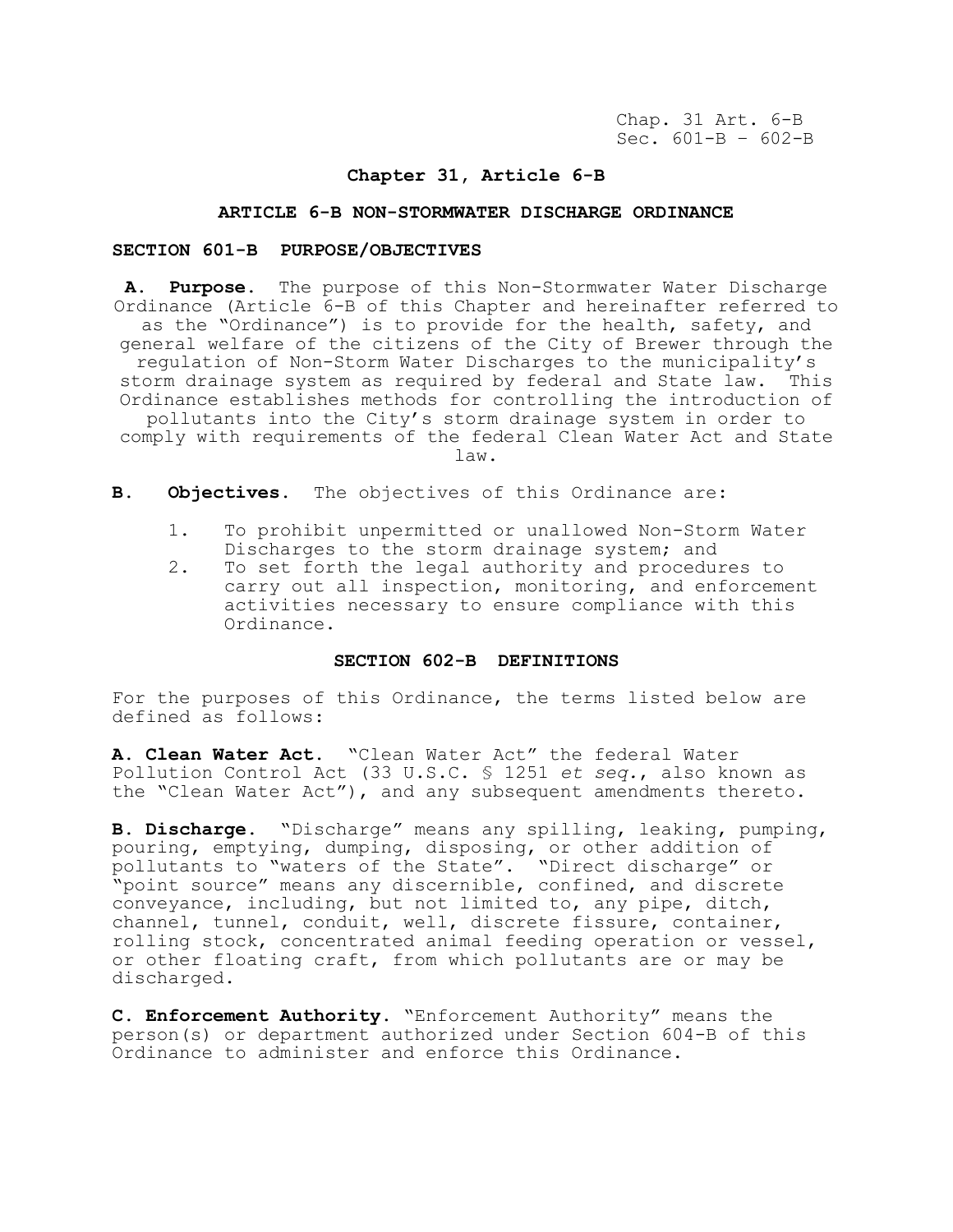# Chapter 31, Article 6-B

## ARTICLE 6-B NON-STORMWATER DISCHARGE ORDINANCE

### SECTION 601-B PURPOSE/OBJECTIVES

**A. Purpose.** The purpose of this Non-Stormwater Water Discharge Ordinance (Article 6-B of this Chapter and hereinafter referred to as the "Ordinance") is to provide for the health, safety, and general welfare of the citizens of the City of Brewer through the regulation of Non-Storm Water Discharges to the municipality's storm drainage system as required by federal and State law. This Ordinance establishes methods for controlling the introduction of pollutants into the City's storm drainage system in order to comply with requirements of the federal Clean Water Act and State law.

**B. Objectives.** The objectives of this Ordinance are:

1. To prohibit unpermitted or unallowed Non-Storm Water Discharges to the storm drainage system; and
2. To set forth the legal authority and procedures to carry out all inspection, monitoring, and enforcement activities necessary to ensure compliance with this Ordinance.

### SECTION 602-B DEFINITIONS

For the purposes of this Ordinance, the terms listed below are defined as follows:

**A. Clean Water Act.** "Clean Water Act" the federal Water Pollution Control Act (33 U.S.C. § 1251 *et seq.*, also known as the "Clean Water Act"), and any subsequent amendments thereto.

**B. Discharge.** "Discharge" means any spilling, leaking, pumping, pouring, emptying, dumping, disposing, or other addition of pollutants to "waters of the State". "Direct discharge" or "point source" means any discernible, confined, and discrete conveyance, including, but not limited to, any pipe, ditch, channel, tunnel, conduit, well, discrete fissure, container, rolling stock, concentrated animal feeding operation or vessel, or other floating craft, from which pollutants are or may be discharged.

**C. Enforcement Authority.** "Enforcement Authority" means the person(s) or department authorized under Section 604-B of this Ordinance to administer and enforce this Ordinance.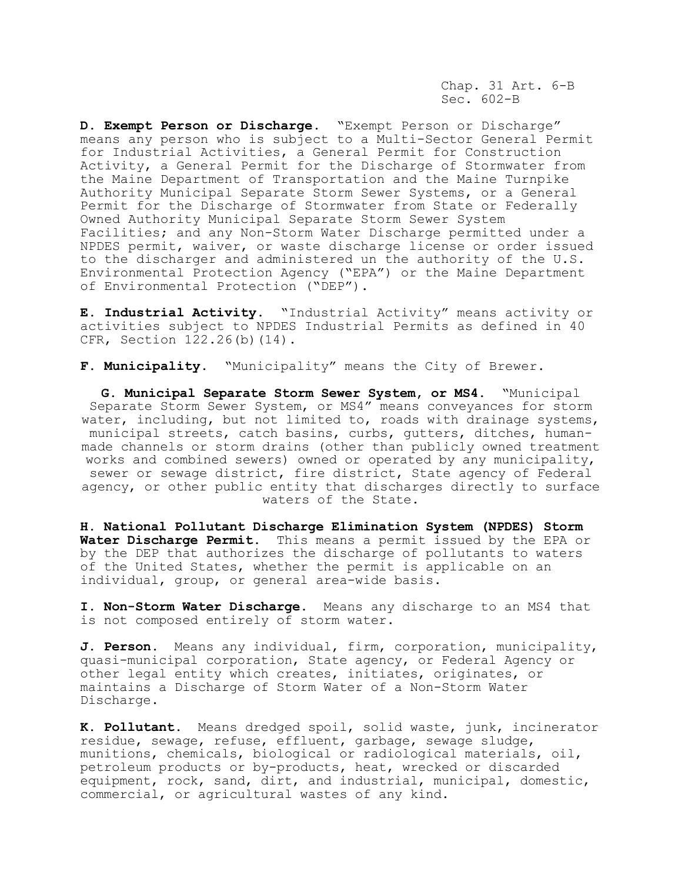**D. Exempt Person or Discharge.** "Exempt Person or Discharge" means any person who is subject to a Multi-Sector General Permit for Industrial Activities, a General Permit for Construction Activity, a General Permit for the Discharge of Stormwater from the Maine Department of Transportation and the Maine Turnpike Authority Municipal Separate Storm Sewer Systems, or a General Permit for the Discharge of Stormwater from State or Federally Owned Authority Municipal Separate Storm Sewer System Facilities; and any Non-Storm Water Discharge permitted under a NPDES permit, waiver, or waste discharge license or order issued to the discharger and administered un the authority of the U.S. Environmental Protection Agency ("EPA") or the Maine Department of Environmental Protection ("DEP").

**E. Industrial Activity.** "Industrial Activity" means activity or activities subject to NPDES Industrial Permits as defined in 40 CFR, Section 122.26(b)(14).

**F. Municipality.** "Municipality" means the City of Brewer.

**G. Municipal Separate Storm Sewer System, or MS4.** "Municipal Separate Storm Sewer System, or MS4" means conveyances for storm water, including, but not limited to, roads with drainage systems, municipal streets, catch basins, curbs, gutters, ditches, human-made channels or storm drains (other than publicly owned treatment works and combined sewers) owned or operated by any municipality, sewer or sewage district, fire district, State agency of Federal agency, or other public entity that discharges directly to surface waters of the State.

**H. National Pollutant Discharge Elimination System (NPDES) Storm Water Discharge Permit.** This means a permit issued by the EPA or by the DEP that authorizes the discharge of pollutants to waters of the United States, whether the permit is applicable on an individual, group, or general area-wide basis.

**I. Non-Storm Water Discharge.** Means any discharge to an MS4 that is not composed entirely of storm water.

**J. Person.** Means any individual, firm, corporation, municipality, quasi-municipal corporation, State agency, or Federal Agency or other legal entity which creates, initiates, originates, or maintains a Discharge of Storm Water of a Non-Storm Water Discharge.

**K. Pollutant.** Means dredged spoil, solid waste, junk, incinerator residue, sewage, refuse, effluent, garbage, sewage sludge, munitions, chemicals, biological or radiological materials, oil, petroleum products or by-products, heat, wrecked or discarded equipment, rock, sand, dirt, and industrial, municipal, domestic, commercial, or agricultural wastes of any kind.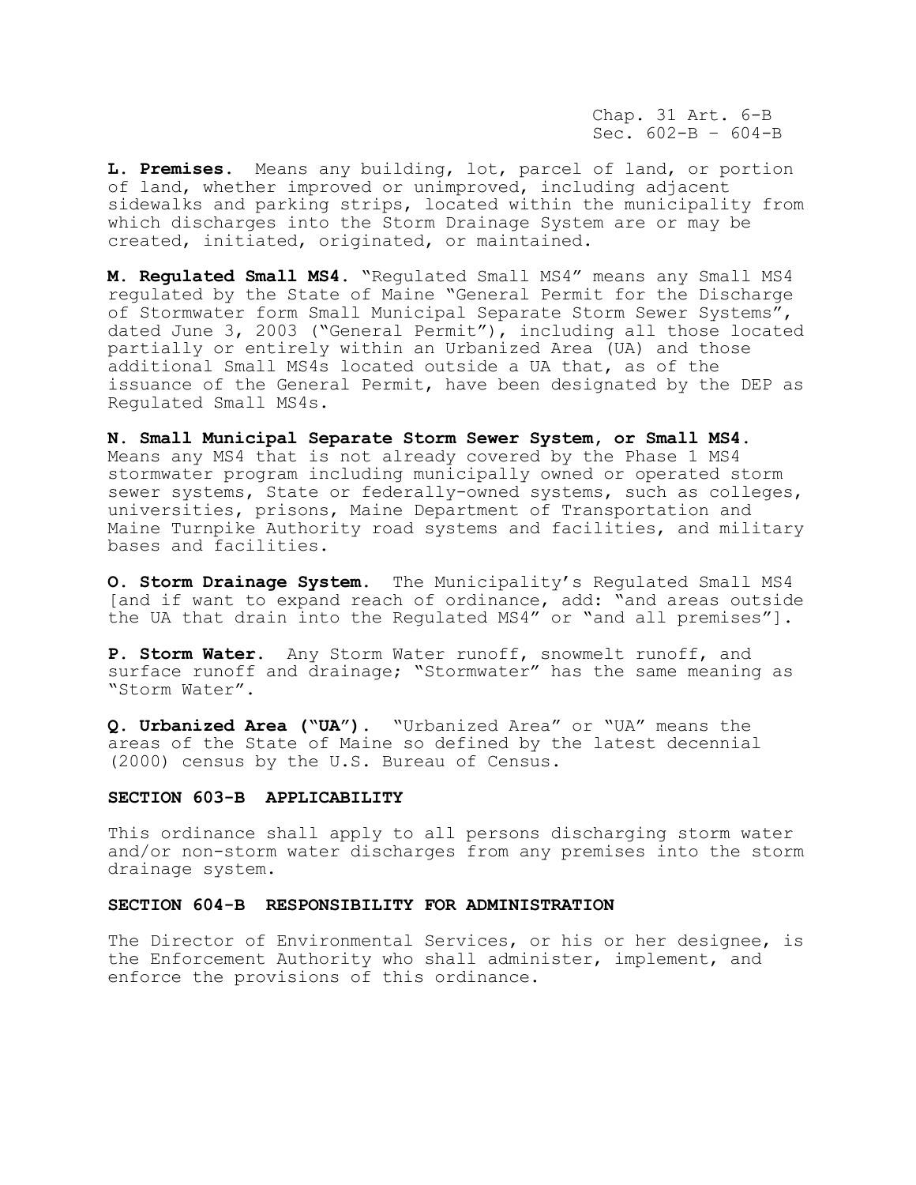**L. Premises.** Means any building, lot, parcel of land, or portion of land, whether improved or unimproved, including adjacent sidewalks and parking strips, located within the municipality from which discharges into the Storm Drainage System are or may be created, initiated, originated, or maintained.

**M. Regulated Small MS4.** "Regulated Small MS4" means any Small MS4 regulated by the State of Maine "General Permit for the Discharge of Stormwater form Small Municipal Separate Storm Sewer Systems", dated June 3, 2003 ("General Permit"), including all those located partially or entirely within an Urbanized Area (UA) and those additional Small MS4s located outside a UA that, as of the issuance of the General Permit, have been designated by the DEP as Regulated Small MS4s.

**N. Small Municipal Separate Storm Sewer System, or Small MS4.** Means any MS4 that is not already covered by the Phase 1 MS4 stormwater program including municipally owned or operated storm sewer systems, State or federally-owned systems, such as colleges, universities, prisons, Maine Department of Transportation and Maine Turnpike Authority road systems and facilities, and military bases and facilities.

**O. Storm Drainage System.** The Municipality's Regulated Small MS4 [and if want to expand reach of ordinance, add: "and areas outside the UA that drain into the Regulated MS4" or "and all premises"].

**P. Storm Water.** Any Storm Water runoff, snowmelt runoff, and surface runoff and drainage; "Stormwater" has the same meaning as "Storm Water".

**Q. Urbanized Area ("UA").** "Urbanized Area" or "UA" means the areas of the State of Maine so defined by the latest decennial (2000) census by the U.S. Bureau of Census.

### SECTION 603-B APPLICABILITY

This ordinance shall apply to all persons discharging storm water and/or non-storm water discharges from any premises into the storm drainage system.

### SECTION 604-B RESPONSIBILITY FOR ADMINISTRATION

The Director of Environmental Services, or his or her designee, is the Enforcement Authority who shall administer, implement, and enforce the provisions of this ordinance.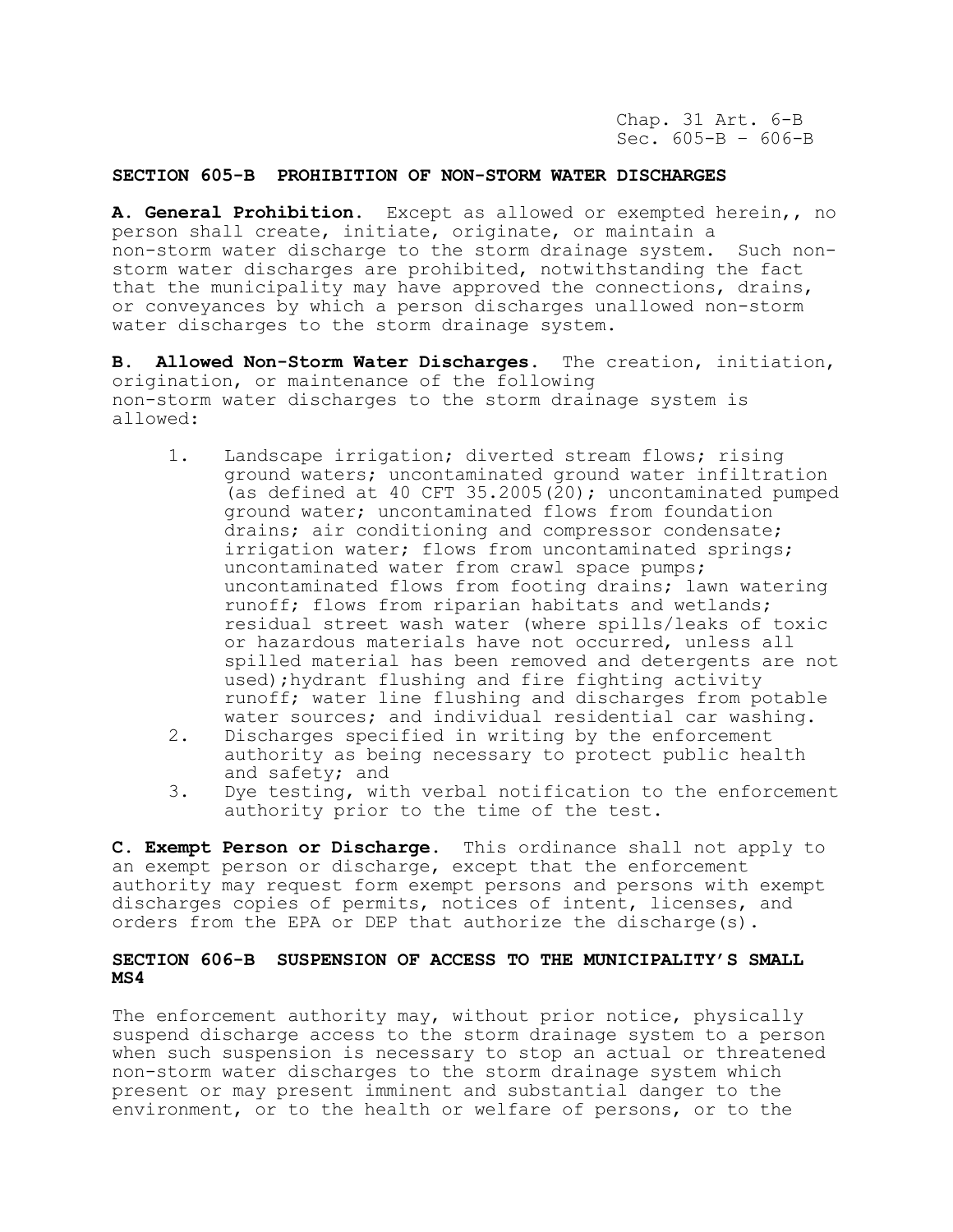## SECTION 605-B PROHIBITION OF NON-STORM WATER DISCHARGES

**A. General Prohibition.** Except as allowed or exempted herein,, no person shall create, initiate, originate, or maintain a non-storm water discharge to the storm drainage system. Such non-storm water discharges are prohibited, notwithstanding the fact that the municipality may have approved the connections, drains, or conveyances by which a person discharges unallowed non-storm water discharges to the storm drainage system.

**B. Allowed Non-Storm Water Discharges.** The creation, initiation, origination, or maintenance of the following non-storm water discharges to the storm drainage system is allowed:

1. Landscape irrigation; diverted stream flows; rising ground waters; uncontaminated ground water infiltration (as defined at 40 CFT 35.2005(20); uncontaminated pumped ground water; uncontaminated flows from foundation drains; air conditioning and compressor condensate; irrigation water; flows from uncontaminated springs; uncontaminated water from crawl space pumps; uncontaminated flows from footing drains; lawn watering runoff; flows from riparian habitats and wetlands; residual street wash water (where spills/leaks of toxic or hazardous materials have not occurred, unless all spilled material has been removed and detergents are not used);hydrant flushing and fire fighting activity runoff; water line flushing and discharges from potable water sources; and individual residential car washing.
2. Discharges specified in writing by the enforcement authority as being necessary to protect public health and safety; and
3. Dye testing, with verbal notification to the enforcement authority prior to the time of the test.

**C. Exempt Person or Discharge.** This ordinance shall not apply to an exempt person or discharge, except that the enforcement authority may request form exempt persons and persons with exempt discharges copies of permits, notices of intent, licenses, and orders from the EPA or DEP that authorize the discharge(s).

## SECTION 606-B SUSPENSION OF ACCESS TO THE MUNICIPALITY'S SMALL MS4

The enforcement authority may, without prior notice, physically suspend discharge access to the storm drainage system to a person when such suspension is necessary to stop an actual or threatened non-storm water discharges to the storm drainage system which present or may present imminent and substantial danger to the environment, or to the health or welfare of persons, or to the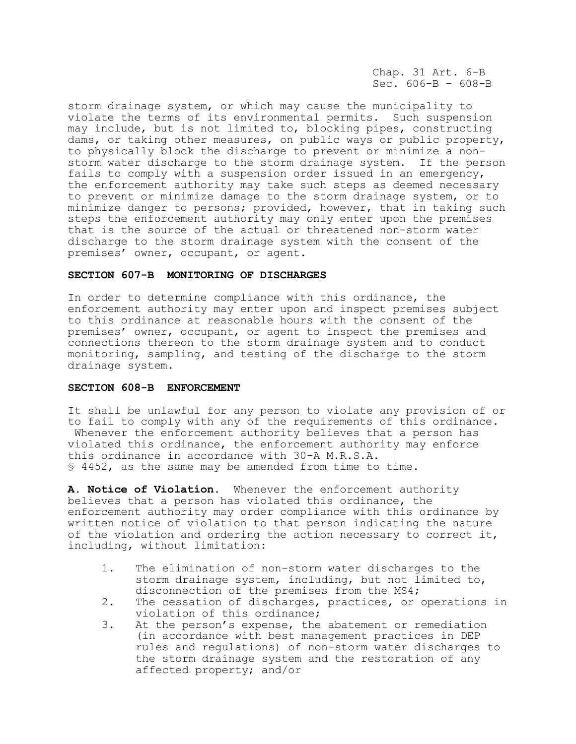storm drainage system, or which may cause the municipality to violate the terms of its environmental permits. Such suspension may include, but is not limited to, blocking pipes, constructing dams, or taking other measures, on public ways or public property, to physically block the discharge to prevent or minimize a non-storm water discharge to the storm drainage system. If the person fails to comply with a suspension order issued in an emergency, the enforcement authority may take such steps as deemed necessary to prevent or minimize damage to the storm drainage system, or to minimize danger to persons; provided, however, that in taking such steps the enforcement authority may only enter upon the premises that is the source of the actual or threatened non-storm water discharge to the storm drainage system with the consent of the premises' owner, occupant, or agent.

**SECTION 607-B MONITORING OF DISCHARGES**

In order to determine compliance with this ordinance, the enforcement authority may enter upon and inspect premises subject to this ordinance at reasonable hours with the consent of the premises' owner, occupant, or agent to inspect the premises and connections thereon to the storm drainage system and to conduct monitoring, sampling, and testing of the discharge to the storm drainage system.

**SECTION 608-B ENFORCEMENT**

It shall be unlawful for any person to violate any provision of or to fail to comply with any of the requirements of this ordinance. Whenever the enforcement authority believes that a person has violated this ordinance, the enforcement authority may enforce this ordinance in accordance with 30-A M.R.S.A. § 4452, as the same may be amended from time to time.

**A. Notice of Violation.** Whenever the enforcement authority believes that a person has violated this ordinance, the enforcement authority may order compliance with this ordinance by written notice of violation to that person indicating the nature of the violation and ordering the action necessary to correct it, including, without limitation:

1. The elimination of non-storm water discharges to the storm drainage system, including, but not limited to, disconnection of the premises from the MS4;
2. The cessation of discharges, practices, or operations in violation of this ordinance;
3. At the person's expense, the abatement or remediation (in accordance with best management practices in DEP rules and regulations) of non-storm water discharges to the storm drainage system and the restoration of any affected property; and/or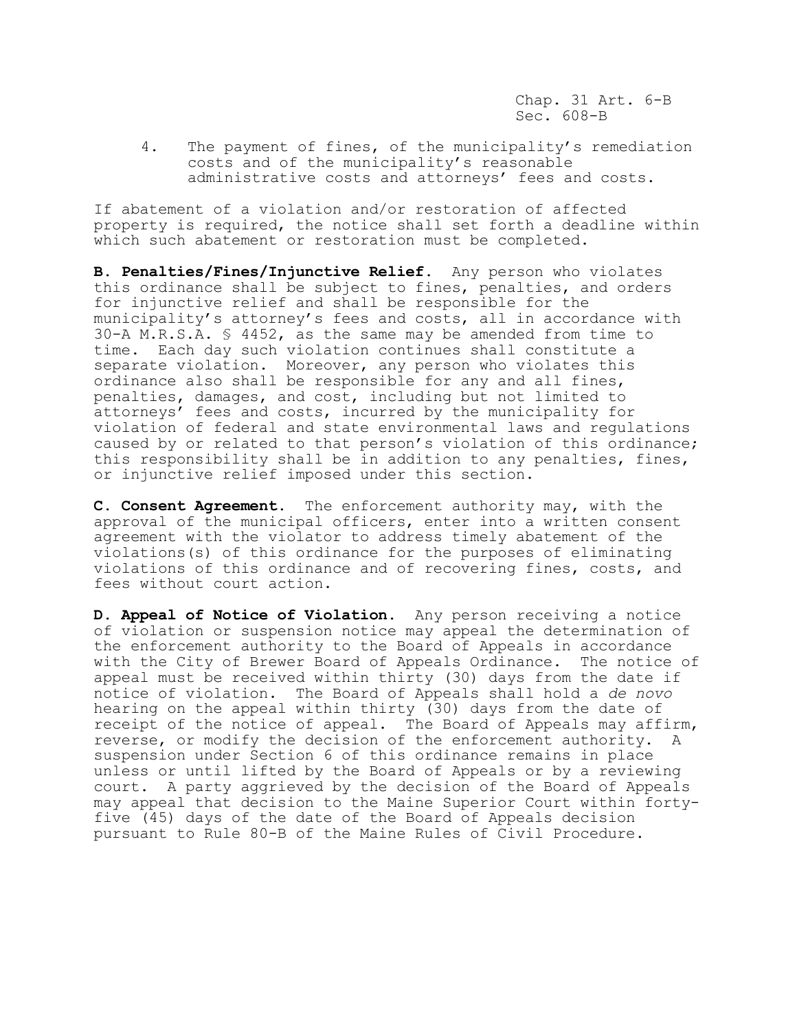4. The payment of fines, of the municipality's remediation costs and of the municipality's reasonable administrative costs and attorneys' fees and costs.

If abatement of a violation and/or restoration of affected property is required, the notice shall set forth a deadline within which such abatement or restoration must be completed.

**B. Penalties/Fines/Injunctive Relief.** Any person who violates this ordinance shall be subject to fines, penalties, and orders for injunctive relief and shall be responsible for the municipality's attorney's fees and costs, all in accordance with 30-A M.R.S.A. § 4452, as the same may be amended from time to time. Each day such violation continues shall constitute a separate violation. Moreover, any person who violates this ordinance also shall be responsible for any and all fines, penalties, damages, and cost, including but not limited to attorneys' fees and costs, incurred by the municipality for violation of federal and state environmental laws and regulations caused by or related to that person's violation of this ordinance; this responsibility shall be in addition to any penalties, fines, or injunctive relief imposed under this section.

**C. Consent Agreement.** The enforcement authority may, with the approval of the municipal officers, enter into a written consent agreement with the violator to address timely abatement of the violations(s) of this ordinance for the purposes of eliminating violations of this ordinance and of recovering fines, costs, and fees without court action.

**D. Appeal of Notice of Violation.** Any person receiving a notice of violation or suspension notice may appeal the determination of the enforcement authority to the Board of Appeals in accordance with the City of Brewer Board of Appeals Ordinance. The notice of appeal must be received within thirty (30) days from the date if notice of violation. The Board of Appeals shall hold a *de novo* hearing on the appeal within thirty (30) days from the date of receipt of the notice of appeal. The Board of Appeals may affirm, reverse, or modify the decision of the enforcement authority. A suspension under Section 6 of this ordinance remains in place unless or until lifted by the Board of Appeals or by a reviewing court. A party aggrieved by the decision of the Board of Appeals may appeal that decision to the Maine Superior Court within forty-five (45) days of the date of the Board of Appeals decision pursuant to Rule 80-B of the Maine Rules of Civil Procedure.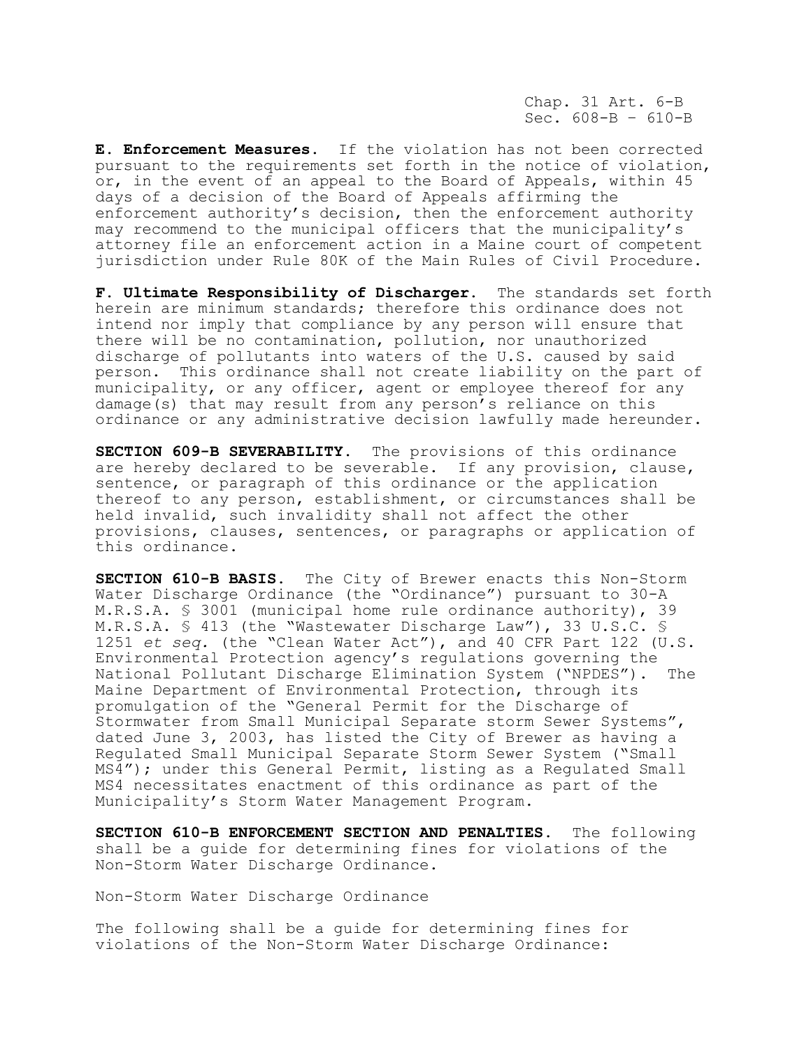**E. Enforcement Measures.** If the violation has not been corrected pursuant to the requirements set forth in the notice of violation, or, in the event of an appeal to the Board of Appeals, within 45 days of a decision of the Board of Appeals affirming the enforcement authority's decision, then the enforcement authority may recommend to the municipal officers that the municipality's attorney file an enforcement action in a Maine court of competent jurisdiction under Rule 80K of the Main Rules of Civil Procedure.

**F. Ultimate Responsibility of Discharger.** The standards set forth herein are minimum standards; therefore this ordinance does not intend nor imply that compliance by any person will ensure that there will be no contamination, pollution, nor unauthorized discharge of pollutants into waters of the U.S. caused by said person. This ordinance shall not create liability on the part of municipality, or any officer, agent or employee thereof for any damage(s) that may result from any person's reliance on this ordinance or any administrative decision lawfully made hereunder.

**SECTION 609-B SEVERABILITY.** The provisions of this ordinance are hereby declared to be severable. If any provision, clause, sentence, or paragraph of this ordinance or the application thereof to any person, establishment, or circumstances shall be held invalid, such invalidity shall not affect the other provisions, clauses, sentences, or paragraphs or application of this ordinance.

**SECTION 610-B BASIS.** The City of Brewer enacts this Non-Storm Water Discharge Ordinance (the "Ordinance") pursuant to 30-A M.R.S.A. § 3001 (municipal home rule ordinance authority), 39 M.R.S.A. § 413 (the "Wastewater Discharge Law"), 33 U.S.C. § 1251 *et seq.* (the "Clean Water Act"), and 40 CFR Part 122 (U.S. Environmental Protection agency's regulations governing the National Pollutant Discharge Elimination System ("NPDES"). The Maine Department of Environmental Protection, through its promulgation of the "General Permit for the Discharge of Stormwater from Small Municipal Separate storm Sewer Systems", dated June 3, 2003, has listed the City of Brewer as having a Regulated Small Municipal Separate Storm Sewer System ("Small MS4"); under this General Permit, listing as a Regulated Small MS4 necessitates enactment of this ordinance as part of the Municipality's Storm Water Management Program.

**SECTION 610-B ENFORCEMENT SECTION AND PENALTIES.** The following shall be a guide for determining fines for violations of the Non-Storm Water Discharge Ordinance.

Non-Storm Water Discharge Ordinance

The following shall be a guide for determining fines for violations of the Non-Storm Water Discharge Ordinance: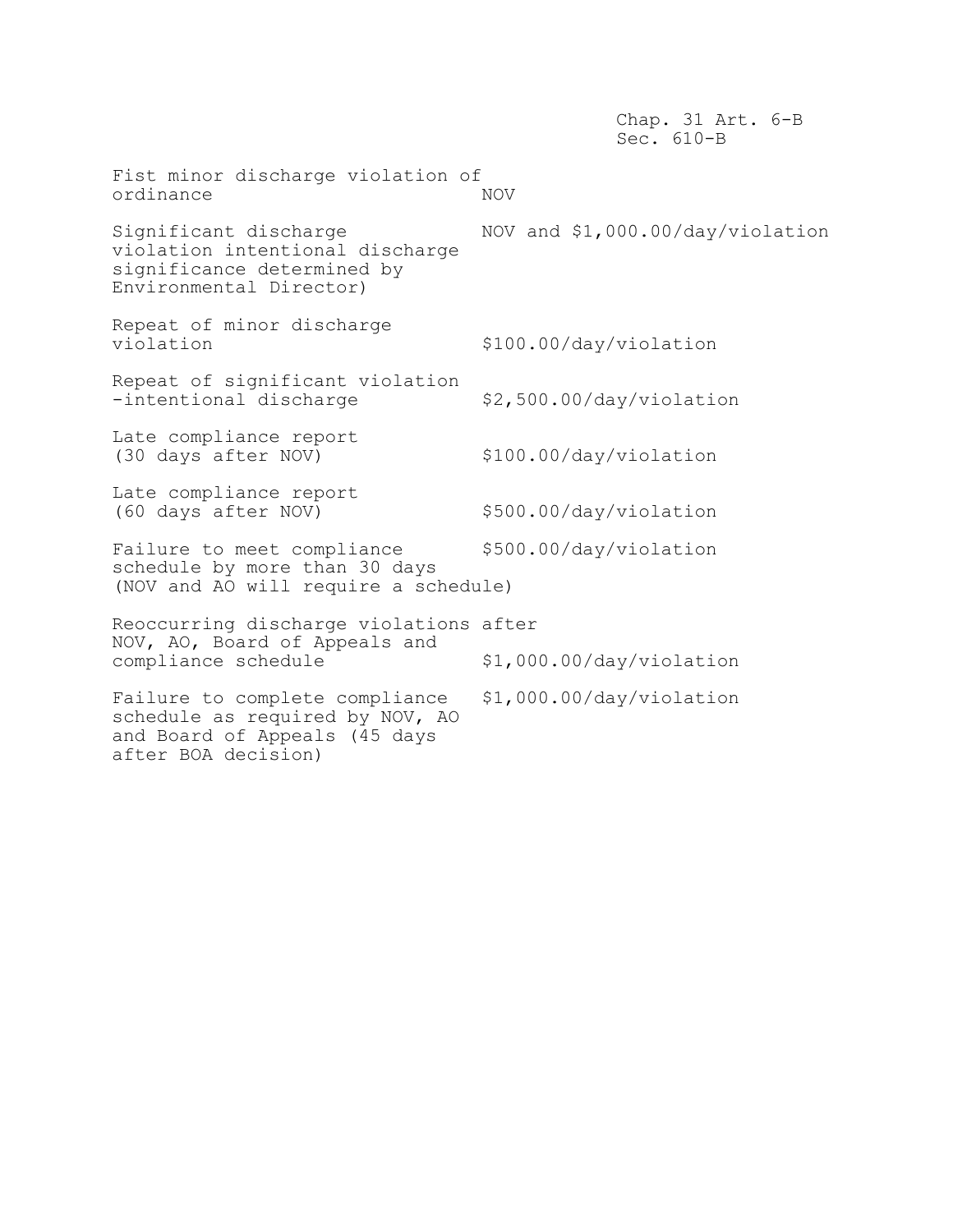| Violation | Penalty |
|---|---|
| Fist minor discharge violation of ordinance | NOV |
| Significant discharge violation intentional discharge significance determined by Environmental Director) | NOV and $1,000.00/day/violation |
| Repeat of minor discharge violation | $100.00/day/violation |
| Repeat of significant violation -intentional discharge | $2,500.00/day/violation |
| Late compliance report (30 days after NOV) | $100.00/day/violation |
| Late compliance report (60 days after NOV) | $500.00/day/violation |
| Failure to meet compliance schedule by more than 30 days (NOV and AO will require a schedule) | $500.00/day/violation |
| Reoccurring discharge violations after NOV, AO, Board of Appeals and compliance schedule | $1,000.00/day/violation |
| Failure to complete compliance schedule as required by NOV, AO and Board of Appeals (45 days after BOA decision) | $1,000.00/day/violation |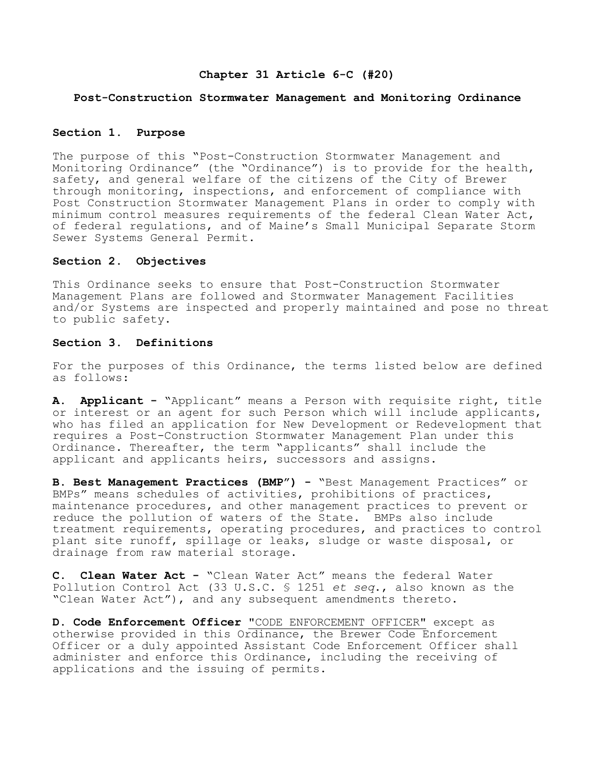# Chapter 31 Article 6-C (#20)

## Post-Construction Stormwater Management and Monitoring Ordinance

### Section 1. Purpose

The purpose of this "Post-Construction Stormwater Management and Monitoring Ordinance" (the "Ordinance") is to provide for the health, safety, and general welfare of the citizens of the City of Brewer through monitoring, inspections, and enforcement of compliance with Post Construction Stormwater Management Plans in order to comply with minimum control measures requirements of the federal Clean Water Act, of federal regulations, and of Maine's Small Municipal Separate Storm Sewer Systems General Permit.

### Section 2. Objectives

This Ordinance seeks to ensure that Post-Construction Stormwater Management Plans are followed and Stormwater Management Facilities and/or Systems are inspected and properly maintained and pose no threat to public safety.

### Section 3. Definitions

For the purposes of this Ordinance, the terms listed below are defined as follows:

**A. Applicant -** "Applicant" means a Person with requisite right, title or interest or an agent for such Person which will include applicants, who has filed an application for New Development or Redevelopment that requires a Post-Construction Stormwater Management Plan under this Ordinance. Thereafter, the term "applicants" shall include the applicant and applicants heirs, successors and assigns.

**B. Best Management Practices (BMP") -** "Best Management Practices" or BMPs" means schedules of activities, prohibitions of practices, maintenance procedures, and other management practices to prevent or reduce the pollution of waters of the State. BMPs also include treatment requirements, operating procedures, and practices to control plant site runoff, spillage or leaks, sludge or waste disposal, or drainage from raw material storage.

**C. Clean Water Act -** "Clean Water Act" means the federal Water Pollution Control Act (33 U.S.C. § 1251 *et seq.*, also known as the "Clean Water Act"), and any subsequent amendments thereto.

**D. Code Enforcement Officer** "CODE ENFORCEMENT OFFICER" except as otherwise provided in this Ordinance, the Brewer Code Enforcement Officer or a duly appointed Assistant Code Enforcement Officer shall administer and enforce this Ordinance, including the receiving of applications and the issuing of permits.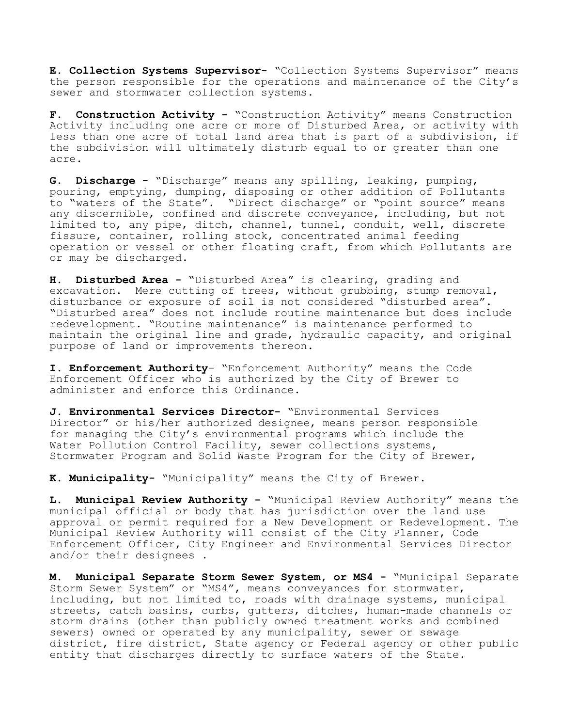**E. Collection Systems Supervisor**- "Collection Systems Supervisor" means the person responsible for the operations and maintenance of the City's sewer and stormwater collection systems.

**F. Construction Activity -** "Construction Activity" means Construction Activity including one acre or more of Disturbed Area, or activity with less than one acre of total land area that is part of a subdivision, if the subdivision will ultimately disturb equal to or greater than one acre.

**G. Discharge -** "Discharge" means any spilling, leaking, pumping, pouring, emptying, dumping, disposing or other addition of Pollutants to "waters of the State". "Direct discharge" or "point source" means any discernible, confined and discrete conveyance, including, but not limited to, any pipe, ditch, channel, tunnel, conduit, well, discrete fissure, container, rolling stock, concentrated animal feeding operation or vessel or other floating craft, from which Pollutants are or may be discharged.

**H. Disturbed Area -** "Disturbed Area" is clearing, grading and excavation. Mere cutting of trees, without grubbing, stump removal, disturbance or exposure of soil is not considered "disturbed area". "Disturbed area" does not include routine maintenance but does include redevelopment. "Routine maintenance" is maintenance performed to maintain the original line and grade, hydraulic capacity, and original purpose of land or improvements thereon.

**I. Enforcement Authority**- "Enforcement Authority" means the Code Enforcement Officer who is authorized by the City of Brewer to administer and enforce this Ordinance.

**J. Environmental Services Director-** "Environmental Services Director" or his/her authorized designee, means person responsible for managing the City's environmental programs which include the Water Pollution Control Facility, sewer collections systems, Stormwater Program and Solid Waste Program for the City of Brewer,

**K. Municipality-** "Municipality" means the City of Brewer.

**L. Municipal Review Authority -** "Municipal Review Authority" means the municipal official or body that has jurisdiction over the land use approval or permit required for a New Development or Redevelopment. The Municipal Review Authority will consist of the City Planner, Code Enforcement Officer, City Engineer and Environmental Services Director and/or their designees .

**M. Municipal Separate Storm Sewer System, or MS4 -** "Municipal Separate Storm Sewer System" or "MS4", means conveyances for stormwater, including, but not limited to, roads with drainage systems, municipal streets, catch basins, curbs, gutters, ditches, human-made channels or storm drains (other than publicly owned treatment works and combined sewers) owned or operated by any municipality, sewer or sewage district, fire district, State agency or Federal agency or other public entity that discharges directly to surface waters of the State.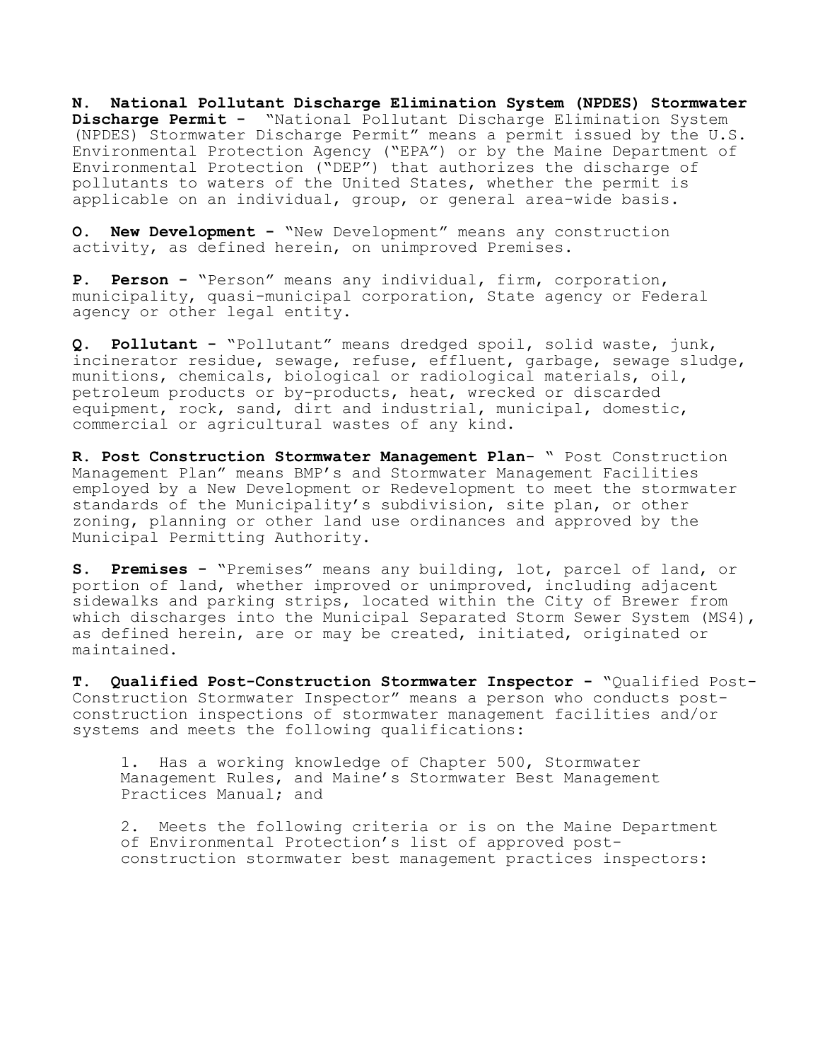**N. National Pollutant Discharge Elimination System (NPDES) Stormwater Discharge Permit -** "National Pollutant Discharge Elimination System (NPDES) Stormwater Discharge Permit" means a permit issued by the U.S. Environmental Protection Agency ("EPA") or by the Maine Department of Environmental Protection ("DEP") that authorizes the discharge of pollutants to waters of the United States, whether the permit is applicable on an individual, group, or general area-wide basis.

**O. New Development -** "New Development" means any construction activity, as defined herein, on unimproved Premises.

**P. Person -** "Person" means any individual, firm, corporation, municipality, quasi-municipal corporation, State agency or Federal agency or other legal entity.

**Q. Pollutant -** "Pollutant" means dredged spoil, solid waste, junk, incinerator residue, sewage, refuse, effluent, garbage, sewage sludge, munitions, chemicals, biological or radiological materials, oil, petroleum products or by-products, heat, wrecked or discarded equipment, rock, sand, dirt and industrial, municipal, domestic, commercial or agricultural wastes of any kind.

**R. Post Construction Stormwater Management Plan**- " Post Construction Management Plan" means BMP's and Stormwater Management Facilities employed by a New Development or Redevelopment to meet the stormwater standards of the Municipality's subdivision, site plan, or other zoning, planning or other land use ordinances and approved by the Municipal Permitting Authority.

**S. Premises -** "Premises" means any building, lot, parcel of land, or portion of land, whether improved or unimproved, including adjacent sidewalks and parking strips, located within the City of Brewer from which discharges into the Municipal Separated Storm Sewer System (MS4), as defined herein, are or may be created, initiated, originated or maintained.

**T. Qualified Post-Construction Stormwater Inspector -** "Qualified Post-Construction Stormwater Inspector" means a person who conducts post-construction inspections of stormwater management facilities and/or systems and meets the following qualifications:

1. Has a working knowledge of Chapter 500, Stormwater Management Rules, and Maine's Stormwater Best Management Practices Manual; and

2. Meets the following criteria or is on the Maine Department of Environmental Protection's list of approved post-construction stormwater best management practices inspectors: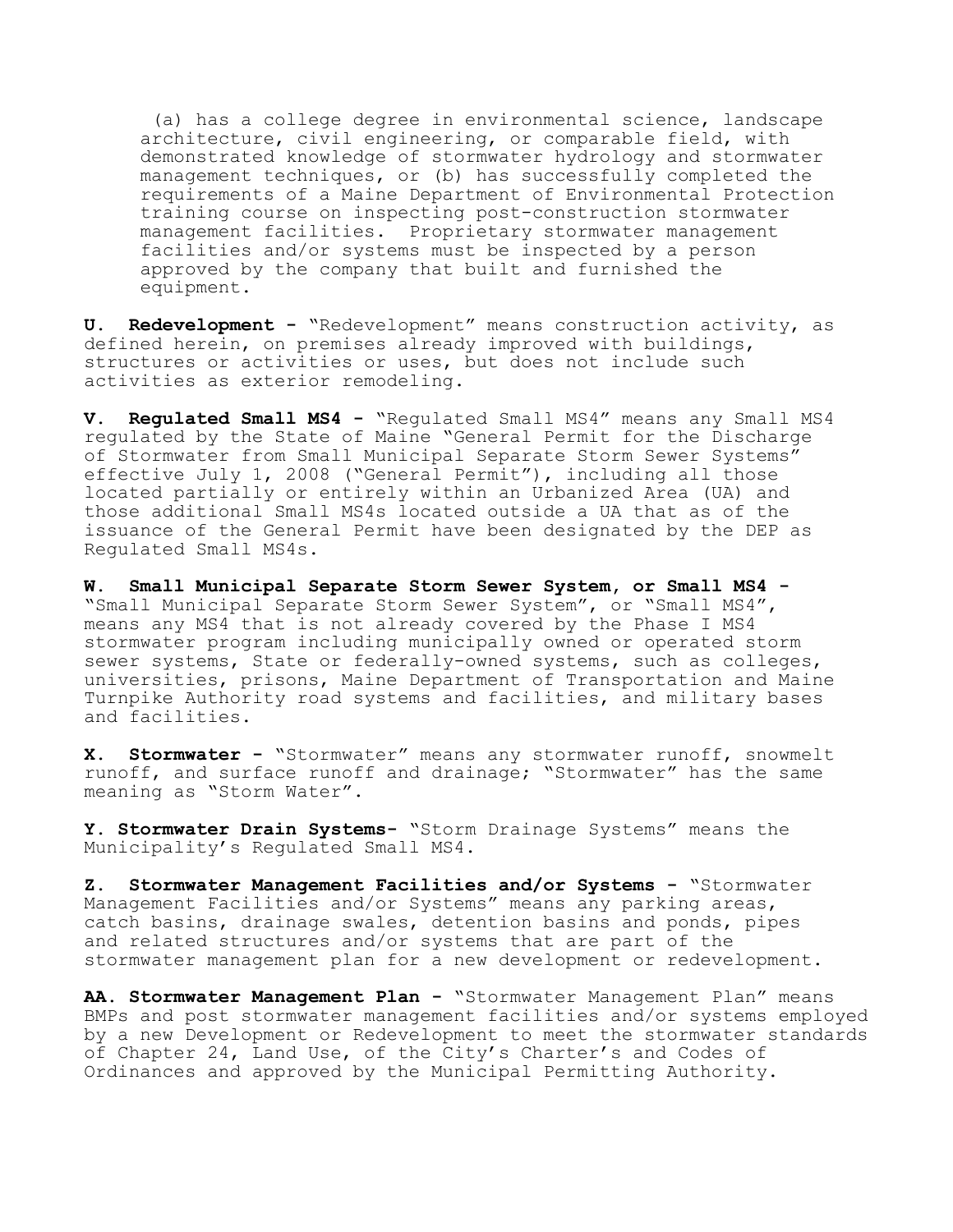(a) has a college degree in environmental science, landscape architecture, civil engineering, or comparable field, with demonstrated knowledge of stormwater hydrology and stormwater management techniques, or (b) has successfully completed the requirements of a Maine Department of Environmental Protection training course on inspecting post-construction stormwater management facilities. Proprietary stormwater management facilities and/or systems must be inspected by a person approved by the company that built and furnished the equipment.

**U. Redevelopment -** "Redevelopment" means construction activity, as defined herein, on premises already improved with buildings, structures or activities or uses, but does not include such activities as exterior remodeling.

**V. Regulated Small MS4 -** "Regulated Small MS4" means any Small MS4 regulated by the State of Maine "General Permit for the Discharge of Stormwater from Small Municipal Separate Storm Sewer Systems" effective July 1, 2008 ("General Permit"), including all those located partially or entirely within an Urbanized Area (UA) and those additional Small MS4s located outside a UA that as of the issuance of the General Permit have been designated by the DEP as Regulated Small MS4s.

**W. Small Municipal Separate Storm Sewer System, or Small MS4 -** "Small Municipal Separate Storm Sewer System", or "Small MS4", means any MS4 that is not already covered by the Phase I MS4 stormwater program including municipally owned or operated storm sewer systems, State or federally-owned systems, such as colleges, universities, prisons, Maine Department of Transportation and Maine Turnpike Authority road systems and facilities, and military bases and facilities.

**X. Stormwater -** "Stormwater" means any stormwater runoff, snowmelt runoff, and surface runoff and drainage; "Stormwater" has the same meaning as "Storm Water".

**Y. Stormwater Drain Systems-** "Storm Drainage Systems" means the Municipality's Regulated Small MS4.

**Z. Stormwater Management Facilities and/or Systems -** "Stormwater Management Facilities and/or Systems" means any parking areas, catch basins, drainage swales, detention basins and ponds, pipes and related structures and/or systems that are part of the stormwater management plan for a new development or redevelopment.

**AA. Stormwater Management Plan -** "Stormwater Management Plan" means BMPs and post stormwater management facilities and/or systems employed by a new Development or Redevelopment to meet the stormwater standards of Chapter 24, Land Use, of the City's Charter's and Codes of Ordinances and approved by the Municipal Permitting Authority.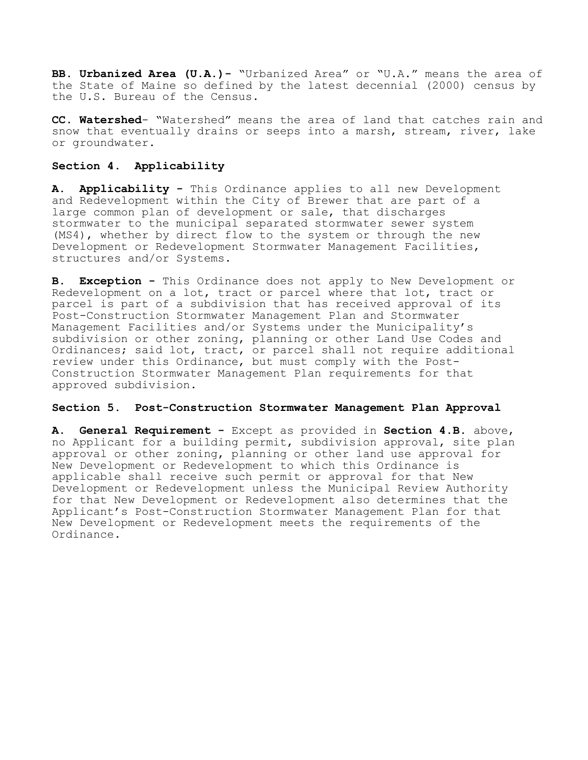**BB. Urbanized Area (U.A.)-** "Urbanized Area" or "U.A." means the area of the State of Maine so defined by the latest decennial (2000) census by the U.S. Bureau of the Census.

**CC. Watershed**- "Watershed" means the area of land that catches rain and snow that eventually drains or seeps into a marsh, stream, river, lake or groundwater.

### Section 4. Applicability

**A. Applicability -** This Ordinance applies to all new Development and Redevelopment within the City of Brewer that are part of a large common plan of development or sale, that discharges stormwater to the municipal separated stormwater sewer system (MS4), whether by direct flow to the system or through the new Development or Redevelopment Stormwater Management Facilities, structures and/or Systems.

**B. Exception -** This Ordinance does not apply to New Development or Redevelopment on a lot, tract or parcel where that lot, tract or parcel is part of a subdivision that has received approval of its Post-Construction Stormwater Management Plan and Stormwater Management Facilities and/or Systems under the Municipality's subdivision or other zoning, planning or other Land Use Codes and Ordinances; said lot, tract, or parcel shall not require additional review under this Ordinance, but must comply with the Post-Construction Stormwater Management Plan requirements for that approved subdivision.

### Section 5. Post-Construction Stormwater Management Plan Approval

**A. General Requirement -** Except as provided in **Section 4.B.** above, no Applicant for a building permit, subdivision approval, site plan approval or other zoning, planning or other land use approval for New Development or Redevelopment to which this Ordinance is applicable shall receive such permit or approval for that New Development or Redevelopment unless the Municipal Review Authority for that New Development or Redevelopment also determines that the Applicant's Post-Construction Stormwater Management Plan for that New Development or Redevelopment meets the requirements of the Ordinance.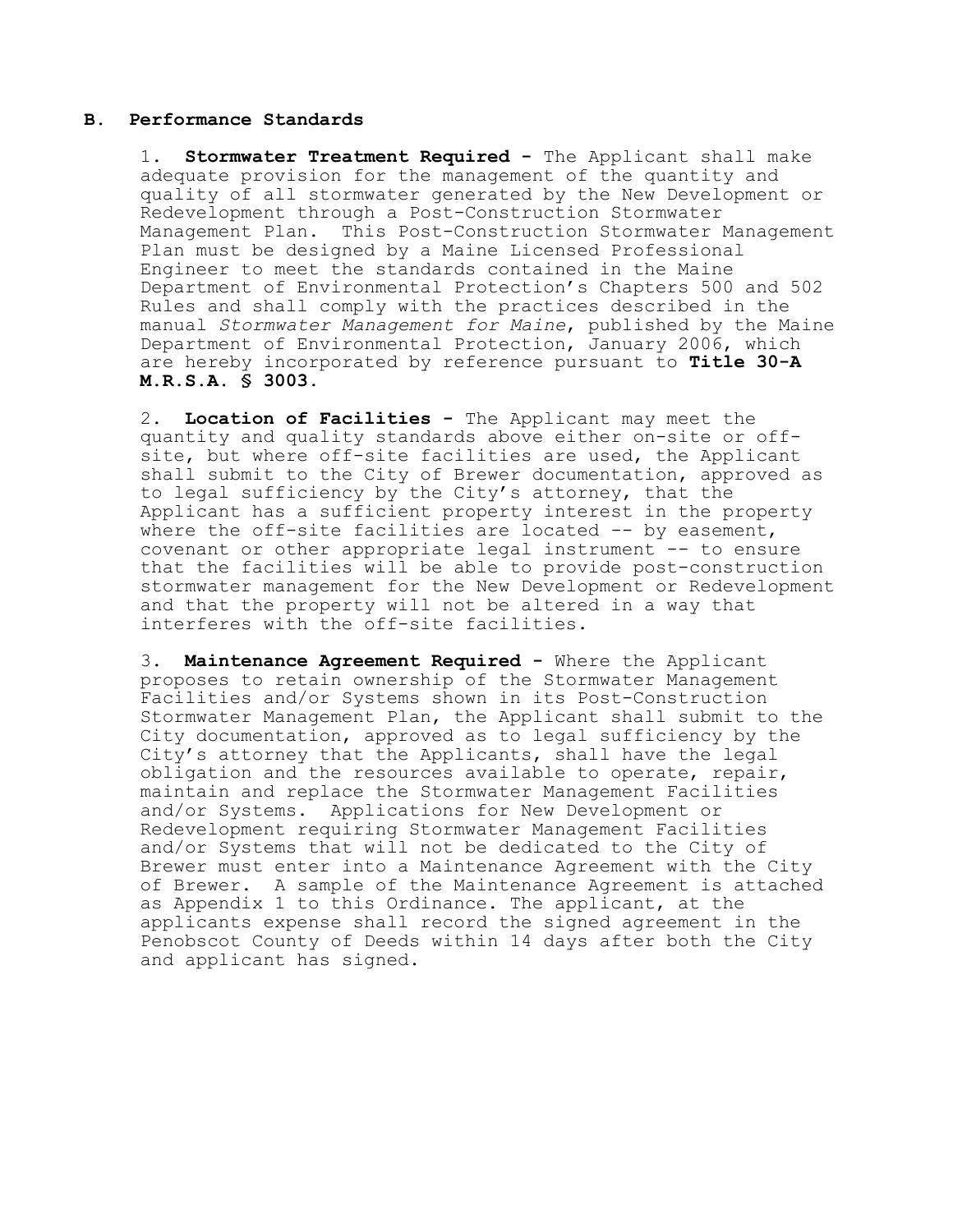### B. Performance Standards

1. **Stormwater Treatment Required -** The Applicant shall make adequate provision for the management of the quantity and quality of all stormwater generated by the New Development or Redevelopment through a Post-Construction Stormwater Management Plan. This Post-Construction Stormwater Management Plan must be designed by a Maine Licensed Professional Engineer to meet the standards contained in the Maine Department of Environmental Protection's Chapters 500 and 502 Rules and shall comply with the practices described in the manual *Stormwater Management for Maine*, published by the Maine Department of Environmental Protection, January 2006, which are hereby incorporated by reference pursuant to **Title 30-A M.R.S.A. § 3003.**

2. **Location of Facilities -** The Applicant may meet the quantity and quality standards above either on-site or off-site, but where off-site facilities are used, the Applicant shall submit to the City of Brewer documentation, approved as to legal sufficiency by the City's attorney, that the Applicant has a sufficient property interest in the property where the off-site facilities are located -- by easement, covenant or other appropriate legal instrument -- to ensure that the facilities will be able to provide post-construction stormwater management for the New Development or Redevelopment and that the property will not be altered in a way that interferes with the off-site facilities.

3. **Maintenance Agreement Required -** Where the Applicant proposes to retain ownership of the Stormwater Management Facilities and/or Systems shown in its Post-Construction Stormwater Management Plan, the Applicant shall submit to the City documentation, approved as to legal sufficiency by the City's attorney that the Applicants, shall have the legal obligation and the resources available to operate, repair, maintain and replace the Stormwater Management Facilities and/or Systems. Applications for New Development or Redevelopment requiring Stormwater Management Facilities and/or Systems that will not be dedicated to the City of Brewer must enter into a Maintenance Agreement with the City of Brewer. A sample of the Maintenance Agreement is attached as Appendix 1 to this Ordinance. The applicant, at the applicants expense shall record the signed agreement in the Penobscot County of Deeds within 14 days after both the City and applicant has signed.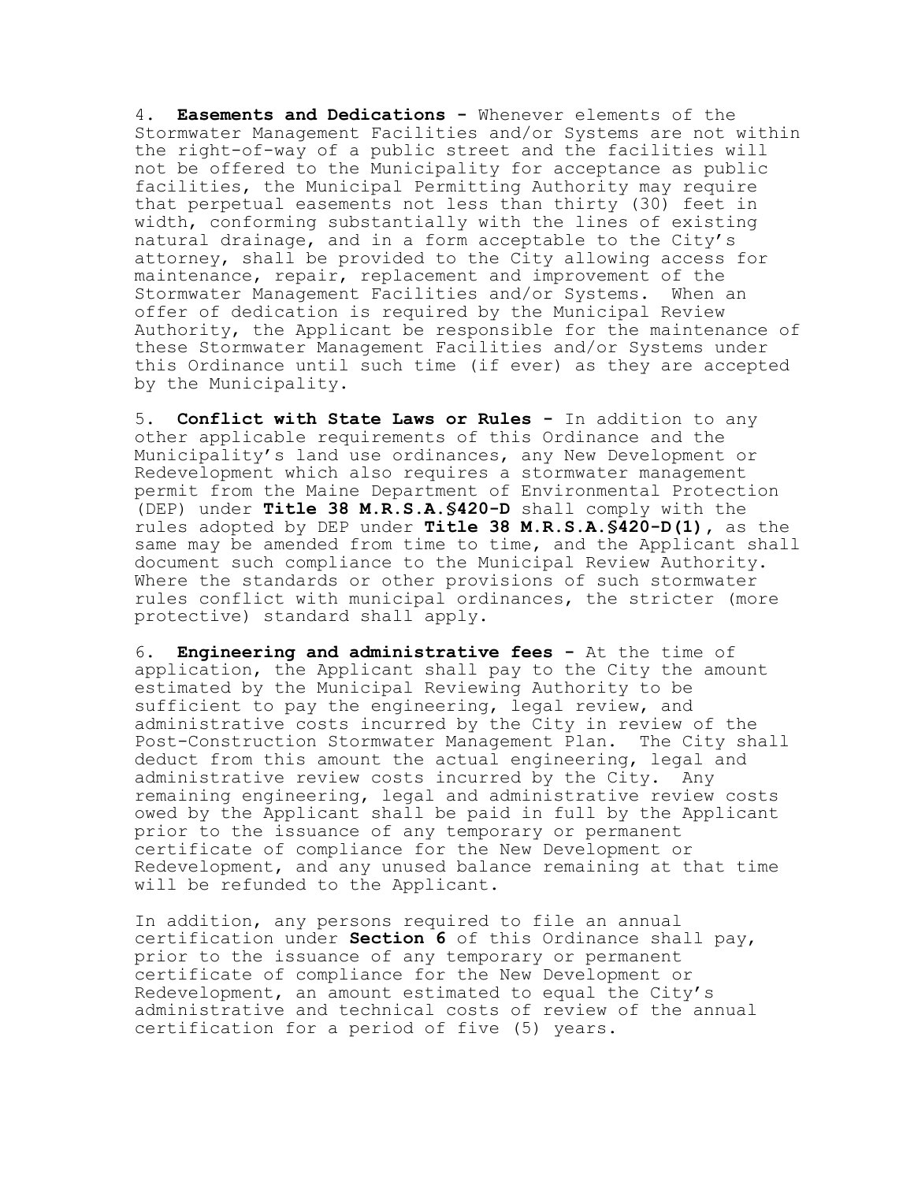4. **Easements and Dedications -** Whenever elements of the Stormwater Management Facilities and/or Systems are not within the right-of-way of a public street and the facilities will not be offered to the Municipality for acceptance as public facilities, the Municipal Permitting Authority may require that perpetual easements not less than thirty (30) feet in width, conforming substantially with the lines of existing natural drainage, and in a form acceptable to the City's attorney, shall be provided to the City allowing access for maintenance, repair, replacement and improvement of the Stormwater Management Facilities and/or Systems. When an offer of dedication is required by the Municipal Review Authority, the Applicant be responsible for the maintenance of these Stormwater Management Facilities and/or Systems under this Ordinance until such time (if ever) as they are accepted by the Municipality.

5. **Conflict with State Laws or Rules -** In addition to any other applicable requirements of this Ordinance and the Municipality's land use ordinances, any New Development or Redevelopment which also requires a stormwater management permit from the Maine Department of Environmental Protection (DEP) under **Title 38 M.R.S.A.§420-D** shall comply with the rules adopted by DEP under **Title 38 M.R.S.A.§420-D(1)**, as the same may be amended from time to time, and the Applicant shall document such compliance to the Municipal Review Authority. Where the standards or other provisions of such stormwater rules conflict with municipal ordinances, the stricter (more protective) standard shall apply.

6. **Engineering and administrative fees -** At the time of application, the Applicant shall pay to the City the amount estimated by the Municipal Reviewing Authority to be sufficient to pay the engineering, legal review, and administrative costs incurred by the City in review of the Post-Construction Stormwater Management Plan. The City shall deduct from this amount the actual engineering, legal and administrative review costs incurred by the City. Any remaining engineering, legal and administrative review costs owed by the Applicant shall be paid in full by the Applicant prior to the issuance of any temporary or permanent certificate of compliance for the New Development or Redevelopment, and any unused balance remaining at that time will be refunded to the Applicant.

In addition, any persons required to file an annual certification under **Section 6** of this Ordinance shall pay, prior to the issuance of any temporary or permanent certificate of compliance for the New Development or Redevelopment, an amount estimated to equal the City's administrative and technical costs of review of the annual certification for a period of five (5) years.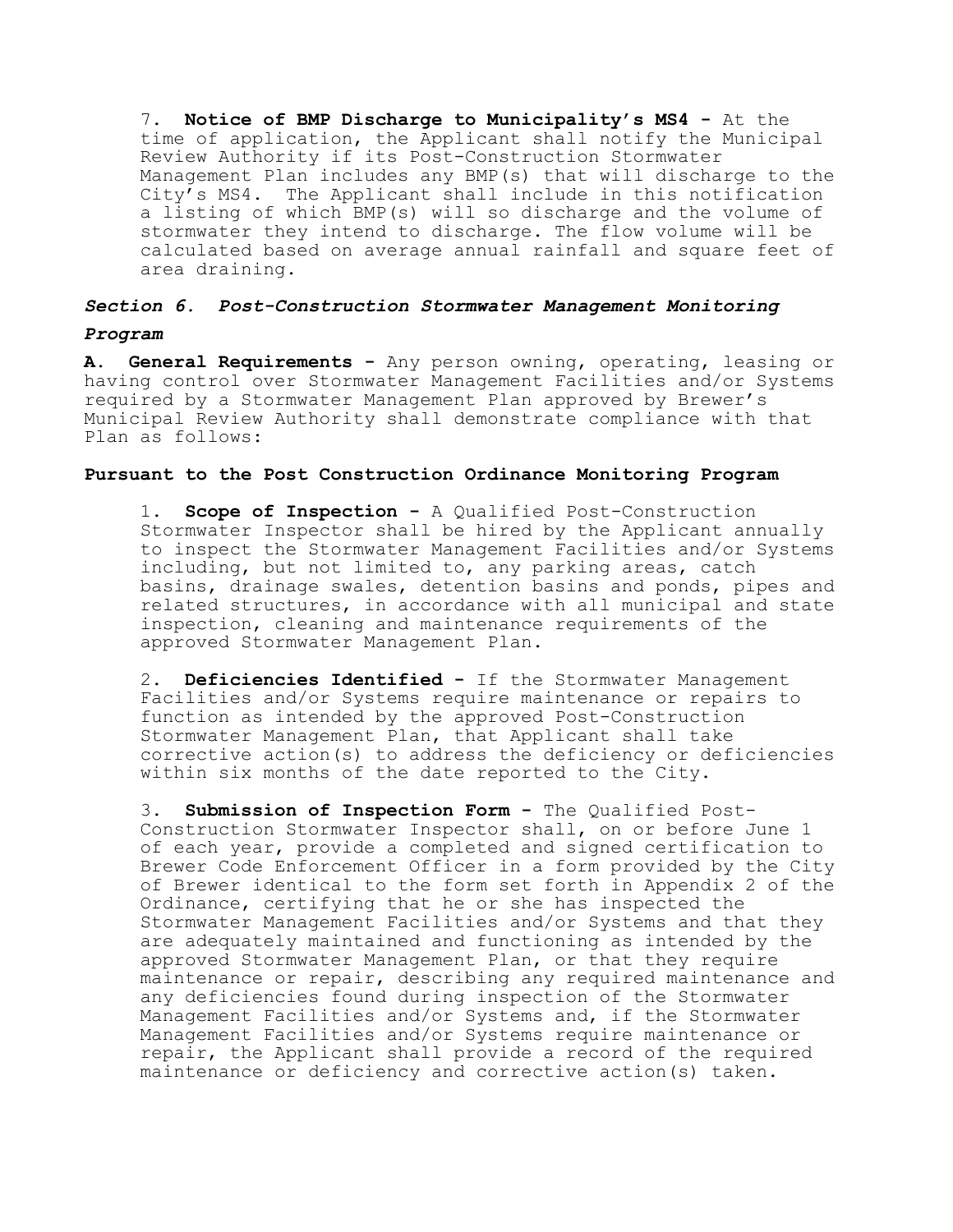7. **Notice of BMP Discharge to Municipality's MS4 -** At the time of application, the Applicant shall notify the Municipal Review Authority if its Post-Construction Stormwater Management Plan includes any BMP(s) that will discharge to the City's MS4. The Applicant shall include in this notification a listing of which BMP(s) will so discharge and the volume of stormwater they intend to discharge. The flow volume will be calculated based on average annual rainfall and square feet of area draining.

### *Section 6. Post-Construction Stormwater Management Monitoring Program*

**A. General Requirements -** Any person owning, operating, leasing or having control over Stormwater Management Facilities and/or Systems required by a Stormwater Management Plan approved by Brewer's Municipal Review Authority shall demonstrate compliance with that Plan as follows:

**Pursuant to the Post Construction Ordinance Monitoring Program**

1. **Scope of Inspection -** A Qualified Post-Construction Stormwater Inspector shall be hired by the Applicant annually to inspect the Stormwater Management Facilities and/or Systems including, but not limited to, any parking areas, catch basins, drainage swales, detention basins and ponds, pipes and related structures, in accordance with all municipal and state inspection, cleaning and maintenance requirements of the approved Stormwater Management Plan.

2. **Deficiencies Identified -** If the Stormwater Management Facilities and/or Systems require maintenance or repairs to function as intended by the approved Post-Construction Stormwater Management Plan, that Applicant shall take corrective action(s) to address the deficiency or deficiencies within six months of the date reported to the City.

3. **Submission of Inspection Form -** The Qualified Post-Construction Stormwater Inspector shall, on or before June 1 of each year, provide a completed and signed certification to Brewer Code Enforcement Officer in a form provided by the City of Brewer identical to the form set forth in Appendix 2 of the Ordinance, certifying that he or she has inspected the Stormwater Management Facilities and/or Systems and that they are adequately maintained and functioning as intended by the approved Stormwater Management Plan, or that they require maintenance or repair, describing any required maintenance and any deficiencies found during inspection of the Stormwater Management Facilities and/or Systems and, if the Stormwater Management Facilities and/or Systems require maintenance or repair, the Applicant shall provide a record of the required maintenance or deficiency and corrective action(s) taken.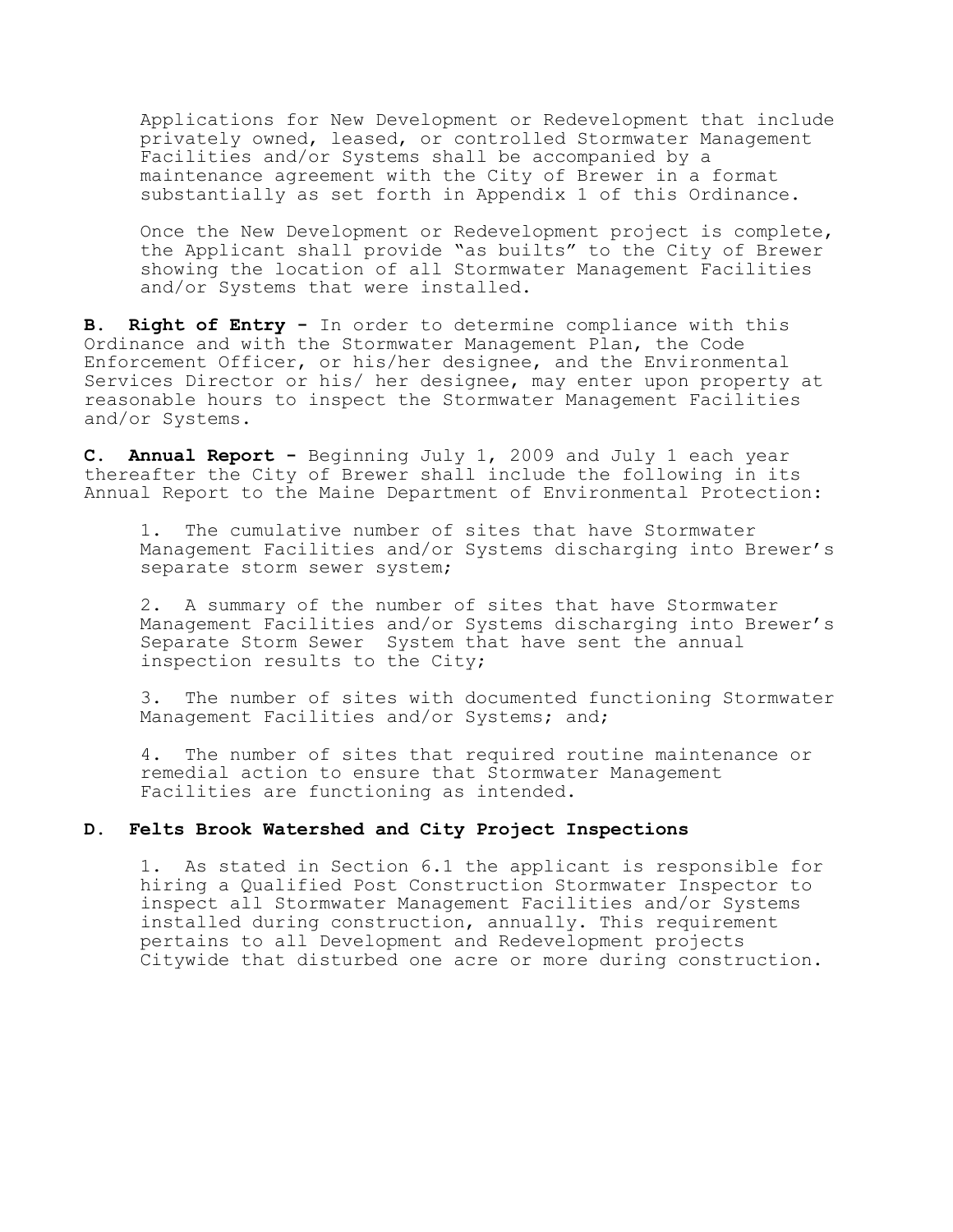Applications for New Development or Redevelopment that include privately owned, leased, or controlled Stormwater Management Facilities and/or Systems shall be accompanied by a maintenance agreement with the City of Brewer in a format substantially as set forth in Appendix 1 of this Ordinance.

Once the New Development or Redevelopment project is complete, the Applicant shall provide "as builts" to the City of Brewer showing the location of all Stormwater Management Facilities and/or Systems that were installed.

**B. Right of Entry -** In order to determine compliance with this Ordinance and with the Stormwater Management Plan, the Code Enforcement Officer, or his/her designee, and the Environmental Services Director or his/ her designee, may enter upon property at reasonable hours to inspect the Stormwater Management Facilities and/or Systems.

**C. Annual Report -** Beginning July 1, 2009 and July 1 each year thereafter the City of Brewer shall include the following in its Annual Report to the Maine Department of Environmental Protection:

1. The cumulative number of sites that have Stormwater Management Facilities and/or Systems discharging into Brewer's separate storm sewer system;

2. A summary of the number of sites that have Stormwater Management Facilities and/or Systems discharging into Brewer's Separate Storm Sewer System that have sent the annual inspection results to the City;

3. The number of sites with documented functioning Stormwater Management Facilities and/or Systems; and;

4. The number of sites that required routine maintenance or remedial action to ensure that Stormwater Management Facilities are functioning as intended.

**D. Felts Brook Watershed and City Project Inspections**

1. As stated in Section 6.1 the applicant is responsible for hiring a Qualified Post Construction Stormwater Inspector to inspect all Stormwater Management Facilities and/or Systems installed during construction, annually. This requirement pertains to all Development and Redevelopment projects Citywide that disturbed one acre or more during construction.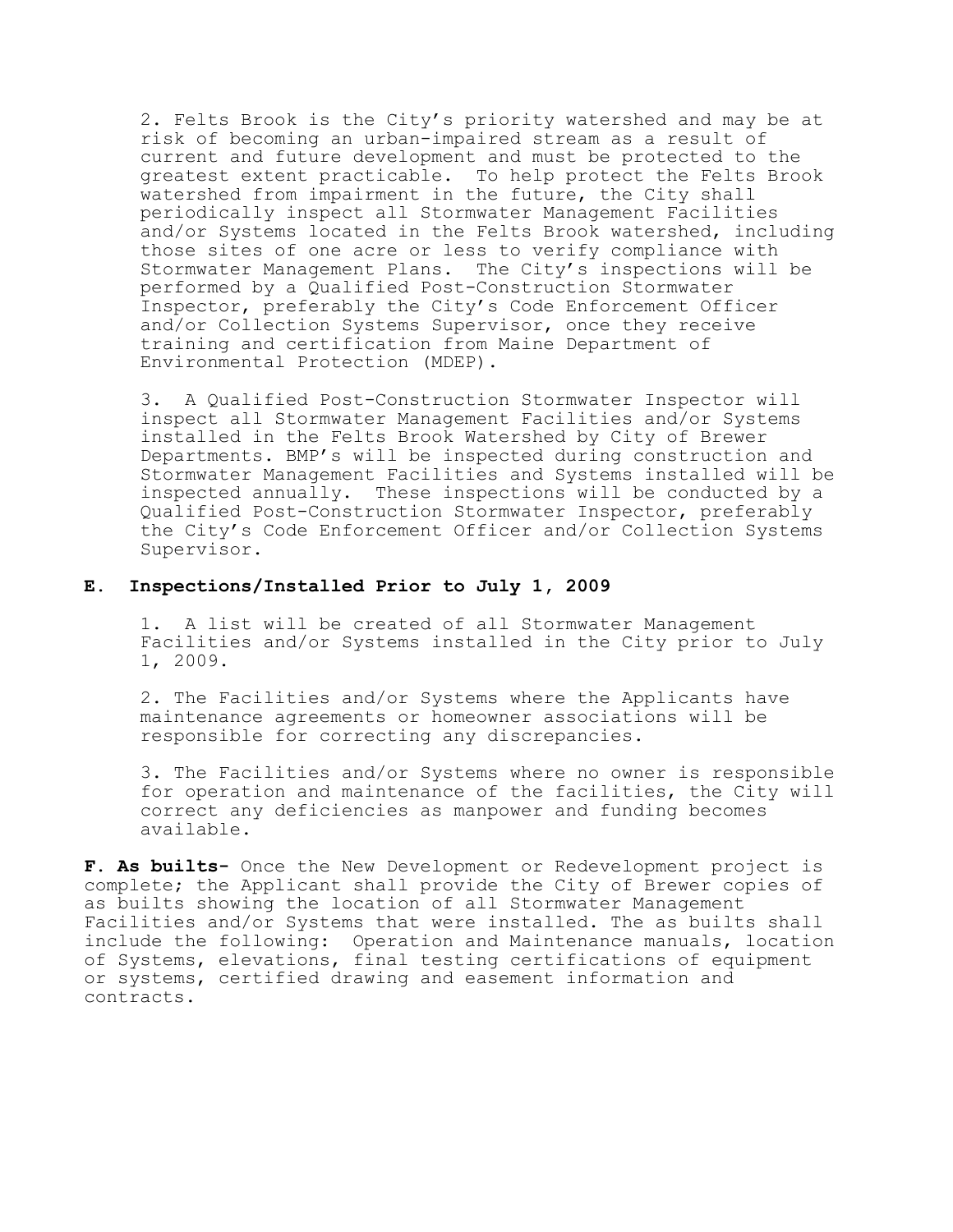2. Felts Brook is the City's priority watershed and may be at risk of becoming an urban-impaired stream as a result of current and future development and must be protected to the greatest extent practicable. To help protect the Felts Brook watershed from impairment in the future, the City shall periodically inspect all Stormwater Management Facilities and/or Systems located in the Felts Brook watershed, including those sites of one acre or less to verify compliance with Stormwater Management Plans. The City's inspections will be performed by a Qualified Post-Construction Stormwater Inspector, preferably the City's Code Enforcement Officer and/or Collection Systems Supervisor, once they receive training and certification from Maine Department of Environmental Protection (MDEP).

3. A Qualified Post-Construction Stormwater Inspector will inspect all Stormwater Management Facilities and/or Systems installed in the Felts Brook Watershed by City of Brewer Departments. BMP's will be inspected during construction and Stormwater Management Facilities and Systems installed will be inspected annually. These inspections will be conducted by a Qualified Post-Construction Stormwater Inspector, preferably the City's Code Enforcement Officer and/or Collection Systems Supervisor.

**E. Inspections/Installed Prior to July 1, 2009**

1. A list will be created of all Stormwater Management Facilities and/or Systems installed in the City prior to July 1, 2009.

2. The Facilities and/or Systems where the Applicants have maintenance agreements or homeowner associations will be responsible for correcting any discrepancies.

3. The Facilities and/or Systems where no owner is responsible for operation and maintenance of the facilities, the City will correct any deficiencies as manpower and funding becomes available.

**F. As builts-** Once the New Development or Redevelopment project is complete; the Applicant shall provide the City of Brewer copies of as builts showing the location of all Stormwater Management Facilities and/or Systems that were installed. The as builts shall include the following: Operation and Maintenance manuals, location of Systems, elevations, final testing certifications of equipment or systems, certified drawing and easement information and contracts.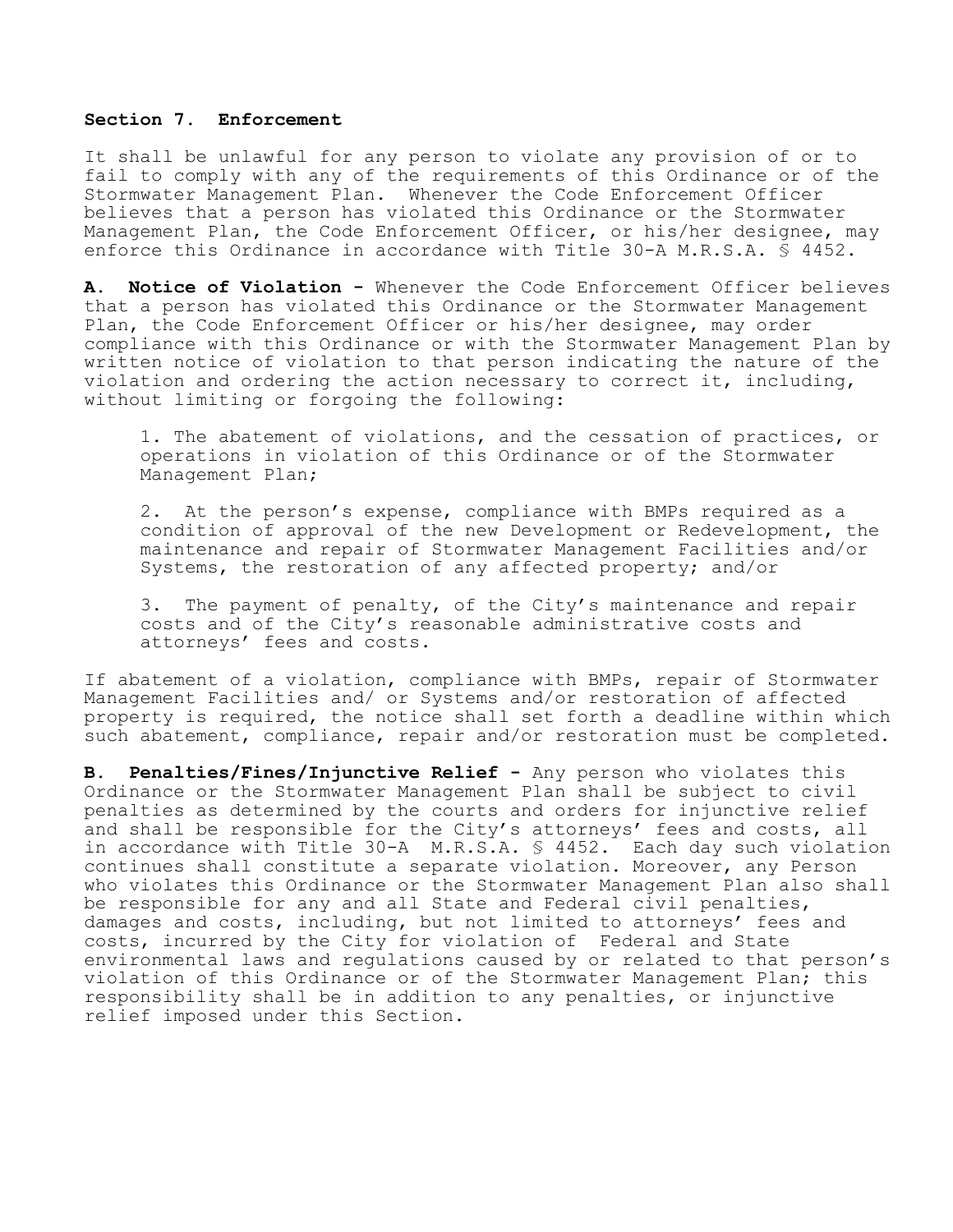### Section 7. Enforcement

It shall be unlawful for any person to violate any provision of or to fail to comply with any of the requirements of this Ordinance or of the Stormwater Management Plan. Whenever the Code Enforcement Officer believes that a person has violated this Ordinance or the Stormwater Management Plan, the Code Enforcement Officer, or his/her designee, may enforce this Ordinance in accordance with Title 30-A M.R.S.A. § 4452.

**A. Notice of Violation -** Whenever the Code Enforcement Officer believes that a person has violated this Ordinance or the Stormwater Management Plan, the Code Enforcement Officer or his/her designee, may order compliance with this Ordinance or with the Stormwater Management Plan by written notice of violation to that person indicating the nature of the violation and ordering the action necessary to correct it, including, without limiting or forgoing the following:

1. The abatement of violations, and the cessation of practices, or operations in violation of this Ordinance or of the Stormwater Management Plan;

2. At the person's expense, compliance with BMPs required as a condition of approval of the new Development or Redevelopment, the maintenance and repair of Stormwater Management Facilities and/or Systems, the restoration of any affected property; and/or

3. The payment of penalty, of the City's maintenance and repair costs and of the City's reasonable administrative costs and attorneys' fees and costs.

If abatement of a violation, compliance with BMPs, repair of Stormwater Management Facilities and/ or Systems and/or restoration of affected property is required, the notice shall set forth a deadline within which such abatement, compliance, repair and/or restoration must be completed.

**B. Penalties/Fines/Injunctive Relief -** Any person who violates this Ordinance or the Stormwater Management Plan shall be subject to civil penalties as determined by the courts and orders for injunctive relief and shall be responsible for the City's attorneys' fees and costs, all in accordance with Title 30-A M.R.S.A. § 4452. Each day such violation continues shall constitute a separate violation. Moreover, any Person who violates this Ordinance or the Stormwater Management Plan also shall be responsible for any and all State and Federal civil penalties, damages and costs, including, but not limited to attorneys' fees and costs, incurred by the City for violation of Federal and State environmental laws and regulations caused by or related to that person's violation of this Ordinance or of the Stormwater Management Plan; this responsibility shall be in addition to any penalties, or injunctive relief imposed under this Section.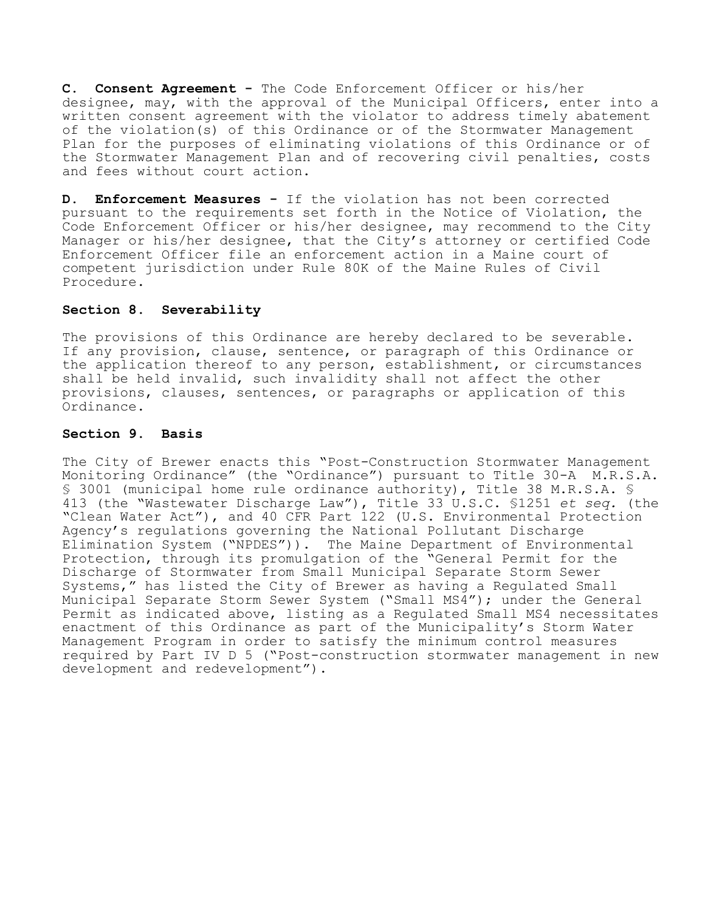**C. Consent Agreement -** The Code Enforcement Officer or his/her designee, may, with the approval of the Municipal Officers, enter into a written consent agreement with the violator to address timely abatement of the violation(s) of this Ordinance or of the Stormwater Management Plan for the purposes of eliminating violations of this Ordinance or of the Stormwater Management Plan and of recovering civil penalties, costs and fees without court action.

**D. Enforcement Measures -** If the violation has not been corrected pursuant to the requirements set forth in the Notice of Violation, the Code Enforcement Officer or his/her designee, may recommend to the City Manager or his/her designee, that the City's attorney or certified Code Enforcement Officer file an enforcement action in a Maine court of competent jurisdiction under Rule 80K of the Maine Rules of Civil Procedure.

### Section 8. Severability

The provisions of this Ordinance are hereby declared to be severable. If any provision, clause, sentence, or paragraph of this Ordinance or the application thereof to any person, establishment, or circumstances shall be held invalid, such invalidity shall not affect the other provisions, clauses, sentences, or paragraphs or application of this Ordinance.

### Section 9. Basis

The City of Brewer enacts this "Post-Construction Stormwater Management Monitoring Ordinance" (the "Ordinance") pursuant to Title 30-A M.R.S.A. § 3001 (municipal home rule ordinance authority), Title 38 M.R.S.A. § 413 (the "Wastewater Discharge Law"), Title 33 U.S.C. §1251 *et seq.* (the "Clean Water Act"), and 40 CFR Part 122 (U.S. Environmental Protection Agency's regulations governing the National Pollutant Discharge Elimination System ("NPDES")). The Maine Department of Environmental Protection, through its promulgation of the "General Permit for the Discharge of Stormwater from Small Municipal Separate Storm Sewer Systems," has listed the City of Brewer as having a Regulated Small Municipal Separate Storm Sewer System ("Small MS4"); under the General Permit as indicated above, listing as a Regulated Small MS4 necessitates enactment of this Ordinance as part of the Municipality's Storm Water Management Program in order to satisfy the minimum control measures required by Part IV D 5 ("Post-construction stormwater management in new development and redevelopment").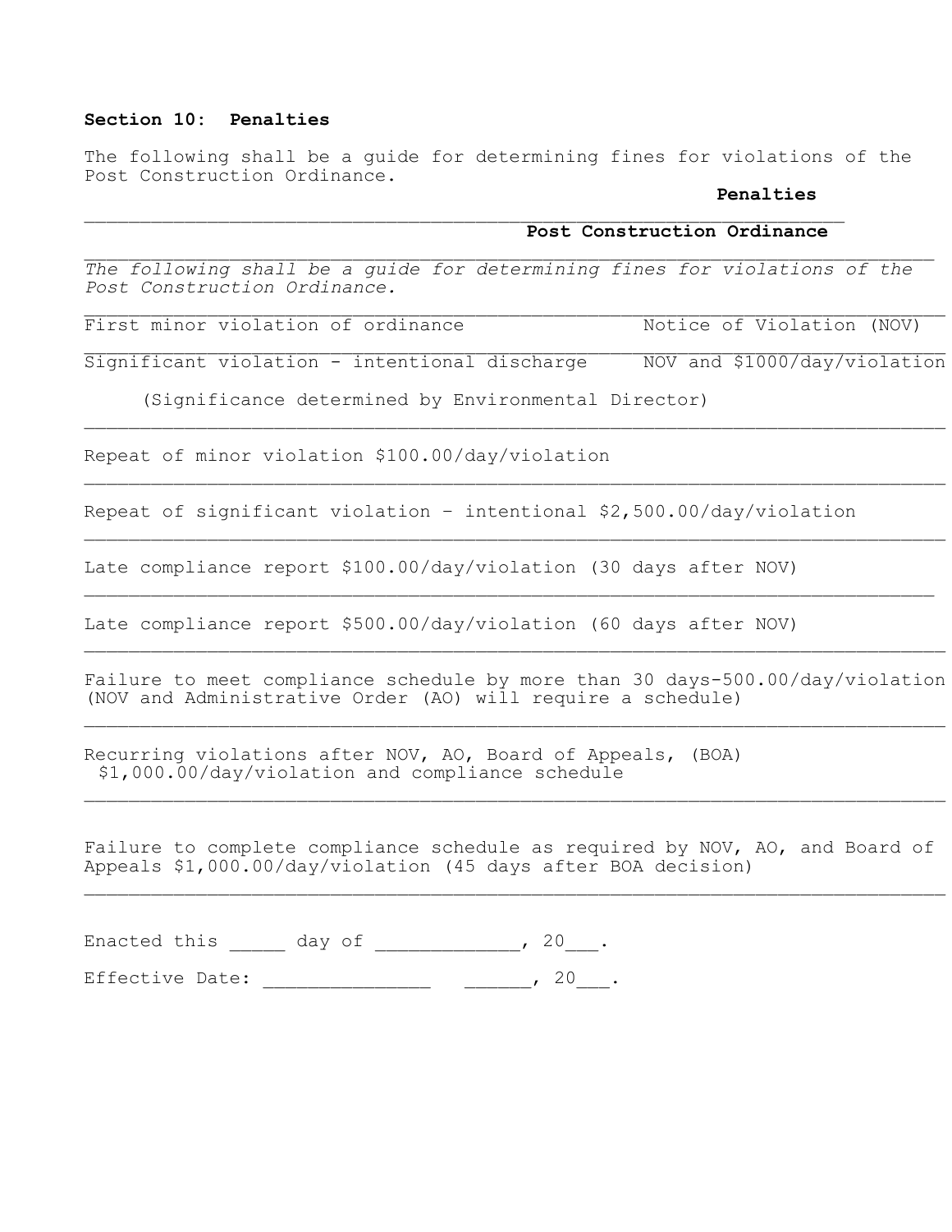**Section 10: Penalties**

The following shall be a guide for determining fines for violations of the Post Construction Ordinance.

**Penalties**

**Post Construction Ordinance**

*The following shall be a guide for determining fines for violations of the Post Construction Ordinance.*

| | |
|---|---|
| First minor violation of ordinance | Notice of Violation (NOV) |
| Significant violation - intentional discharge | NOV and $1000/day/violation |

(Significance determined by Environmental Director)

Repeat of minor violation $100.00/day/violation

Repeat of significant violation – intentional $2,500.00/day/violation

Late compliance report $100.00/day/violation (30 days after NOV)

Late compliance report $500.00/day/violation (60 days after NOV)

Failure to meet compliance schedule by more than 30 days-500.00/day/violation (NOV and Administrative Order (AO) will require a schedule)

Recurring violations after NOV, AO, Board of Appeals, (BOA) $1,000.00/day/violation and compliance schedule

Failure to complete compliance schedule as required by NOV, AO, and Board of Appeals $1,000.00/day/violation (45 days after BOA decision)

Enacted this _____ day of ____________, 20___.

Effective Date: ______________ ______, 20___.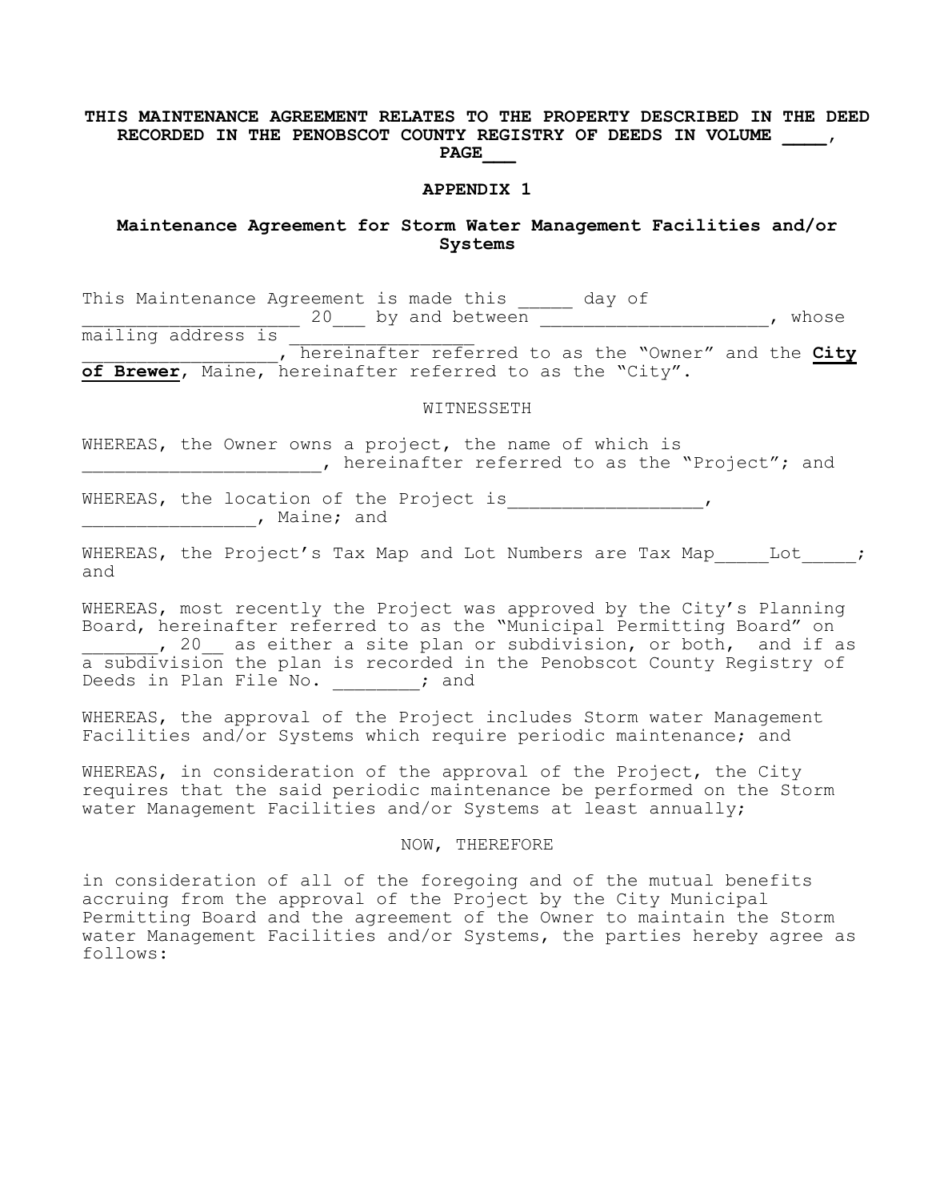**THIS MAINTENANCE AGREEMENT RELATES TO THE PROPERTY DESCRIBED IN THE DEED RECORDED IN THE PENOBSCOT COUNTY REGISTRY OF DEEDS IN VOLUME ____, PAGE___**

## APPENDIX 1

## Maintenance Agreement for Storm Water Management Facilities and/or Systems

This Maintenance Agreement is made this _____ day of ____________________ 20___ by and between ____________________, whose mailing address is ________________ _________________, hereinafter referred to as the "Owner" and the **City of Brewer**, Maine, hereinafter referred to as the "City".

WITNESSETH

WHEREAS, the Owner owns a project, the name of which is _____________________, hereinafter referred to as the "Project"; and

WHEREAS, the location of the Project is_________________, ________________, Maine; and

WHEREAS, the Project's Tax Map and Lot Numbers are Tax Map_____Lot_____; and

WHEREAS, most recently the Project was approved by the City's Planning Board, hereinafter referred to as the "Municipal Permitting Board" on _______, 20__ as either a site plan or subdivision, or both, and if as a subdivision the plan is recorded in the Penobscot County Registry of Deeds in Plan File No. ________; and

WHEREAS, the approval of the Project includes Storm water Management Facilities and/or Systems which require periodic maintenance; and

WHEREAS, in consideration of the approval of the Project, the City requires that the said periodic maintenance be performed on the Storm water Management Facilities and/or Systems at least annually;

NOW, THEREFORE

in consideration of all of the foregoing and of the mutual benefits accruing from the approval of the Project by the City Municipal Permitting Board and the agreement of the Owner to maintain the Storm water Management Facilities and/or Systems, the parties hereby agree as follows: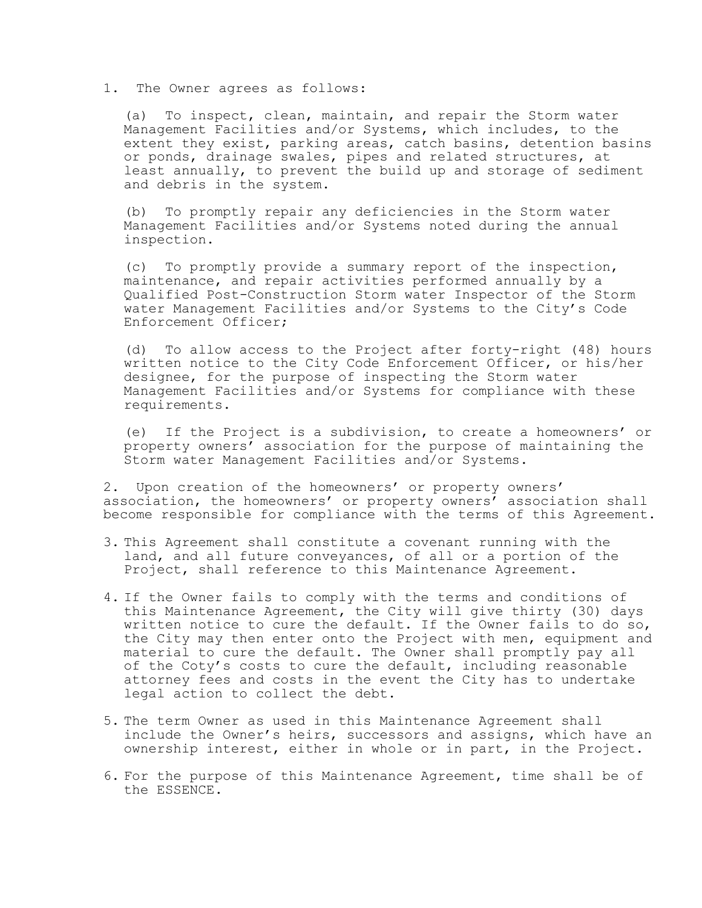1. The Owner agrees as follows:

   (a) To inspect, clean, maintain, and repair the Storm water Management Facilities and/or Systems, which includes, to the extent they exist, parking areas, catch basins, detention basins or ponds, drainage swales, pipes and related structures, at least annually, to prevent the build up and storage of sediment and debris in the system.

   (b) To promptly repair any deficiencies in the Storm water Management Facilities and/or Systems noted during the annual inspection.

   (c) To promptly provide a summary report of the inspection, maintenance, and repair activities performed annually by a Qualified Post-Construction Storm water Inspector of the Storm water Management Facilities and/or Systems to the City's Code Enforcement Officer;

   (d) To allow access to the Project after forty-right (48) hours written notice to the City Code Enforcement Officer, or his/her designee, for the purpose of inspecting the Storm water Management Facilities and/or Systems for compliance with these requirements.

   (e) If the Project is a subdivision, to create a homeowners' or property owners' association for the purpose of maintaining the Storm water Management Facilities and/or Systems.

2. Upon creation of the homeowners' or property owners' association, the homeowners' or property owners' association shall become responsible for compliance with the terms of this Agreement.

3. This Agreement shall constitute a covenant running with the land, and all future conveyances, of all or a portion of the Project, shall reference to this Maintenance Agreement.

4. If the Owner fails to comply with the terms and conditions of this Maintenance Agreement, the City will give thirty (30) days written notice to cure the default. If the Owner fails to do so, the City may then enter onto the Project with men, equipment and material to cure the default. The Owner shall promptly pay all of the Coty's costs to cure the default, including reasonable attorney fees and costs in the event the City has to undertake legal action to collect the debt.

5. The term Owner as used in this Maintenance Agreement shall include the Owner's heirs, successors and assigns, which have an ownership interest, either in whole or in part, in the Project.

6. For the purpose of this Maintenance Agreement, time shall be of the ESSENCE.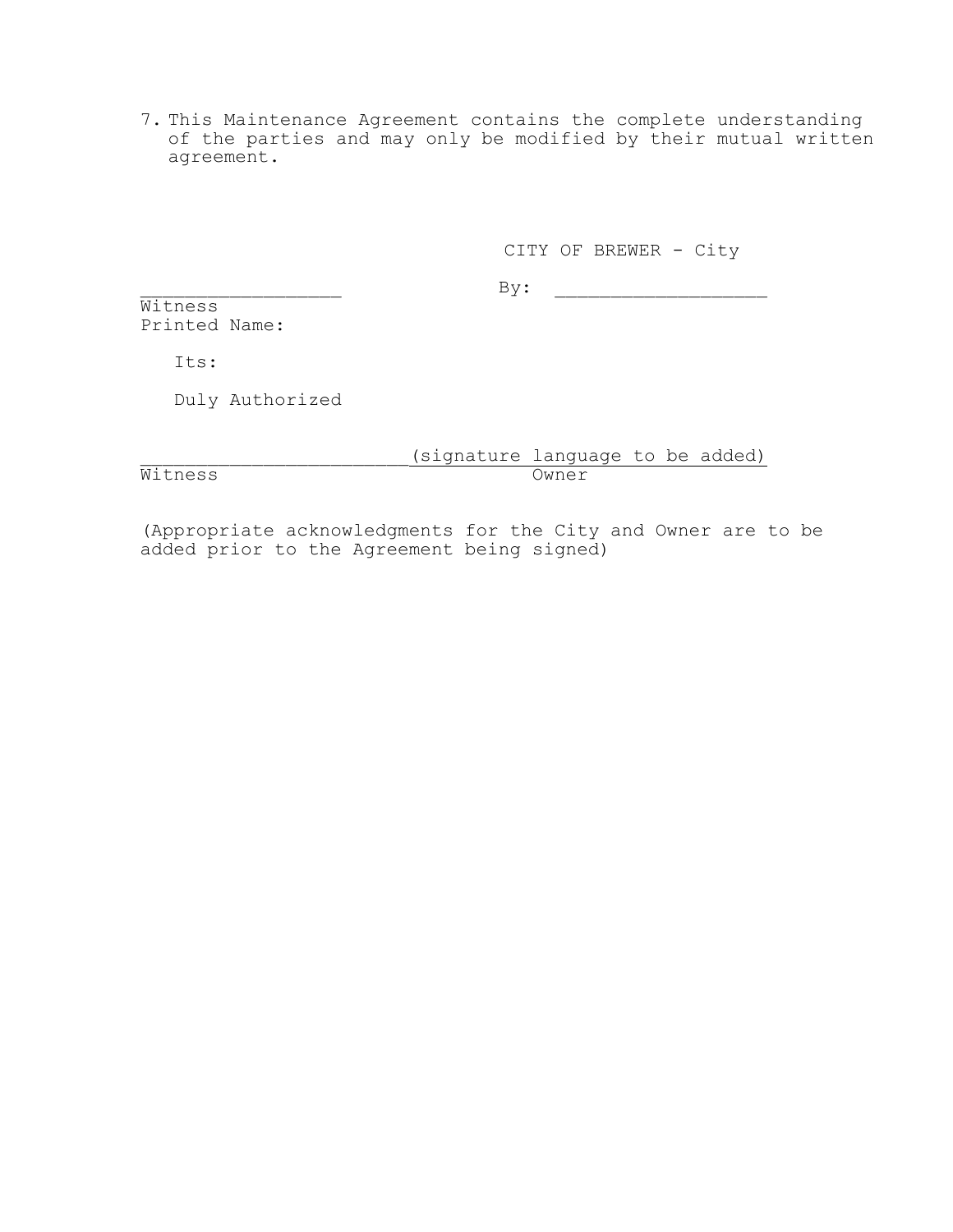7. This Maintenance Agreement contains the complete understanding of the parties and may only be modified by their mutual written agreement.

CITY OF BREWER - City

________________ By: ________________

Witness

Printed Name:

Its:

Duly Authorized

______________________(signature language to be added)

Witness Owner

(Appropriate acknowledgments for the City and Owner are to be added prior to the Agreement being signed)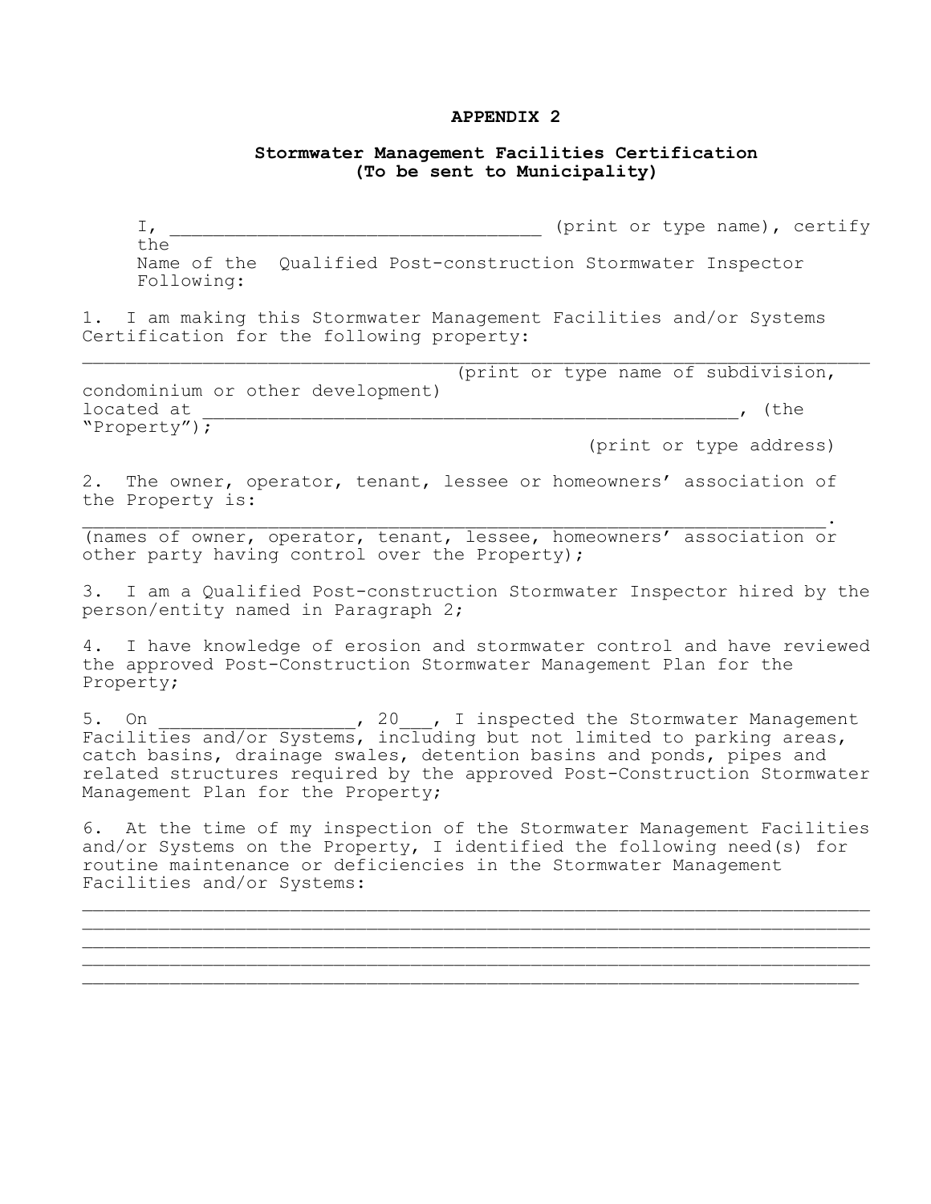## APPENDIX 2

### Stormwater Management Facilities Certification
### (To be sent to Municipality)

I, ___________________________________ (print or type name), certify the
Name of the Qualified Post-construction Stormwater Inspector
Following:

1. I am making this Stormwater Management Facilities and/or Systems Certification for the following property:
___________________________________________________________________________
(print or type name of subdivision, condominium or other development)
located at ____________________________________________________, (the "Property");
(print or type address)

2. The owner, operator, tenant, lessee or homeowners' association of the Property is:
_______________________________________________________________________.
(names of owner, operator, tenant, lessee, homeowners' association or other party having control over the Property);

3. I am a Qualified Post-construction Stormwater Inspector hired by the person/entity named in Paragraph 2;

4. I have knowledge of erosion and stormwater control and have reviewed the approved Post-Construction Stormwater Management Plan for the Property;

5. On __________________, 20___, I inspected the Stormwater Management Facilities and/or Systems, including but not limited to parking areas, catch basins, drainage swales, detention basins and ponds, pipes and related structures required by the approved Post-Construction Stormwater Management Plan for the Property;

6. At the time of my inspection of the Stormwater Management Facilities and/or Systems on the Property, I identified the following need(s) for routine maintenance or deficiencies in the Stormwater Management Facilities and/or Systems:

___________________________________________________________________________
___________________________________________________________________________
___________________________________________________________________________
___________________________________________________________________________
__________________________________________________________________________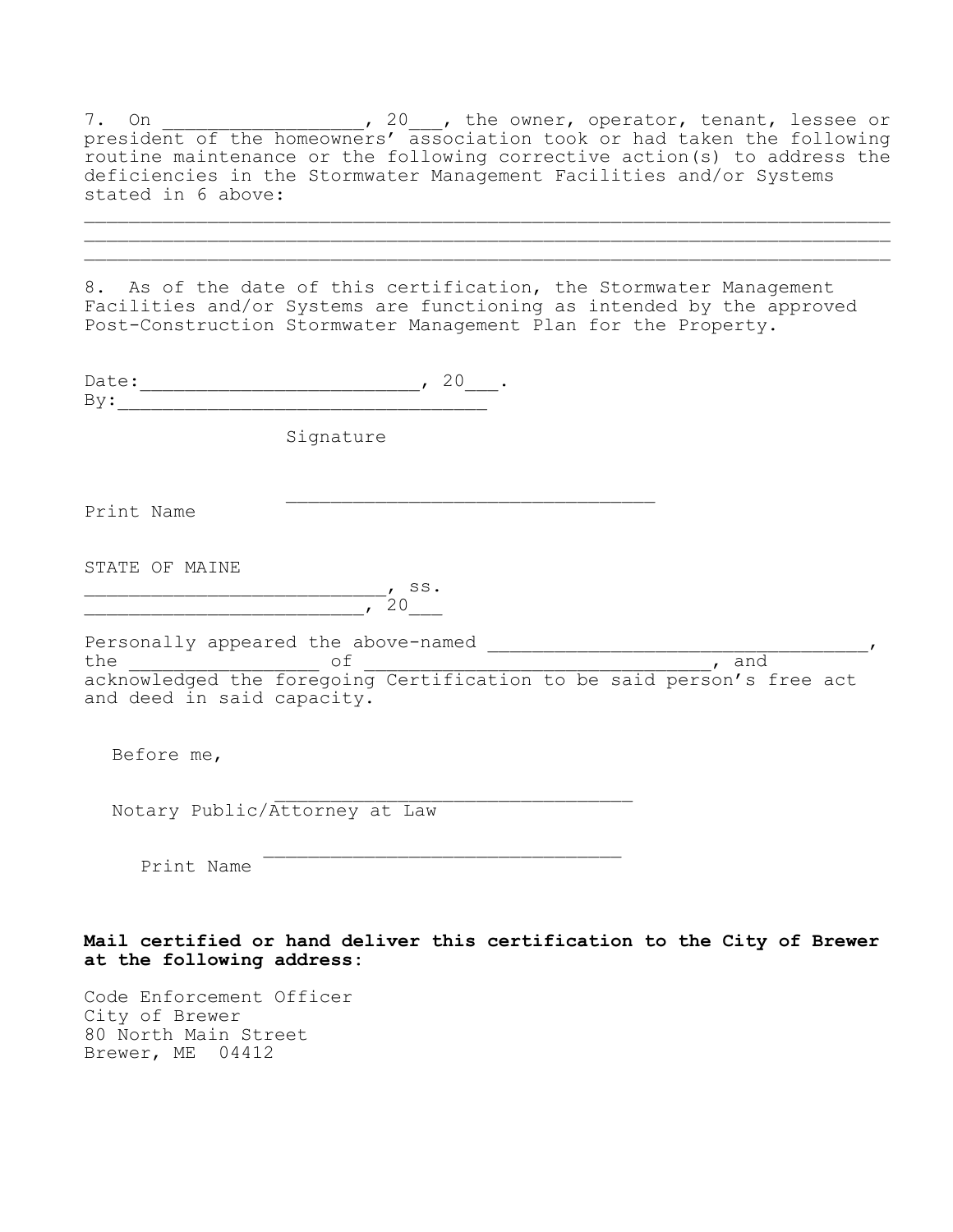7. On __________________, 20___, the owner, operator, tenant, lessee or president of the homeowners' association took or had taken the following routine maintenance or the following corrective action(s) to address the deficiencies in the Stormwater Management Facilities and/or Systems stated in 6 above:

________________________________________________________________________
________________________________________________________________________
________________________________________________________________________

8. As of the date of this certification, the Stormwater Management Facilities and/or Systems are functioning as intended by the approved Post-Construction Stormwater Management Plan for the Property.

Date:_________________________, 20___.
By:_________________________________

Signature

__________________________________
Print Name

STATE OF MAINE
____________________________, ss.
_________________________, 20___

Personally appeared the above-named __________________________________, the _________________ of _______________________________, and acknowledged the foregoing Certification to be said person's free act and deed in said capacity.

Before me,

_________________________________
Notary Public/Attorney at Law

_________________________________
Print Name

**Mail certified or hand deliver this certification to the City of Brewer at the following address:**

Code Enforcement Officer
City of Brewer
80 North Main Street
Brewer, ME 04412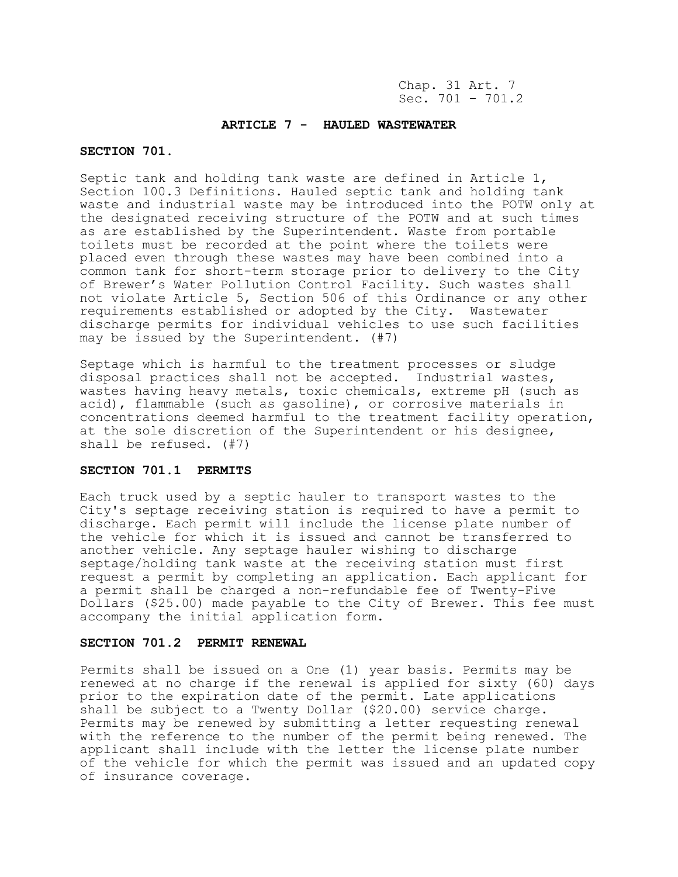## ARTICLE 7 - HAULED WASTEWATER

### SECTION 701.

Septic tank and holding tank waste are defined in Article 1, Section 100.3 Definitions. Hauled septic tank and holding tank waste and industrial waste may be introduced into the POTW only at the designated receiving structure of the POTW and at such times as are established by the Superintendent. Waste from portable toilets must be recorded at the point where the toilets were placed even through these wastes may have been combined into a common tank for short-term storage prior to delivery to the City of Brewer's Water Pollution Control Facility. Such wastes shall not violate Article 5, Section 506 of this Ordinance or any other requirements established or adopted by the City. Wastewater discharge permits for individual vehicles to use such facilities may be issued by the Superintendent. (#7)

Septage which is harmful to the treatment processes or sludge disposal practices shall not be accepted. Industrial wastes, wastes having heavy metals, toxic chemicals, extreme pH (such as acid), flammable (such as gasoline), or corrosive materials in concentrations deemed harmful to the treatment facility operation, at the sole discretion of the Superintendent or his designee, shall be refused. (#7)

### SECTION 701.1 PERMITS

Each truck used by a septic hauler to transport wastes to the City's septage receiving station is required to have a permit to discharge. Each permit will include the license plate number of the vehicle for which it is issued and cannot be transferred to another vehicle. Any septage hauler wishing to discharge septage/holding tank waste at the receiving station must first request a permit by completing an application. Each applicant for a permit shall be charged a non-refundable fee of Twenty-Five Dollars ($25.00) made payable to the City of Brewer. This fee must accompany the initial application form.

### SECTION 701.2 PERMIT RENEWAL

Permits shall be issued on a One (1) year basis. Permits may be renewed at no charge if the renewal is applied for sixty (60) days prior to the expiration date of the permit. Late applications shall be subject to a Twenty Dollar ($20.00) service charge. Permits may be renewed by submitting a letter requesting renewal with the reference to the number of the permit being renewed. The applicant shall include with the letter the license plate number of the vehicle for which the permit was issued and an updated copy of insurance coverage.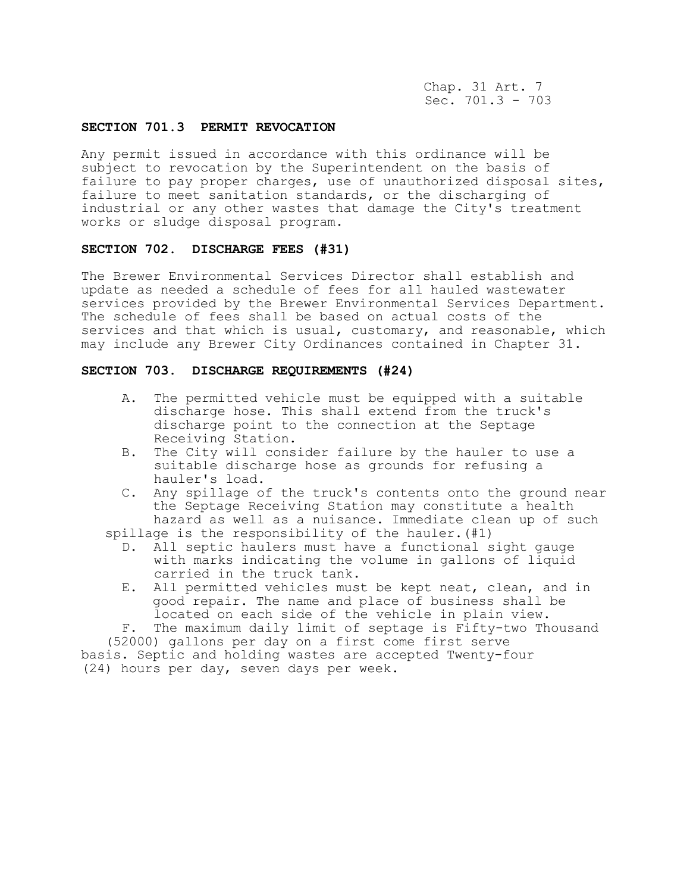## SECTION 701.3 PERMIT REVOCATION

Any permit issued in accordance with this ordinance will be subject to revocation by the Superintendent on the basis of failure to pay proper charges, use of unauthorized disposal sites, failure to meet sanitation standards, or the discharging of industrial or any other wastes that damage the City's treatment works or sludge disposal program.

## SECTION 702. DISCHARGE FEES (#31)

The Brewer Environmental Services Director shall establish and update as needed a schedule of fees for all hauled wastewater services provided by the Brewer Environmental Services Department. The schedule of fees shall be based on actual costs of the services and that which is usual, customary, and reasonable, which may include any Brewer City Ordinances contained in Chapter 31.

## SECTION 703. DISCHARGE REQUIREMENTS (#24)

A. The permitted vehicle must be equipped with a suitable discharge hose. This shall extend from the truck's discharge point to the connection at the Septage Receiving Station.

B. The City will consider failure by the hauler to use a suitable discharge hose as grounds for refusing a hauler's load.

C. Any spillage of the truck's contents onto the ground near the Septage Receiving Station may constitute a health hazard as well as a nuisance. Immediate clean up of such spillage is the responsibility of the hauler.(#1)

D. All septic haulers must have a functional sight gauge with marks indicating the volume in gallons of liquid carried in the truck tank.

E. All permitted vehicles must be kept neat, clean, and in good repair. The name and place of business shall be located on each side of the vehicle in plain view.

F. The maximum daily limit of septage is Fifty-two Thousand (52000) gallons per day on a first come first serve basis. Septic and holding wastes are accepted Twenty-four (24) hours per day, seven days per week.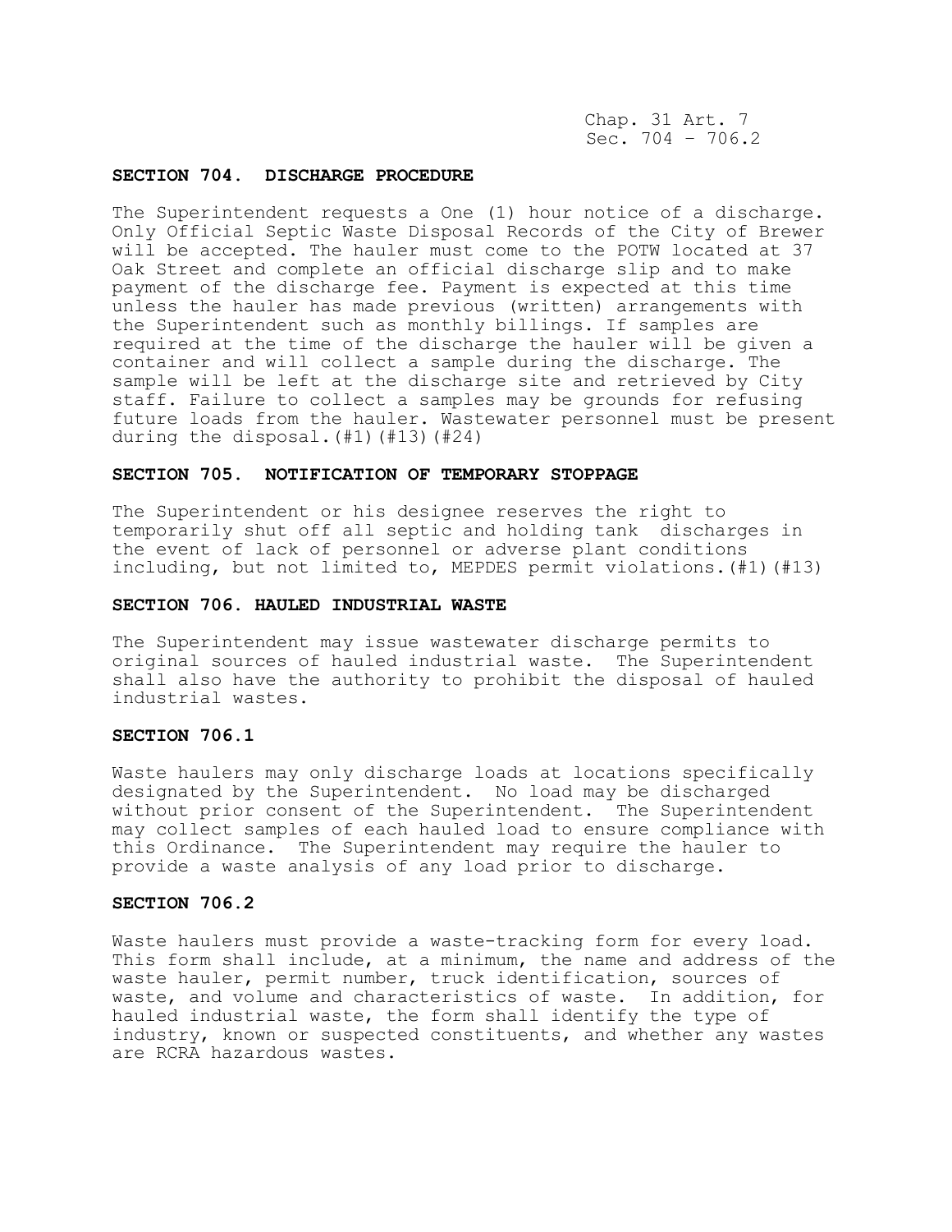## SECTION 704. DISCHARGE PROCEDURE

The Superintendent requests a One (1) hour notice of a discharge. Only Official Septic Waste Disposal Records of the City of Brewer will be accepted. The hauler must come to the POTW located at 37 Oak Street and complete an official discharge slip and to make payment of the discharge fee. Payment is expected at this time unless the hauler has made previous (written) arrangements with the Superintendent such as monthly billings. If samples are required at the time of the discharge the hauler will be given a container and will collect a sample during the discharge. The sample will be left at the discharge site and retrieved by City staff. Failure to collect a samples may be grounds for refusing future loads from the hauler. Wastewater personnel must be present during the disposal.(#1)(#13)(#24)

## SECTION 705. NOTIFICATION OF TEMPORARY STOPPAGE

The Superintendent or his designee reserves the right to temporarily shut off all septic and holding tank discharges in the event of lack of personnel or adverse plant conditions including, but not limited to, MEPDES permit violations.(#1)(#13)

## SECTION 706. HAULED INDUSTRIAL WASTE

The Superintendent may issue wastewater discharge permits to original sources of hauled industrial waste. The Superintendent shall also have the authority to prohibit the disposal of hauled industrial wastes.

## SECTION 706.1

Waste haulers may only discharge loads at locations specifically designated by the Superintendent. No load may be discharged without prior consent of the Superintendent. The Superintendent may collect samples of each hauled load to ensure compliance with this Ordinance. The Superintendent may require the hauler to provide a waste analysis of any load prior to discharge.

## SECTION 706.2

Waste haulers must provide a waste-tracking form for every load. This form shall include, at a minimum, the name and address of the waste hauler, permit number, truck identification, sources of waste, and volume and characteristics of waste. In addition, for hauled industrial waste, the form shall identify the type of industry, known or suspected constituents, and whether any wastes are RCRA hazardous wastes.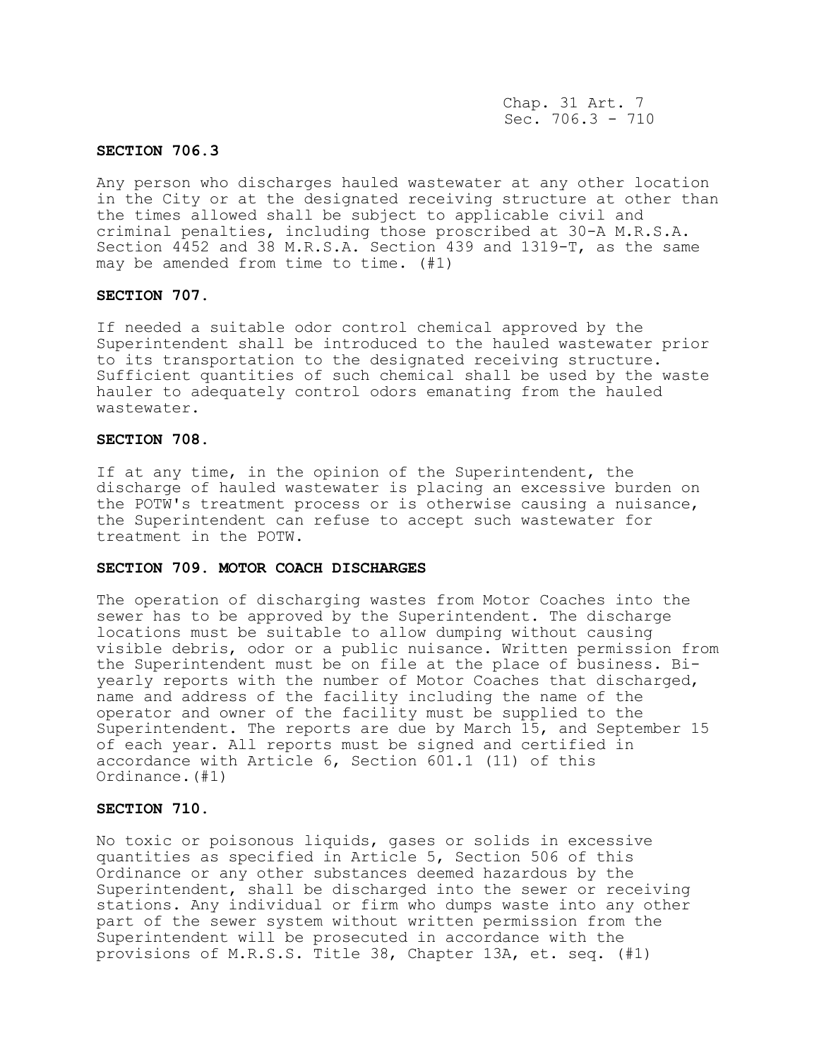### SECTION 706.3

Any person who discharges hauled wastewater at any other location in the City or at the designated receiving structure at other than the times allowed shall be subject to applicable civil and criminal penalties, including those proscribed at 30-A M.R.S.A. Section 4452 and 38 M.R.S.A. Section 439 and 1319-T, as the same may be amended from time to time. (#1)

### SECTION 707.

If needed a suitable odor control chemical approved by the Superintendent shall be introduced to the hauled wastewater prior to its transportation to the designated receiving structure. Sufficient quantities of such chemical shall be used by the waste hauler to adequately control odors emanating from the hauled wastewater.

### SECTION 708.

If at any time, in the opinion of the Superintendent, the discharge of hauled wastewater is placing an excessive burden on the POTW's treatment process or is otherwise causing a nuisance, the Superintendent can refuse to accept such wastewater for treatment in the POTW.

### SECTION 709. MOTOR COACH DISCHARGES

The operation of discharging wastes from Motor Coaches into the sewer has to be approved by the Superintendent. The discharge locations must be suitable to allow dumping without causing visible debris, odor or a public nuisance. Written permission from the Superintendent must be on file at the place of business. Bi-yearly reports with the number of Motor Coaches that discharged, name and address of the facility including the name of the operator and owner of the facility must be supplied to the Superintendent. The reports are due by March 15, and September 15 of each year. All reports must be signed and certified in accordance with Article 6, Section 601.1 (11) of this Ordinance.(#1)

### SECTION 710.

No toxic or poisonous liquids, gases or solids in excessive quantities as specified in Article 5, Section 506 of this Ordinance or any other substances deemed hazardous by the Superintendent, shall be discharged into the sewer or receiving stations. Any individual or firm who dumps waste into any other part of the sewer system without written permission from the Superintendent will be prosecuted in accordance with the provisions of M.R.S.S. Title 38, Chapter 13A, et. seq. (#1)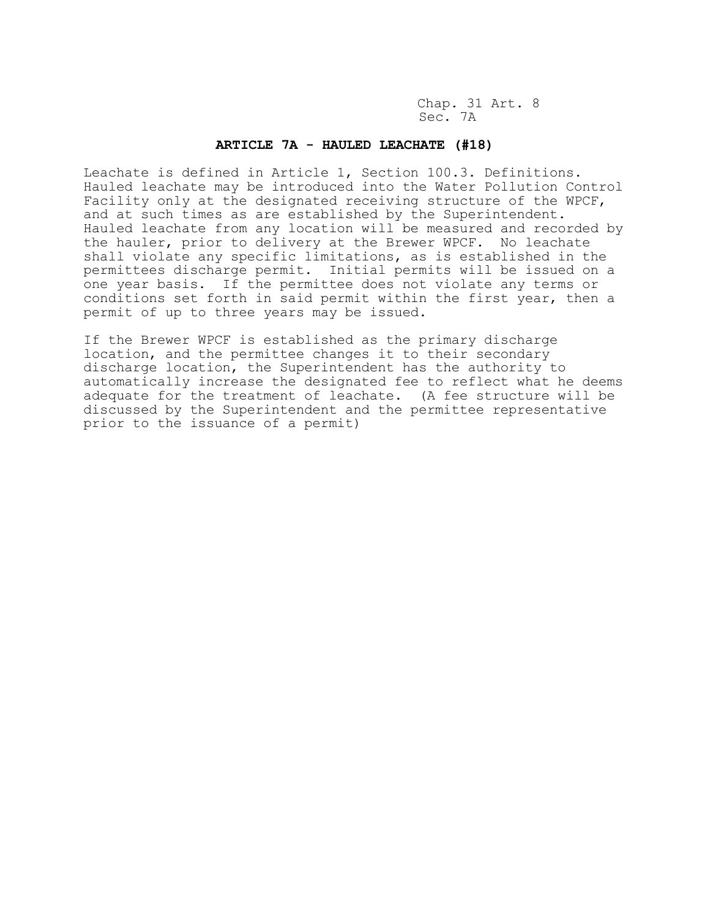Chap. 31 Art. 8
Sec. 7A

## ARTICLE 7A - HAULED LEACHATE (#18)

Leachate is defined in Article 1, Section 100.3. Definitions. Hauled leachate may be introduced into the Water Pollution Control Facility only at the designated receiving structure of the WPCF, and at such times as are established by the Superintendent. Hauled leachate from any location will be measured and recorded by the hauler, prior to delivery at the Brewer WPCF. No leachate shall violate any specific limitations, as is established in the permittees discharge permit. Initial permits will be issued on a one year basis. If the permittee does not violate any terms or conditions set forth in said permit within the first year, then a permit of up to three years may be issued.

If the Brewer WPCF is established as the primary discharge location, and the permittee changes it to their secondary discharge location, the Superintendent has the authority to automatically increase the designated fee to reflect what he deems adequate for the treatment of leachate. (A fee structure will be discussed by the Superintendent and the permittee representative prior to the issuance of a permit)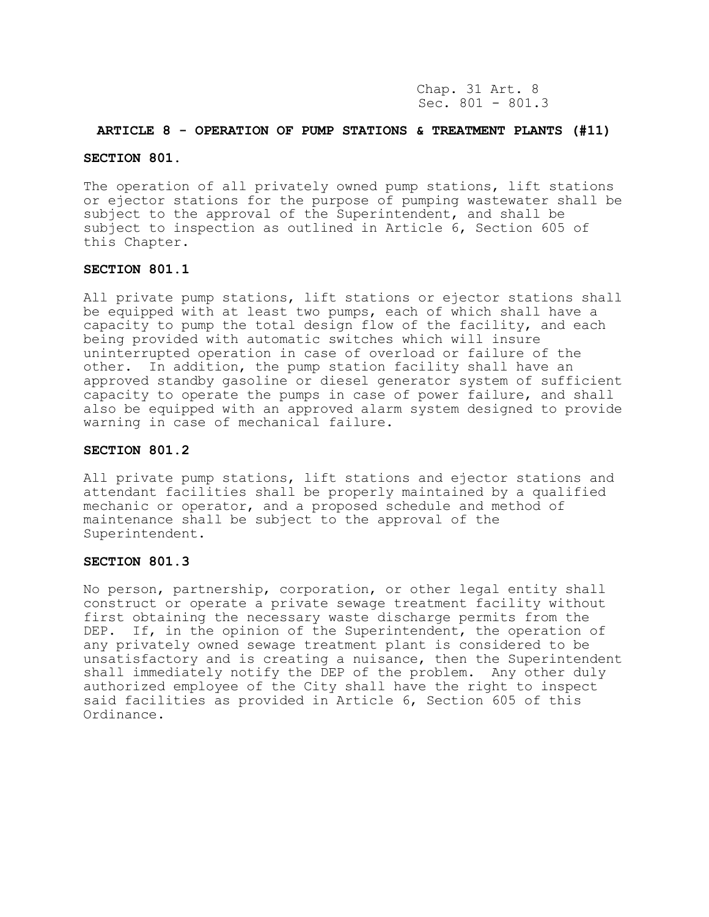## ARTICLE 8 - OPERATION OF PUMP STATIONS & TREATMENT PLANTS (#11)

### SECTION 801.

The operation of all privately owned pump stations, lift stations or ejector stations for the purpose of pumping wastewater shall be subject to the approval of the Superintendent, and shall be subject to inspection as outlined in Article 6, Section 605 of this Chapter.

### SECTION 801.1

All private pump stations, lift stations or ejector stations shall be equipped with at least two pumps, each of which shall have a capacity to pump the total design flow of the facility, and each being provided with automatic switches which will insure uninterrupted operation in case of overload or failure of the other. In addition, the pump station facility shall have an approved standby gasoline or diesel generator system of sufficient capacity to operate the pumps in case of power failure, and shall also be equipped with an approved alarm system designed to provide warning in case of mechanical failure.

### SECTION 801.2

All private pump stations, lift stations and ejector stations and attendant facilities shall be properly maintained by a qualified mechanic or operator, and a proposed schedule and method of maintenance shall be subject to the approval of the Superintendent.

### SECTION 801.3

No person, partnership, corporation, or other legal entity shall construct or operate a private sewage treatment facility without first obtaining the necessary waste discharge permits from the DEP. If, in the opinion of the Superintendent, the operation of any privately owned sewage treatment plant is considered to be unsatisfactory and is creating a nuisance, then the Superintendent shall immediately notify the DEP of the problem. Any other duly authorized employee of the City shall have the right to inspect said facilities as provided in Article 6, Section 605 of this Ordinance.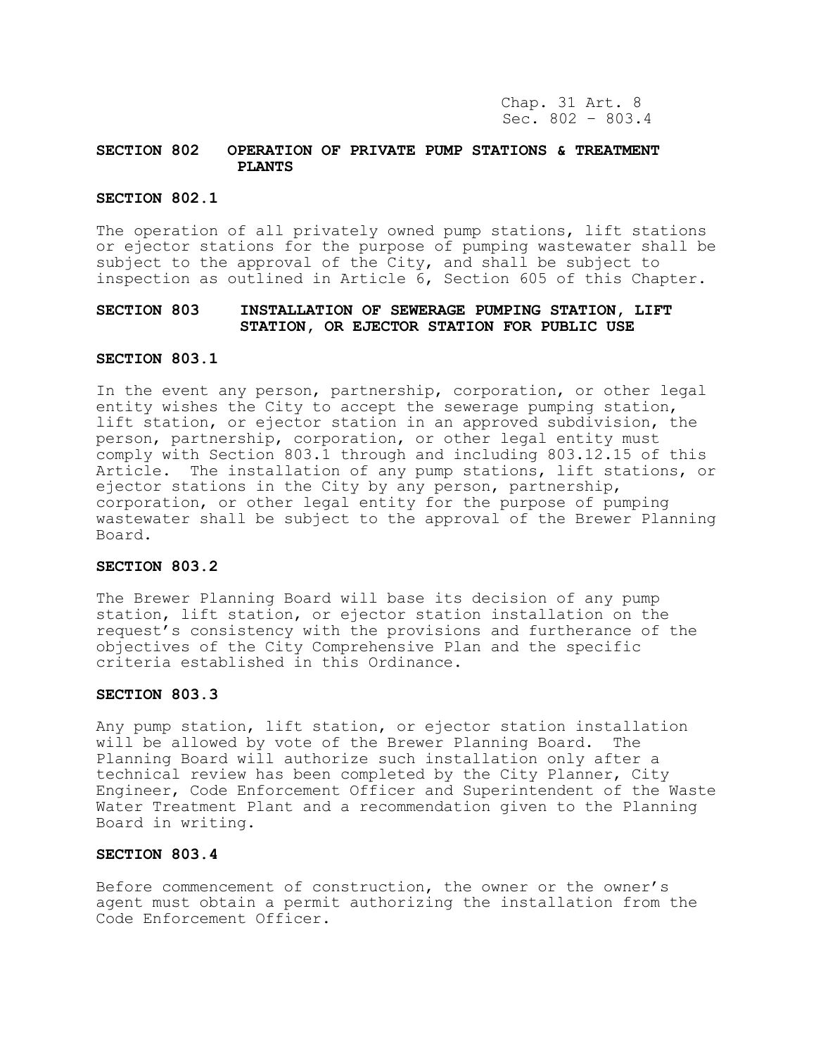## SECTION 802 OPERATION OF PRIVATE PUMP STATIONS & TREATMENT PLANTS

### SECTION 802.1

The operation of all privately owned pump stations, lift stations or ejector stations for the purpose of pumping wastewater shall be subject to the approval of the City, and shall be subject to inspection as outlined in Article 6, Section 605 of this Chapter.

## SECTION 803 INSTALLATION OF SEWERAGE PUMPING STATION, LIFT STATION, OR EJECTOR STATION FOR PUBLIC USE

### SECTION 803.1

In the event any person, partnership, corporation, or other legal entity wishes the City to accept the sewerage pumping station, lift station, or ejector station in an approved subdivision, the person, partnership, corporation, or other legal entity must comply with Section 803.1 through and including 803.12.15 of this Article. The installation of any pump stations, lift stations, or ejector stations in the City by any person, partnership, corporation, or other legal entity for the purpose of pumping wastewater shall be subject to the approval of the Brewer Planning Board.

### SECTION 803.2

The Brewer Planning Board will base its decision of any pump station, lift station, or ejector station installation on the request's consistency with the provisions and furtherance of the objectives of the City Comprehensive Plan and the specific criteria established in this Ordinance.

### SECTION 803.3

Any pump station, lift station, or ejector station installation will be allowed by vote of the Brewer Planning Board. The Planning Board will authorize such installation only after a technical review has been completed by the City Planner, City Engineer, Code Enforcement Officer and Superintendent of the Waste Water Treatment Plant and a recommendation given to the Planning Board in writing.

### SECTION 803.4

Before commencement of construction, the owner or the owner's agent must obtain a permit authorizing the installation from the Code Enforcement Officer.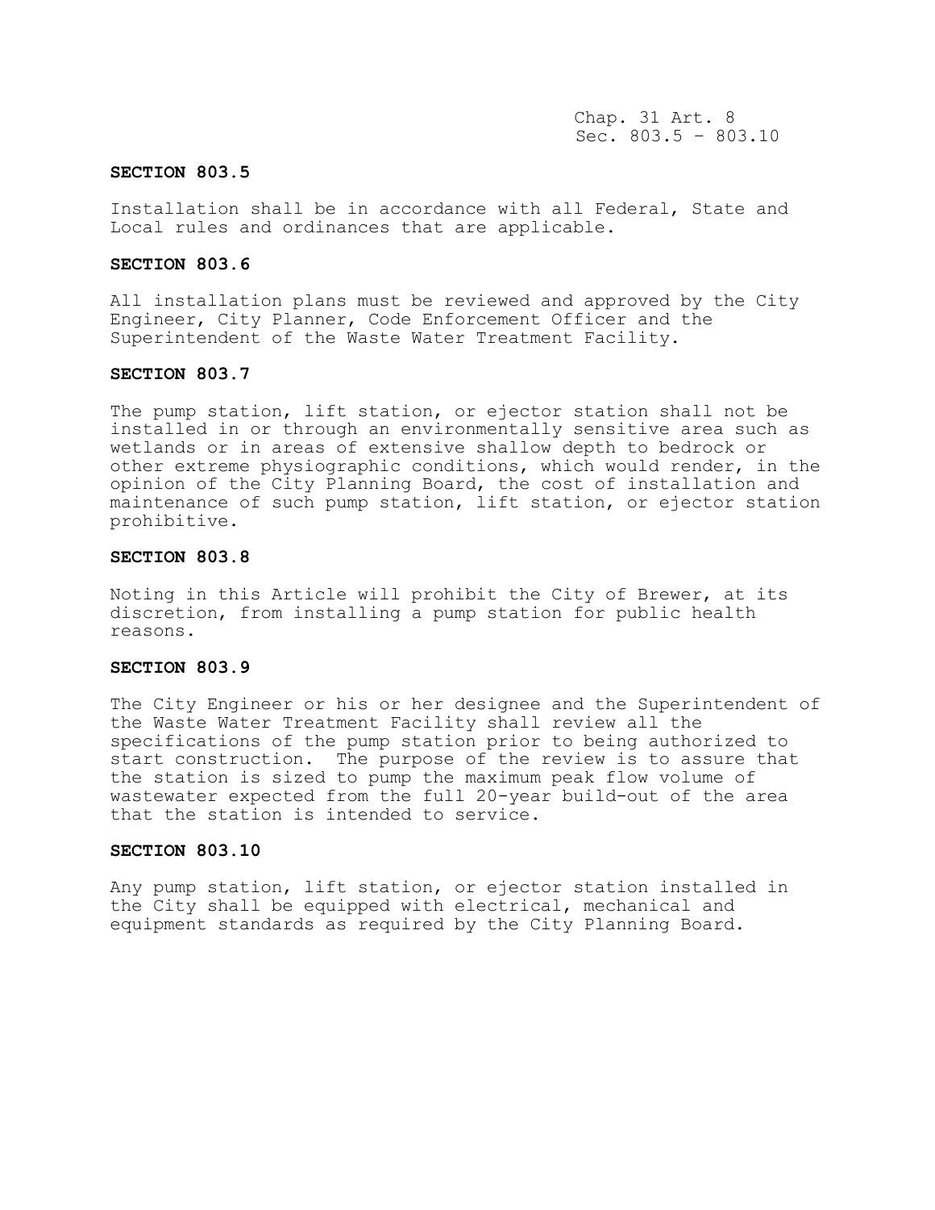## SECTION 803.5

Installation shall be in accordance with all Federal, State and Local rules and ordinances that are applicable.

## SECTION 803.6

All installation plans must be reviewed and approved by the City Engineer, City Planner, Code Enforcement Officer and the Superintendent of the Waste Water Treatment Facility.

## SECTION 803.7

The pump station, lift station, or ejector station shall not be installed in or through an environmentally sensitive area such as wetlands or in areas of extensive shallow depth to bedrock or other extreme physiographic conditions, which would render, in the opinion of the City Planning Board, the cost of installation and maintenance of such pump station, lift station, or ejector station prohibitive.

## SECTION 803.8

Noting in this Article will prohibit the City of Brewer, at its discretion, from installing a pump station for public health reasons.

## SECTION 803.9

The City Engineer or his or her designee and the Superintendent of the Waste Water Treatment Facility shall review all the specifications of the pump station prior to being authorized to start construction. The purpose of the review is to assure that the station is sized to pump the maximum peak flow volume of wastewater expected from the full 20-year build-out of the area that the station is intended to service.

## SECTION 803.10

Any pump station, lift station, or ejector station installed in the City shall be equipped with electrical, mechanical and equipment standards as required by the City Planning Board.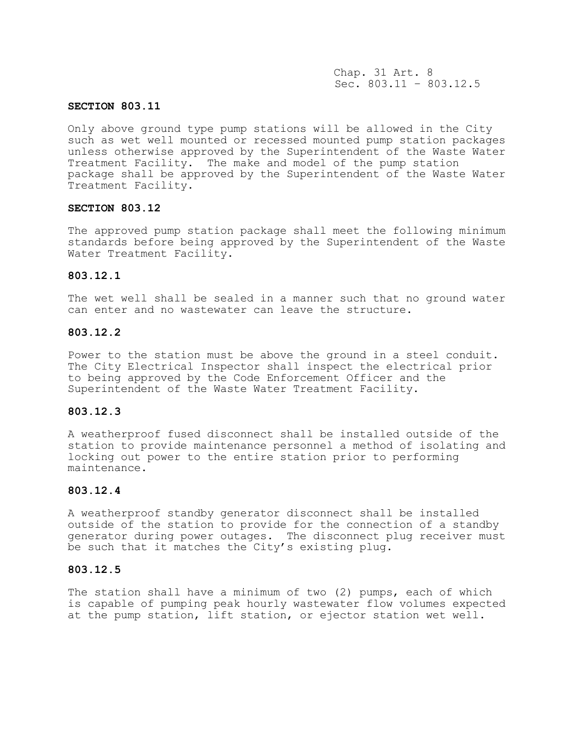## SECTION 803.11

Only above ground type pump stations will be allowed in the City such as wet well mounted or recessed mounted pump station packages unless otherwise approved by the Superintendent of the Waste Water Treatment Facility. The make and model of the pump station package shall be approved by the Superintendent of the Waste Water Treatment Facility.

## SECTION 803.12

The approved pump station package shall meet the following minimum standards before being approved by the Superintendent of the Waste Water Treatment Facility.

### 803.12.1

The wet well shall be sealed in a manner such that no ground water can enter and no wastewater can leave the structure.

### 803.12.2

Power to the station must be above the ground in a steel conduit. The City Electrical Inspector shall inspect the electrical prior to being approved by the Code Enforcement Officer and the Superintendent of the Waste Water Treatment Facility.

### 803.12.3

A weatherproof fused disconnect shall be installed outside of the station to provide maintenance personnel a method of isolating and locking out power to the entire station prior to performing maintenance.

### 803.12.4

A weatherproof standby generator disconnect shall be installed outside of the station to provide for the connection of a standby generator during power outages. The disconnect plug receiver must be such that it matches the City's existing plug.

### 803.12.5

The station shall have a minimum of two (2) pumps, each of which is capable of pumping peak hourly wastewater flow volumes expected at the pump station, lift station, or ejector station wet well.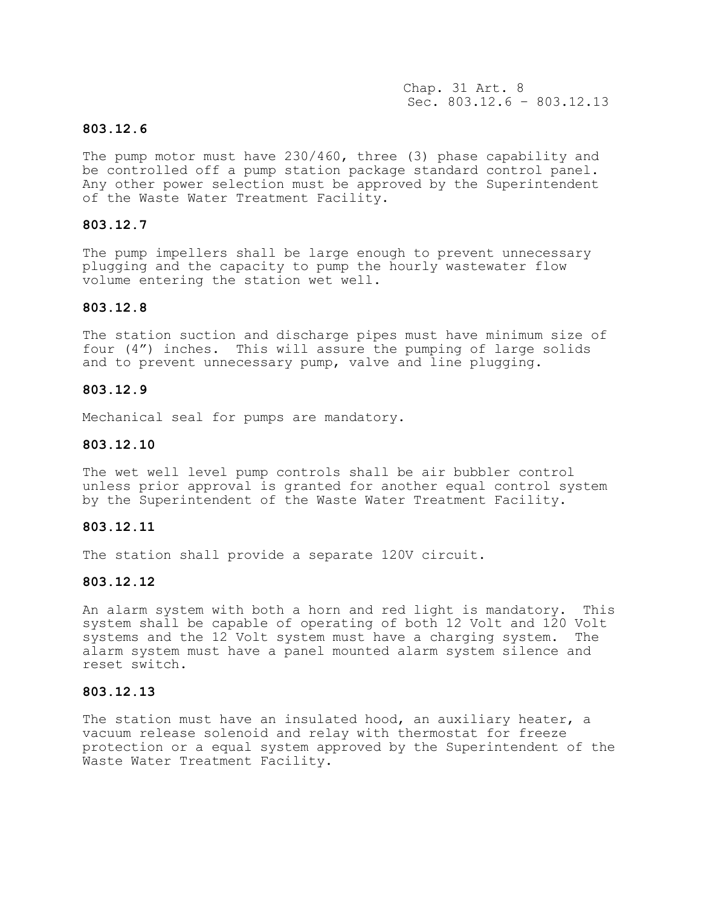### 803.12.6

The pump motor must have 230/460, three (3) phase capability and be controlled off a pump station package standard control panel. Any other power selection must be approved by the Superintendent of the Waste Water Treatment Facility.

### 803.12.7

The pump impellers shall be large enough to prevent unnecessary plugging and the capacity to pump the hourly wastewater flow volume entering the station wet well.

### 803.12.8

The station suction and discharge pipes must have minimum size of four (4") inches. This will assure the pumping of large solids and to prevent unnecessary pump, valve and line plugging.

### 803.12.9

Mechanical seal for pumps are mandatory.

### 803.12.10

The wet well level pump controls shall be air bubbler control unless prior approval is granted for another equal control system by the Superintendent of the Waste Water Treatment Facility.

### 803.12.11

The station shall provide a separate 120V circuit.

### 803.12.12

An alarm system with both a horn and red light is mandatory. This system shall be capable of operating of both 12 Volt and 120 Volt systems and the 12 Volt system must have a charging system. The alarm system must have a panel mounted alarm system silence and reset switch.

### 803.12.13

The station must have an insulated hood, an auxiliary heater, a vacuum release solenoid and relay with thermostat for freeze protection or a equal system approved by the Superintendent of the Waste Water Treatment Facility.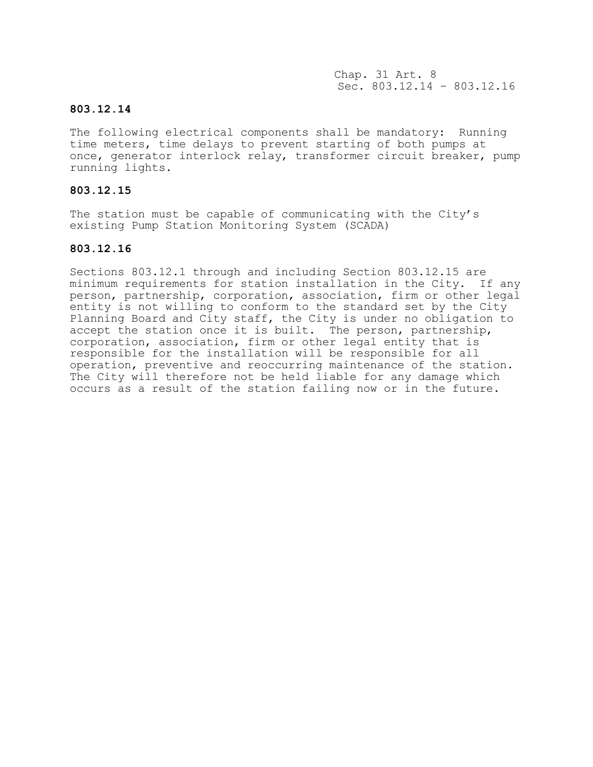### 803.12.14

The following electrical components shall be mandatory: Running time meters, time delays to prevent starting of both pumps at once, generator interlock relay, transformer circuit breaker, pump running lights.

### 803.12.15

The station must be capable of communicating with the City's existing Pump Station Monitoring System (SCADA)

### 803.12.16

Sections 803.12.1 through and including Section 803.12.15 are minimum requirements for station installation in the City. If any person, partnership, corporation, association, firm or other legal entity is not willing to conform to the standard set by the City Planning Board and City staff, the City is under no obligation to accept the station once it is built. The person, partnership, corporation, association, firm or other legal entity that is responsible for the installation will be responsible for all operation, preventive and reoccurring maintenance of the station. The City will therefore not be held liable for any damage which occurs as a result of the station failing now or in the future.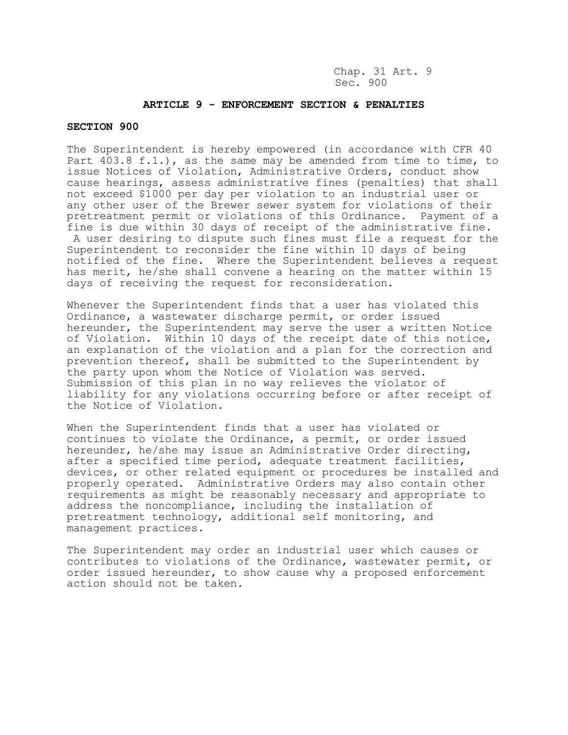## ARTICLE 9 - ENFORCEMENT SECTION & PENALTIES

### SECTION 900

The Superintendent is hereby empowered (in accordance with CFR 40 Part 403.8 f.1.), as the same may be amended from time to time, to issue Notices of Violation, Administrative Orders, conduct show cause hearings, assess administrative fines (penalties) that shall not exceed $1000 per day per violation to an industrial user or any other user of the Brewer sewer system for violations of their pretreatment permit or violations of this Ordinance. Payment of a fine is due within 30 days of receipt of the administrative fine. A user desiring to dispute such fines must file a request for the Superintendent to reconsider the fine within 10 days of being notified of the fine. Where the Superintendent believes a request has merit, he/she shall convene a hearing on the matter within 15 days of receiving the request for reconsideration.

Whenever the Superintendent finds that a user has violated this Ordinance, a wastewater discharge permit, or order issued hereunder, the Superintendent may serve the user a written Notice of Violation. Within 10 days of the receipt date of this notice, an explanation of the violation and a plan for the correction and prevention thereof, shall be submitted to the Superintendent by the party upon whom the Notice of Violation was served. Submission of this plan in no way relieves the violator of liability for any violations occurring before or after receipt of the Notice of Violation.

When the Superintendent finds that a user has violated or continues to violate the Ordinance, a permit, or order issued hereunder, he/she may issue an Administrative Order directing, after a specified time period, adequate treatment facilities, devices, or other related equipment or procedures be installed and properly operated. Administrative Orders may also contain other requirements as might be reasonably necessary and appropriate to address the noncompliance, including the installation of pretreatment technology, additional self monitoring, and management practices.

The Superintendent may order an industrial user which causes or contributes to violations of the Ordinance, wastewater permit, or order issued hereunder, to show cause why a proposed enforcement action should not be taken.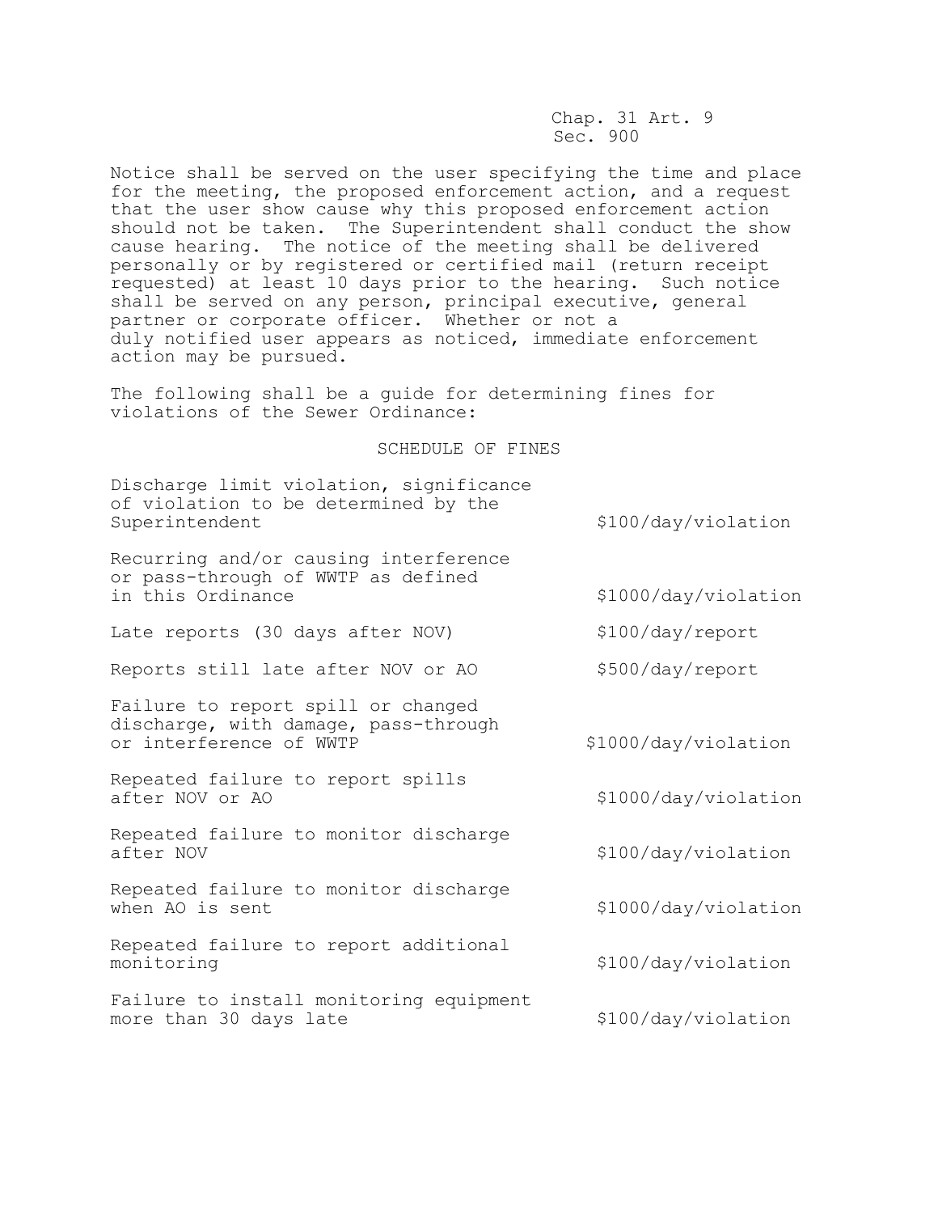Notice shall be served on the user specifying the time and place for the meeting, the proposed enforcement action, and a request that the user show cause why this proposed enforcement action should not be taken. The Superintendent shall conduct the show cause hearing. The notice of the meeting shall be delivered personally or by registered or certified mail (return receipt requested) at least 10 days prior to the hearing. Such notice shall be served on any person, principal executive, general partner or corporate officer. Whether or not a duly notified user appears as noticed, immediate enforcement action may be pursued.

The following shall be a guide for determining fines for violations of the Sewer Ordinance:

SCHEDULE OF FINES

| | |
|---|---|
| Discharge limit violation, significance of violation to be determined by the Superintendent | $100/day/violation |
| Recurring and/or causing interference or pass-through of WWTP as defined in this Ordinance | $1000/day/violation |
| Late reports (30 days after NOV) | $100/day/report |
| Reports still late after NOV or AO | $500/day/report |
| Failure to report spill or changed discharge, with damage, pass-through or interference of WWTP | $1000/day/violation |
| Repeated failure to report spills after NOV or AO | $1000/day/violation |
| Repeated failure to monitor discharge after NOV | $100/day/violation |
| Repeated failure to monitor discharge when AO is sent | $1000/day/violation |
| Repeated failure to report additional monitoring | $100/day/violation |
| Failure to install monitoring equipment more than 30 days late | $100/day/violation |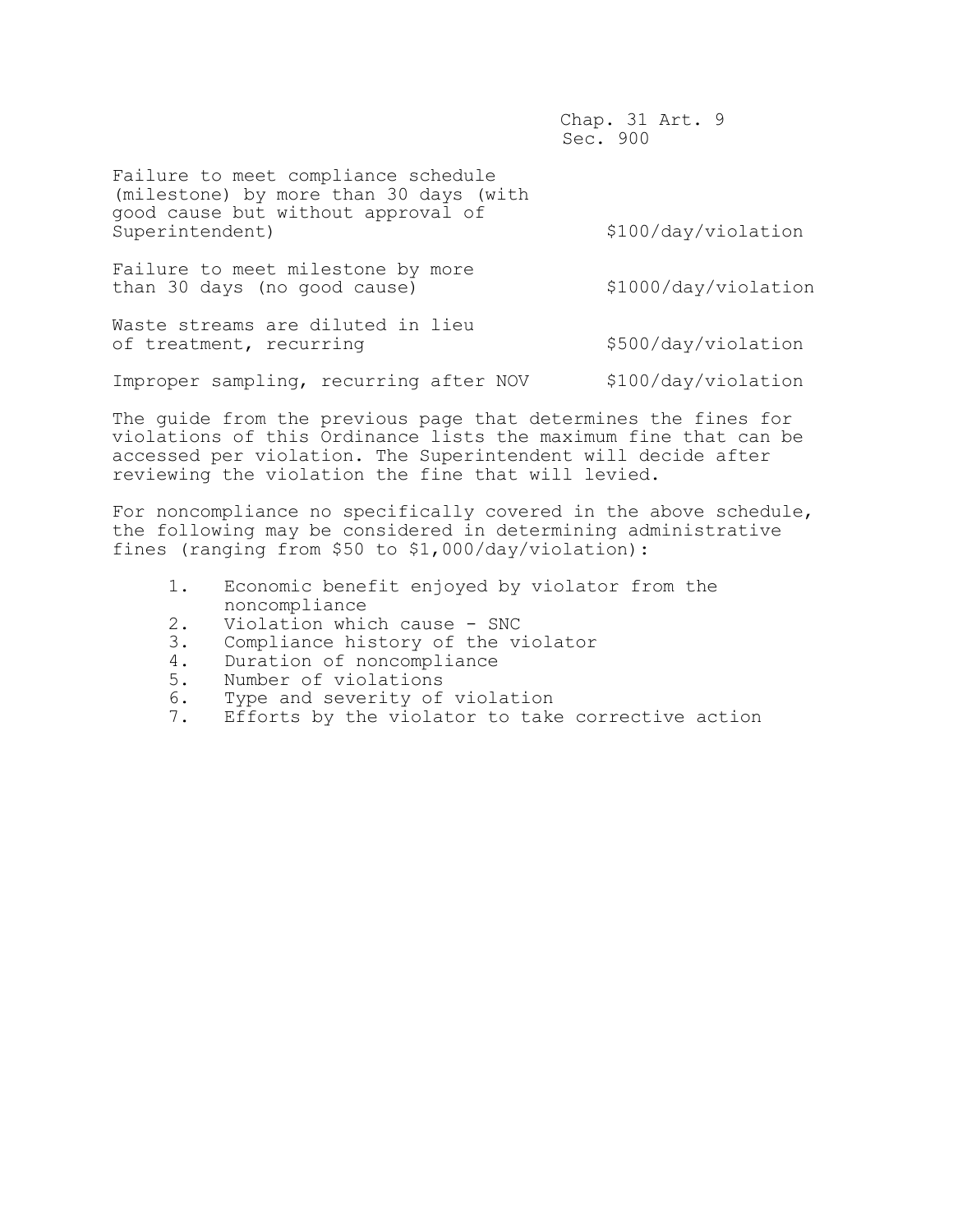Chap. 31 Art. 9
Sec. 900

| | |
|---|---|
| Failure to meet compliance schedule (milestone) by more than 30 days (with good cause but without approval of Superintendent) | $100/day/violation |
| Failure to meet milestone by more than 30 days (no good cause) | $1000/day/violation |
| Waste streams are diluted in lieu of treatment, recurring | $500/day/violation |
| Improper sampling, recurring after NOV | $100/day/violation |

The guide from the previous page that determines the fines for violations of this Ordinance lists the maximum fine that can be accessed per violation. The Superintendent will decide after reviewing the violation the fine that will levied.

For noncompliance no specifically covered in the above schedule, the following may be considered in determining administrative fines (ranging from $50 to $1,000/day/violation):

1. Economic benefit enjoyed by violator from the noncompliance
2. Violation which cause - SNC
3. Compliance history of the violator
4. Duration of noncompliance
5. Number of violations
6. Type and severity of violation
7. Efforts by the violator to take corrective action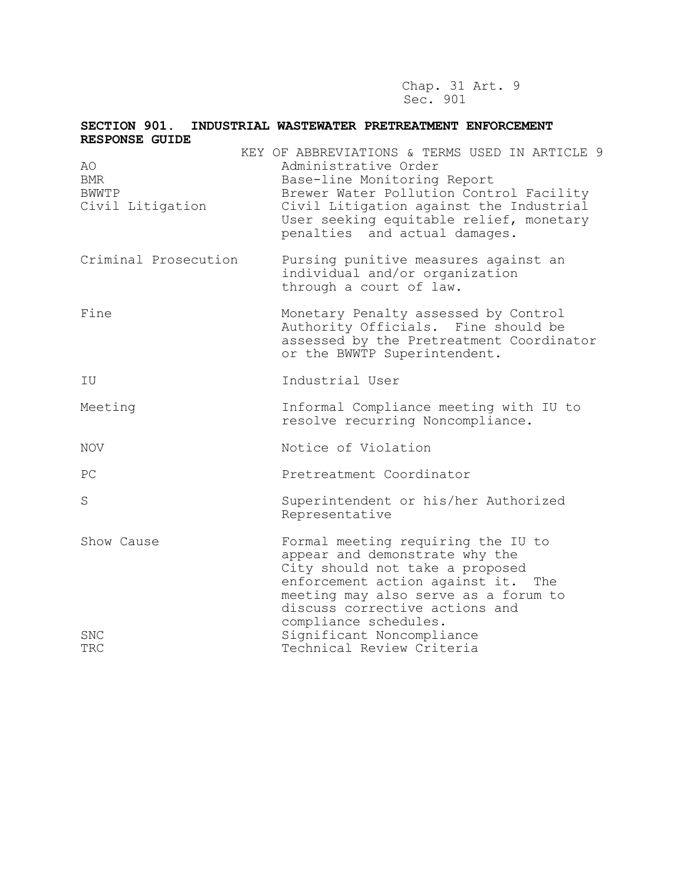Chap. 31 Art. 9
Sec. 901

## SECTION 901. INDUSTRIAL WASTEWATER PRETREATMENT ENFORCEMENT RESPONSE GUIDE

KEY OF ABBREVIATIONS & TERMS USED IN ARTICLE 9

| Term | Definition |
|---|---|
| AO | Administrative Order |
| BMR | Base-line Monitoring Report |
| BWWTP | Brewer Water Pollution Control Facility |
| Civil Litigation | Civil Litigation against the Industrial User seeking equitable relief, monetary penalties and actual damages. |
| Criminal Prosecution | Pursing punitive measures against an individual and/or organization through a court of law. |
| Fine | Monetary Penalty assessed by Control Authority Officials. Fine should be assessed by the Pretreatment Coordinator or the BWWTP Superintendent. |
| IU | Industrial User |
| Meeting | Informal Compliance meeting with IU to resolve recurring Noncompliance. |
| NOV | Notice of Violation |
| PC | Pretreatment Coordinator |
| S | Superintendent or his/her Authorized Representative |
| Show Cause | Formal meeting requiring the IU to appear and demonstrate why the City should not take a proposed enforcement action against it. The meeting may also serve as a forum to discuss corrective actions and compliance schedules. |
| SNC | Significant Noncompliance |
| TRC | Technical Review Criteria |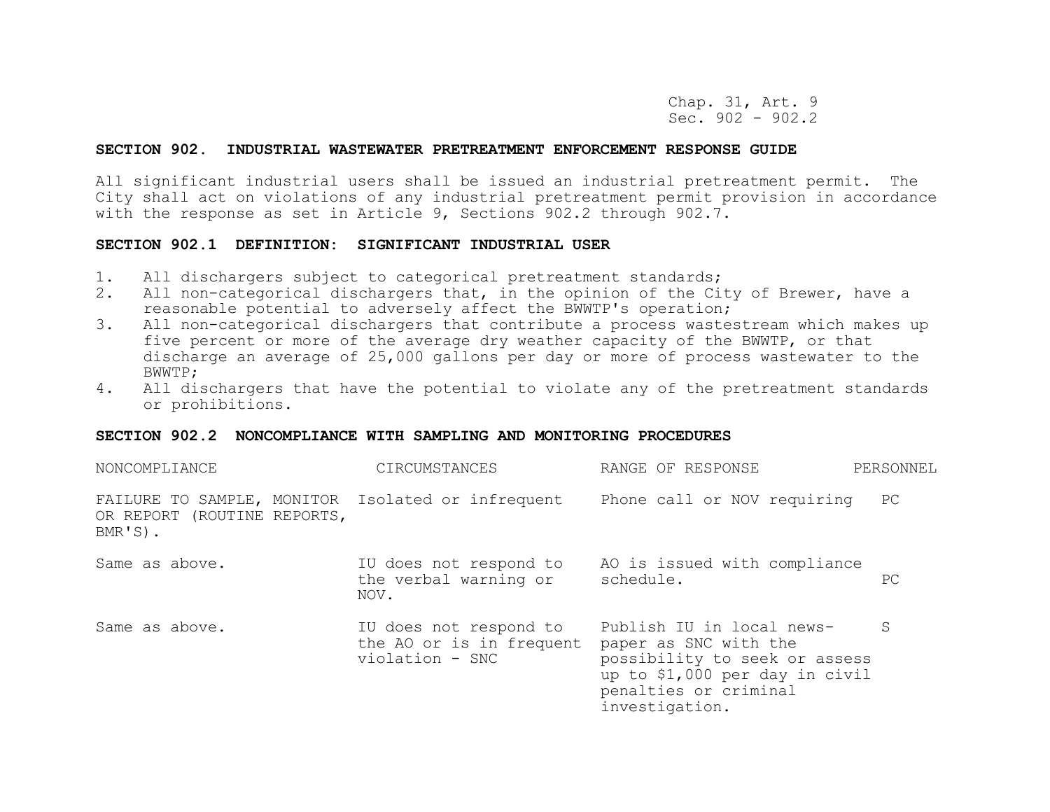## SECTION 902. INDUSTRIAL WASTEWATER PRETREATMENT ENFORCEMENT RESPONSE GUIDE

All significant industrial users shall be issued an industrial pretreatment permit. The City shall act on violations of any industrial pretreatment permit provision in accordance with the response as set in Article 9, Sections 902.2 through 902.7.

## SECTION 902.1 DEFINITION: SIGNIFICANT INDUSTRIAL USER

1. All dischargers subject to categorical pretreatment standards;
2. All non-categorical dischargers that, in the opinion of the City of Brewer, have a reasonable potential to adversely affect the BWWTP's operation;
3. All non-categorical dischargers that contribute a process wastestream which makes up five percent or more of the average dry weather capacity of the BWWTP, or that discharge an average of 25,000 gallons per day or more of process wastewater to the BWWTP;
4. All dischargers that have the potential to violate any of the pretreatment standards or prohibitions.

## SECTION 902.2 NONCOMPLIANCE WITH SAMPLING AND MONITORING PROCEDURES

| NONCOMPLIANCE | CIRCUMSTANCES | RANGE OF RESPONSE | PERSONNEL |
|---|---|---|---|
| FAILURE TO SAMPLE, MONITOR OR REPORT (ROUTINE REPORTS, BMR'S). | Isolated or infrequent | Phone call or NOV requiring | PC |
| Same as above. | IU does not respond to the verbal warning or NOV. | AO is issued with compliance schedule. | PC |
| Same as above. | IU does not respond to the AO or is in frequent violation - SNC | Publish IU in local news-paper as SNC with the possibility to seek or assess up to $1,000 per day in civil penalties or criminal investigation. | S |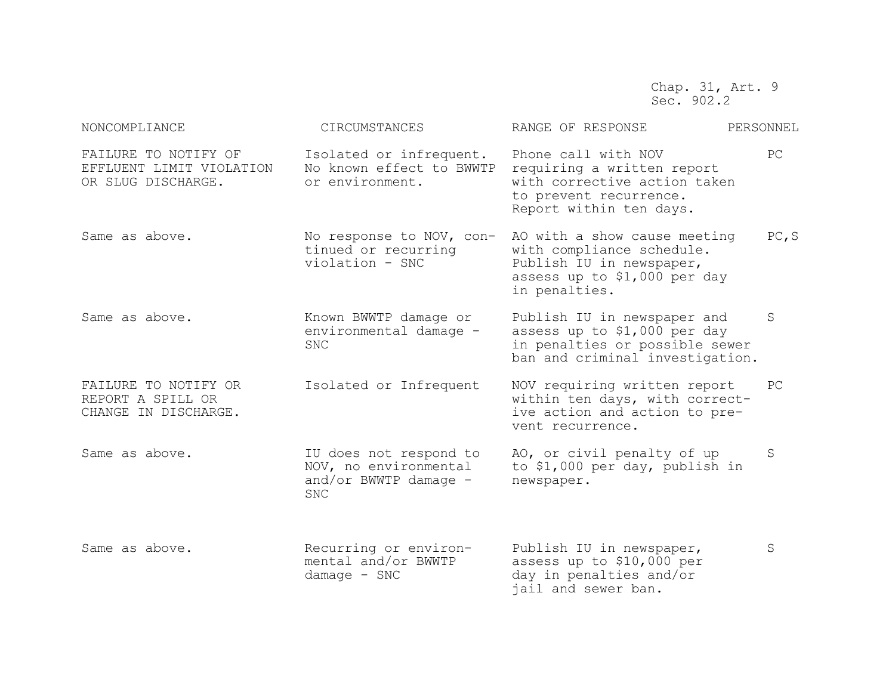Chap. 31, Art. 9
Sec. 902.2

| NONCOMPLIANCE | CIRCUMSTANCES | RANGE OF RESPONSE | PERSONNEL |
|---|---|---|---|
| FAILURE TO NOTIFY OF EFFLUENT LIMIT VIOLATION OR SLUG DISCHARGE. | Isolated or infrequent. No known effect to BWWTP or environment. | Phone call with NOV requiring a written report with corrective action taken to prevent recurrence. Report within ten days. | PC |
| Same as above. | No response to NOV, continued or recurring violation - SNC | AO with a show cause meeting with compliance schedule. Publish IU in newspaper, assess up to $1,000 per day in penalties. | PC,S |
| Same as above. | Known BWWTP damage or environmental damage - SNC | Publish IU in newspaper and assess up to $1,000 per day in penalties or possible sewer ban and criminal investigation. | S |
| FAILURE TO NOTIFY OR REPORT A SPILL OR CHANGE IN DISCHARGE. | Isolated or Infrequent | NOV requiring written report within ten days, with corrective action and action to prevent recurrence. | PC |
| Same as above. | IU does not respond to NOV, no environmental and/or BWWTP damage - SNC | AO, or civil penalty of up to $1,000 per day, publish in newspaper. | S |
| Same as above. | Recurring or environmental and/or BWWTP damage - SNC | Publish IU in newspaper, assess up to $10,000 per day in penalties and/or jail and sewer ban. | S |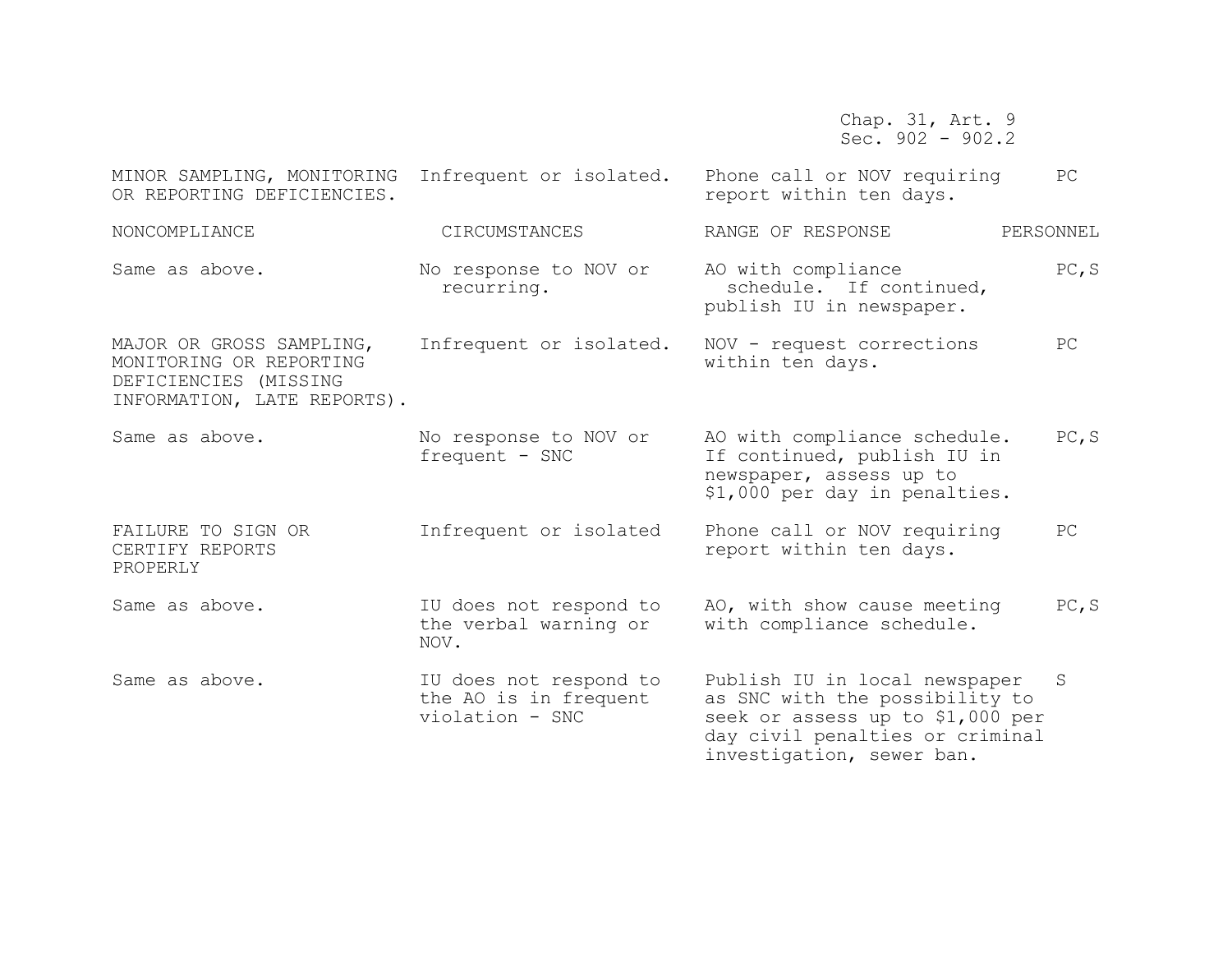| MINOR SAMPLING, MONITORING OR REPORTING DEFICIENCIES. | Infrequent or isolated. | Phone call or NOV requiring report within ten days. | PC |
|---|---|---|---|
| NONCOMPLIANCE | CIRCUMSTANCES | RANGE OF RESPONSE | PERSONNEL |
| Same as above. | No response to NOV or recurring. | AO with compliance schedule. If continued, publish IU in newspaper. | PC,S |
| MAJOR OR GROSS SAMPLING, MONITORING OR REPORTING DEFICIENCIES (MISSING INFORMATION, LATE REPORTS). | Infrequent or isolated. | NOV - request corrections within ten days. | PC |
| Same as above. | No response to NOV or frequent - SNC | AO with compliance schedule. If continued, publish IU in newspaper, assess up to $1,000 per day in penalties. | PC,S |
| FAILURE TO SIGN OR CERTIFY REPORTS PROPERLY | Infrequent or isolated | Phone call or NOV requiring report within ten days. | PC |
| Same as above. | IU does not respond to the verbal warning or NOV. | AO, with show cause meeting with compliance schedule. | PC,S |
| Same as above. | IU does not respond to the AO is in frequent violation - SNC | Publish IU in local newspaper as SNC with the possibility to seek or assess up to $1,000 per day civil penalties or criminal investigation, sewer ban. | S |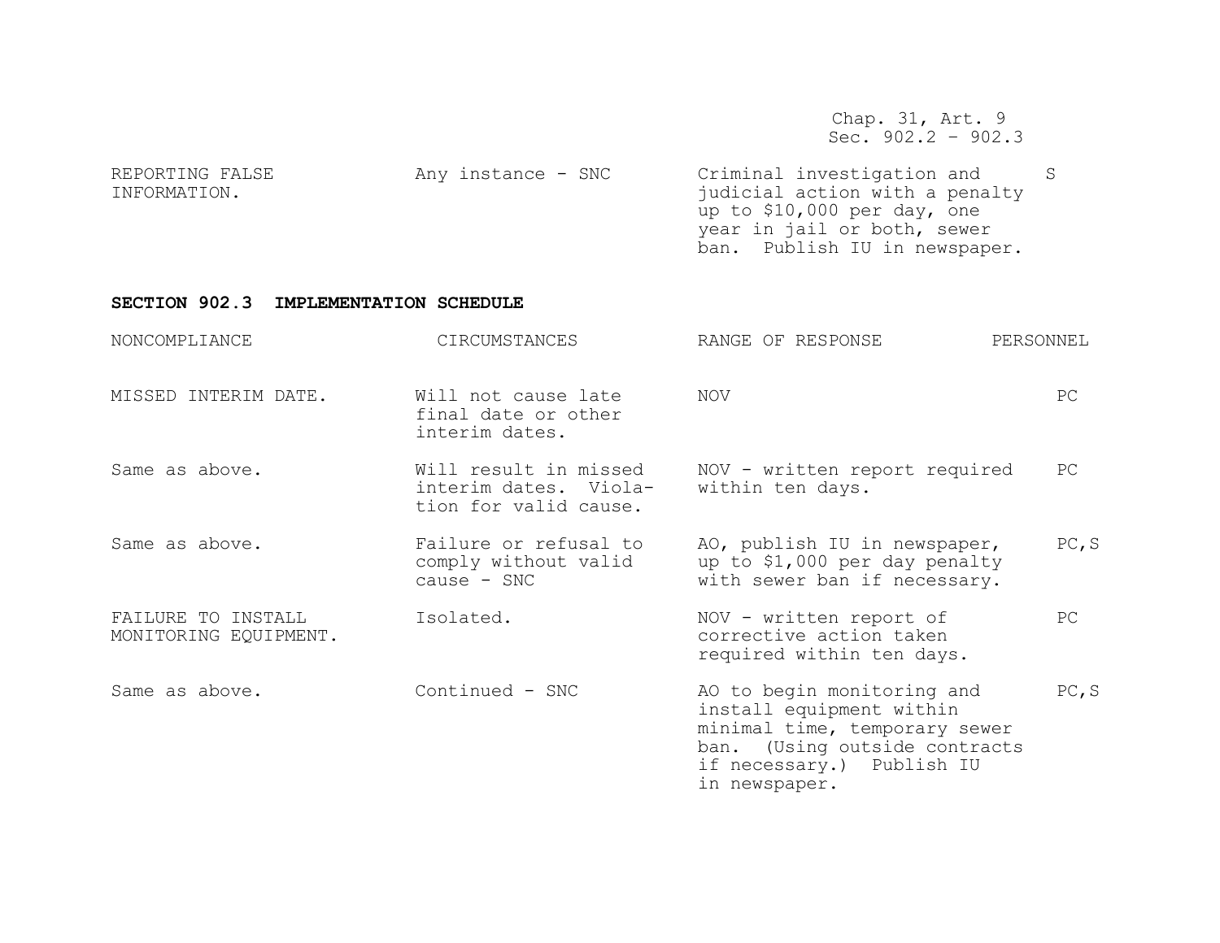| | | | |
|---|---|---|---|
| REPORTING FALSE INFORMATION. | Any instance - SNC | Criminal investigation and judicial action with a penalty up to $10,000 per day, one year in jail or both, sewer ban. Publish IU in newspaper. | S |

**SECTION 902.3 IMPLEMENTATION SCHEDULE**

| NONCOMPLIANCE | CIRCUMSTANCES | RANGE OF RESPONSE | PERSONNEL |
|---|---|---|---|
| MISSED INTERIM DATE. | Will not cause late final date or other interim dates. | NOV | PC |
| Same as above. | Will result in missed interim dates. Violation for valid cause. | NOV - written report required within ten days. | PC |
| Same as above. | Failure or refusal to comply without valid cause - SNC | AO, publish IU in newspaper, up to $1,000 per day penalty with sewer ban if necessary. | PC,S |
| FAILURE TO INSTALL MONITORING EQUIPMENT. | Isolated. | NOV - written report of corrective action taken required within ten days. | PC |
| Same as above. | Continued - SNC | AO to begin monitoring and install equipment within minimal time, temporary sewer ban. (Using outside contracts if necessary.) Publish IU in newspaper. | PC,S |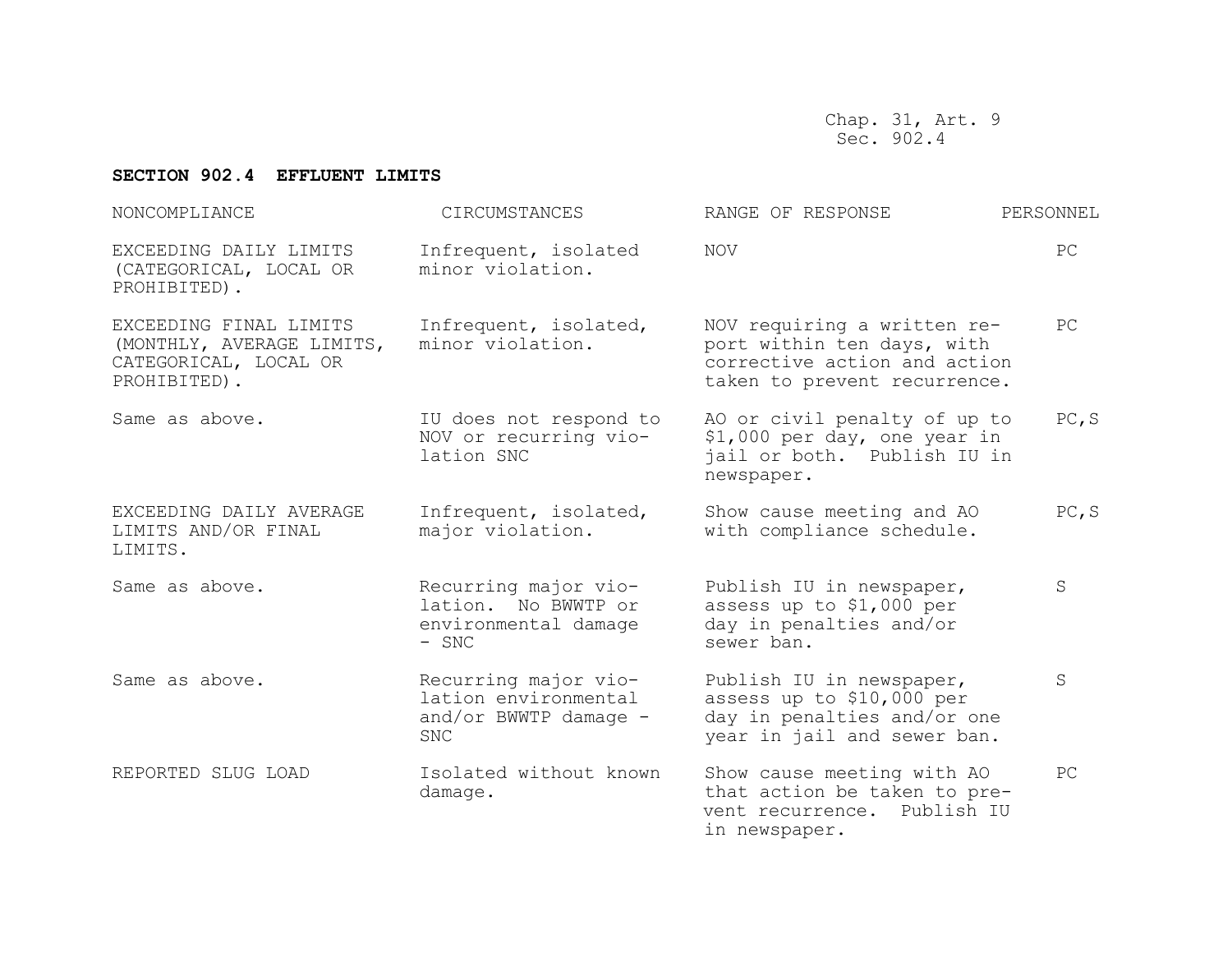## SECTION 902.4 EFFLUENT LIMITS

| NONCOMPLIANCE | CIRCUMSTANCES | RANGE OF RESPONSE | PERSONNEL |
|---|---|---|---|
| EXCEEDING DAILY LIMITS (CATEGORICAL, LOCAL OR PROHIBITED). | Infrequent, isolated minor violation. | NOV | PC |
| EXCEEDING FINAL LIMITS (MONTHLY, AVERAGE LIMITS, CATEGORICAL, LOCAL OR PROHIBITED). | Infrequent, isolated, minor violation. | NOV requiring a written report within ten days, with corrective action and action taken to prevent recurrence. | PC |
| Same as above. | IU does not respond to NOV or recurring violation SNC | AO or civil penalty of up to $1,000 per day, one year in jail or both. Publish IU in newspaper. | PC,S |
| EXCEEDING DAILY AVERAGE LIMITS AND/OR FINAL LIMITS. | Infrequent, isolated, major violation. | Show cause meeting and AO with compliance schedule. | PC,S |
| Same as above. | Recurring major violation. No BWWTP or environmental damage - SNC | Publish IU in newspaper, assess up to $1,000 per day in penalties and/or sewer ban. | S |
| Same as above. | Recurring major violation environmental and/or BWWTP damage - SNC | Publish IU in newspaper, assess up to $10,000 per day in penalties and/or one year in jail and sewer ban. | S |
| REPORTED SLUG LOAD | Isolated without known damage. | Show cause meeting with AO that action be taken to prevent recurrence. Publish IU in newspaper. | PC |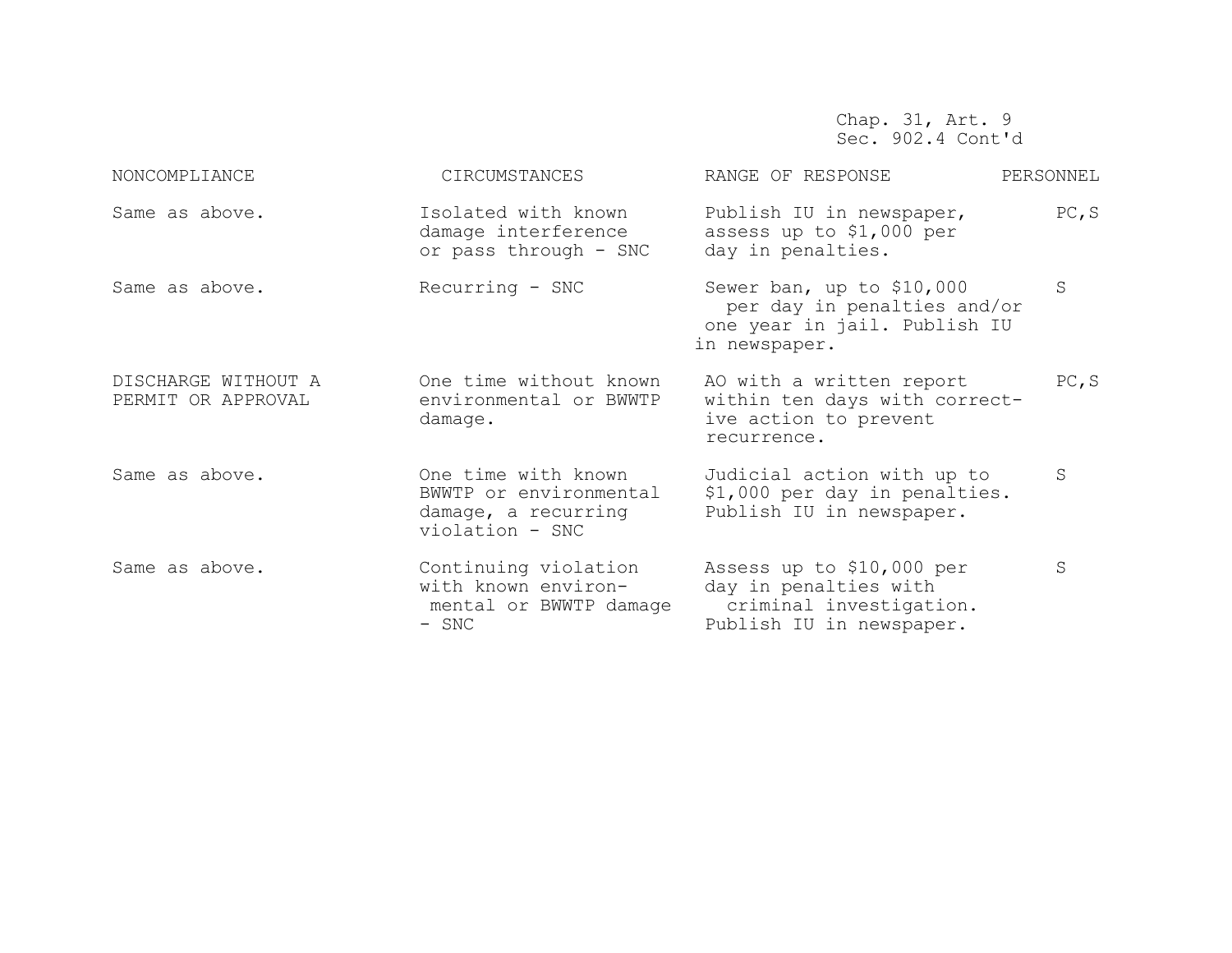Chap. 31, Art. 9
Sec. 902.4 Cont'd

| NONCOMPLIANCE | CIRCUMSTANCES | RANGE OF RESPONSE | PERSONNEL |
|---|---|---|---|
| Same as above. | Isolated with known damage interference or pass through - SNC | Publish IU in newspaper, assess up to $1,000 per day in penalties. | PC,S |
| Same as above. | Recurring - SNC | Sewer ban, up to $10,000 per day in penalties and/or one year in jail. Publish IU in newspaper. | S |
| DISCHARGE WITHOUT A PERMIT OR APPROVAL | One time without known environmental or BWWTP damage. | AO with a written report within ten days with corrective action to prevent recurrence. | PC,S |
| Same as above. | One time with known BWWTP or environmental damage, a recurring violation - SNC | Judicial action with up to $1,000 per day in penalties. Publish IU in newspaper. | S |
| Same as above. | Continuing violation with known environmental or BWWTP damage - SNC | Assess up to $10,000 per day in penalties with criminal investigation. Publish IU in newspaper. | S |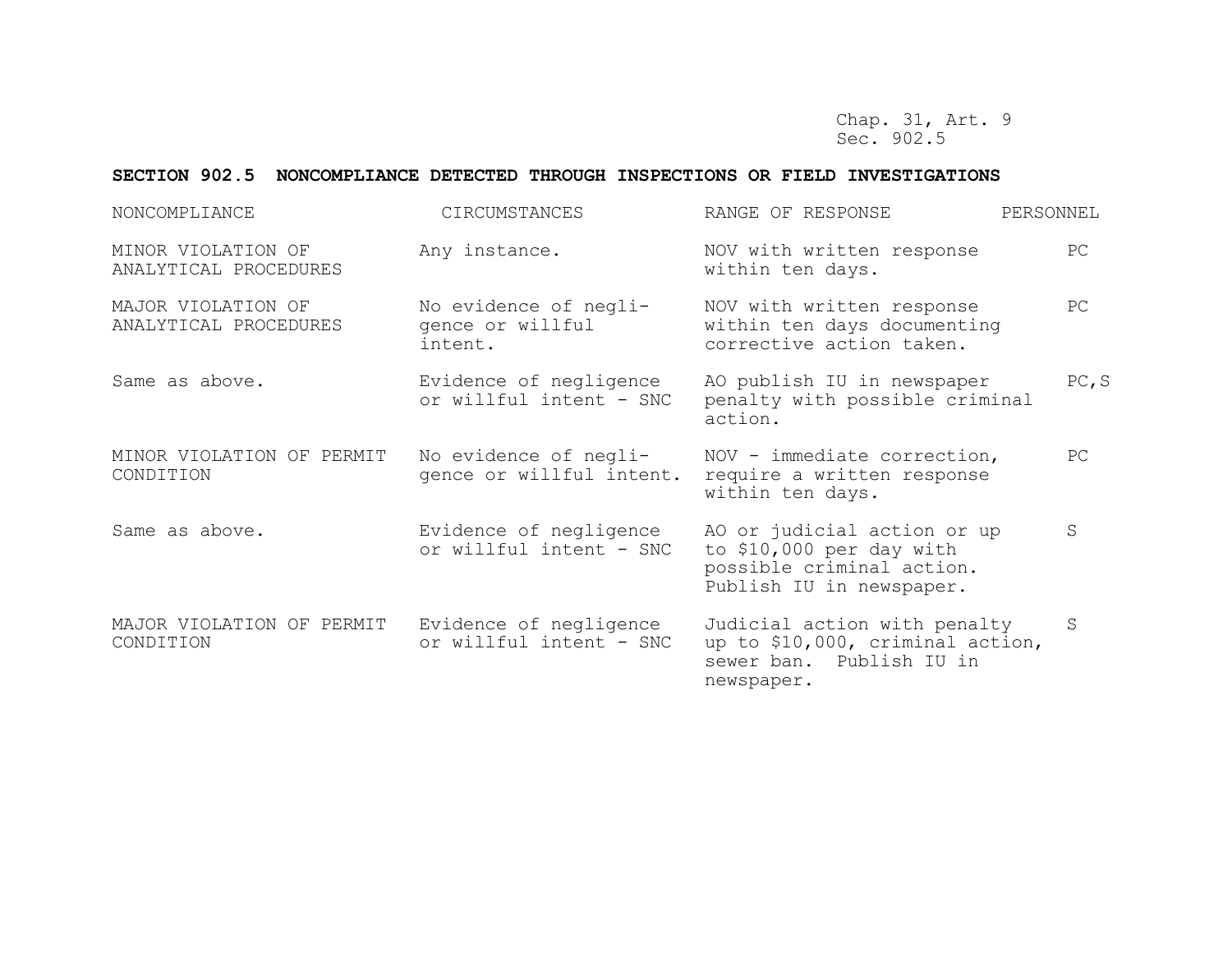Chap. 31, Art. 9
Sec. 902.5

## SECTION 902.5 NONCOMPLIANCE DETECTED THROUGH INSPECTIONS OR FIELD INVESTIGATIONS

| NONCOMPLIANCE | CIRCUMSTANCES | RANGE OF RESPONSE | PERSONNEL |
|---|---|---|---|
| MINOR VIOLATION OF ANALYTICAL PROCEDURES | Any instance. | NOV with written response within ten days. | PC |
| MAJOR VIOLATION OF ANALYTICAL PROCEDURES | No evidence of negligence or willful intent. | NOV with written response within ten days documenting corrective action taken. | PC |
| Same as above. | Evidence of negligence or willful intent - SNC | AO publish IU in newspaper penalty with possible criminal action. | PC,S |
| MINOR VIOLATION OF PERMIT CONDITION | No evidence of negligence or willful intent. | NOV - immediate correction, require a written response within ten days. | PC |
| Same as above. | Evidence of negligence or willful intent - SNC | AO or judicial action or up to $10,000 per day with possible criminal action. Publish IU in newspaper. | S |
| MAJOR VIOLATION OF PERMIT CONDITION | Evidence of negligence or willful intent - SNC | Judicial action with penalty up to $10,000, criminal action, sewer ban. Publish IU in newspaper. | S |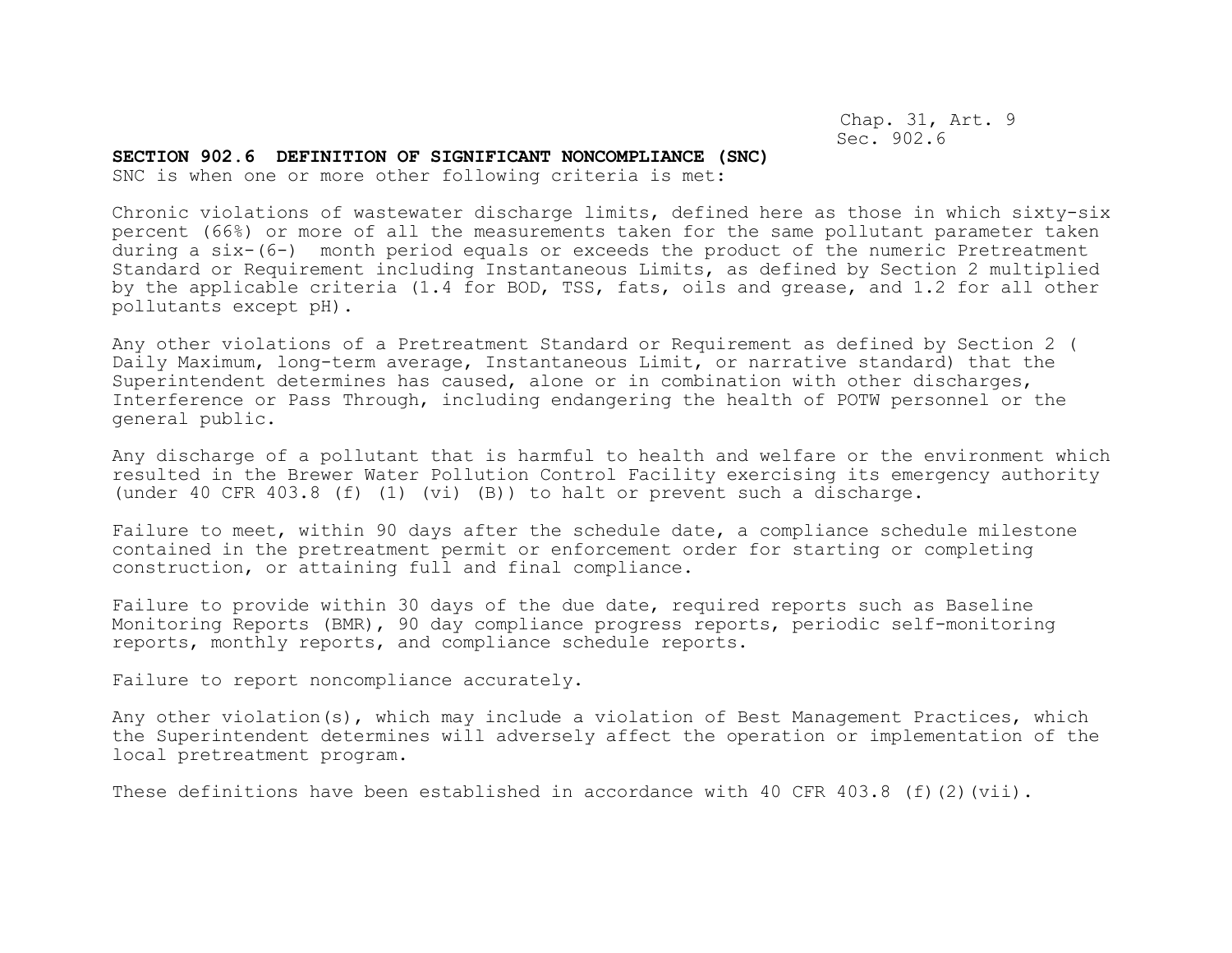## SECTION 902.6 DEFINITION OF SIGNIFICANT NONCOMPLIANCE (SNC)

SNC is when one or more other following criteria is met:

Chronic violations of wastewater discharge limits, defined here as those in which sixty-six percent (66%) or more of all the measurements taken for the same pollutant parameter taken during a six-(6-) month period equals or exceeds the product of the numeric Pretreatment Standard or Requirement including Instantaneous Limits, as defined by Section 2 multiplied by the applicable criteria (1.4 for BOD, TSS, fats, oils and grease, and 1.2 for all other pollutants except pH).

Any other violations of a Pretreatment Standard or Requirement as defined by Section 2 ( Daily Maximum, long-term average, Instantaneous Limit, or narrative standard) that the Superintendent determines has caused, alone or in combination with other discharges, Interference or Pass Through, including endangering the health of POTW personnel or the general public.

Any discharge of a pollutant that is harmful to health and welfare or the environment which resulted in the Brewer Water Pollution Control Facility exercising its emergency authority (under 40 CFR 403.8 (f) (1) (vi) (B)) to halt or prevent such a discharge.

Failure to meet, within 90 days after the schedule date, a compliance schedule milestone contained in the pretreatment permit or enforcement order for starting or completing construction, or attaining full and final compliance.

Failure to provide within 30 days of the due date, required reports such as Baseline Monitoring Reports (BMR), 90 day compliance progress reports, periodic self-monitoring reports, monthly reports, and compliance schedule reports.

Failure to report noncompliance accurately.

Any other violation(s), which may include a violation of Best Management Practices, which the Superintendent determines will adversely affect the operation or implementation of the local pretreatment program.

These definitions have been established in accordance with 40 CFR 403.8 (f)(2)(vii).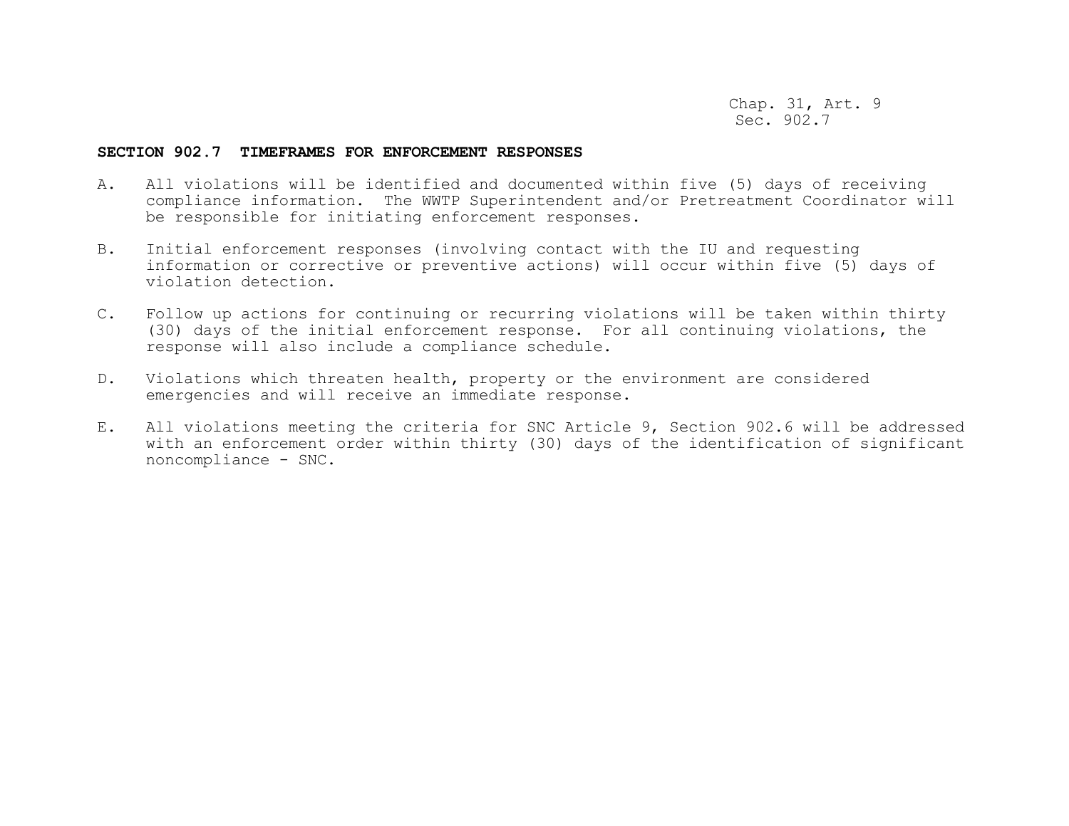## SECTION 902.7 TIMEFRAMES FOR ENFORCEMENT RESPONSES

A. All violations will be identified and documented within five (5) days of receiving compliance information. The WWTP Superintendent and/or Pretreatment Coordinator will be responsible for initiating enforcement responses.

B. Initial enforcement responses (involving contact with the IU and requesting information or corrective or preventive actions) will occur within five (5) days of violation detection.

C. Follow up actions for continuing or recurring violations will be taken within thirty (30) days of the initial enforcement response. For all continuing violations, the response will also include a compliance schedule.

D. Violations which threaten health, property or the environment are considered emergencies and will receive an immediate response.

E. All violations meeting the criteria for SNC Article 9, Section 902.6 will be addressed with an enforcement order within thirty (30) days of the identification of significant noncompliance - SNC.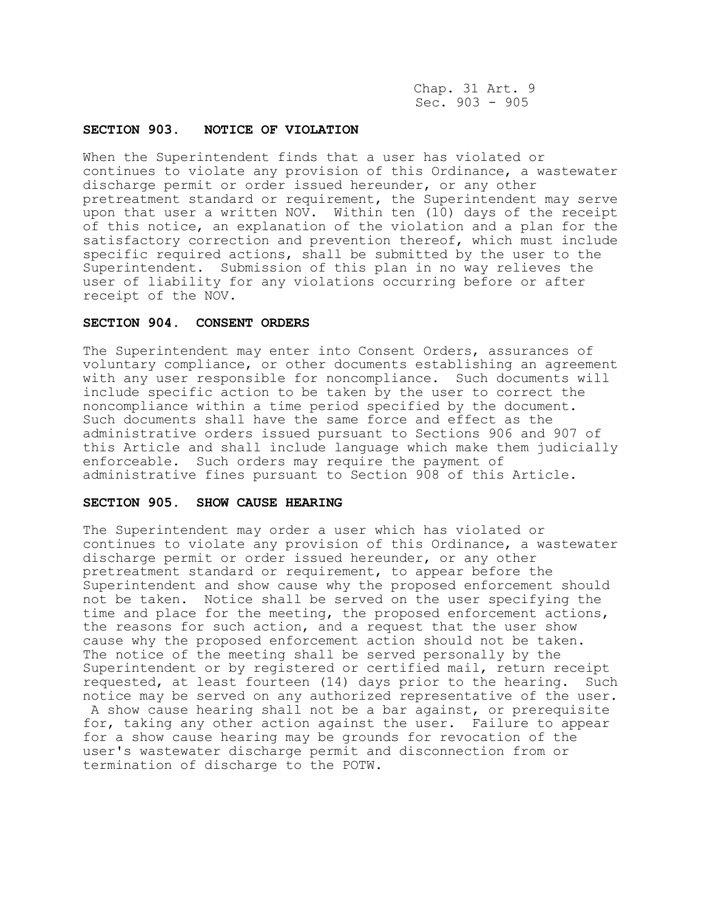## SECTION 903. NOTICE OF VIOLATION

When the Superintendent finds that a user has violated or continues to violate any provision of this Ordinance, a wastewater discharge permit or order issued hereunder, or any other pretreatment standard or requirement, the Superintendent may serve upon that user a written NOV. Within ten (10) days of the receipt of this notice, an explanation of the violation and a plan for the satisfactory correction and prevention thereof, which must include specific required actions, shall be submitted by the user to the Superintendent. Submission of this plan in no way relieves the user of liability for any violations occurring before or after receipt of the NOV.

## SECTION 904. CONSENT ORDERS

The Superintendent may enter into Consent Orders, assurances of voluntary compliance, or other documents establishing an agreement with any user responsible for noncompliance. Such documents will include specific action to be taken by the user to correct the noncompliance within a time period specified by the document. Such documents shall have the same force and effect as the administrative orders issued pursuant to Sections 906 and 907 of this Article and shall include language which make them judicially enforceable. Such orders may require the payment of administrative fines pursuant to Section 908 of this Article.

## SECTION 905. SHOW CAUSE HEARING

The Superintendent may order a user which has violated or continues to violate any provision of this Ordinance, a wastewater discharge permit or order issued hereunder, or any other pretreatment standard or requirement, to appear before the Superintendent and show cause why the proposed enforcement should not be taken. Notice shall be served on the user specifying the time and place for the meeting, the proposed enforcement actions, the reasons for such action, and a request that the user show cause why the proposed enforcement action should not be taken. The notice of the meeting shall be served personally by the Superintendent or by registered or certified mail, return receipt requested, at least fourteen (14) days prior to the hearing. Such notice may be served on any authorized representative of the user. A show cause hearing shall not be a bar against, or prerequisite for, taking any other action against the user. Failure to appear for a show cause hearing may be grounds for revocation of the user's wastewater discharge permit and disconnection from or termination of discharge to the POTW.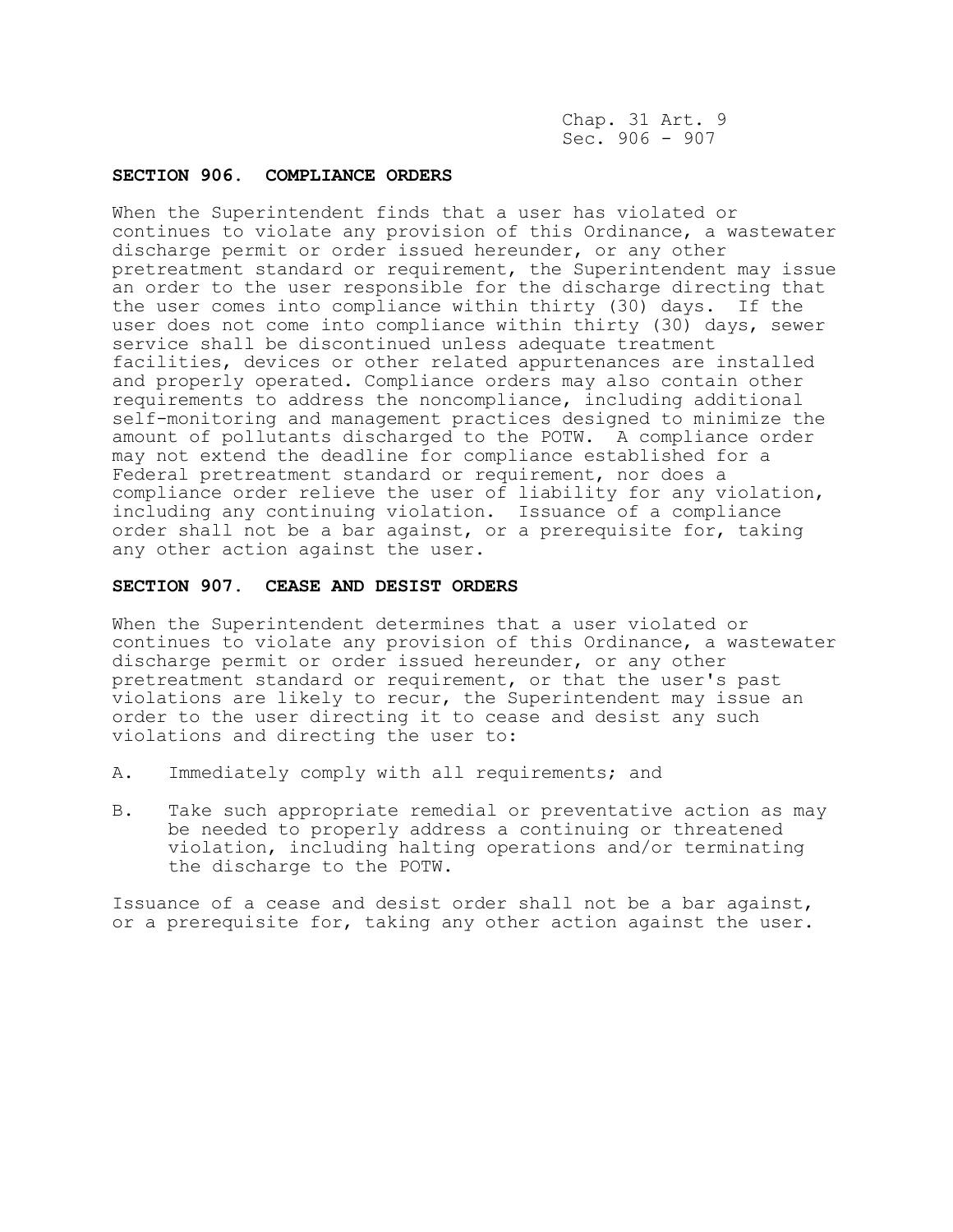## SECTION 906. COMPLIANCE ORDERS

When the Superintendent finds that a user has violated or continues to violate any provision of this Ordinance, a wastewater discharge permit or order issued hereunder, or any other pretreatment standard or requirement, the Superintendent may issue an order to the user responsible for the discharge directing that the user comes into compliance within thirty (30) days. If the user does not come into compliance within thirty (30) days, sewer service shall be discontinued unless adequate treatment facilities, devices or other related appurtenances are installed and properly operated. Compliance orders may also contain other requirements to address the noncompliance, including additional self-monitoring and management practices designed to minimize the amount of pollutants discharged to the POTW. A compliance order may not extend the deadline for compliance established for a Federal pretreatment standard or requirement, nor does a compliance order relieve the user of liability for any violation, including any continuing violation. Issuance of a compliance order shall not be a bar against, or a prerequisite for, taking any other action against the user.

## SECTION 907. CEASE AND DESIST ORDERS

When the Superintendent determines that a user violated or continues to violate any provision of this Ordinance, a wastewater discharge permit or order issued hereunder, or any other pretreatment standard or requirement, or that the user's past violations are likely to recur, the Superintendent may issue an order to the user directing it to cease and desist any such violations and directing the user to:

A. Immediately comply with all requirements; and

B. Take such appropriate remedial or preventative action as may be needed to properly address a continuing or threatened violation, including halting operations and/or terminating the discharge to the POTW.

Issuance of a cease and desist order shall not be a bar against, or a prerequisite for, taking any other action against the user.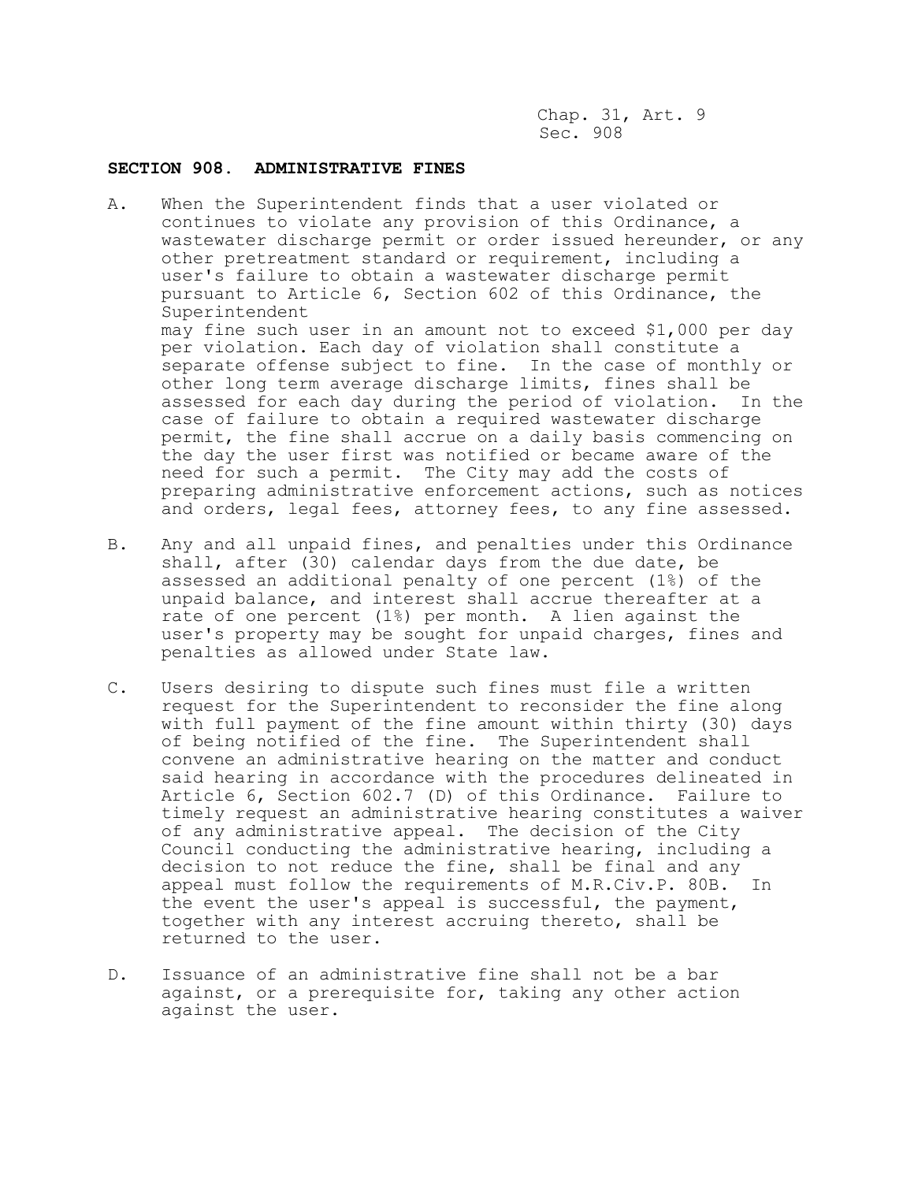## SECTION 908. ADMINISTRATIVE FINES

A. When the Superintendent finds that a user violated or continues to violate any provision of this Ordinance, a wastewater discharge permit or order issued hereunder, or any other pretreatment standard or requirement, including a user's failure to obtain a wastewater discharge permit pursuant to Article 6, Section 602 of this Ordinance, the Superintendent may fine such user in an amount not to exceed $1,000 per day per violation. Each day of violation shall constitute a separate offense subject to fine. In the case of monthly or other long term average discharge limits, fines shall be assessed for each day during the period of violation. In the case of failure to obtain a required wastewater discharge permit, the fine shall accrue on a daily basis commencing on the day the user first was notified or became aware of the need for such a permit. The City may add the costs of preparing administrative enforcement actions, such as notices and orders, legal fees, attorney fees, to any fine assessed.

B. Any and all unpaid fines, and penalties under this Ordinance shall, after (30) calendar days from the due date, be assessed an additional penalty of one percent (1%) of the unpaid balance, and interest shall accrue thereafter at a rate of one percent (1%) per month. A lien against the user's property may be sought for unpaid charges, fines and penalties as allowed under State law.

C. Users desiring to dispute such fines must file a written request for the Superintendent to reconsider the fine along with full payment of the fine amount within thirty (30) days of being notified of the fine. The Superintendent shall convene an administrative hearing on the matter and conduct said hearing in accordance with the procedures delineated in Article 6, Section 602.7 (D) of this Ordinance. Failure to timely request an administrative hearing constitutes a waiver of any administrative appeal. The decision of the City Council conducting the administrative hearing, including a decision to not reduce the fine, shall be final and any appeal must follow the requirements of M.R.Civ.P. 80B. In the event the user's appeal is successful, the payment, together with any interest accruing thereto, shall be returned to the user.

D. Issuance of an administrative fine shall not be a bar against, or a prerequisite for, taking any other action against the user.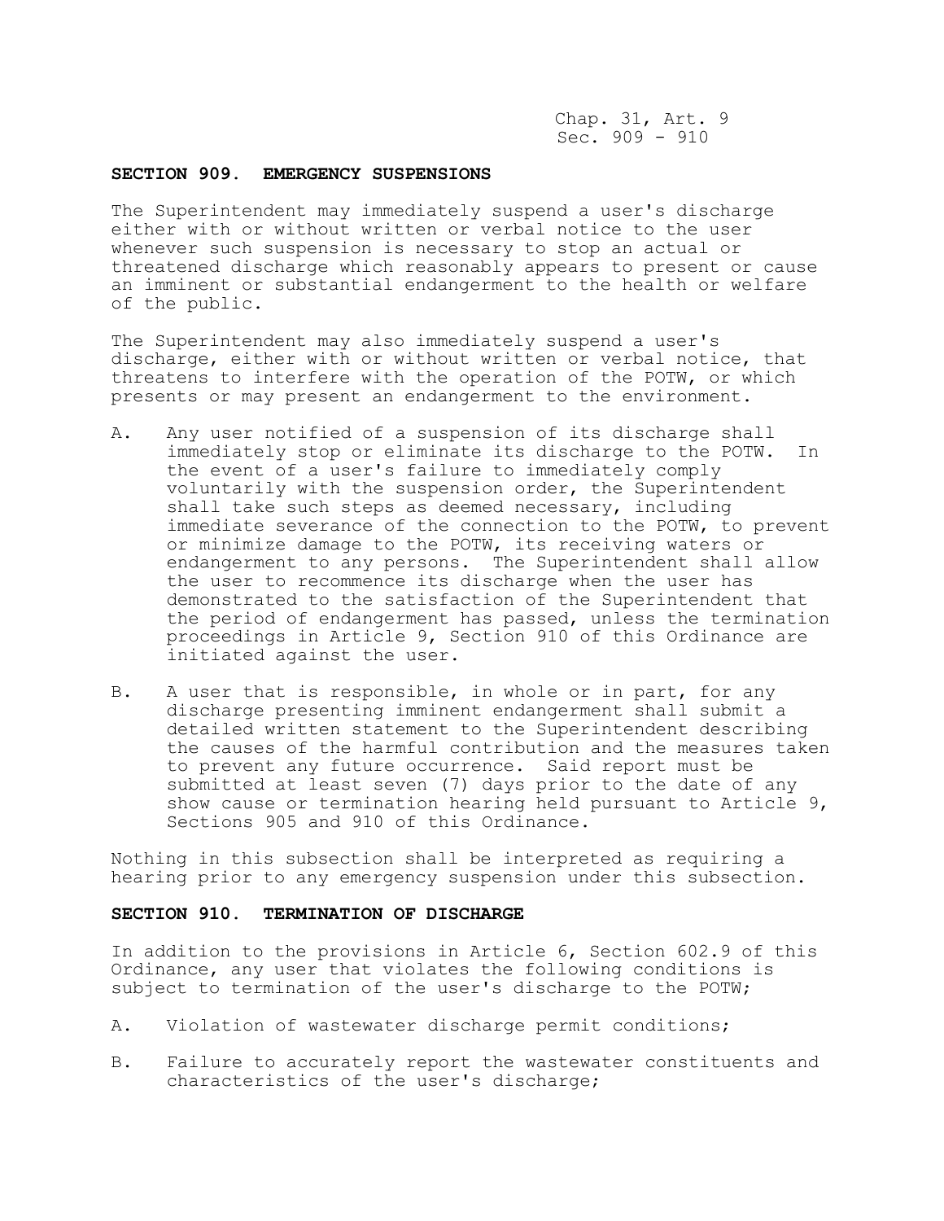## SECTION 909. EMERGENCY SUSPENSIONS

The Superintendent may immediately suspend a user's discharge either with or without written or verbal notice to the user whenever such suspension is necessary to stop an actual or threatened discharge which reasonably appears to present or cause an imminent or substantial endangerment to the health or welfare of the public.

The Superintendent may also immediately suspend a user's discharge, either with or without written or verbal notice, that threatens to interfere with the operation of the POTW, or which presents or may present an endangerment to the environment.

A. Any user notified of a suspension of its discharge shall immediately stop or eliminate its discharge to the POTW. In the event of a user's failure to immediately comply voluntarily with the suspension order, the Superintendent shall take such steps as deemed necessary, including immediate severance of the connection to the POTW, to prevent or minimize damage to the POTW, its receiving waters or endangerment to any persons. The Superintendent shall allow the user to recommence its discharge when the user has demonstrated to the satisfaction of the Superintendent that the period of endangerment has passed, unless the termination proceedings in Article 9, Section 910 of this Ordinance are initiated against the user.

B. A user that is responsible, in whole or in part, for any discharge presenting imminent endangerment shall submit a detailed written statement to the Superintendent describing the causes of the harmful contribution and the measures taken to prevent any future occurrence. Said report must be submitted at least seven (7) days prior to the date of any show cause or termination hearing held pursuant to Article 9, Sections 905 and 910 of this Ordinance.

Nothing in this subsection shall be interpreted as requiring a hearing prior to any emergency suspension under this subsection.

## SECTION 910. TERMINATION OF DISCHARGE

In addition to the provisions in Article 6, Section 602.9 of this Ordinance, any user that violates the following conditions is subject to termination of the user's discharge to the POTW;

A. Violation of wastewater discharge permit conditions;

B. Failure to accurately report the wastewater constituents and characteristics of the user's discharge;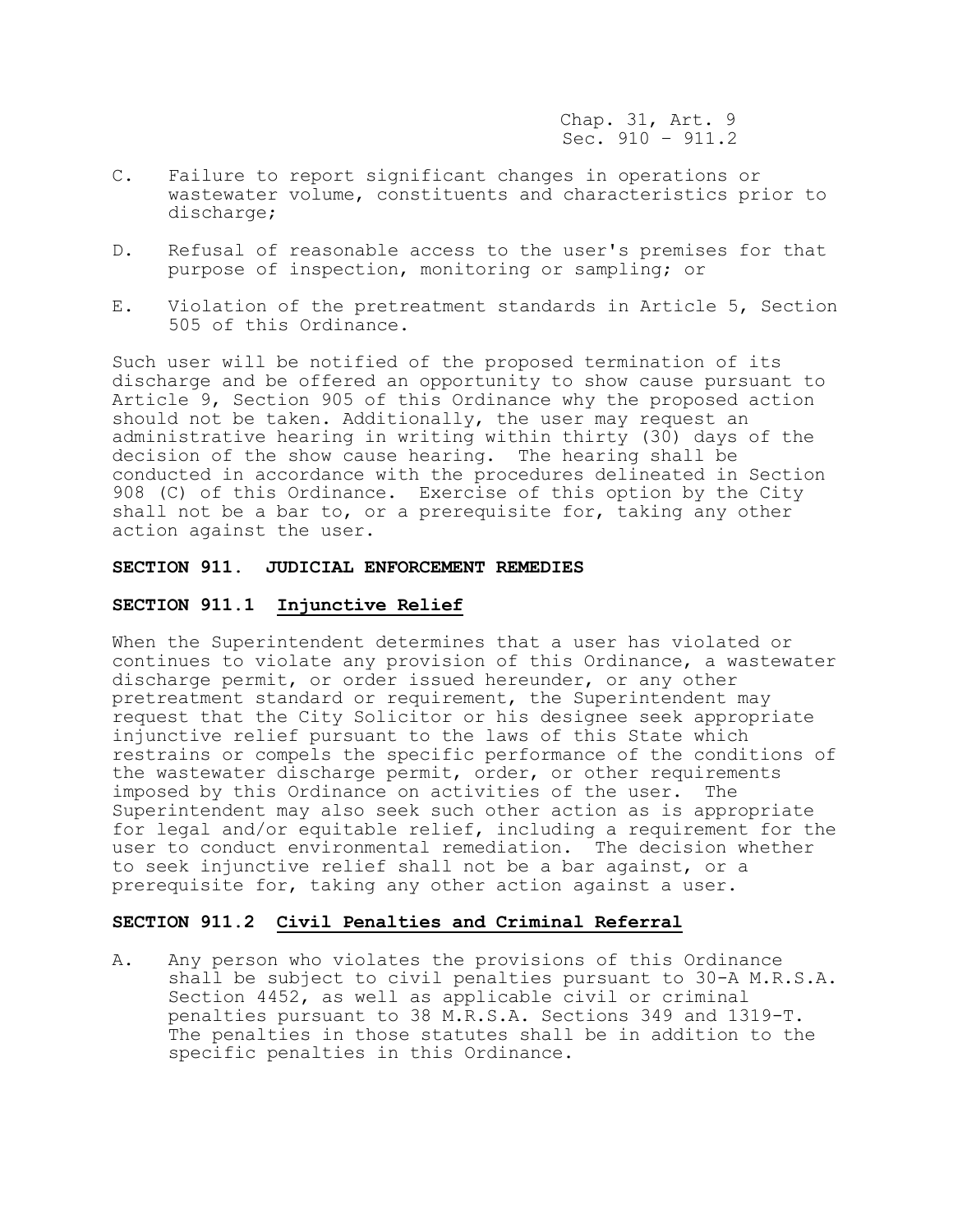C. Failure to report significant changes in operations or wastewater volume, constituents and characteristics prior to discharge;

D. Refusal of reasonable access to the user's premises for that purpose of inspection, monitoring or sampling; or

E. Violation of the pretreatment standards in Article 5, Section 505 of this Ordinance.

Such user will be notified of the proposed termination of its discharge and be offered an opportunity to show cause pursuant to Article 9, Section 905 of this Ordinance why the proposed action should not be taken. Additionally, the user may request an administrative hearing in writing within thirty (30) days of the decision of the show cause hearing. The hearing shall be conducted in accordance with the procedures delineated in Section 908 (C) of this Ordinance. Exercise of this option by the City shall not be a bar to, or a prerequisite for, taking any other action against the user.

**SECTION 911. JUDICIAL ENFORCEMENT REMEDIES**

**SECTION 911.1 Injunctive Relief**

When the Superintendent determines that a user has violated or continues to violate any provision of this Ordinance, a wastewater discharge permit, or order issued hereunder, or any other pretreatment standard or requirement, the Superintendent may request that the City Solicitor or his designee seek appropriate injunctive relief pursuant to the laws of this State which restrains or compels the specific performance of the conditions of the wastewater discharge permit, order, or other requirements imposed by this Ordinance on activities of the user. The Superintendent may also seek such other action as is appropriate for legal and/or equitable relief, including a requirement for the user to conduct environmental remediation. The decision whether to seek injunctive relief shall not be a bar against, or a prerequisite for, taking any other action against a user.

**SECTION 911.2 Civil Penalties and Criminal Referral**

A. Any person who violates the provisions of this Ordinance shall be subject to civil penalties pursuant to 30-A M.R.S.A. Section 4452, as well as applicable civil or criminal penalties pursuant to 38 M.R.S.A. Sections 349 and 1319-T. The penalties in those statutes shall be in addition to the specific penalties in this Ordinance.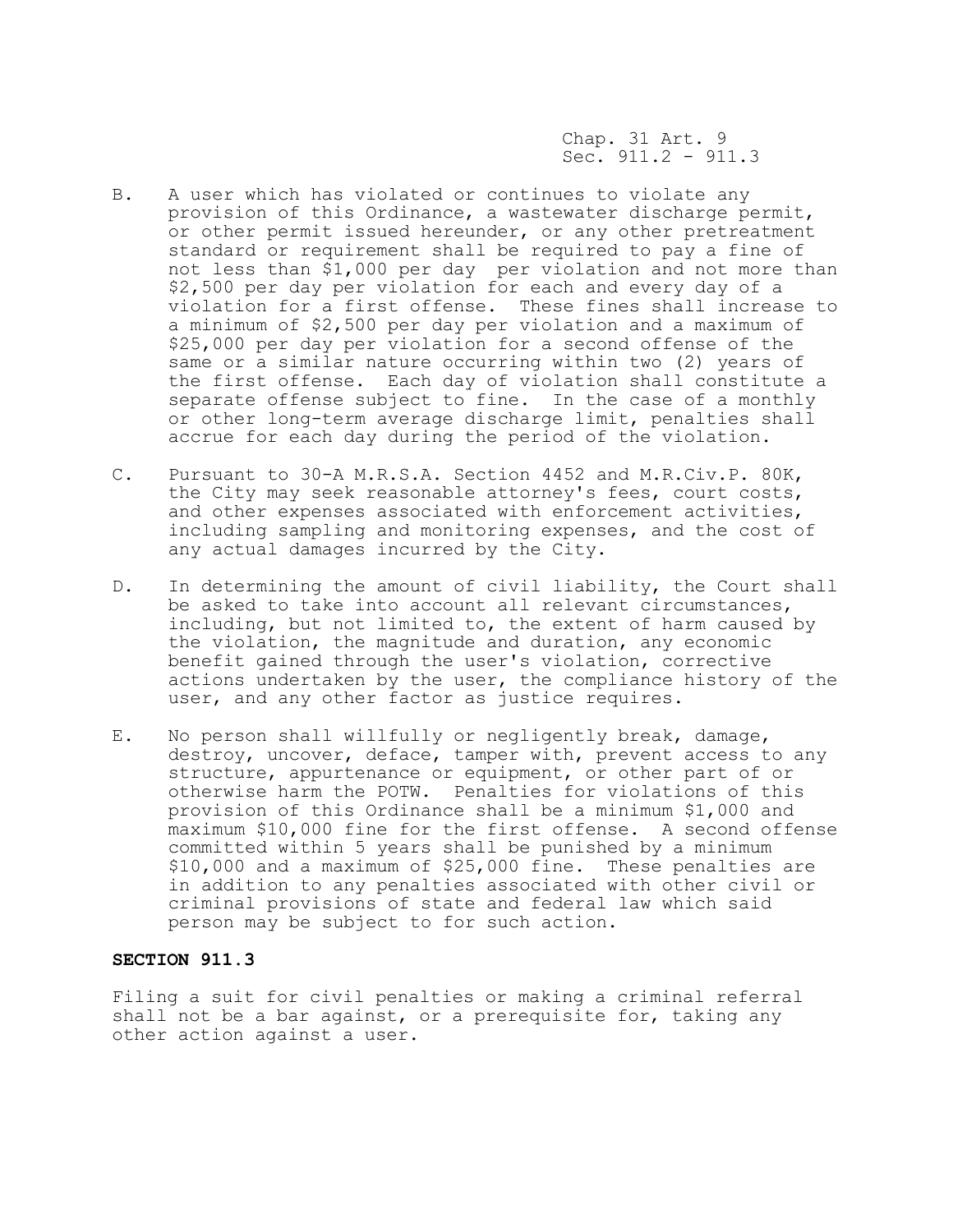B. A user which has violated or continues to violate any provision of this Ordinance, a wastewater discharge permit, or other permit issued hereunder, or any other pretreatment standard or requirement shall be required to pay a fine of not less than $1,000 per day per violation and not more than $2,500 per day per violation for each and every day of a violation for a first offense. These fines shall increase to a minimum of $2,500 per day per violation and a maximum of $25,000 per day per violation for a second offense of the same or a similar nature occurring within two (2) years of the first offense. Each day of violation shall constitute a separate offense subject to fine. In the case of a monthly or other long-term average discharge limit, penalties shall accrue for each day during the period of the violation.

C. Pursuant to 30-A M.R.S.A. Section 4452 and M.R.Civ.P. 80K, the City may seek reasonable attorney's fees, court costs, and other expenses associated with enforcement activities, including sampling and monitoring expenses, and the cost of any actual damages incurred by the City.

D. In determining the amount of civil liability, the Court shall be asked to take into account all relevant circumstances, including, but not limited to, the extent of harm caused by the violation, the magnitude and duration, any economic benefit gained through the user's violation, corrective actions undertaken by the user, the compliance history of the user, and any other factor as justice requires.

E. No person shall willfully or negligently break, damage, destroy, uncover, deface, tamper with, prevent access to any structure, appurtenance or equipment, or other part of or otherwise harm the POTW. Penalties for violations of this provision of this Ordinance shall be a minimum $1,000 and maximum $10,000 fine for the first offense. A second offense committed within 5 years shall be punished by a minimum $10,000 and a maximum of $25,000 fine. These penalties are in addition to any penalties associated with other civil or criminal provisions of state and federal law which said person may be subject to for such action.

**SECTION 911.3**

Filing a suit for civil penalties or making a criminal referral shall not be a bar against, or a prerequisite for, taking any other action against a user.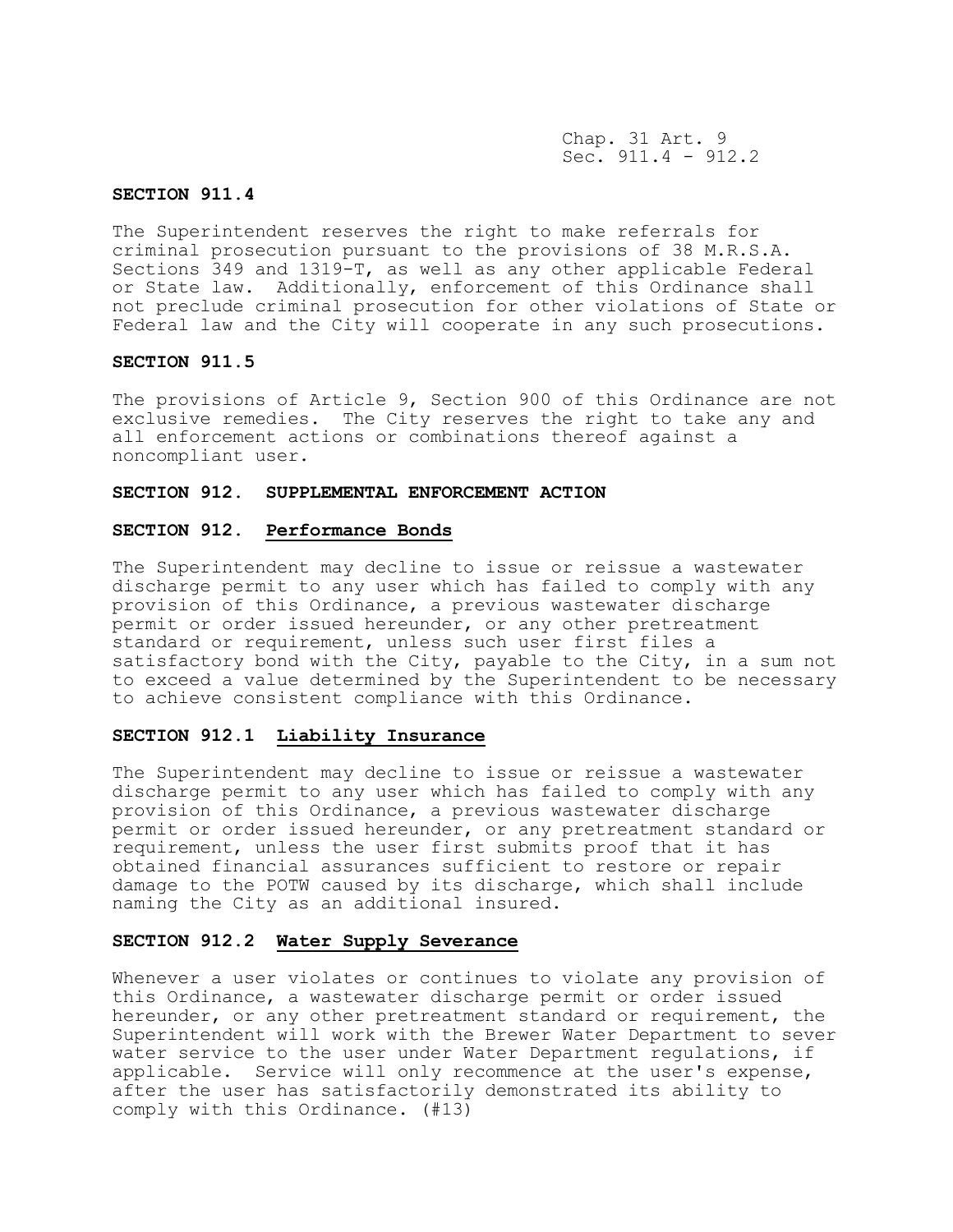## SECTION 911.4

The Superintendent reserves the right to make referrals for criminal prosecution pursuant to the provisions of 38 M.R.S.A. Sections 349 and 1319-T, as well as any other applicable Federal or State law. Additionally, enforcement of this Ordinance shall not preclude criminal prosecution for other violations of State or Federal law and the City will cooperate in any such prosecutions.

## SECTION 911.5

The provisions of Article 9, Section 900 of this Ordinance are not exclusive remedies. The City reserves the right to take any and all enforcement actions or combinations thereof against a noncompliant user.

## SECTION 912. SUPPLEMENTAL ENFORCEMENT ACTION

## SECTION 912. Performance Bonds

The Superintendent may decline to issue or reissue a wastewater discharge permit to any user which has failed to comply with any provision of this Ordinance, a previous wastewater discharge permit or order issued hereunder, or any other pretreatment standard or requirement, unless such user first files a satisfactory bond with the City, payable to the City, in a sum not to exceed a value determined by the Superintendent to be necessary to achieve consistent compliance with this Ordinance.

## SECTION 912.1 Liability Insurance

The Superintendent may decline to issue or reissue a wastewater discharge permit to any user which has failed to comply with any provision of this Ordinance, a previous wastewater discharge permit or order issued hereunder, or any pretreatment standard or requirement, unless the user first submits proof that it has obtained financial assurances sufficient to restore or repair damage to the POTW caused by its discharge, which shall include naming the City as an additional insured.

## SECTION 912.2 Water Supply Severance

Whenever a user violates or continues to violate any provision of this Ordinance, a wastewater discharge permit or order issued hereunder, or any other pretreatment standard or requirement, the Superintendent will work with the Brewer Water Department to sever water service to the user under Water Department regulations, if applicable. Service will only recommence at the user's expense, after the user has satisfactorily demonstrated its ability to comply with this Ordinance. (#13)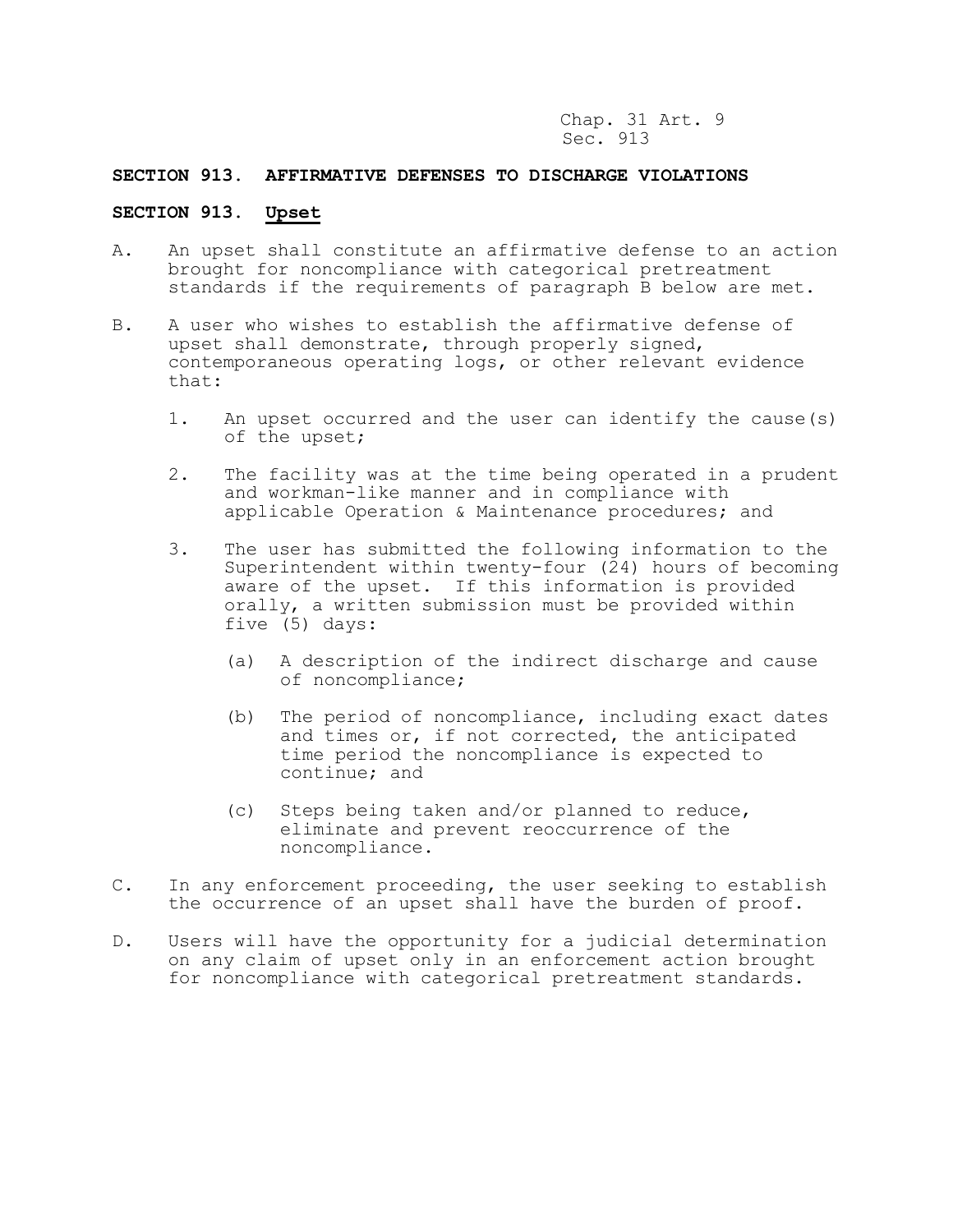## SECTION 913. AFFIRMATIVE DEFENSES TO DISCHARGE VIOLATIONS

### SECTION 913. <u>Upset</u>

A. An upset shall constitute an affirmative defense to an action brought for noncompliance with categorical pretreatment standards if the requirements of paragraph B below are met.

B. A user who wishes to establish the affirmative defense of upset shall demonstrate, through properly signed, contemporaneous operating logs, or other relevant evidence that:

   1. An upset occurred and the user can identify the cause(s) of the upset;

   2. The facility was at the time being operated in a prudent and workman-like manner and in compliance with applicable Operation & Maintenance procedures; and

   3. The user has submitted the following information to the Superintendent within twenty-four (24) hours of becoming aware of the upset. If this information is provided orally, a written submission must be provided within five (5) days:

      (a) A description of the indirect discharge and cause of noncompliance;

      (b) The period of noncompliance, including exact dates and times or, if not corrected, the anticipated time period the noncompliance is expected to continue; and

      (c) Steps being taken and/or planned to reduce, eliminate and prevent reoccurrence of the noncompliance.

C. In any enforcement proceeding, the user seeking to establish the occurrence of an upset shall have the burden of proof.

D. Users will have the opportunity for a judicial determination on any claim of upset only in an enforcement action brought for noncompliance with categorical pretreatment standards.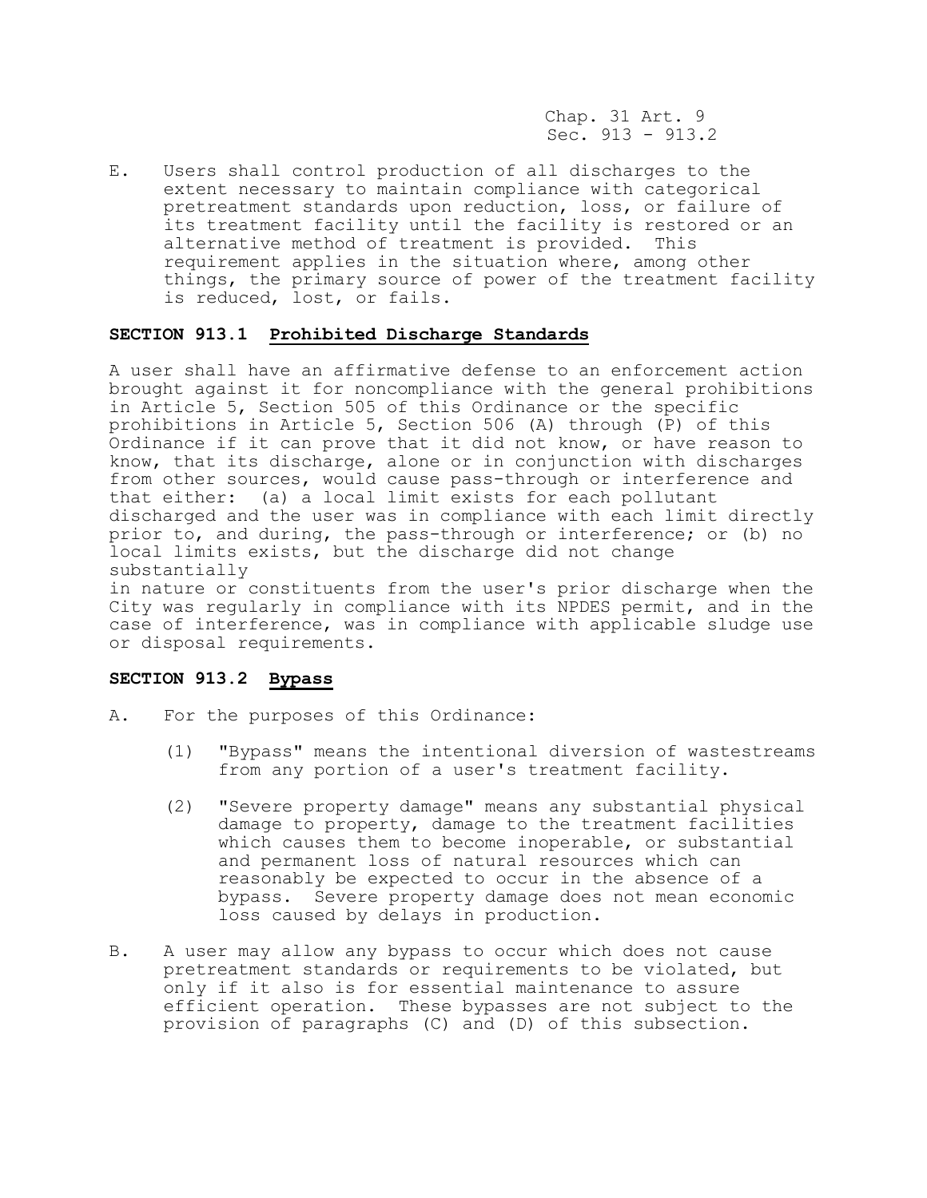E. Users shall control production of all discharges to the extent necessary to maintain compliance with categorical pretreatment standards upon reduction, loss, or failure of its treatment facility until the facility is restored or an alternative method of treatment is provided. This requirement applies in the situation where, among other things, the primary source of power of the treatment facility is reduced, lost, or fails.

### SECTION 913.1 Prohibited Discharge Standards

A user shall have an affirmative defense to an enforcement action brought against it for noncompliance with the general prohibitions in Article 5, Section 505 of this Ordinance or the specific prohibitions in Article 5, Section 506 (A) through (P) of this Ordinance if it can prove that it did not know, or have reason to know, that its discharge, alone or in conjunction with discharges from other sources, would cause pass-through or interference and that either: (a) a local limit exists for each pollutant discharged and the user was in compliance with each limit directly prior to, and during, the pass-through or interference; or (b) no local limits exists, but the discharge did not change substantially in nature or constituents from the user's prior discharge when the City was regularly in compliance with its NPDES permit, and in the case of interference, was in compliance with applicable sludge use or disposal requirements.

### SECTION 913.2 Bypass

A. For the purposes of this Ordinance:

   (1) "Bypass" means the intentional diversion of wastestreams from any portion of a user's treatment facility.

   (2) "Severe property damage" means any substantial physical damage to property, damage to the treatment facilities which causes them to become inoperable, or substantial and permanent loss of natural resources which can reasonably be expected to occur in the absence of a bypass. Severe property damage does not mean economic loss caused by delays in production.

B. A user may allow any bypass to occur which does not cause pretreatment standards or requirements to be violated, but only if it also is for essential maintenance to assure efficient operation. These bypasses are not subject to the provision of paragraphs (C) and (D) of this subsection.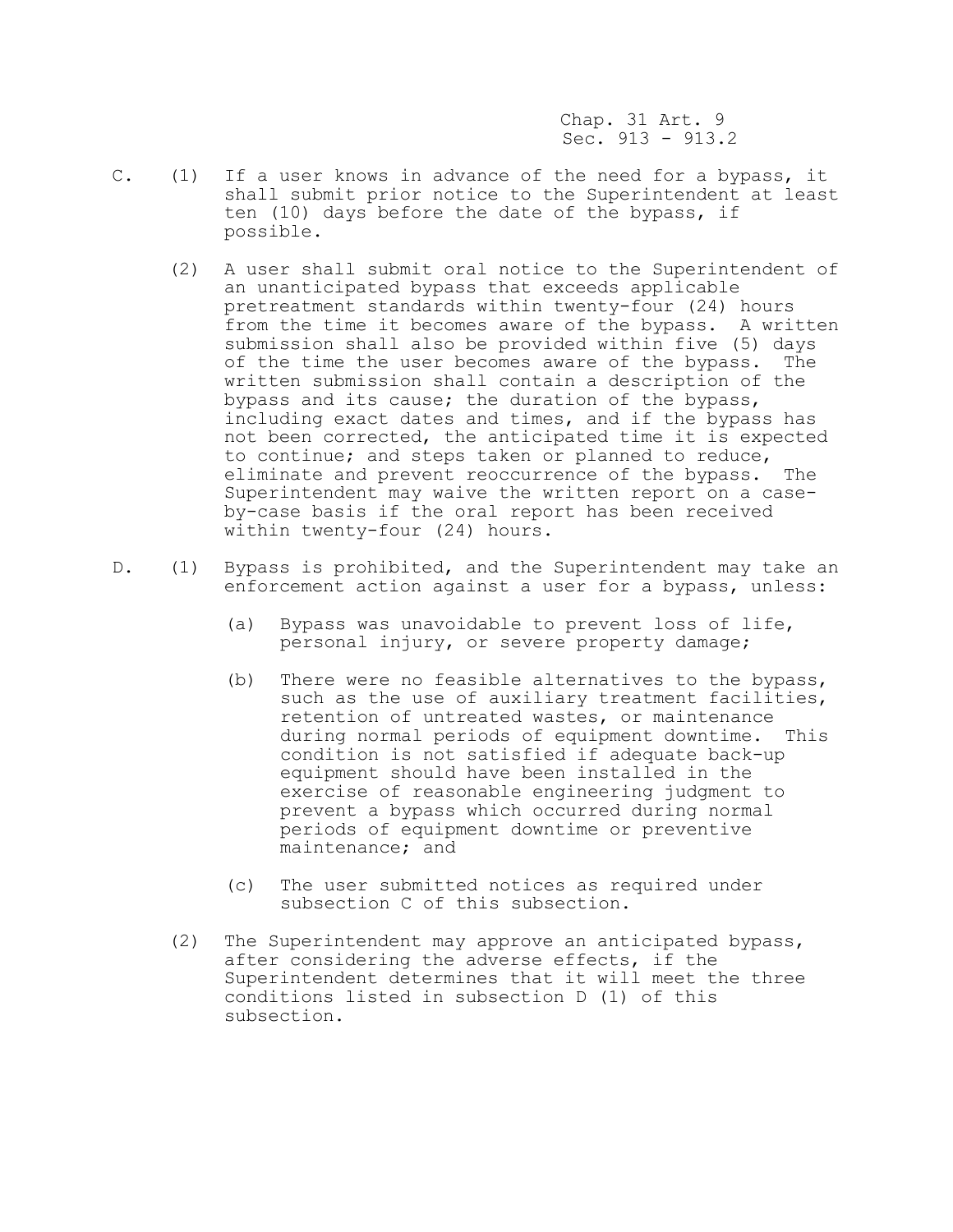C. (1) If a user knows in advance of the need for a bypass, it shall submit prior notice to the Superintendent at least ten (10) days before the date of the bypass, if possible.

(2) A user shall submit oral notice to the Superintendent of an unanticipated bypass that exceeds applicable pretreatment standards within twenty-four (24) hours from the time it becomes aware of the bypass. A written submission shall also be provided within five (5) days of the time the user becomes aware of the bypass. The written submission shall contain a description of the bypass and its cause; the duration of the bypass, including exact dates and times, and if the bypass has not been corrected, the anticipated time it is expected to continue; and steps taken or planned to reduce, eliminate and prevent reoccurrence of the bypass. The Superintendent may waive the written report on a case-by-case basis if the oral report has been received within twenty-four (24) hours.

D. (1) Bypass is prohibited, and the Superintendent may take an enforcement action against a user for a bypass, unless:

(a) Bypass was unavoidable to prevent loss of life, personal injury, or severe property damage;

(b) There were no feasible alternatives to the bypass, such as the use of auxiliary treatment facilities, retention of untreated wastes, or maintenance during normal periods of equipment downtime. This condition is not satisfied if adequate back-up equipment should have been installed in the exercise of reasonable engineering judgment to prevent a bypass which occurred during normal periods of equipment downtime or preventive maintenance; and

(c) The user submitted notices as required under subsection C of this subsection.

(2) The Superintendent may approve an anticipated bypass, after considering the adverse effects, if the Superintendent determines that it will meet the three conditions listed in subsection D (1) of this subsection.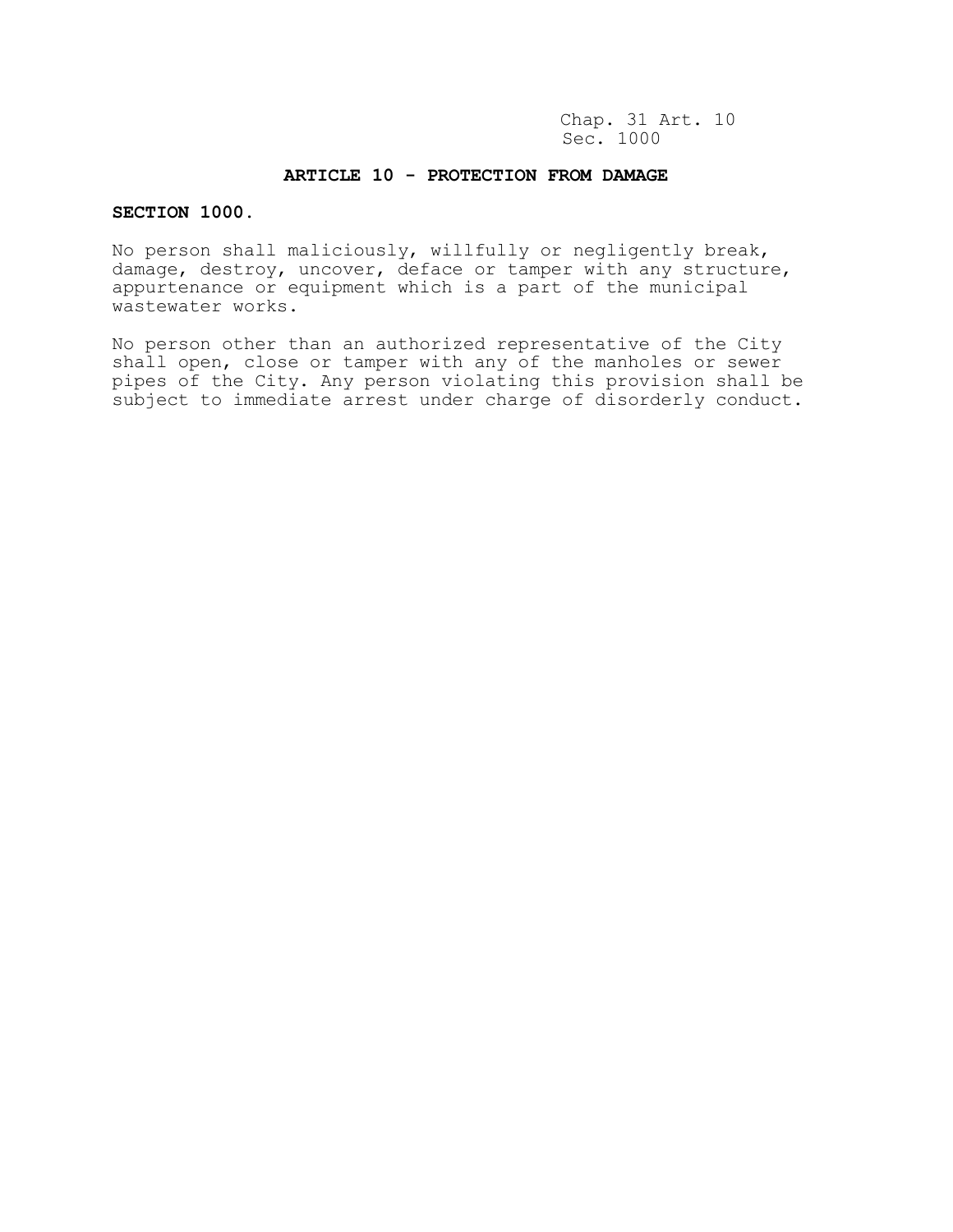## ARTICLE 10 - PROTECTION FROM DAMAGE

**SECTION 1000.**

No person shall maliciously, willfully or negligently break, damage, destroy, uncover, deface or tamper with any structure, appurtenance or equipment which is a part of the municipal wastewater works.

No person other than an authorized representative of the City shall open, close or tamper with any of the manholes or sewer pipes of the City. Any person violating this provision shall be subject to immediate arrest under charge of disorderly conduct.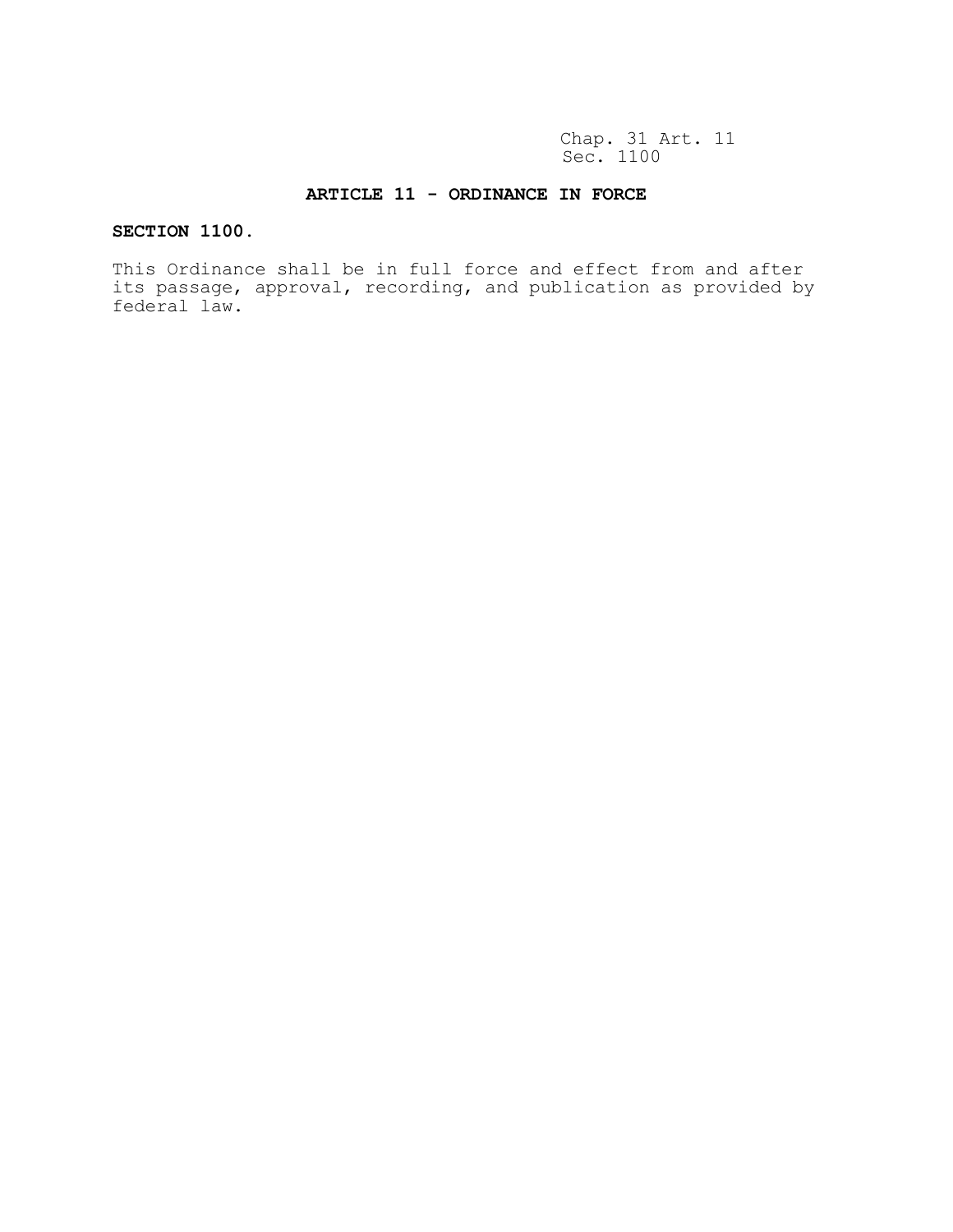## ARTICLE 11 - ORDINANCE IN FORCE

**SECTION 1100.**

This Ordinance shall be in full force and effect from and after its passage, approval, recording, and publication as provided by federal law.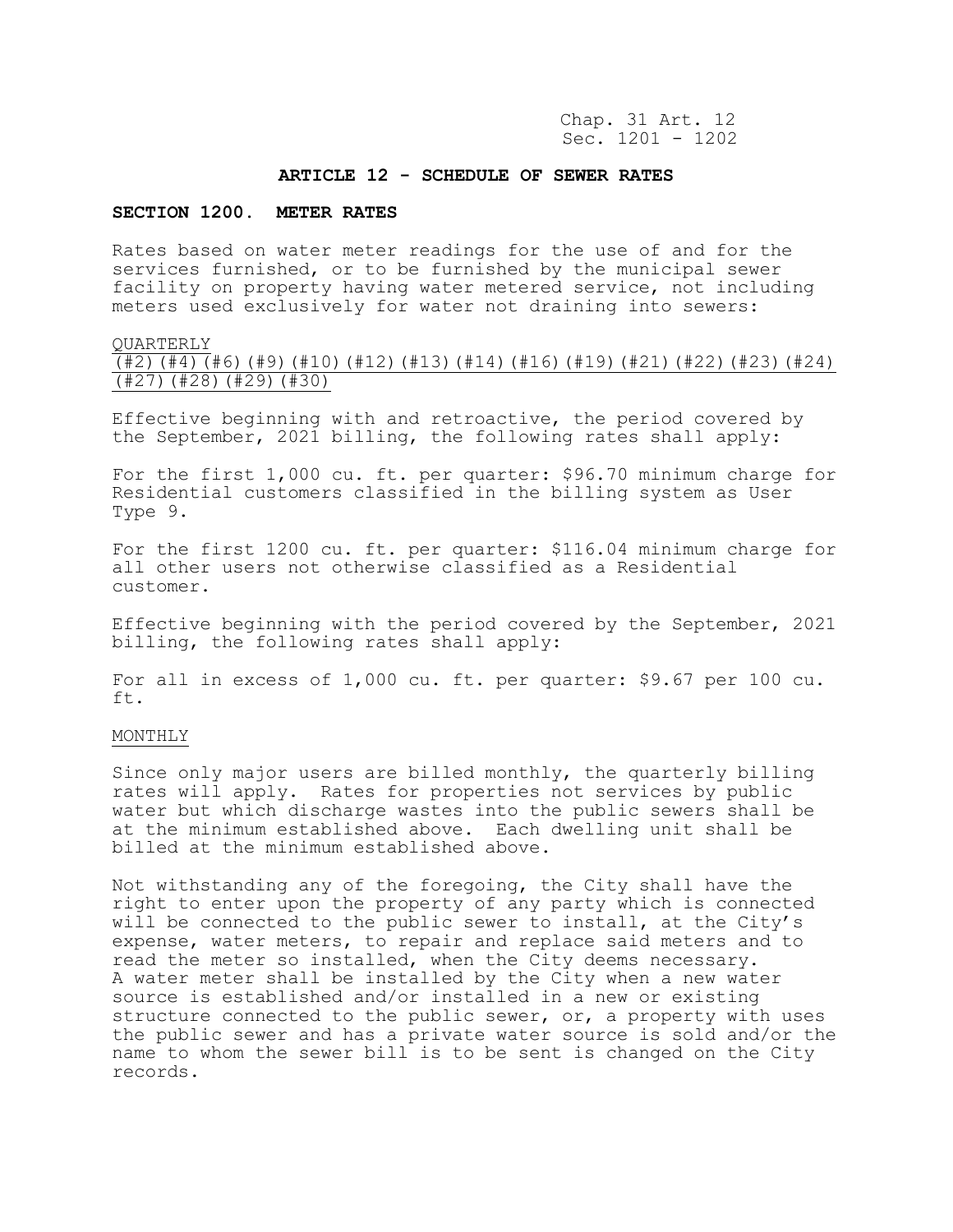Chap. 31 Art. 12
Sec. 1201 - 1202

## ARTICLE 12 - SCHEDULE OF SEWER RATES

### SECTION 1200. METER RATES

Rates based on water meter readings for the use of and for the services furnished, or to be furnished by the municipal sewer facility on property having water metered service, not including meters used exclusively for water not draining into sewers:

QUARTERLY
(#2)(#4)(#6)(#9)(#10)(#12)(#13)(#14)(#16)(#19)(#21)(#22)(#23)(#24)(#27)(#28)(#29)(#30)

Effective beginning with and retroactive, the period covered by the September, 2021 billing, the following rates shall apply:

For the first 1,000 cu. ft. per quarter: $96.70 minimum charge for Residential customers classified in the billing system as User Type 9.

For the first 1200 cu. ft. per quarter: $116.04 minimum charge for all other users not otherwise classified as a Residential customer.

Effective beginning with the period covered by the September, 2021 billing, the following rates shall apply:

For all in excess of 1,000 cu. ft. per quarter: $9.67 per 100 cu. ft.

MONTHLY

Since only major users are billed monthly, the quarterly billing rates will apply. Rates for properties not services by public water but which discharge wastes into the public sewers shall be at the minimum established above. Each dwelling unit shall be billed at the minimum established above.

Not withstanding any of the foregoing, the City shall have the right to enter upon the property of any party which is connected will be connected to the public sewer to install, at the City's expense, water meters, to repair and replace said meters and to read the meter so installed, when the City deems necessary. A water meter shall be installed by the City when a new water source is established and/or installed in a new or existing structure connected to the public sewer, or, a property with uses the public sewer and has a private water source is sold and/or the name to whom the sewer bill is to be sent is changed on the City records.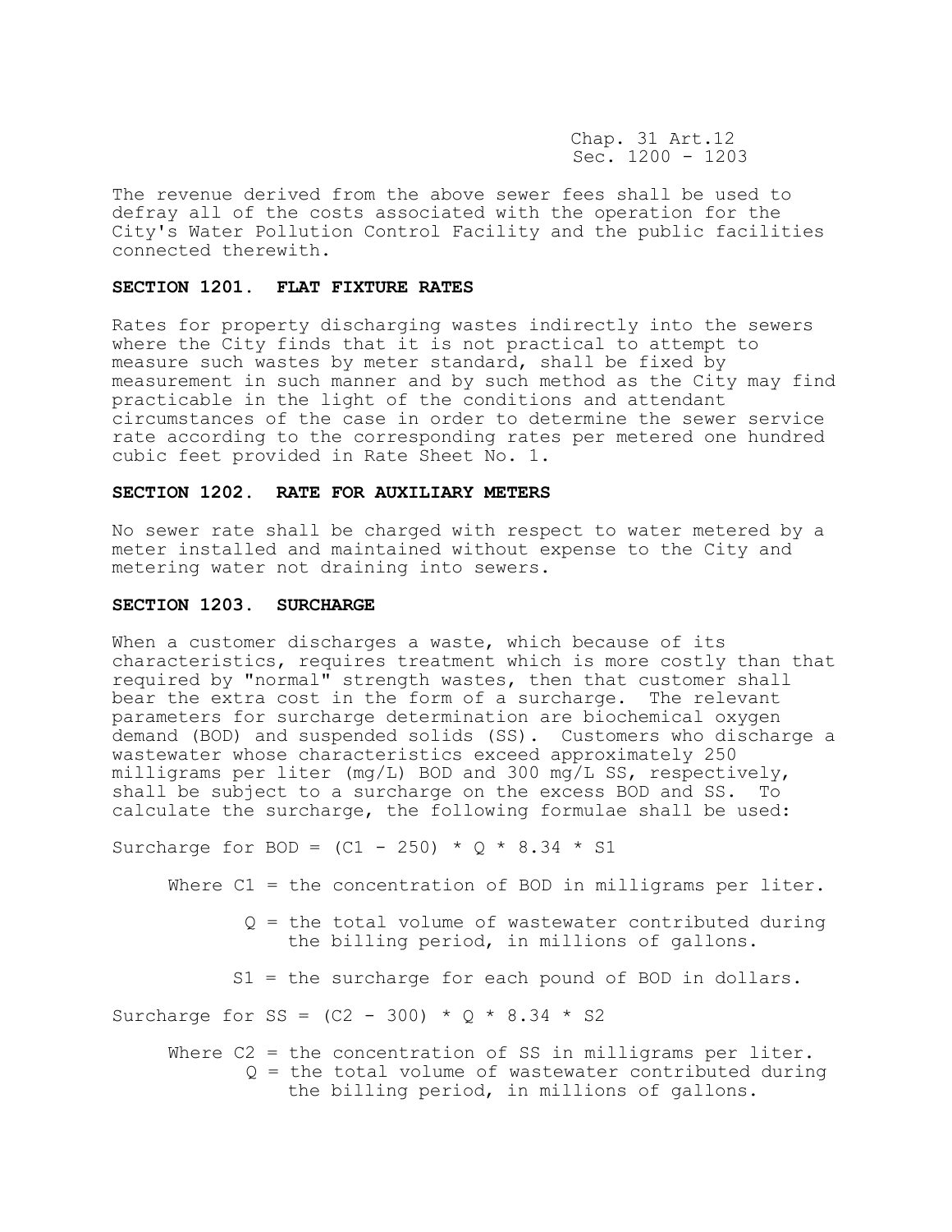The revenue derived from the above sewer fees shall be used to defray all of the costs associated with the operation for the City's Water Pollution Control Facility and the public facilities connected therewith.

### SECTION 1201. FLAT FIXTURE RATES

Rates for property discharging wastes indirectly into the sewers where the City finds that it is not practical to attempt to measure such wastes by meter standard, shall be fixed by measurement in such manner and by such method as the City may find practicable in the light of the conditions and attendant circumstances of the case in order to determine the sewer service rate according to the corresponding rates per metered one hundred cubic feet provided in Rate Sheet No. 1.

### SECTION 1202. RATE FOR AUXILIARY METERS

No sewer rate shall be charged with respect to water metered by a meter installed and maintained without expense to the City and metering water not draining into sewers.

### SECTION 1203. SURCHARGE

When a customer discharges a waste, which because of its characteristics, requires treatment which is more costly than that required by "normal" strength wastes, then that customer shall bear the extra cost in the form of a surcharge. The relevant parameters for surcharge determination are biochemical oxygen demand (BOD) and suspended solids (SS). Customers who discharge a wastewater whose characteristics exceed approximately 250 milligrams per liter (mg/L) BOD and 300 mg/L SS, respectively, shall be subject to a surcharge on the excess BOD and SS. To calculate the surcharge, the following formulae shall be used:

$$\text{Surcharge for BOD} = (C1 - 250) * Q * 8.34 * S1$$

Where C1 = the concentration of BOD in milligrams per liter.

Q = the total volume of wastewater contributed during the billing period, in millions of gallons.

S1 = the surcharge for each pound of BOD in dollars.

$$\text{Surcharge for SS} = (C2 - 300) * Q * 8.34 * S2$$

Where C2 = the concentration of SS in milligrams per liter.

Q = the total volume of wastewater contributed during the billing period, in millions of gallons.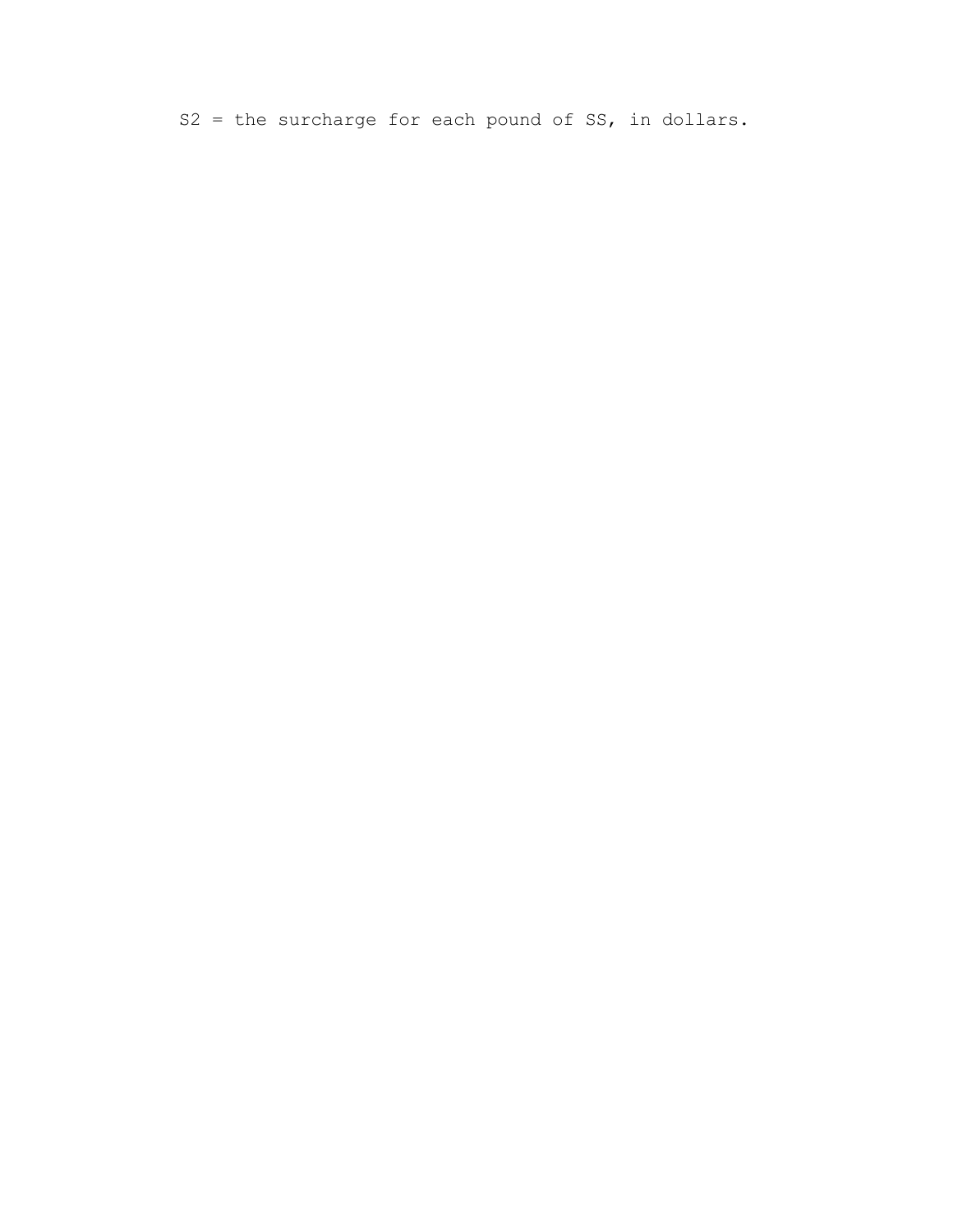S2 = the surcharge for each pound of SS, in dollars.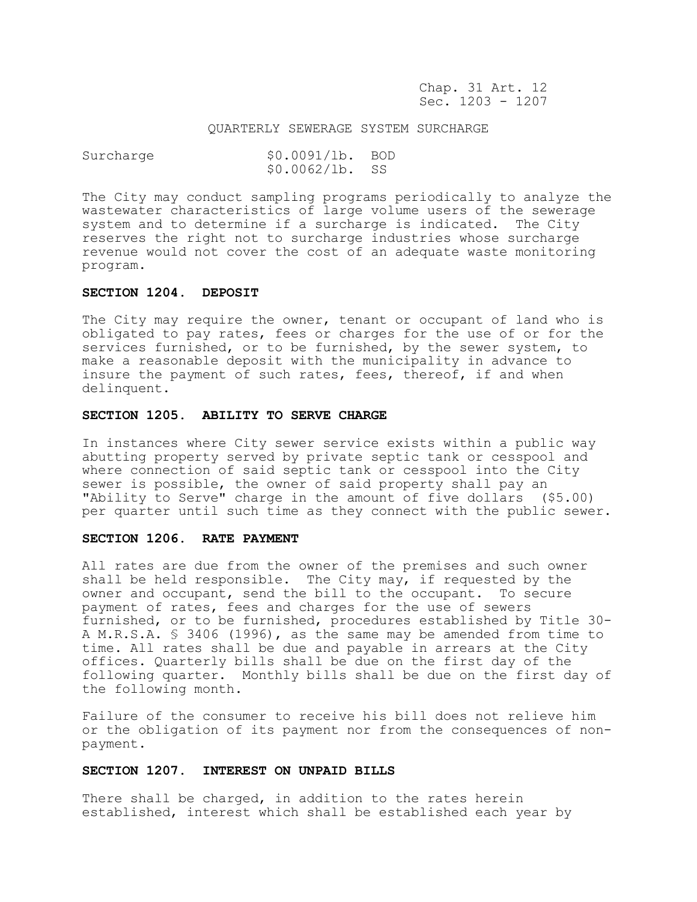QUARTERLY SEWERAGE SYSTEM SURCHARGE

| Surcharge | $0.0091/lb. BOD |
|---|---|
| | $0.0062/lb. SS |

The City may conduct sampling programs periodically to analyze the wastewater characteristics of large volume users of the sewerage system and to determine if a surcharge is indicated. The City reserves the right not to surcharge industries whose surcharge revenue would not cover the cost of an adequate waste monitoring program.

**SECTION 1204. DEPOSIT**

The City may require the owner, tenant or occupant of land who is obligated to pay rates, fees or charges for the use of or for the services furnished, or to be furnished, by the sewer system, to make a reasonable deposit with the municipality in advance to insure the payment of such rates, fees, thereof, if and when delinquent.

**SECTION 1205. ABILITY TO SERVE CHARGE**

In instances where City sewer service exists within a public way abutting property served by private septic tank or cesspool and where connection of said septic tank or cesspool into the City sewer is possible, the owner of said property shall pay an "Ability to Serve" charge in the amount of five dollars ($5.00) per quarter until such time as they connect with the public sewer.

**SECTION 1206. RATE PAYMENT**

All rates are due from the owner of the premises and such owner shall be held responsible. The City may, if requested by the owner and occupant, send the bill to the occupant. To secure payment of rates, fees and charges for the use of sewers furnished, or to be furnished, procedures established by Title 30-A M.R.S.A. § 3406 (1996), as the same may be amended from time to time. All rates shall be due and payable in arrears at the City offices. Quarterly bills shall be due on the first day of the following quarter. Monthly bills shall be due on the first day of the following month.

Failure of the consumer to receive his bill does not relieve him or the obligation of its payment nor from the consequences of non-payment.

**SECTION 1207. INTEREST ON UNPAID BILLS**

There shall be charged, in addition to the rates herein established, interest which shall be established each year by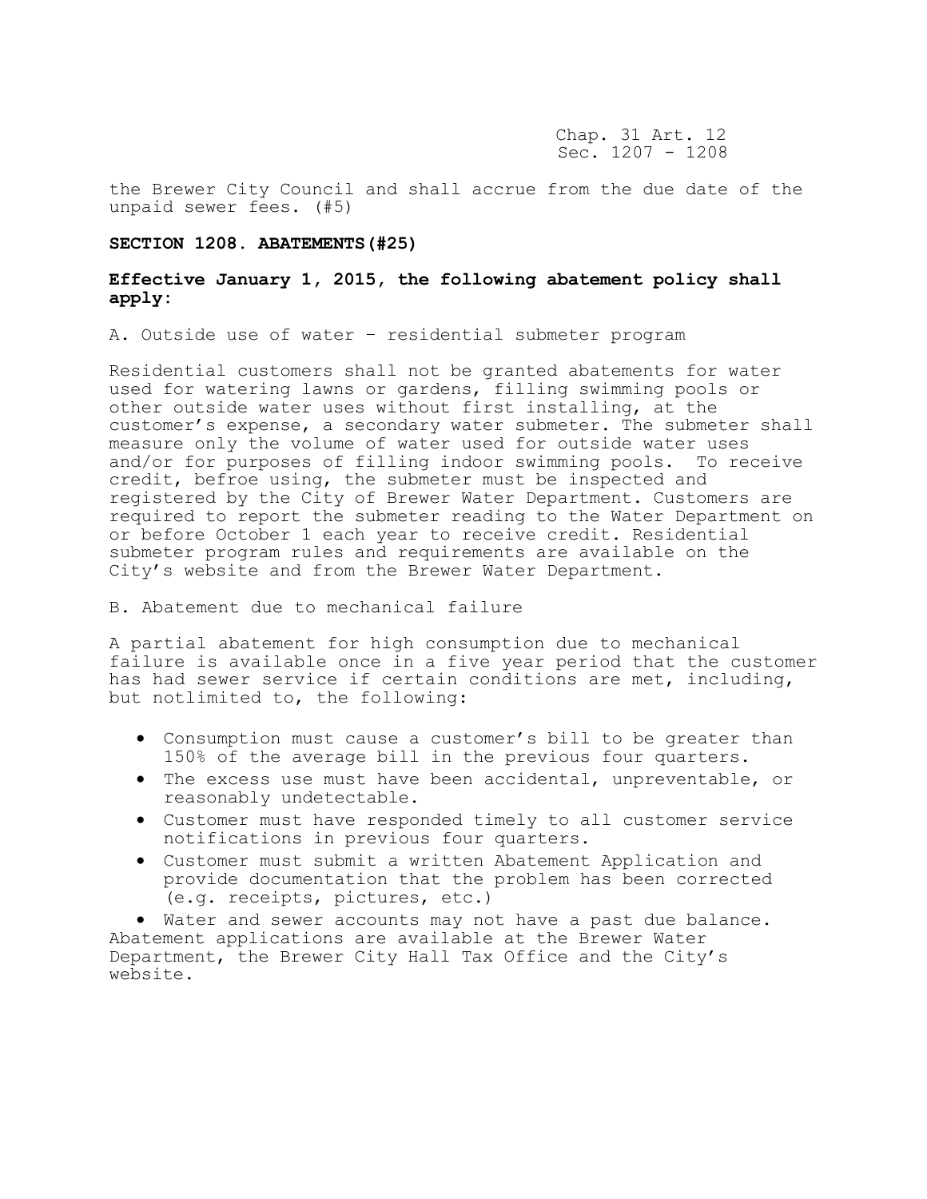the Brewer City Council and shall accrue from the due date of the unpaid sewer fees. (#5)

## SECTION 1208. ABATEMENTS(#25)

**Effective January 1, 2015, the following abatement policy shall apply:**

A. Outside use of water – residential submeter program

Residential customers shall not be granted abatements for water used for watering lawns or gardens, filling swimming pools or other outside water uses without first installing, at the customer's expense, a secondary water submeter. The submeter shall measure only the volume of water used for outside water uses and/or for purposes of filling indoor swimming pools. To receive credit, befroe using, the submeter must be inspected and registered by the City of Brewer Water Department. Customers are required to report the submeter reading to the Water Department on or before October 1 each year to receive credit. Residential submeter program rules and requirements are available on the City's website and from the Brewer Water Department.

B. Abatement due to mechanical failure

A partial abatement for high consumption due to mechanical failure is available once in a five year period that the customer has had sewer service if certain conditions are met, including, but notlimited to, the following:

- Consumption must cause a customer's bill to be greater than 150% of the average bill in the previous four quarters.
- The excess use must have been accidental, unpreventable, or reasonably undetectable.
- Customer must have responded timely to all customer service notifications in previous four quarters.
- Customer must submit a written Abatement Application and provide documentation that the problem has been corrected (e.g. receipts, pictures, etc.)
- Water and sewer accounts may not have a past due balance.

Abatement applications are available at the Brewer Water Department, the Brewer City Hall Tax Office and the City's website.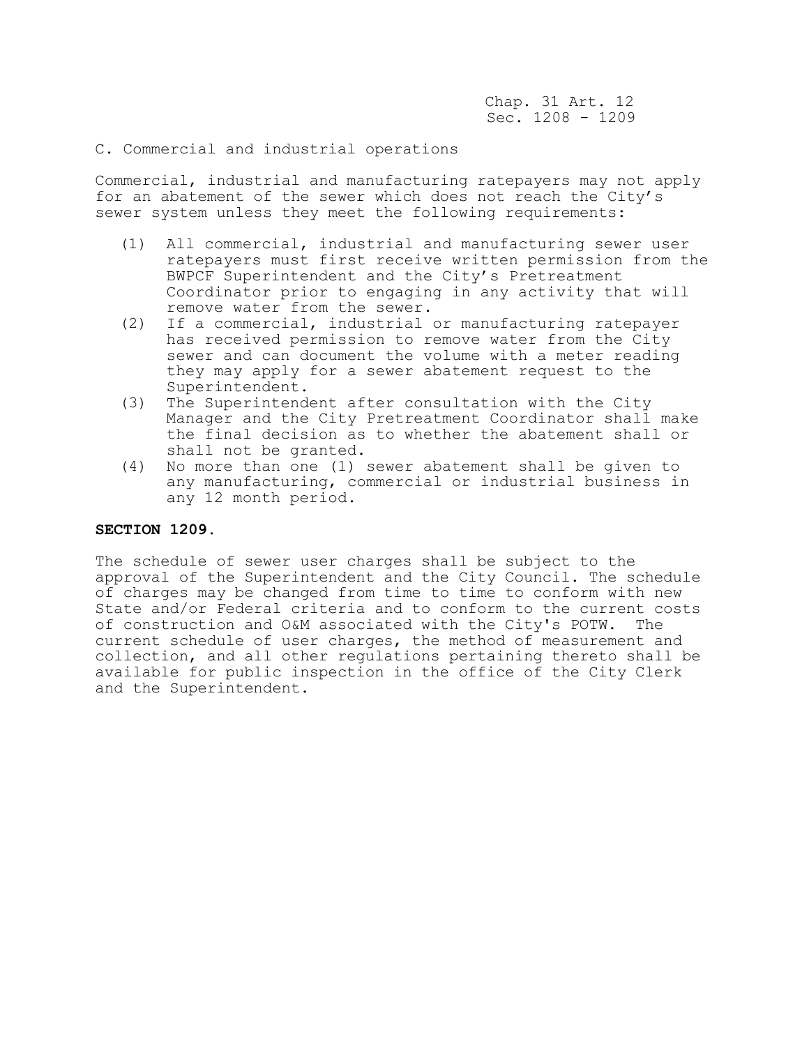C. Commercial and industrial operations

Commercial, industrial and manufacturing ratepayers may not apply for an abatement of the sewer which does not reach the City's sewer system unless they meet the following requirements:

(1) All commercial, industrial and manufacturing sewer user ratepayers must first receive written permission from the BWPCF Superintendent and the City's Pretreatment Coordinator prior to engaging in any activity that will remove water from the sewer.
(2) If a commercial, industrial or manufacturing ratepayer has received permission to remove water from the City sewer and can document the volume with a meter reading they may apply for a sewer abatement request to the Superintendent.
(3) The Superintendent after consultation with the City Manager and the City Pretreatment Coordinator shall make the final decision as to whether the abatement shall or shall not be granted.
(4) No more than one (1) sewer abatement shall be given to any manufacturing, commercial or industrial business in any 12 month period.

**SECTION 1209.**

The schedule of sewer user charges shall be subject to the approval of the Superintendent and the City Council. The schedule of charges may be changed from time to time to conform with new State and/or Federal criteria and to conform to the current costs of construction and O&M associated with the City's POTW. The current schedule of user charges, the method of measurement and collection, and all other regulations pertaining thereto shall be available for public inspection in the office of the City Clerk and the Superintendent.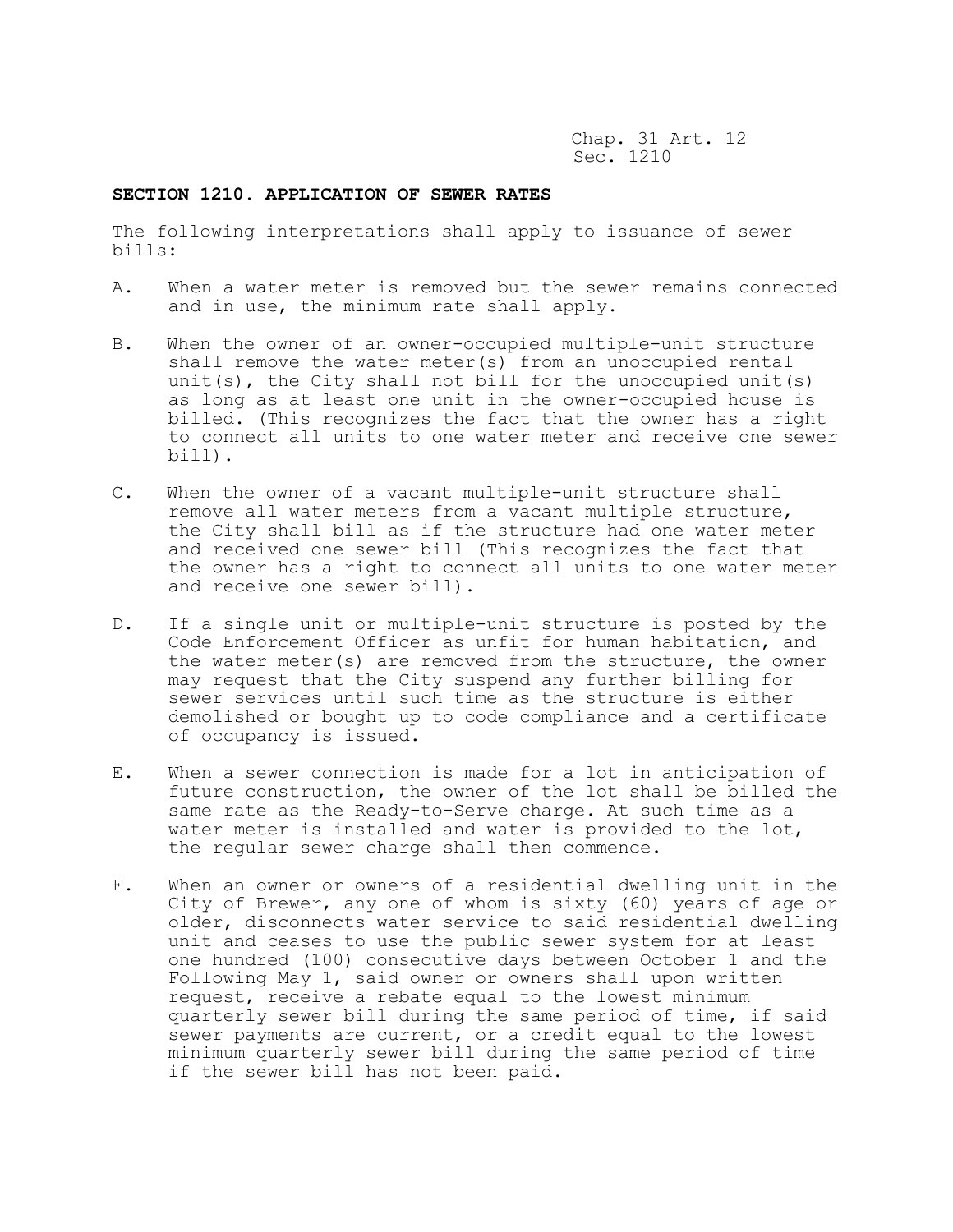## SECTION 1210. APPLICATION OF SEWER RATES

The following interpretations shall apply to issuance of sewer bills:

A. When a water meter is removed but the sewer remains connected and in use, the minimum rate shall apply.

B. When the owner of an owner-occupied multiple-unit structure shall remove the water meter(s) from an unoccupied rental unit(s), the City shall not bill for the unoccupied unit(s) as long as at least one unit in the owner-occupied house is billed. (This recognizes the fact that the owner has a right to connect all units to one water meter and receive one sewer bill).

C. When the owner of a vacant multiple-unit structure shall remove all water meters from a vacant multiple structure, the City shall bill as if the structure had one water meter and received one sewer bill (This recognizes the fact that the owner has a right to connect all units to one water meter and receive one sewer bill).

D. If a single unit or multiple-unit structure is posted by the Code Enforcement Officer as unfit for human habitation, and the water meter(s) are removed from the structure, the owner may request that the City suspend any further billing for sewer services until such time as the structure is either demolished or bought up to code compliance and a certificate of occupancy is issued.

E. When a sewer connection is made for a lot in anticipation of future construction, the owner of the lot shall be billed the same rate as the Ready-to-Serve charge. At such time as a water meter is installed and water is provided to the lot, the regular sewer charge shall then commence.

F. When an owner or owners of a residential dwelling unit in the City of Brewer, any one of whom is sixty (60) years of age or older, disconnects water service to said residential dwelling unit and ceases to use the public sewer system for at least one hundred (100) consecutive days between October 1 and the Following May 1, said owner or owners shall upon written request, receive a rebate equal to the lowest minimum quarterly sewer bill during the same period of time, if said sewer payments are current, or a credit equal to the lowest minimum quarterly sewer bill during the same period of time if the sewer bill has not been paid.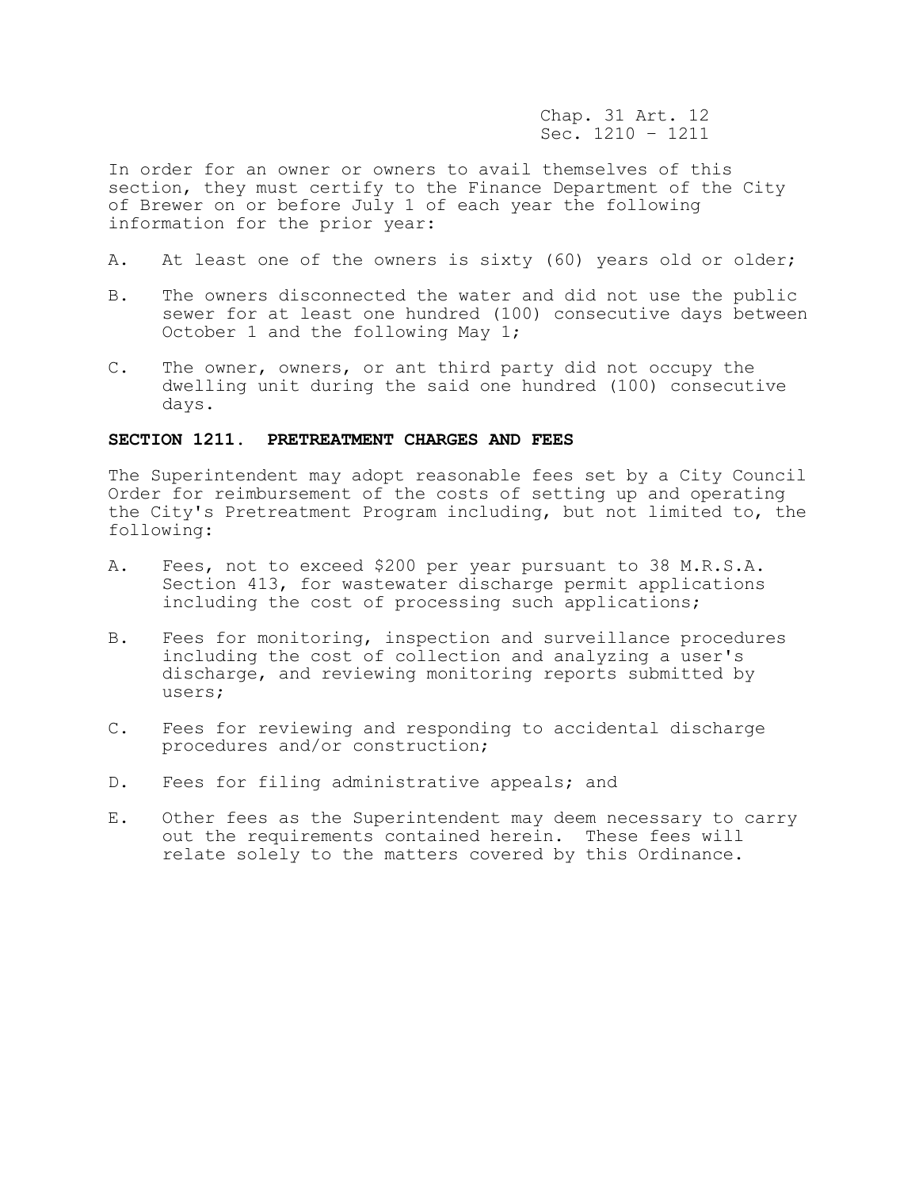In order for an owner or owners to avail themselves of this section, they must certify to the Finance Department of the City of Brewer on or before July 1 of each year the following information for the prior year:

A. At least one of the owners is sixty (60) years old or older;

B. The owners disconnected the water and did not use the public sewer for at least one hundred (100) consecutive days between October 1 and the following May 1;

C. The owner, owners, or ant third party did not occupy the dwelling unit during the said one hundred (100) consecutive days.

**SECTION 1211. PRETREATMENT CHARGES AND FEES**

The Superintendent may adopt reasonable fees set by a City Council Order for reimbursement of the costs of setting up and operating the City's Pretreatment Program including, but not limited to, the following:

A. Fees, not to exceed $200 per year pursuant to 38 M.R.S.A. Section 413, for wastewater discharge permit applications including the cost of processing such applications;

B. Fees for monitoring, inspection and surveillance procedures including the cost of collection and analyzing a user's discharge, and reviewing monitoring reports submitted by users;

C. Fees for reviewing and responding to accidental discharge procedures and/or construction;

D. Fees for filing administrative appeals; and

E. Other fees as the Superintendent may deem necessary to carry out the requirements contained herein. These fees will relate solely to the matters covered by this Ordinance.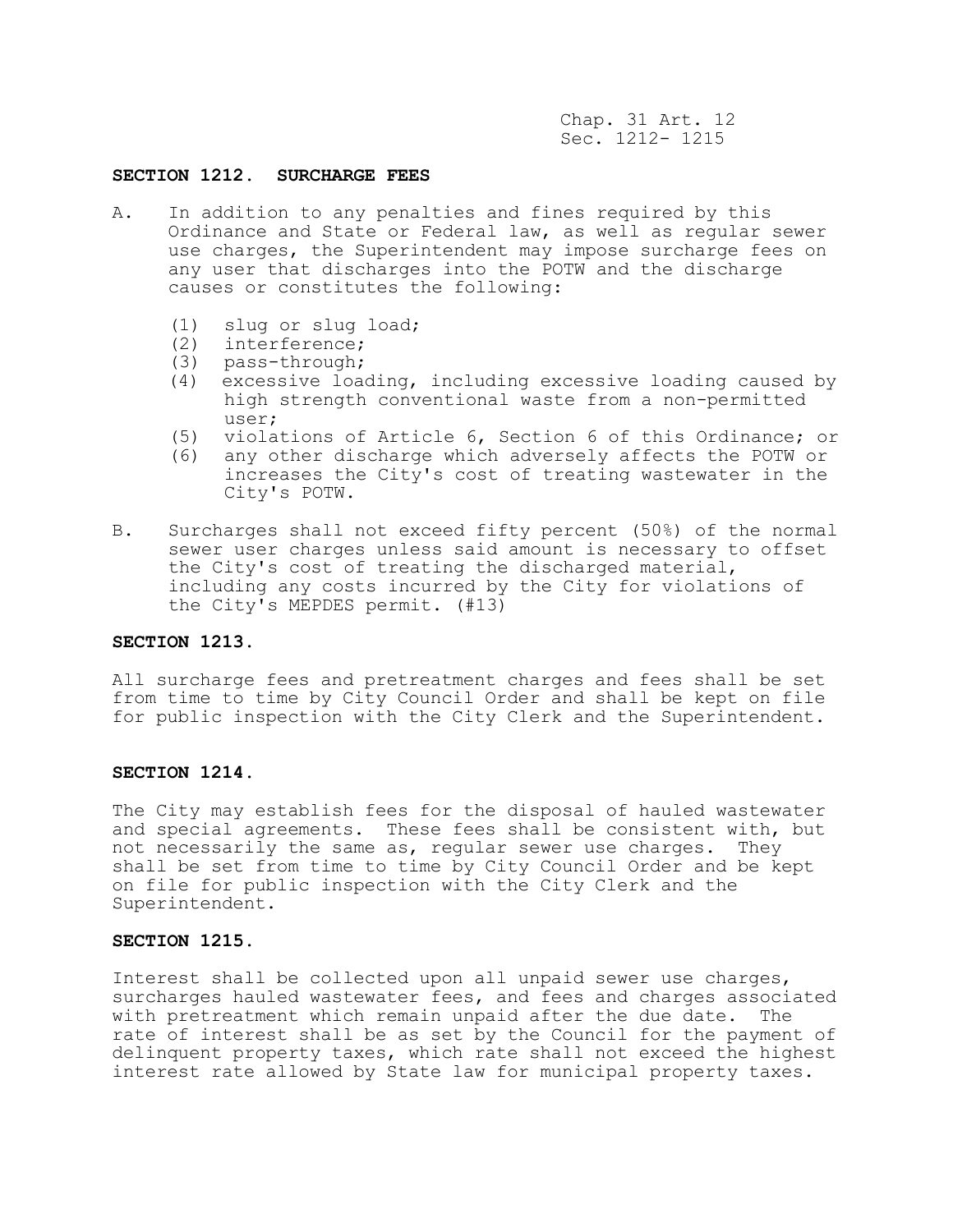## SECTION 1212. SURCHARGE FEES

A. In addition to any penalties and fines required by this Ordinance and State or Federal law, as well as regular sewer use charges, the Superintendent may impose surcharge fees on any user that discharges into the POTW and the discharge causes or constitutes the following:

   (1) slug or slug load;
   (2) interference;
   (3) pass-through;
   (4) excessive loading, including excessive loading caused by high strength conventional waste from a non-permitted user;
   (5) violations of Article 6, Section 6 of this Ordinance; or
   (6) any other discharge which adversely affects the POTW or increases the City's cost of treating wastewater in the City's POTW.

B. Surcharges shall not exceed fifty percent (50%) of the normal sewer user charges unless said amount is necessary to offset the City's cost of treating the discharged material, including any costs incurred by the City for violations of the City's MEPDES permit. (#13)

## SECTION 1213.

All surcharge fees and pretreatment charges and fees shall be set from time to time by City Council Order and shall be kept on file for public inspection with the City Clerk and the Superintendent.

## SECTION 1214.

The City may establish fees for the disposal of hauled wastewater and special agreements. These fees shall be consistent with, but not necessarily the same as, regular sewer use charges. They shall be set from time to time by City Council Order and be kept on file for public inspection with the City Clerk and the Superintendent.

## SECTION 1215.

Interest shall be collected upon all unpaid sewer use charges, surcharges hauled wastewater fees, and fees and charges associated with pretreatment which remain unpaid after the due date. The rate of interest shall be as set by the Council for the payment of delinquent property taxes, which rate shall not exceed the highest interest rate allowed by State law for municipal property taxes.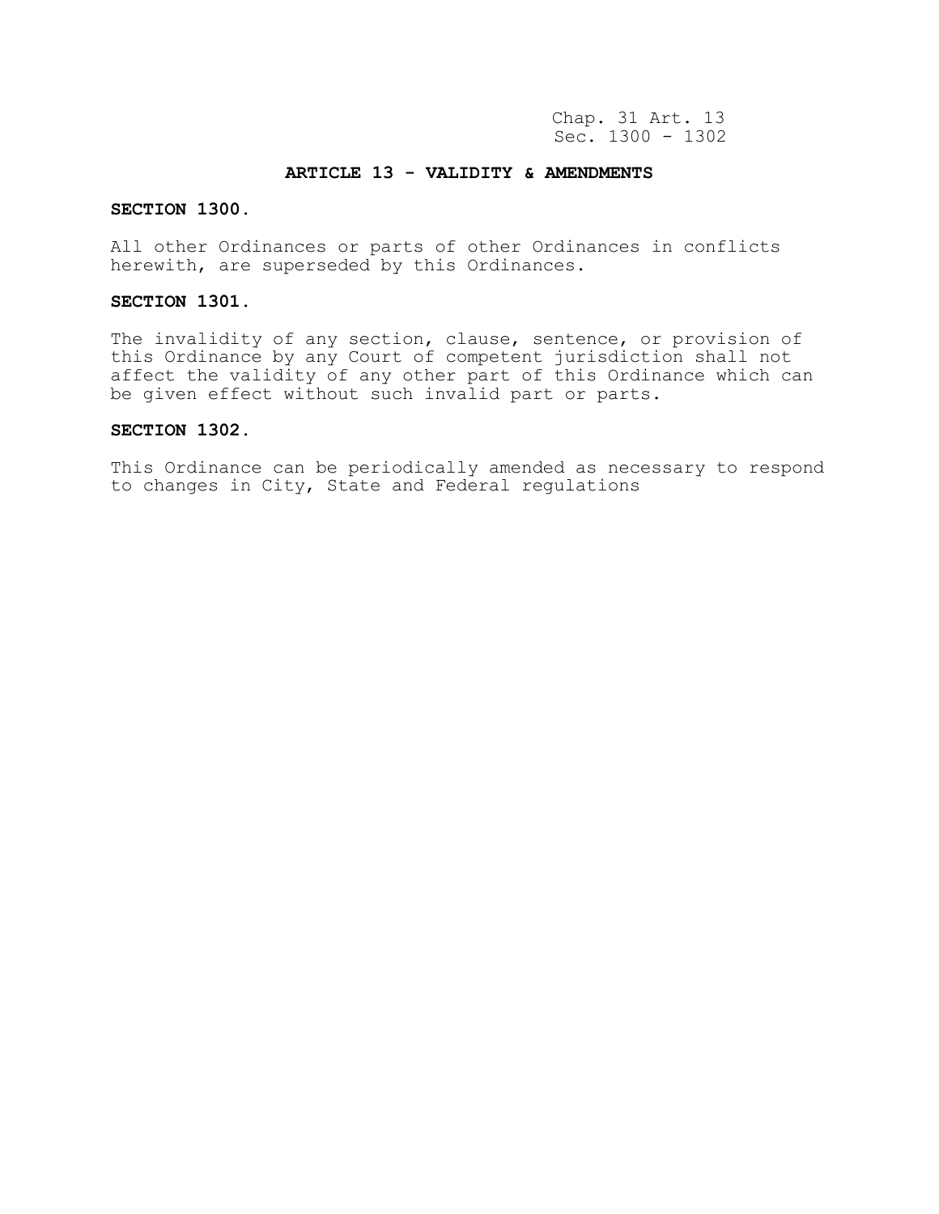## ARTICLE 13 - VALIDITY & AMENDMENTS

**SECTION 1300.**

All other Ordinances or parts of other Ordinances in conflicts herewith, are superseded by this Ordinances.

**SECTION 1301.**

The invalidity of any section, clause, sentence, or provision of this Ordinance by any Court of competent jurisdiction shall not affect the validity of any other part of this Ordinance which can be given effect without such invalid part or parts.

**SECTION 1302.**

This Ordinance can be periodically amended as necessary to respond to changes in City, State and Federal regulations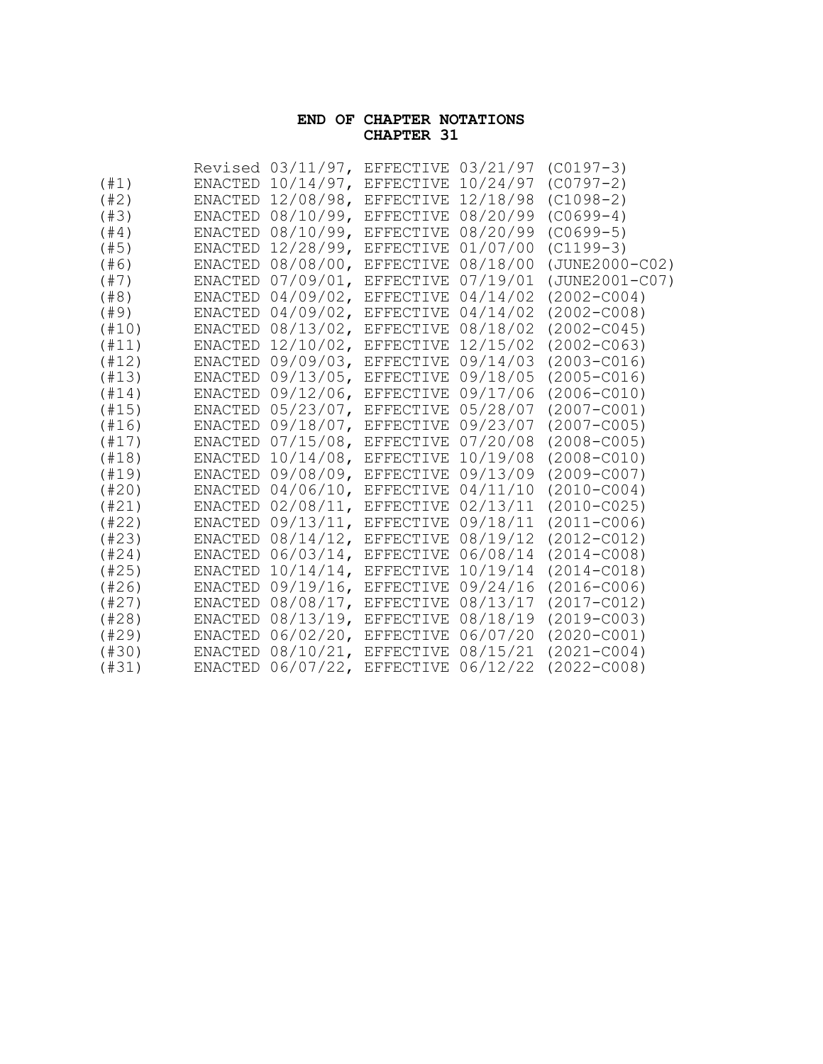## END OF CHAPTER NOTATIONS
## CHAPTER 31

| | | | |
|---|---|---|---|
| | Revised 03/11/97, | EFFECTIVE 03/21/97 | (C0197-3) |
| (#1) | ENACTED 10/14/97, | EFFECTIVE 10/24/97 | (C0797-2) |
| (#2) | ENACTED 12/08/98, | EFFECTIVE 12/18/98 | (C1098-2) |
| (#3) | ENACTED 08/10/99, | EFFECTIVE 08/20/99 | (C0699-4) |
| (#4) | ENACTED 08/10/99, | EFFECTIVE 08/20/99 | (C0699-5) |
| (#5) | ENACTED 12/28/99, | EFFECTIVE 01/07/00 | (C1199-3) |
| (#6) | ENACTED 08/08/00, | EFFECTIVE 08/18/00 | (JUNE2000-C02) |
| (#7) | ENACTED 07/09/01, | EFFECTIVE 07/19/01 | (JUNE2001-C07) |
| (#8) | ENACTED 04/09/02, | EFFECTIVE 04/14/02 | (2002-C004) |
| (#9) | ENACTED 04/09/02, | EFFECTIVE 04/14/02 | (2002-C008) |
| (#10) | ENACTED 08/13/02, | EFFECTIVE 08/18/02 | (2002-C045) |
| (#11) | ENACTED 12/10/02, | EFFECTIVE 12/15/02 | (2002-C063) |
| (#12) | ENACTED 09/09/03, | EFFECTIVE 09/14/03 | (2003-C016) |
| (#13) | ENACTED 09/13/05, | EFFECTIVE 09/18/05 | (2005-C016) |
| (#14) | ENACTED 09/12/06, | EFFECTIVE 09/17/06 | (2006-C010) |
| (#15) | ENACTED 05/23/07, | EFFECTIVE 05/28/07 | (2007-C001) |
| (#16) | ENACTED 09/18/07, | EFFECTIVE 09/23/07 | (2007-C005) |
| (#17) | ENACTED 07/15/08, | EFFECTIVE 07/20/08 | (2008-C005) |
| (#18) | ENACTED 10/14/08, | EFFECTIVE 10/19/08 | (2008-C010) |
| (#19) | ENACTED 09/08/09, | EFFECTIVE 09/13/09 | (2009-C007) |
| (#20) | ENACTED 04/06/10, | EFFECTIVE 04/11/10 | (2010-C004) |
| (#21) | ENACTED 02/08/11, | EFFECTIVE 02/13/11 | (2010-C025) |
| (#22) | ENACTED 09/13/11, | EFFECTIVE 09/18/11 | (2011-C006) |
| (#23) | ENACTED 08/14/12, | EFFECTIVE 08/19/12 | (2012-C012) |
| (#24) | ENACTED 06/03/14, | EFFECTIVE 06/08/14 | (2014-C008) |
| (#25) | ENACTED 10/14/14, | EFFECTIVE 10/19/14 | (2014-C018) |
| (#26) | ENACTED 09/19/16, | EFFECTIVE 09/24/16 | (2016-C006) |
| (#27) | ENACTED 08/08/17, | EFFECTIVE 08/13/17 | (2017-C012) |
| (#28) | ENACTED 08/13/19, | EFFECTIVE 08/18/19 | (2019-C003) |
| (#29) | ENACTED 06/02/20, | EFFECTIVE 06/07/20 | (2020-C001) |
| (#30) | ENACTED 08/10/21, | EFFECTIVE 08/15/21 | (2021-C004) |
| (#31) | ENACTED 06/07/22, | EFFECTIVE 06/12/22 | (2022-C008) |